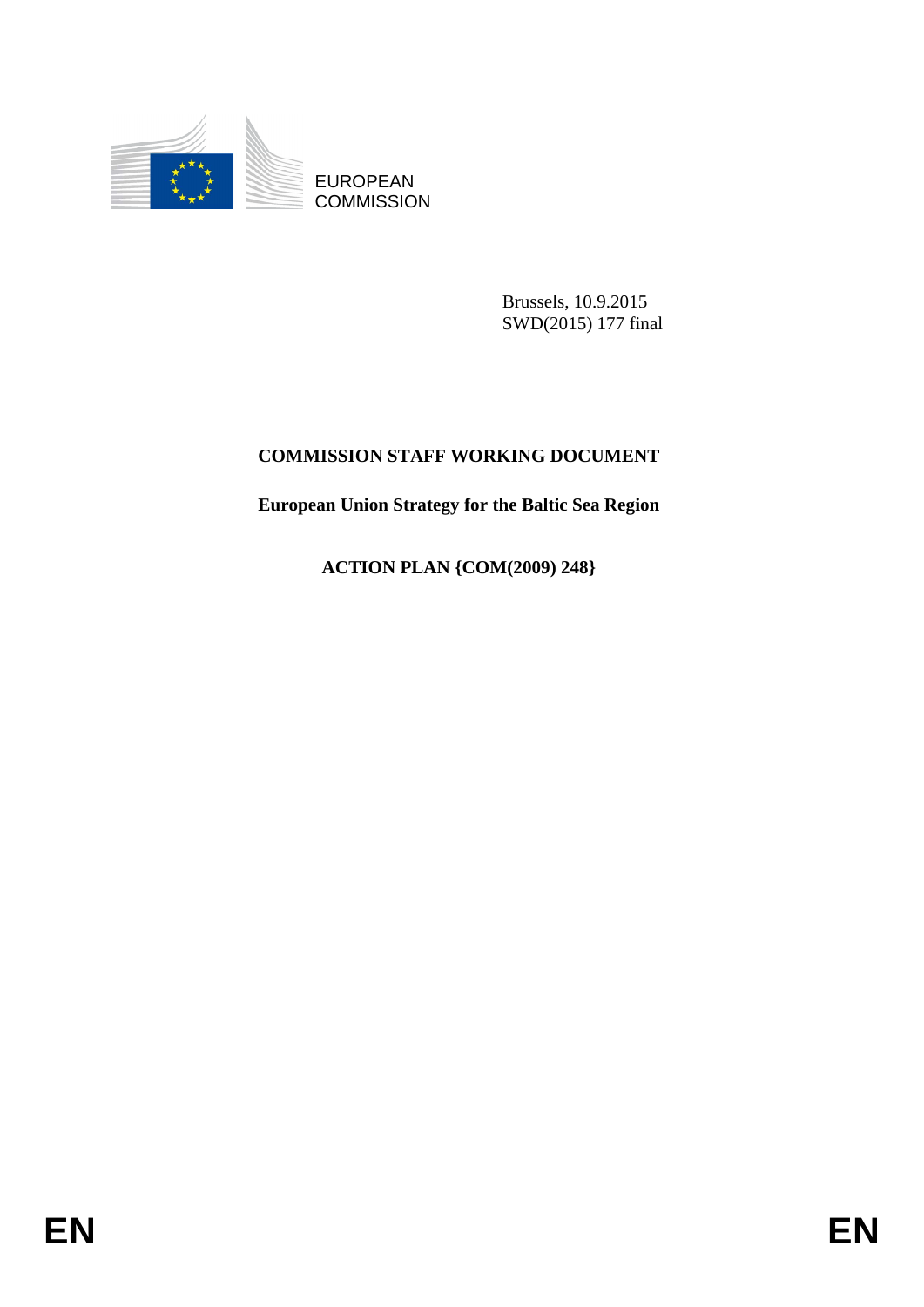EUROPEAN
COMMISSION

Brussels, 10.9.2015
SWD(2015) 177 final

**COMMISSION STAFF WORKING DOCUMENT**

**European Union Strategy for the Baltic Sea Region**

**ACTION PLAN {COM(2009) 248}**

EN EN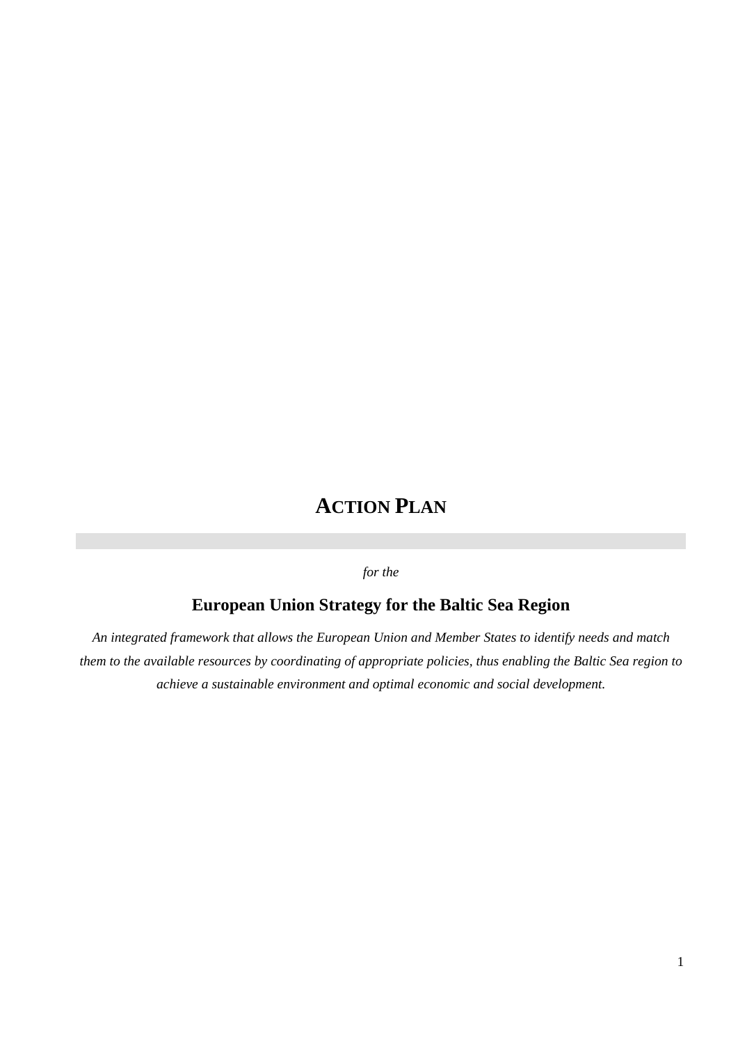# ACTION PLAN

*for the*

## European Union Strategy for the Baltic Sea Region

*An integrated framework that allows the European Union and Member States to identify needs and match them to the available resources by coordinating of appropriate policies, thus enabling the Baltic Sea region to achieve a sustainable environment and optimal economic and social development.*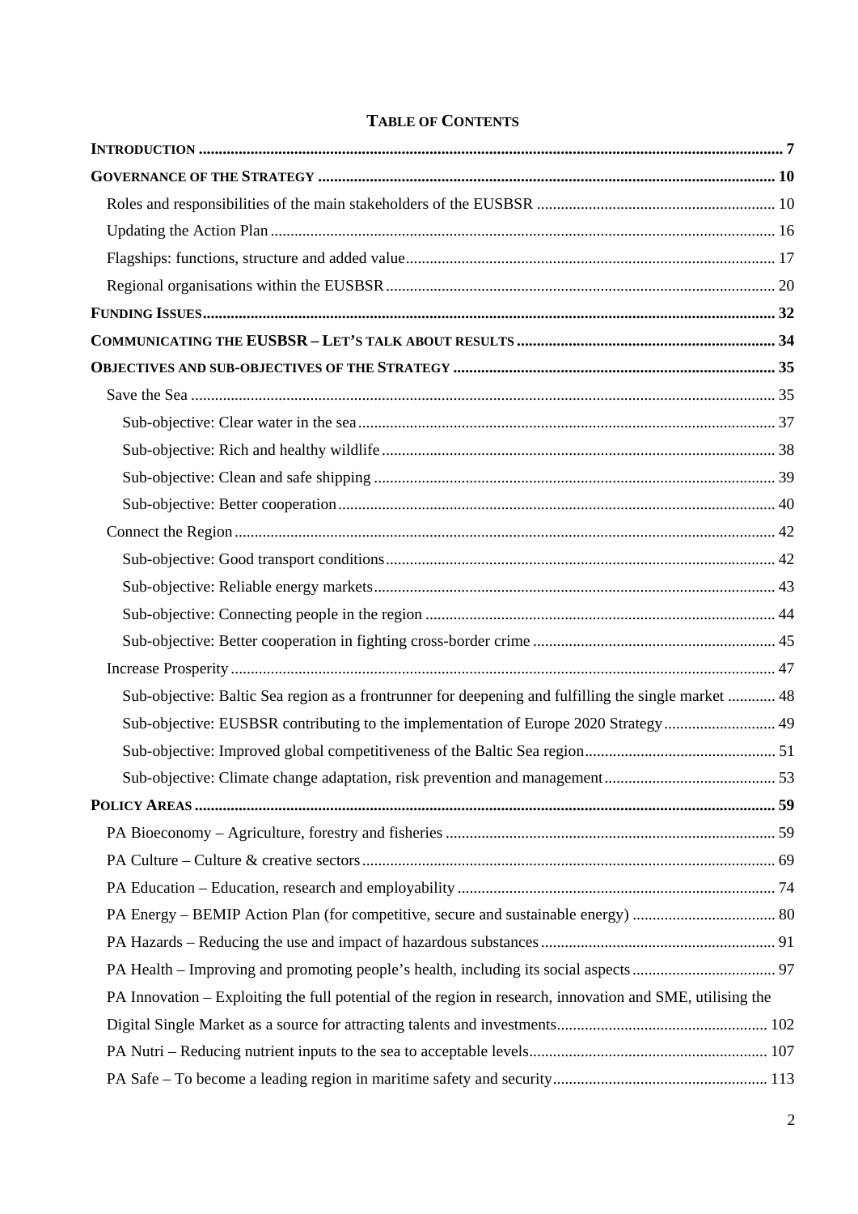# Table of Contents

**Introduction** ... 7

**Governance of the Strategy** ... 10

- Roles and responsibilities of the main stakeholders of the EUSBSR ... 10
- Updating the Action Plan ... 16
- Flagships: functions, structure and added value ... 17
- Regional organisations within the EUSBSR ... 20

**Funding Issues** ... 32

**Communicating the EUSBSR – Let's talk about results** ... 34

**Objectives and sub-objectives of the Strategy** ... 35

- Save the Sea ... 35
  - Sub-objective: Clear water in the sea ... 37
  - Sub-objective: Rich and healthy wildlife ... 38
  - Sub-objective: Clean and safe shipping ... 39
  - Sub-objective: Better cooperation ... 40
- Connect the Region ... 42
  - Sub-objective: Good transport conditions ... 42
  - Sub-objective: Reliable energy markets ... 43
  - Sub-objective: Connecting people in the region ... 44
  - Sub-objective: Better cooperation in fighting cross-border crime ... 45
- Increase Prosperity ... 47
  - Sub-objective: Baltic Sea region as a frontrunner for deepening and fulfilling the single market ... 48
  - Sub-objective: EUSBSR contributing to the implementation of Europe 2020 Strategy ... 49
  - Sub-objective: Improved global competitiveness of the Baltic Sea region ... 51
  - Sub-objective: Climate change adaptation, risk prevention and management ... 53

**Policy Areas** ... 59

- PA Bioeconomy – Agriculture, forestry and fisheries ... 59
- PA Culture – Culture & creative sectors ... 69
- PA Education – Education, research and employability ... 74
- PA Energy – BEMIP Action Plan (for competitive, secure and sustainable energy) ... 80
- PA Hazards – Reducing the use and impact of hazardous substances ... 91
- PA Health – Improving and promoting people's health, including its social aspects ... 97
- PA Innovation – Exploiting the full potential of the region in research, innovation and SME, utilising the Digital Single Market as a source for attracting talents and investments ... 102
- PA Nutri – Reducing nutrient inputs to the sea to acceptable levels ... 107
- PA Safe – To become a leading region in maritime safety and security ... 113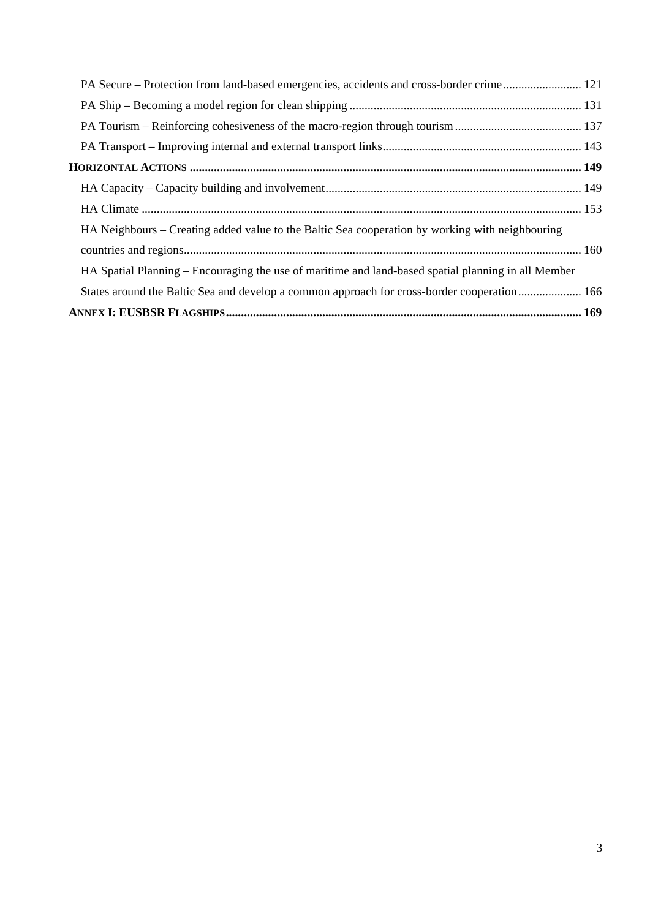PA Secure – Protection from land-based emergencies, accidents and cross-border crime .......................... 121

PA Ship – Becoming a model region for clean shipping ............................................................................ 131

PA Tourism – Reinforcing cohesiveness of the macro-region through tourism .......................................... 137

PA Transport – Improving internal and external transport links ................................................................. 143

**HORIZONTAL ACTIONS ................................................................................................................................. 149**

HA Capacity – Capacity building and involvement .................................................................................... 149

HA Climate ................................................................................................................................................ 153

HA Neighbours – Creating added value to the Baltic Sea cooperation by working with neighbouring countries and regions .................................................................................................................................. 160

HA Spatial Planning – Encouraging the use of maritime and land-based spatial planning in all Member States around the Baltic Sea and develop a common approach for cross-border cooperation ..................... 166

**ANNEX I: EUSBSR FLAGSHIPS ..................................................................................................................... 169**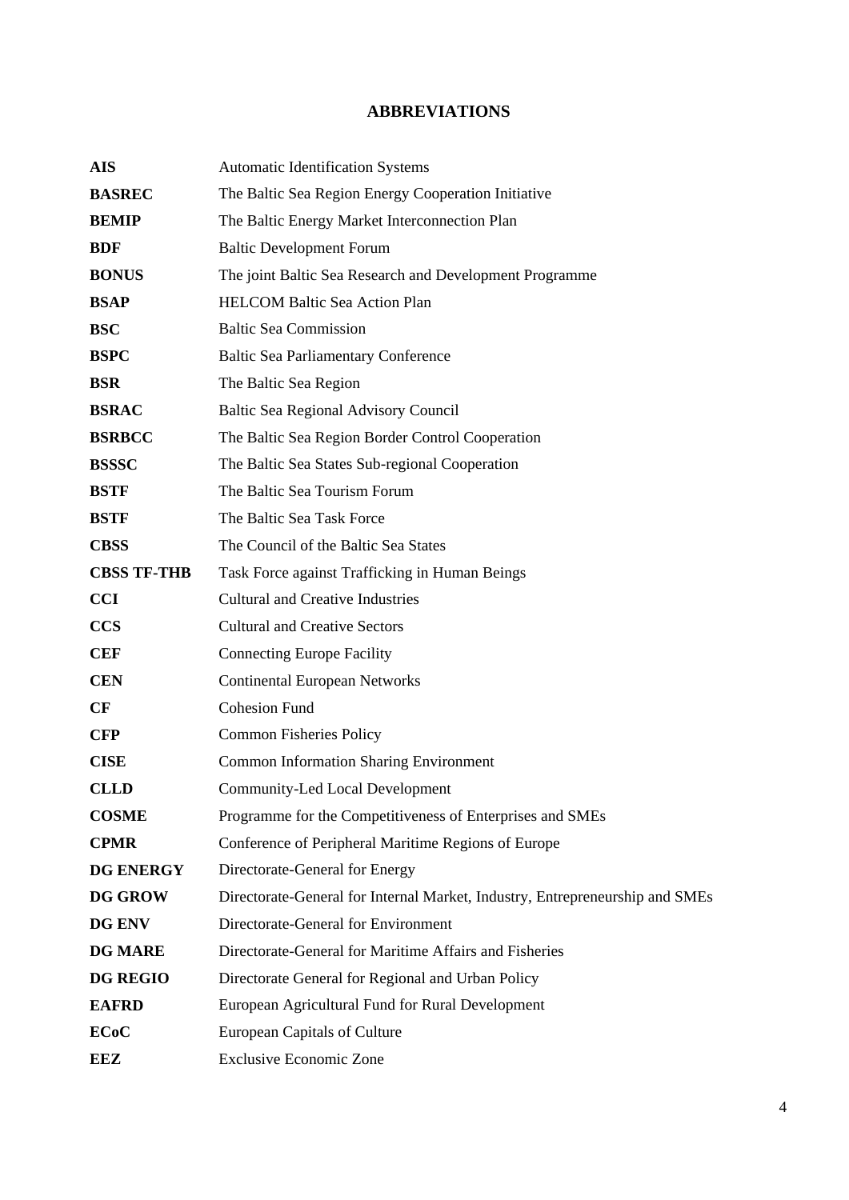## ABBREVIATIONS

| | |
|---|---|
| **AIS** | Automatic Identification Systems |
| **BASREC** | The Baltic Sea Region Energy Cooperation Initiative |
| **BEMIP** | The Baltic Energy Market Interconnection Plan |
| **BDF** | Baltic Development Forum |
| **BONUS** | The joint Baltic Sea Research and Development Programme |
| **BSAP** | HELCOM Baltic Sea Action Plan |
| **BSC** | Baltic Sea Commission |
| **BSPC** | Baltic Sea Parliamentary Conference |
| **BSR** | The Baltic Sea Region |
| **BSRAC** | Baltic Sea Regional Advisory Council |
| **BSRBCC** | The Baltic Sea Region Border Control Cooperation |
| **BSSSC** | The Baltic Sea States Sub-regional Cooperation |
| **BSTF** | The Baltic Sea Tourism Forum |
| **BSTF** | The Baltic Sea Task Force |
| **CBSS** | The Council of the Baltic Sea States |
| **CBSS TF-THB** | Task Force against Trafficking in Human Beings |
| **CCI** | Cultural and Creative Industries |
| **CCS** | Cultural and Creative Sectors |
| **CEF** | Connecting Europe Facility |
| **CEN** | Continental European Networks |
| **CF** | Cohesion Fund |
| **CFP** | Common Fisheries Policy |
| **CISE** | Common Information Sharing Environment |
| **CLLD** | Community-Led Local Development |
| **COSME** | Programme for the Competitiveness of Enterprises and SMEs |
| **CPMR** | Conference of Peripheral Maritime Regions of Europe |
| **DG ENERGY** | Directorate-General for Energy |
| **DG GROW** | Directorate-General for Internal Market, Industry, Entrepreneurship and SMEs |
| **DG ENV** | Directorate-General for Environment |
| **DG MARE** | Directorate-General for Maritime Affairs and Fisheries |
| **DG REGIO** | Directorate General for Regional and Urban Policy |
| **EAFRD** | European Agricultural Fund for Rural Development |
| **ECoC** | European Capitals of Culture |
| **EEZ** | Exclusive Economic Zone |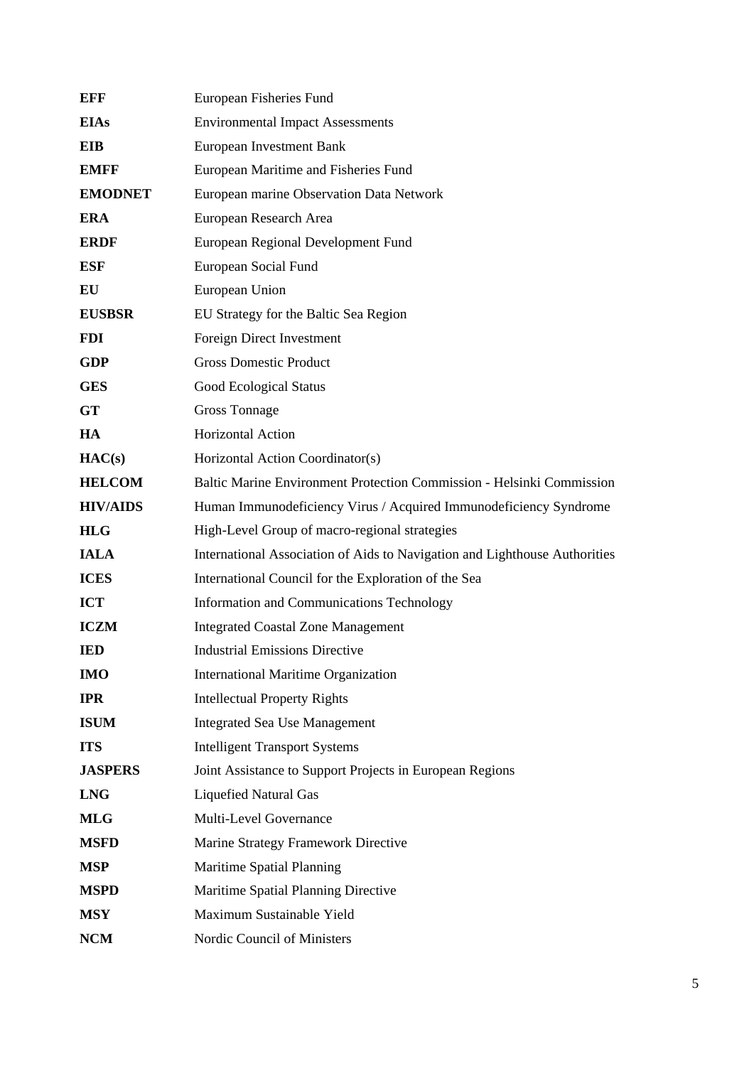| | |
|---|---|
| **EFF** | European Fisheries Fund |
| **EIAs** | Environmental Impact Assessments |
| **EIB** | European Investment Bank |
| **EMFF** | European Maritime and Fisheries Fund |
| **EMODNET** | European marine Observation Data Network |
| **ERA** | European Research Area |
| **ERDF** | European Regional Development Fund |
| **ESF** | European Social Fund |
| **EU** | European Union |
| **EUSBSR** | EU Strategy for the Baltic Sea Region |
| **FDI** | Foreign Direct Investment |
| **GDP** | Gross Domestic Product |
| **GES** | Good Ecological Status |
| **GT** | Gross Tonnage |
| **HA** | Horizontal Action |
| **HAC(s)** | Horizontal Action Coordinator(s) |
| **HELCOM** | Baltic Marine Environment Protection Commission - Helsinki Commission |
| **HIV/AIDS** | Human Immunodeficiency Virus / Acquired Immunodeficiency Syndrome |
| **HLG** | High-Level Group of macro-regional strategies |
| **IALA** | International Association of Aids to Navigation and Lighthouse Authorities |
| **ICES** | International Council for the Exploration of the Sea |
| **ICT** | Information and Communications Technology |
| **ICZM** | Integrated Coastal Zone Management |
| **IED** | Industrial Emissions Directive |
| **IMO** | International Maritime Organization |
| **IPR** | Intellectual Property Rights |
| **ISUM** | Integrated Sea Use Management |
| **ITS** | Intelligent Transport Systems |
| **JASPERS** | Joint Assistance to Support Projects in European Regions |
| **LNG** | Liquefied Natural Gas |
| **MLG** | Multi-Level Governance |
| **MSFD** | Marine Strategy Framework Directive |
| **MSP** | Maritime Spatial Planning |
| **MSPD** | Maritime Spatial Planning Directive |
| **MSY** | Maximum Sustainable Yield |
| **NCM** | Nordic Council of Ministers |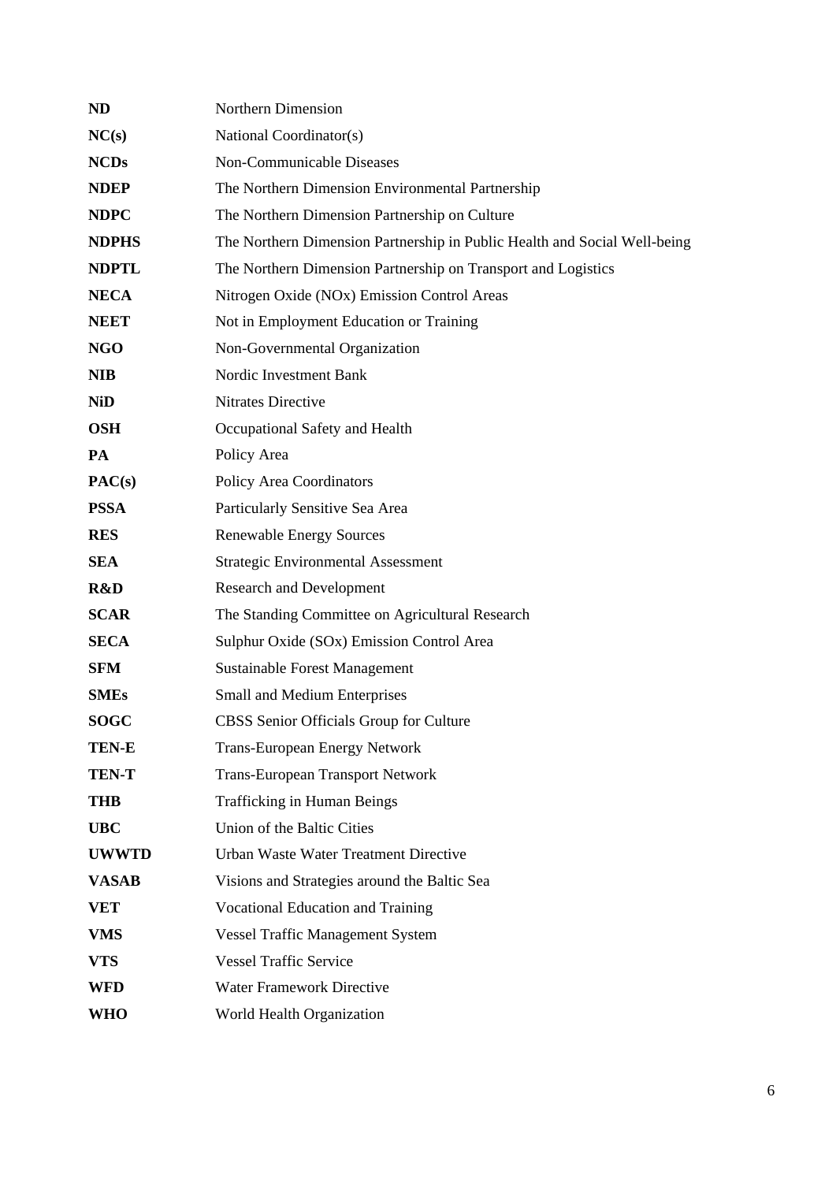| | |
|---|---|
| **ND** | Northern Dimension |
| **NC(s)** | National Coordinator(s) |
| **NCDs** | Non-Communicable Diseases |
| **NDEP** | The Northern Dimension Environmental Partnership |
| **NDPC** | The Northern Dimension Partnership on Culture |
| **NDPHS** | The Northern Dimension Partnership in Public Health and Social Well-being |
| **NDPTL** | The Northern Dimension Partnership on Transport and Logistics |
| **NECA** | Nitrogen Oxide (NOx) Emission Control Areas |
| **NEET** | Not in Employment Education or Training |
| **NGO** | Non-Governmental Organization |
| **NIB** | Nordic Investment Bank |
| **NiD** | Nitrates Directive |
| **OSH** | Occupational Safety and Health |
| **PA** | Policy Area |
| **PAC(s)** | Policy Area Coordinators |
| **PSSA** | Particularly Sensitive Sea Area |
| **RES** | Renewable Energy Sources |
| **SEA** | Strategic Environmental Assessment |
| **R&D** | Research and Development |
| **SCAR** | The Standing Committee on Agricultural Research |
| **SECA** | Sulphur Oxide (SOx) Emission Control Area |
| **SFM** | Sustainable Forest Management |
| **SMEs** | Small and Medium Enterprises |
| **SOGC** | CBSS Senior Officials Group for Culture |
| **TEN-E** | Trans-European Energy Network |
| **TEN-T** | Trans-European Transport Network |
| **THB** | Trafficking in Human Beings |
| **UBC** | Union of the Baltic Cities |
| **UWWTD** | Urban Waste Water Treatment Directive |
| **VASAB** | Visions and Strategies around the Baltic Sea |
| **VET** | Vocational Education and Training |
| **VMS** | Vessel Traffic Management System |
| **VTS** | Vessel Traffic Service |
| **WFD** | Water Framework Directive |
| **WHO** | World Health Organization |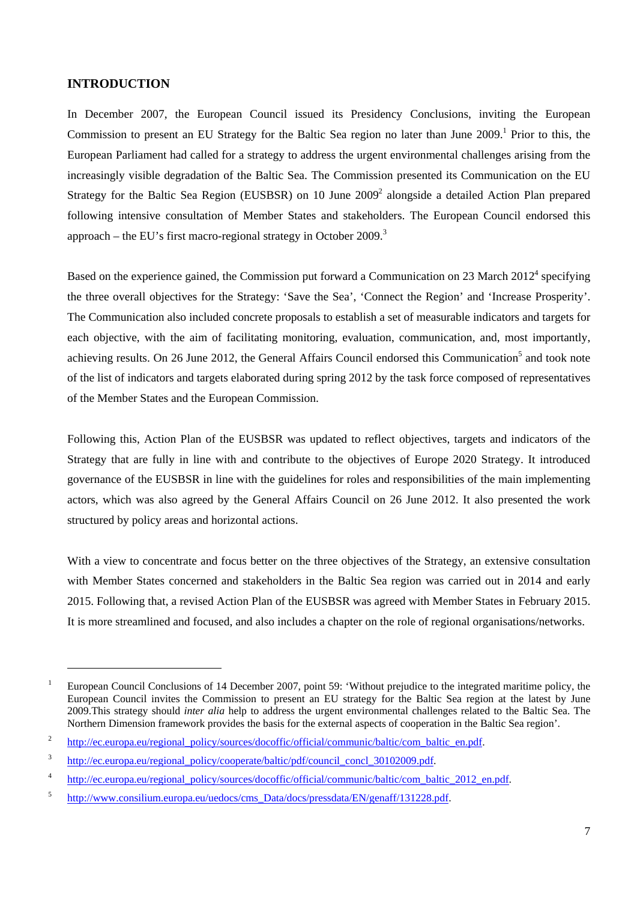## INTRODUCTION

In December 2007, the European Council issued its Presidency Conclusions, inviting the European Commission to present an EU Strategy for the Baltic Sea region no later than June 2009.[1] Prior to this, the European Parliament had called for a strategy to address the urgent environmental challenges arising from the increasingly visible degradation of the Baltic Sea. The Commission presented its Communication on the EU Strategy for the Baltic Sea Region (EUSBSR) on 10 June 2009[2] alongside a detailed Action Plan prepared following intensive consultation of Member States and stakeholders. The European Council endorsed this approach – the EU's first macro-regional strategy in October 2009.[3]

Based on the experience gained, the Commission put forward a Communication on 23 March 2012[4] specifying the three overall objectives for the Strategy: 'Save the Sea', 'Connect the Region' and 'Increase Prosperity'. The Communication also included concrete proposals to establish a set of measurable indicators and targets for each objective, with the aim of facilitating monitoring, evaluation, communication, and, most importantly, achieving results. On 26 June 2012, the General Affairs Council endorsed this Communication[5] and took note of the list of indicators and targets elaborated during spring 2012 by the task force composed of representatives of the Member States and the European Commission.

Following this, Action Plan of the EUSBSR was updated to reflect objectives, targets and indicators of the Strategy that are fully in line with and contribute to the objectives of Europe 2020 Strategy. It introduced governance of the EUSBSR in line with the guidelines for roles and responsibilities of the main implementing actors, which was also agreed by the General Affairs Council on 26 June 2012. It also presented the work structured by policy areas and horizontal actions.

With a view to concentrate and focus better on the three objectives of the Strategy, an extensive consultation with Member States concerned and stakeholders in the Baltic Sea region was carried out in 2014 and early 2015. Following that, a revised Action Plan of the EUSBSR was agreed with Member States in February 2015. It is more streamlined and focused, and also includes a chapter on the role of regional organisations/networks.

---

[1] European Council Conclusions of 14 December 2007, point 59: 'Without prejudice to the integrated maritime policy, the European Council invites the Commission to present an EU strategy for the Baltic Sea region at the latest by June 2009.This strategy should *inter alia* help to address the urgent environmental challenges related to the Baltic Sea. The Northern Dimension framework provides the basis for the external aspects of cooperation in the Baltic Sea region'.

[2] http://ec.europa.eu/regional_policy/sources/docoffic/official/communic/baltic/com_baltic_en.pdf.

[3] http://ec.europa.eu/regional_policy/cooperate/baltic/pdf/council_concl_30102009.pdf.

[4] http://ec.europa.eu/regional_policy/sources/docoffic/official/communic/baltic/com_baltic_2012_en.pdf.

[5] http://www.consilium.europa.eu/uedocs/cms_Data/docs/pressdata/EN/genaff/131228.pdf.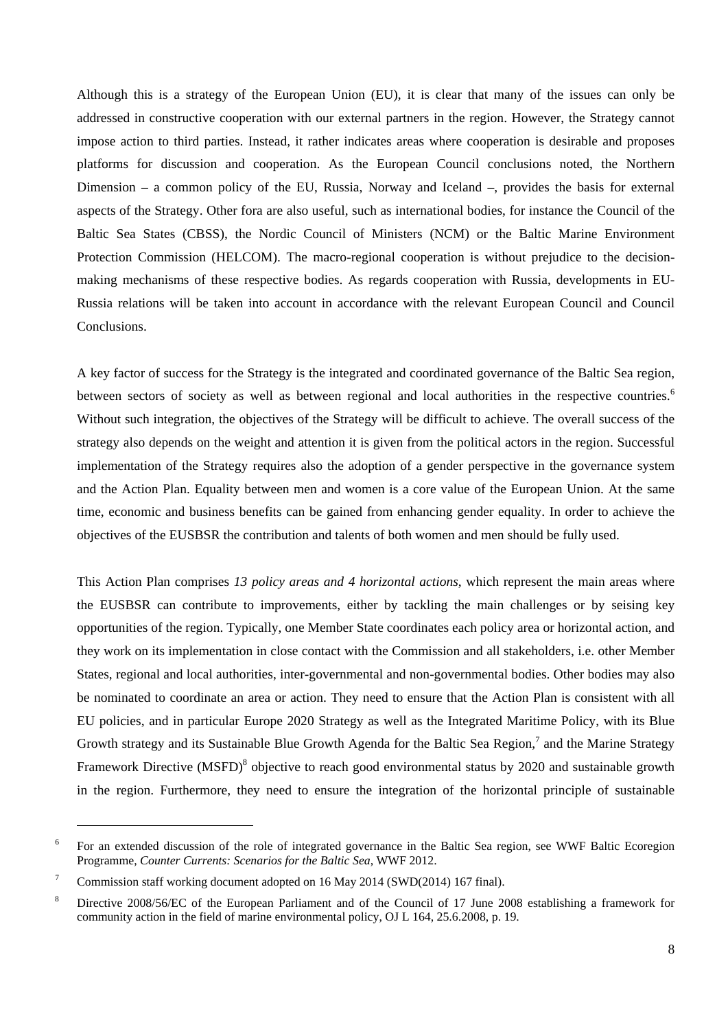Although this is a strategy of the European Union (EU), it is clear that many of the issues can only be addressed in constructive cooperation with our external partners in the region. However, the Strategy cannot impose action to third parties. Instead, it rather indicates areas where cooperation is desirable and proposes platforms for discussion and cooperation. As the European Council conclusions noted, the Northern Dimension – a common policy of the EU, Russia, Norway and Iceland –, provides the basis for external aspects of the Strategy. Other fora are also useful, such as international bodies, for instance the Council of the Baltic Sea States (CBSS), the Nordic Council of Ministers (NCM) or the Baltic Marine Environment Protection Commission (HELCOM). The macro-regional cooperation is without prejudice to the decision-making mechanisms of these respective bodies. As regards cooperation with Russia, developments in EU-Russia relations will be taken into account in accordance with the relevant European Council and Council Conclusions.

A key factor of success for the Strategy is the integrated and coordinated governance of the Baltic Sea region, between sectors of society as well as between regional and local authorities in the respective countries.[6] Without such integration, the objectives of the Strategy will be difficult to achieve. The overall success of the strategy also depends on the weight and attention it is given from the political actors in the region. Successful implementation of the Strategy requires also the adoption of a gender perspective in the governance system and the Action Plan. Equality between men and women is a core value of the European Union. At the same time, economic and business benefits can be gained from enhancing gender equality. In order to achieve the objectives of the EUSBSR the contribution and talents of both women and men should be fully used.

This Action Plan comprises *13 policy areas and 4 horizontal actions*, which represent the main areas where the EUSBSR can contribute to improvements, either by tackling the main challenges or by seising key opportunities of the region. Typically, one Member State coordinates each policy area or horizontal action, and they work on its implementation in close contact with the Commission and all stakeholders, i.e. other Member States, regional and local authorities, inter-governmental and non-governmental bodies. Other bodies may also be nominated to coordinate an area or action. They need to ensure that the Action Plan is consistent with all EU policies, and in particular Europe 2020 Strategy as well as the Integrated Maritime Policy, with its Blue Growth strategy and its Sustainable Blue Growth Agenda for the Baltic Sea Region,[7] and the Marine Strategy Framework Directive (MSFD)[8] objective to reach good environmental status by 2020 and sustainable growth in the region. Furthermore, they need to ensure the integration of the horizontal principle of sustainable

---

[6] For an extended discussion of the role of integrated governance in the Baltic Sea region, see WWF Baltic Ecoregion Programme, *Counter Currents: Scenarios for the Baltic Sea*, WWF 2012.

[7] Commission staff working document adopted on 16 May 2014 (SWD(2014) 167 final).

[8] Directive 2008/56/EC of the European Parliament and of the Council of 17 June 2008 establishing a framework for community action in the field of marine environmental policy, OJ L 164, 25.6.2008, p. 19.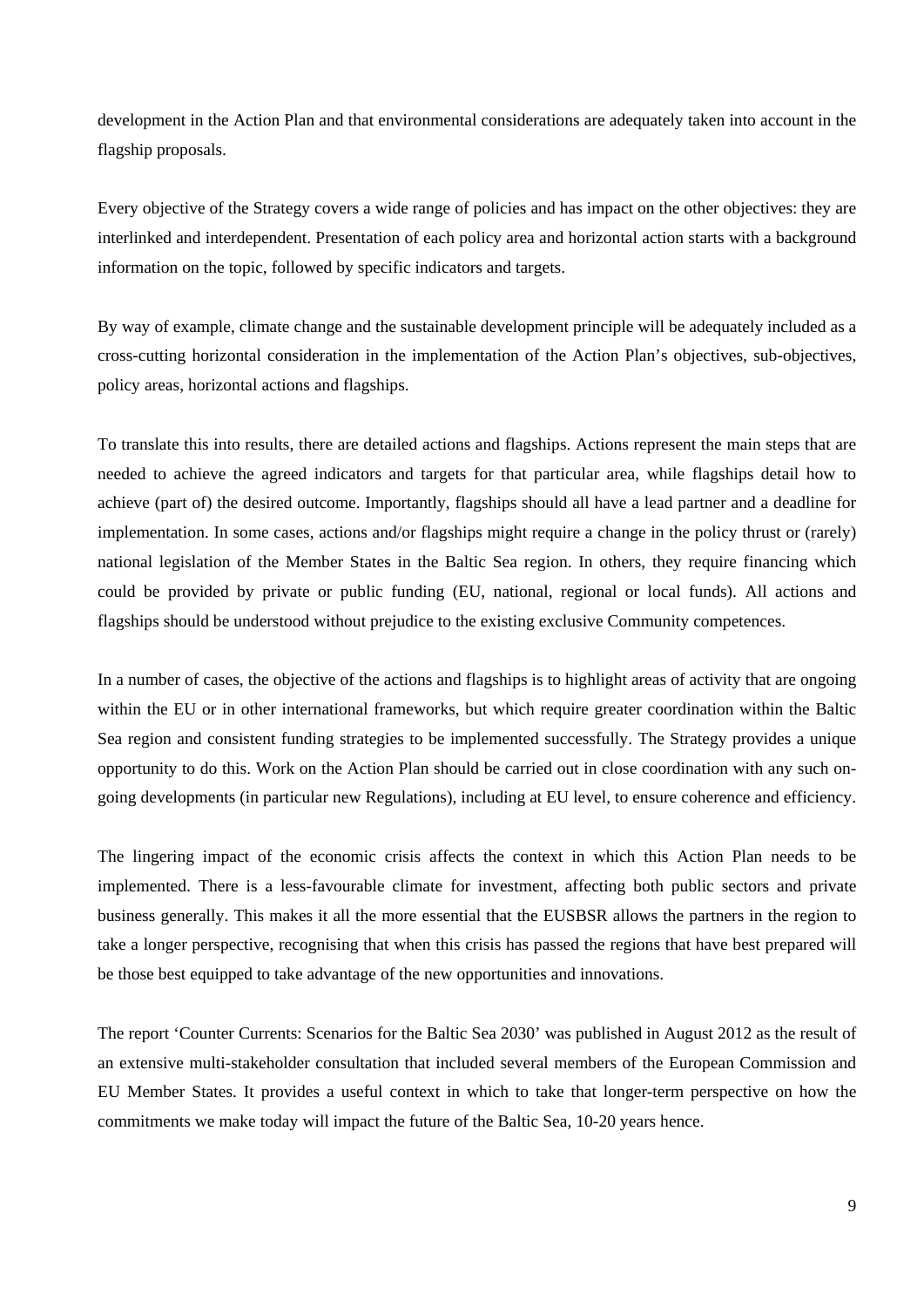development in the Action Plan and that environmental considerations are adequately taken into account in the flagship proposals.

Every objective of the Strategy covers a wide range of policies and has impact on the other objectives: they are interlinked and interdependent. Presentation of each policy area and horizontal action starts with a background information on the topic, followed by specific indicators and targets.

By way of example, climate change and the sustainable development principle will be adequately included as a cross-cutting horizontal consideration in the implementation of the Action Plan's objectives, sub-objectives, policy areas, horizontal actions and flagships.

To translate this into results, there are detailed actions and flagships. Actions represent the main steps that are needed to achieve the agreed indicators and targets for that particular area, while flagships detail how to achieve (part of) the desired outcome. Importantly, flagships should all have a lead partner and a deadline for implementation. In some cases, actions and/or flagships might require a change in the policy thrust or (rarely) national legislation of the Member States in the Baltic Sea region. In others, they require financing which could be provided by private or public funding (EU, national, regional or local funds). All actions and flagships should be understood without prejudice to the existing exclusive Community competences.

In a number of cases, the objective of the actions and flagships is to highlight areas of activity that are ongoing within the EU or in other international frameworks, but which require greater coordination within the Baltic Sea region and consistent funding strategies to be implemented successfully. The Strategy provides a unique opportunity to do this. Work on the Action Plan should be carried out in close coordination with any such on-going developments (in particular new Regulations), including at EU level, to ensure coherence and efficiency.

The lingering impact of the economic crisis affects the context in which this Action Plan needs to be implemented. There is a less-favourable climate for investment, affecting both public sectors and private business generally. This makes it all the more essential that the EUSBSR allows the partners in the region to take a longer perspective, recognising that when this crisis has passed the regions that have best prepared will be those best equipped to take advantage of the new opportunities and innovations.

The report 'Counter Currents: Scenarios for the Baltic Sea 2030' was published in August 2012 as the result of an extensive multi-stakeholder consultation that included several members of the European Commission and EU Member States. It provides a useful context in which to take that longer-term perspective on how the commitments we make today will impact the future of the Baltic Sea, 10-20 years hence.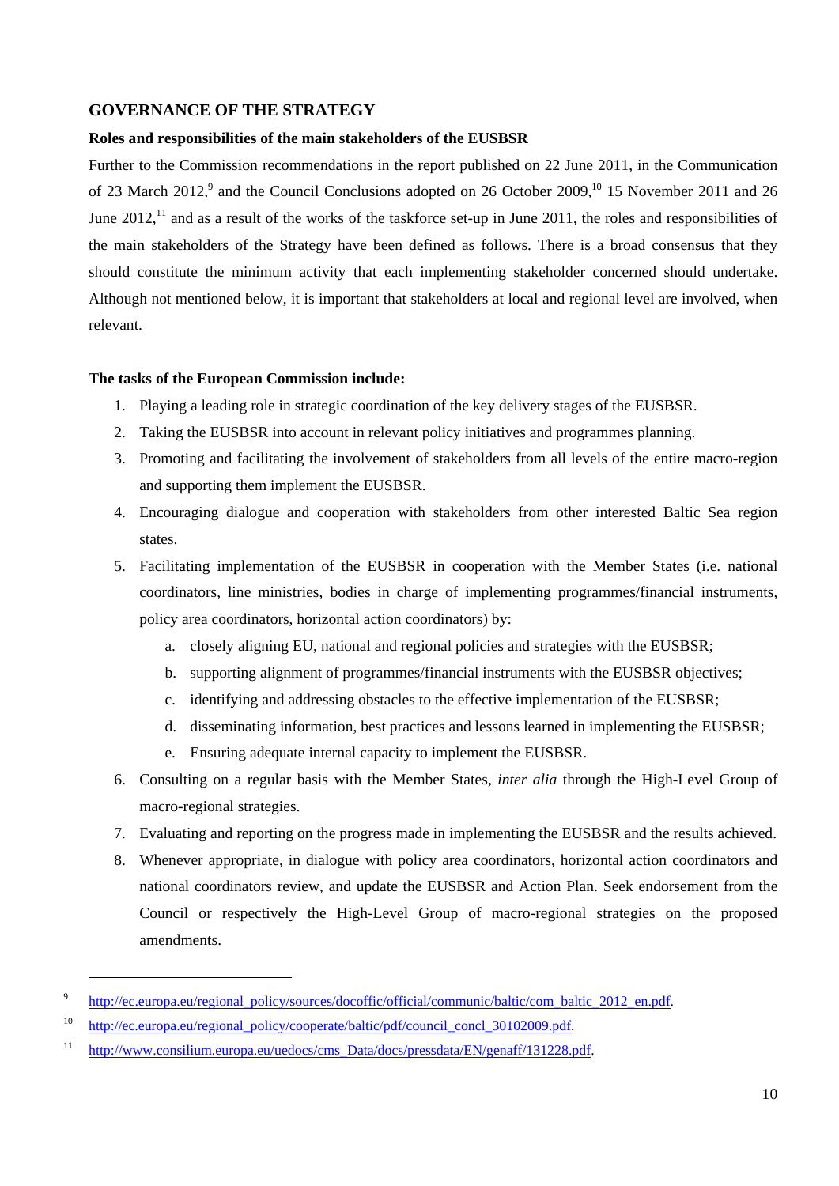## GOVERNANCE OF THE STRATEGY

### Roles and responsibilities of the main stakeholders of the EUSBSR

Further to the Commission recommendations in the report published on 22 June 2011, in the Communication of 23 March 2012,[9] and the Council Conclusions adopted on 26 October 2009,[10] 15 November 2011 and 26 June 2012,[11] and as a result of the works of the taskforce set-up in June 2011, the roles and responsibilities of the main stakeholders of the Strategy have been defined as follows. There is a broad consensus that they should constitute the minimum activity that each implementing stakeholder concerned should undertake. Although not mentioned below, it is important that stakeholders at local and regional level are involved, when relevant.

**The tasks of the European Commission include:**

1. Playing a leading role in strategic coordination of the key delivery stages of the EUSBSR.
2. Taking the EUSBSR into account in relevant policy initiatives and programmes planning.
3. Promoting and facilitating the involvement of stakeholders from all levels of the entire macro-region and supporting them implement the EUSBSR.
4. Encouraging dialogue and cooperation with stakeholders from other interested Baltic Sea region states.
5. Facilitating implementation of the EUSBSR in cooperation with the Member States (i.e. national coordinators, line ministries, bodies in charge of implementing programmes/financial instruments, policy area coordinators, horizontal action coordinators) by:
    a. closely aligning EU, national and regional policies and strategies with the EUSBSR;
    b. supporting alignment of programmes/financial instruments with the EUSBSR objectives;
    c. identifying and addressing obstacles to the effective implementation of the EUSBSR;
    d. disseminating information, best practices and lessons learned in implementing the EUSBSR;
    e. Ensuring adequate internal capacity to implement the EUSBSR.
6. Consulting on a regular basis with the Member States, *inter alia* through the High-Level Group of macro-regional strategies.
7. Evaluating and reporting on the progress made in implementing the EUSBSR and the results achieved.
8. Whenever appropriate, in dialogue with policy area coordinators, horizontal action coordinators and national coordinators review, and update the EUSBSR and Action Plan. Seek endorsement from the Council or respectively the High-Level Group of macro-regional strategies on the proposed amendments.

---

[9] http://ec.europa.eu/regional_policy/sources/docoffic/official/communic/baltic/com_baltic_2012_en.pdf.

[10] http://ec.europa.eu/regional_policy/cooperate/baltic/pdf/council_concl_30102009.pdf.

[11] http://www.consilium.europa.eu/uedocs/cms_Data/docs/pressdata/EN/genaff/131228.pdf.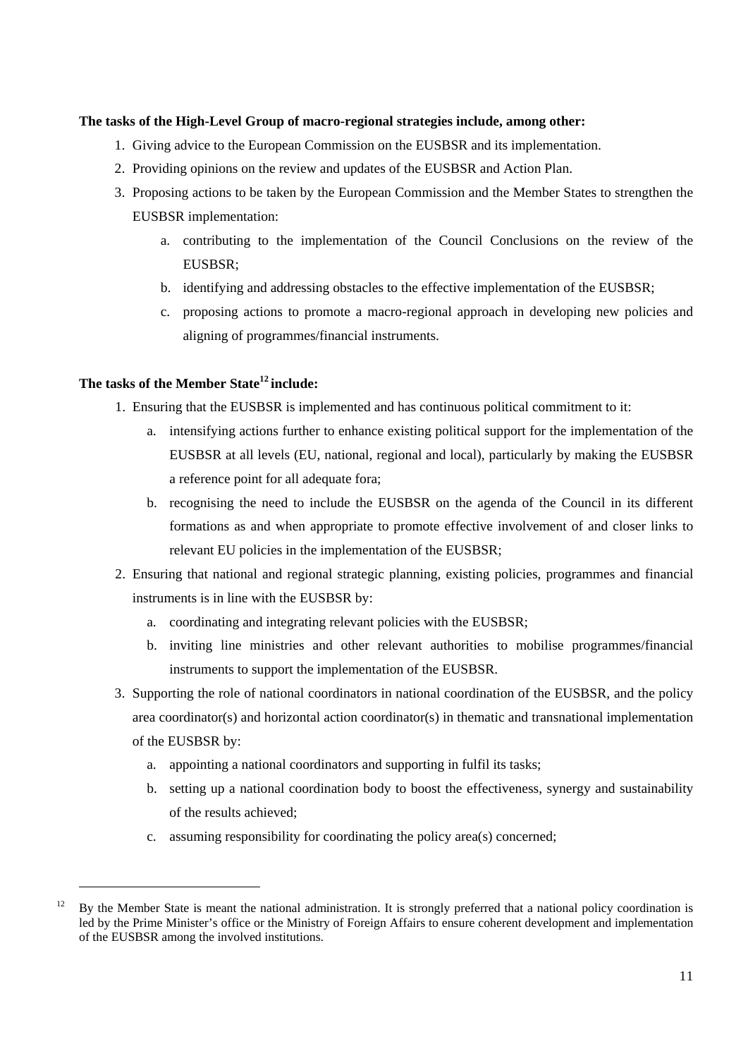**The tasks of the High-Level Group of macro-regional strategies include, among other:**

1. Giving advice to the European Commission on the EUSBSR and its implementation.
2. Providing opinions on the review and updates of the EUSBSR and Action Plan.
3. Proposing actions to be taken by the European Commission and the Member States to strengthen the EUSBSR implementation:
   a. contributing to the implementation of the Council Conclusions on the review of the EUSBSR;
   b. identifying and addressing obstacles to the effective implementation of the EUSBSR;
   c. proposing actions to promote a macro-regional approach in developing new policies and aligning of programmes/financial instruments.

**The tasks of the Member State[12] include:**

1. Ensuring that the EUSBSR is implemented and has continuous political commitment to it:
   a. intensifying actions further to enhance existing political support for the implementation of the EUSBSR at all levels (EU, national, regional and local), particularly by making the EUSBSR a reference point for all adequate fora;
   b. recognising the need to include the EUSBSR on the agenda of the Council in its different formations as and when appropriate to promote effective involvement of and closer links to relevant EU policies in the implementation of the EUSBSR;
2. Ensuring that national and regional strategic planning, existing policies, programmes and financial instruments is in line with the EUSBSR by:
   a. coordinating and integrating relevant policies with the EUSBSR;
   b. inviting line ministries and other relevant authorities to mobilise programmes/financial instruments to support the implementation of the EUSBSR.
3. Supporting the role of national coordinators in national coordination of the EUSBSR, and the policy area coordinator(s) and horizontal action coordinator(s) in thematic and transnational implementation of the EUSBSR by:
   a. appointing a national coordinators and supporting in fulfil its tasks;
   b. setting up a national coordination body to boost the effectiveness, synergy and sustainability of the results achieved;
   c. assuming responsibility for coordinating the policy area(s) concerned;

[12] By the Member State is meant the national administration. It is strongly preferred that a national policy coordination is led by the Prime Minister's office or the Ministry of Foreign Affairs to ensure coherent development and implementation of the EUSBSR among the involved institutions.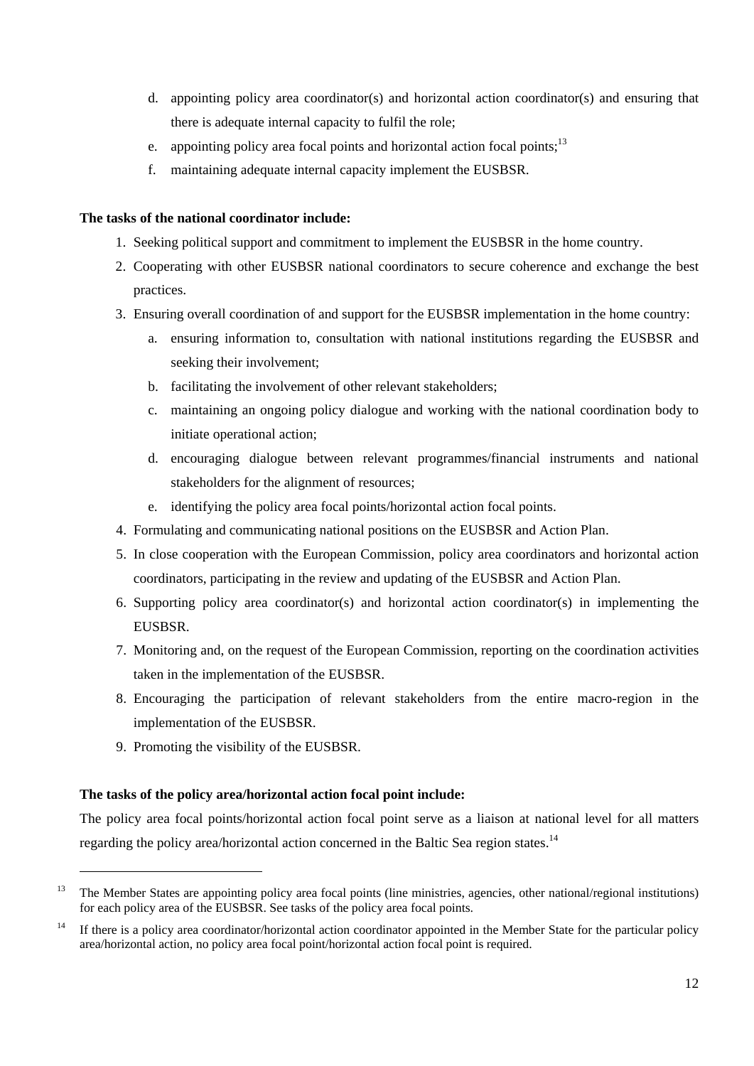d. appointing policy area coordinator(s) and horizontal action coordinator(s) and ensuring that there is adequate internal capacity to fulfil the role;
e. appointing policy area focal points and horizontal action focal points;[13]
f. maintaining adequate internal capacity implement the EUSBSR.

**The tasks of the national coordinator include:**

1. Seeking political support and commitment to implement the EUSBSR in the home country.
2. Cooperating with other EUSBSR national coordinators to secure coherence and exchange the best practices.
3. Ensuring overall coordination of and support for the EUSBSR implementation in the home country:
   a. ensuring information to, consultation with national institutions regarding the EUSBSR and seeking their involvement;
   b. facilitating the involvement of other relevant stakeholders;
   c. maintaining an ongoing policy dialogue and working with the national coordination body to initiate operational action;
   d. encouraging dialogue between relevant programmes/financial instruments and national stakeholders for the alignment of resources;
   e. identifying the policy area focal points/horizontal action focal points.
4. Formulating and communicating national positions on the EUSBSR and Action Plan.
5. In close cooperation with the European Commission, policy area coordinators and horizontal action coordinators, participating in the review and updating of the EUSBSR and Action Plan.
6. Supporting policy area coordinator(s) and horizontal action coordinator(s) in implementing the EUSBSR.
7. Monitoring and, on the request of the European Commission, reporting on the coordination activities taken in the implementation of the EUSBSR.
8. Encouraging the participation of relevant stakeholders from the entire macro-region in the implementation of the EUSBSR.
9. Promoting the visibility of the EUSBSR.

**The tasks of the policy area/horizontal action focal point include:**

The policy area focal points/horizontal action focal point serve as a liaison at national level for all matters regarding the policy area/horizontal action concerned in the Baltic Sea region states.[14]

---

[13] The Member States are appointing policy area focal points (line ministries, agencies, other national/regional institutions) for each policy area of the EUSBSR. See tasks of the policy area focal points.

[14] If there is a policy area coordinator/horizontal action coordinator appointed in the Member State for the particular policy area/horizontal action, no policy area focal point/horizontal action focal point is required.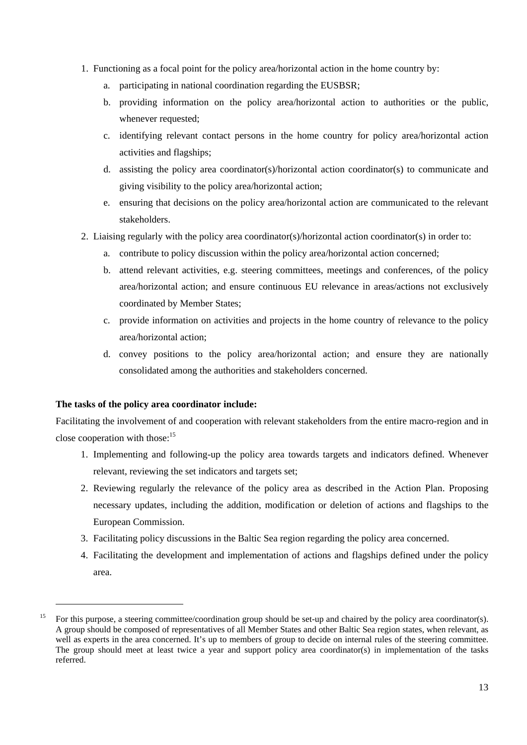1. Functioning as a focal point for the policy area/horizontal action in the home country by:
   a. participating in national coordination regarding the EUSBSR;
   b. providing information on the policy area/horizontal action to authorities or the public, whenever requested;
   c. identifying relevant contact persons in the home country for policy area/horizontal action activities and flagships;
   d. assisting the policy area coordinator(s)/horizontal action coordinator(s) to communicate and giving visibility to the policy area/horizontal action;
   e. ensuring that decisions on the policy area/horizontal action are communicated to the relevant stakeholders.
2. Liaising regularly with the policy area coordinator(s)/horizontal action coordinator(s) in order to:
   a. contribute to policy discussion within the policy area/horizontal action concerned;
   b. attend relevant activities, e.g. steering committees, meetings and conferences, of the policy area/horizontal action; and ensure continuous EU relevance in areas/actions not exclusively coordinated by Member States;
   c. provide information on activities and projects in the home country of relevance to the policy area/horizontal action;
   d. convey positions to the policy area/horizontal action; and ensure they are nationally consolidated among the authorities and stakeholders concerned.

**The tasks of the policy area coordinator include:**

Facilitating the involvement of and cooperation with relevant stakeholders from the entire macro-region and in close cooperation with those:[15]

1. Implementing and following-up the policy area towards targets and indicators defined. Whenever relevant, reviewing the set indicators and targets set;
2. Reviewing regularly the relevance of the policy area as described in the Action Plan. Proposing necessary updates, including the addition, modification or deletion of actions and flagships to the European Commission.
3. Facilitating policy discussions in the Baltic Sea region regarding the policy area concerned.
4. Facilitating the development and implementation of actions and flagships defined under the policy area.

[15] For this purpose, a steering committee/coordination group should be set-up and chaired by the policy area coordinator(s). A group should be composed of representatives of all Member States and other Baltic Sea region states, when relevant, as well as experts in the area concerned. It's up to members of group to decide on internal rules of the steering committee. The group should meet at least twice a year and support policy area coordinator(s) in implementation of the tasks referred.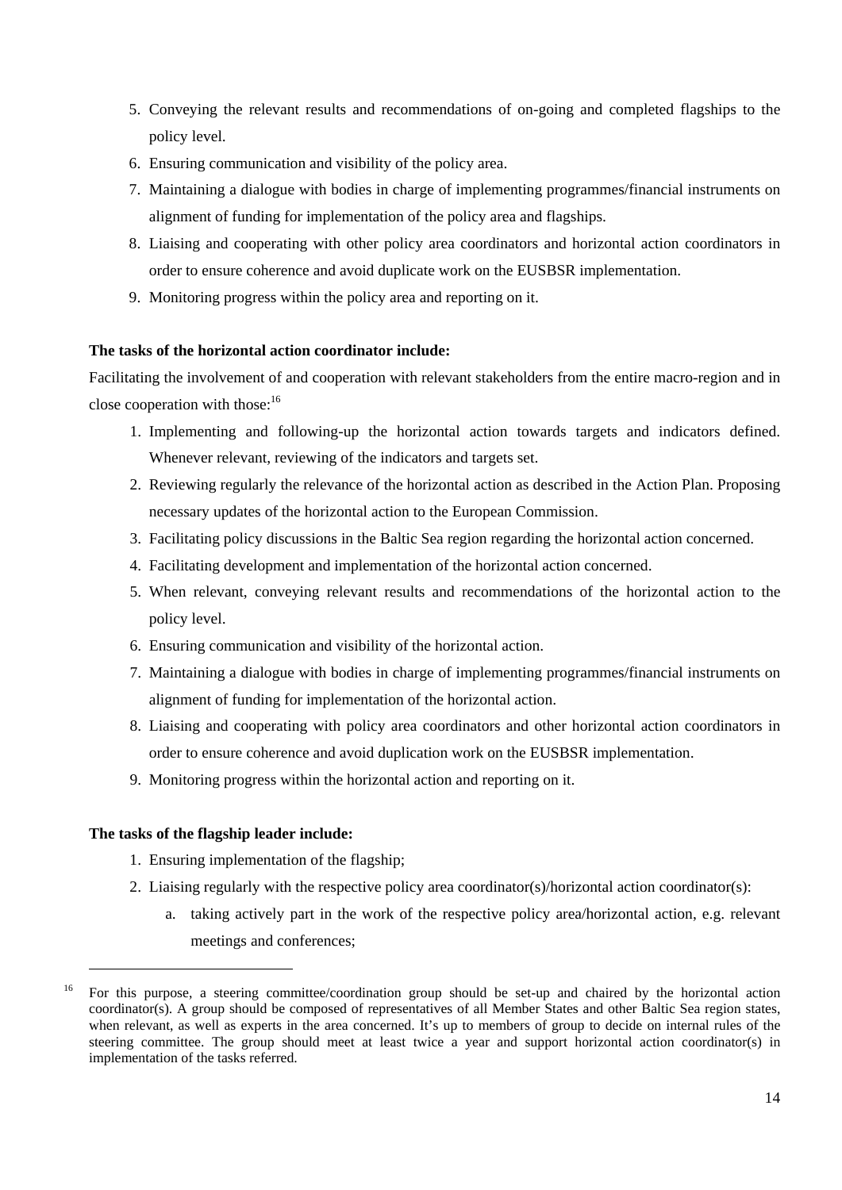5. Conveying the relevant results and recommendations of on-going and completed flagships to the policy level.
6. Ensuring communication and visibility of the policy area.
7. Maintaining a dialogue with bodies in charge of implementing programmes/financial instruments on alignment of funding for implementation of the policy area and flagships.
8. Liaising and cooperating with other policy area coordinators and horizontal action coordinators in order to ensure coherence and avoid duplicate work on the EUSBSR implementation.
9. Monitoring progress within the policy area and reporting on it.

**The tasks of the horizontal action coordinator include:**

Facilitating the involvement of and cooperation with relevant stakeholders from the entire macro-region and in close cooperation with those:[16]

1. Implementing and following-up the horizontal action towards targets and indicators defined. Whenever relevant, reviewing of the indicators and targets set.
2. Reviewing regularly the relevance of the horizontal action as described in the Action Plan. Proposing necessary updates of the horizontal action to the European Commission.
3. Facilitating policy discussions in the Baltic Sea region regarding the horizontal action concerned.
4. Facilitating development and implementation of the horizontal action concerned.
5. When relevant, conveying relevant results and recommendations of the horizontal action to the policy level.
6. Ensuring communication and visibility of the horizontal action.
7. Maintaining a dialogue with bodies in charge of implementing programmes/financial instruments on alignment of funding for implementation of the horizontal action.
8. Liaising and cooperating with policy area coordinators and other horizontal action coordinators in order to ensure coherence and avoid duplication work on the EUSBSR implementation.
9. Monitoring progress within the horizontal action and reporting on it.

**The tasks of the flagship leader include:**

1. Ensuring implementation of the flagship;
2. Liaising regularly with the respective policy area coordinator(s)/horizontal action coordinator(s):
    a. taking actively part in the work of the respective policy area/horizontal action, e.g. relevant meetings and conferences;

---

[16] For this purpose, a steering committee/coordination group should be set-up and chaired by the horizontal action coordinator(s). A group should be composed of representatives of all Member States and other Baltic Sea region states, when relevant, as well as experts in the area concerned. It's up to members of group to decide on internal rules of the steering committee. The group should meet at least twice a year and support horizontal action coordinator(s) in implementation of the tasks referred.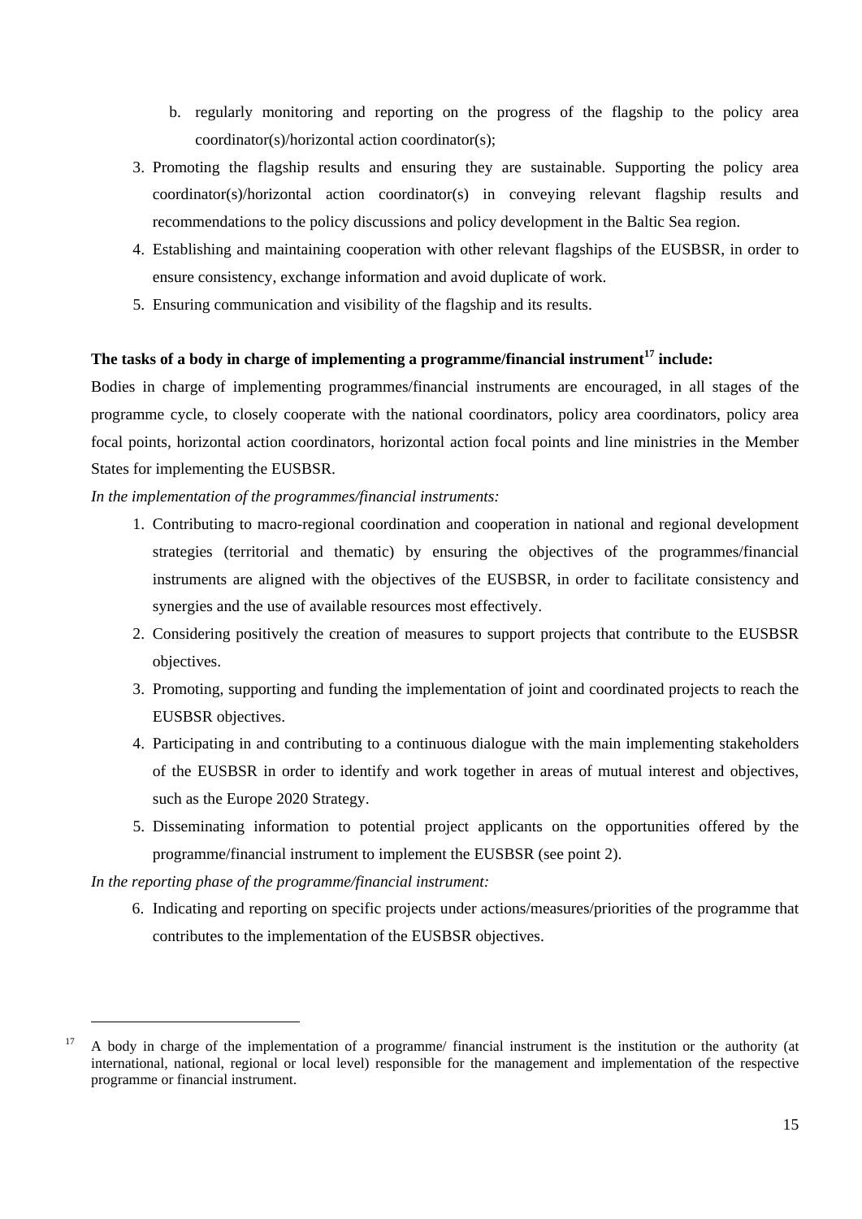b. regularly monitoring and reporting on the progress of the flagship to the policy area coordinator(s)/horizontal action coordinator(s);

3. Promoting the flagship results and ensuring they are sustainable. Supporting the policy area coordinator(s)/horizontal action coordinator(s) in conveying relevant flagship results and recommendations to the policy discussions and policy development in the Baltic Sea region.
4. Establishing and maintaining cooperation with other relevant flagships of the EUSBSR, in order to ensure consistency, exchange information and avoid duplicate of work.
5. Ensuring communication and visibility of the flagship and its results.

**The tasks of a body in charge of implementing a programme/financial instrument[17] include:**

Bodies in charge of implementing programmes/financial instruments are encouraged, in all stages of the programme cycle, to closely cooperate with the national coordinators, policy area coordinators, policy area focal points, horizontal action coordinators, horizontal action focal points and line ministries in the Member States for implementing the EUSBSR.

*In the implementation of the programmes/financial instruments:*

1. Contributing to macro-regional coordination and cooperation in national and regional development strategies (territorial and thematic) by ensuring the objectives of the programmes/financial instruments are aligned with the objectives of the EUSBSR, in order to facilitate consistency and synergies and the use of available resources most effectively.
2. Considering positively the creation of measures to support projects that contribute to the EUSBSR objectives.
3. Promoting, supporting and funding the implementation of joint and coordinated projects to reach the EUSBSR objectives.
4. Participating in and contributing to a continuous dialogue with the main implementing stakeholders of the EUSBSR in order to identify and work together in areas of mutual interest and objectives, such as the Europe 2020 Strategy.
5. Disseminating information to potential project applicants on the opportunities offered by the programme/financial instrument to implement the EUSBSR (see point 2).

*In the reporting phase of the programme/financial instrument:*

6. Indicating and reporting on specific projects under actions/measures/priorities of the programme that contributes to the implementation of the EUSBSR objectives.

---

[17] A body in charge of the implementation of a programme/ financial instrument is the institution or the authority (at international, national, regional or local level) responsible for the management and implementation of the respective programme or financial instrument.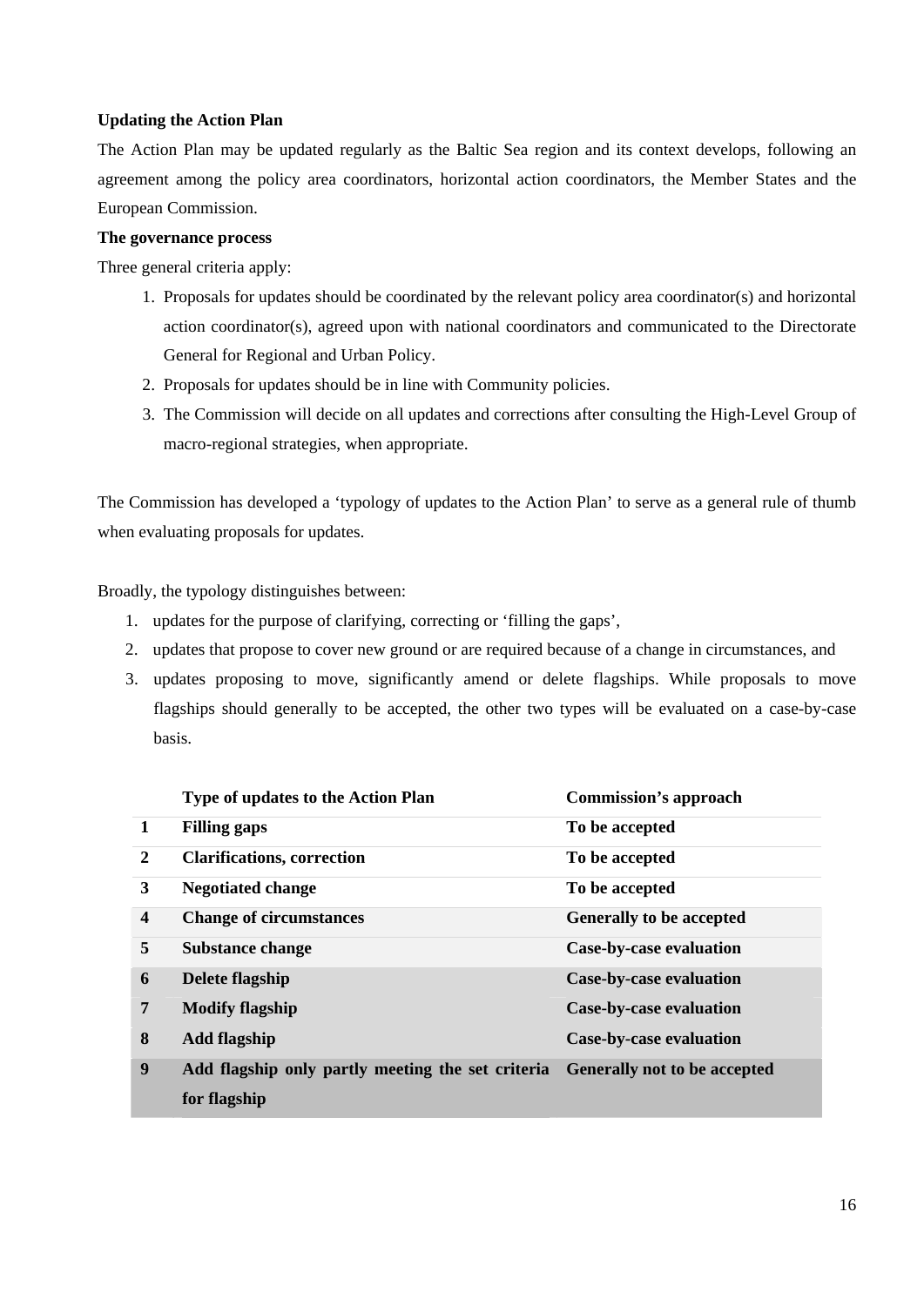**Updating the Action Plan**

The Action Plan may be updated regularly as the Baltic Sea region and its context develops, following an agreement among the policy area coordinators, horizontal action coordinators, the Member States and the European Commission.

**The governance process**

Three general criteria apply:

1. Proposals for updates should be coordinated by the relevant policy area coordinator(s) and horizontal action coordinator(s), agreed upon with national coordinators and communicated to the Directorate General for Regional and Urban Policy.
2. Proposals for updates should be in line with Community policies.
3. The Commission will decide on all updates and corrections after consulting the High-Level Group of macro-regional strategies, when appropriate.

The Commission has developed a 'typology of updates to the Action Plan' to serve as a general rule of thumb when evaluating proposals for updates.

Broadly, the typology distinguishes between:

1. updates for the purpose of clarifying, correcting or 'filling the gaps',
2. updates that propose to cover new ground or are required because of a change in circumstances, and
3. updates proposing to move, significantly amend or delete flagships. While proposals to move flagships should generally to be accepted, the other two types will be evaluated on a case-by-case basis.

| | Type of updates to the Action Plan | Commission's approach |
|---|---|---|
| **1** | **Filling gaps** | **To be accepted** |
| **2** | **Clarifications, correction** | **To be accepted** |
| **3** | **Negotiated change** | **To be accepted** |
| **4** | **Change of circumstances** | **Generally to be accepted** |
| **5** | **Substance change** | **Case-by-case evaluation** |
| **6** | **Delete flagship** | **Case-by-case evaluation** |
| **7** | **Modify flagship** | **Case-by-case evaluation** |
| **8** | **Add flagship** | **Case-by-case evaluation** |
| **9** | **Add flagship only partly meeting the set criteria for flagship** | **Generally not to be accepted** |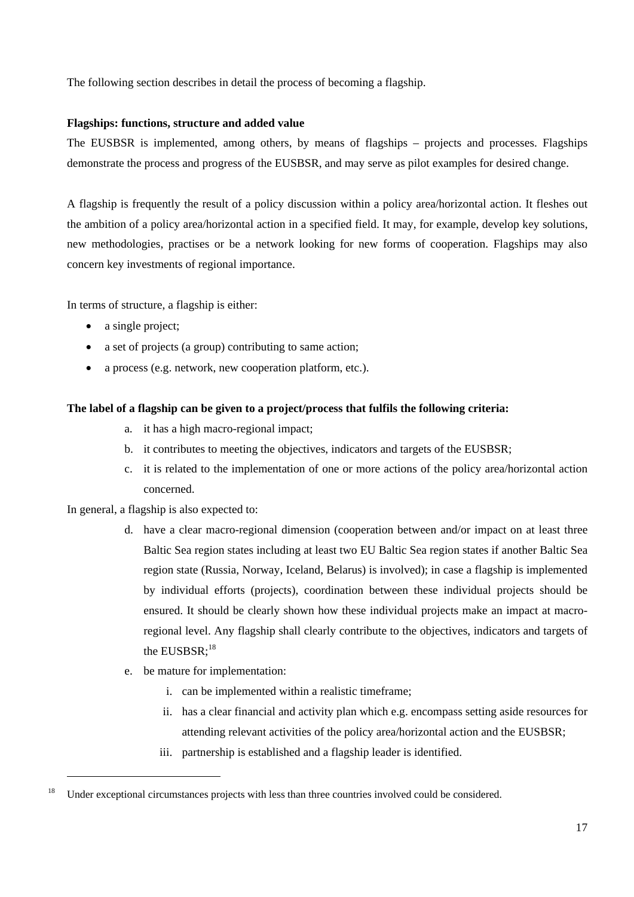The following section describes in detail the process of becoming a flagship.

**Flagships: functions, structure and added value**

The EUSBSR is implemented, among others, by means of flagships – projects and processes. Flagships demonstrate the process and progress of the EUSBSR, and may serve as pilot examples for desired change.

A flagship is frequently the result of a policy discussion within a policy area/horizontal action. It fleshes out the ambition of a policy area/horizontal action in a specified field. It may, for example, develop key solutions, new methodologies, practises or be a network looking for new forms of cooperation. Flagships may also concern key investments of regional importance.

In terms of structure, a flagship is either:

- a single project;
- a set of projects (a group) contributing to same action;
- a process (e.g. network, new cooperation platform, etc.).

**The label of a flagship can be given to a project/process that fulfils the following criteria:**

a. it has a high macro-regional impact;
b. it contributes to meeting the objectives, indicators and targets of the EUSBSR;
c. it is related to the implementation of one or more actions of the policy area/horizontal action concerned.

In general, a flagship is also expected to:

d. have a clear macro-regional dimension (cooperation between and/or impact on at least three Baltic Sea region states including at least two EU Baltic Sea region states if another Baltic Sea region state (Russia, Norway, Iceland, Belarus) is involved); in case a flagship is implemented by individual efforts (projects), coordination between these individual projects should be ensured. It should be clearly shown how these individual projects make an impact at macro-regional level. Any flagship shall clearly contribute to the objectives, indicators and targets of the EUSBSR;[18]
e. be mature for implementation:
    i. can be implemented within a realistic timeframe;
    ii. has a clear financial and activity plan which e.g. encompass setting aside resources for attending relevant activities of the policy area/horizontal action and the EUSBSR;
    iii. partnership is established and a flagship leader is identified.

[18] Under exceptional circumstances projects with less than three countries involved could be considered.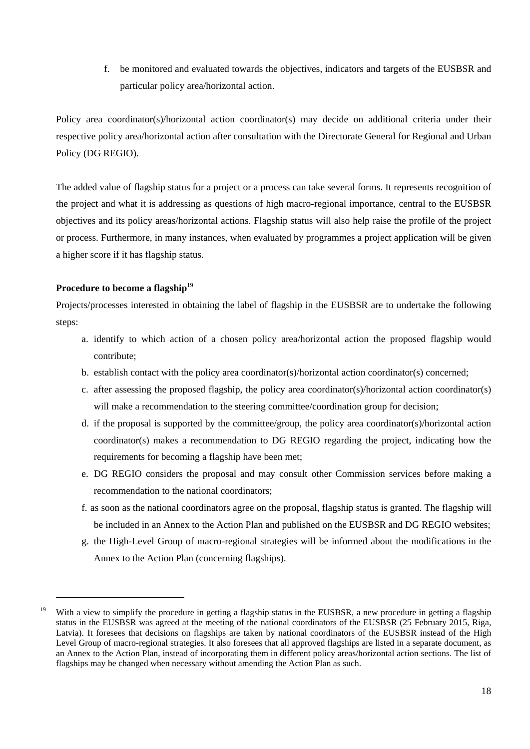f. be monitored and evaluated towards the objectives, indicators and targets of the EUSBSR and particular policy area/horizontal action.

Policy area coordinator(s)/horizontal action coordinator(s) may decide on additional criteria under their respective policy area/horizontal action after consultation with the Directorate General for Regional and Urban Policy (DG REGIO).

The added value of flagship status for a project or a process can take several forms. It represents recognition of the project and what it is addressing as questions of high macro-regional importance, central to the EUSBSR objectives and its policy areas/horizontal actions. Flagship status will also help raise the profile of the project or process. Furthermore, in many instances, when evaluated by programmes a project application will be given a higher score if it has flagship status.

**Procedure to become a flagship**[19]

Projects/processes interested in obtaining the label of flagship in the EUSBSR are to undertake the following steps:

a. identify to which action of a chosen policy area/horizontal action the proposed flagship would contribute;
b. establish contact with the policy area coordinator(s)/horizontal action coordinator(s) concerned;
c. after assessing the proposed flagship, the policy area coordinator(s)/horizontal action coordinator(s) will make a recommendation to the steering committee/coordination group for decision;
d. if the proposal is supported by the committee/group, the policy area coordinator(s)/horizontal action coordinator(s) makes a recommendation to DG REGIO regarding the project, indicating how the requirements for becoming a flagship have been met;
e. DG REGIO considers the proposal and may consult other Commission services before making a recommendation to the national coordinators;
f. as soon as the national coordinators agree on the proposal, flagship status is granted. The flagship will be included in an Annex to the Action Plan and published on the EUSBSR and DG REGIO websites;
g. the High-Level Group of macro-regional strategies will be informed about the modifications in the Annex to the Action Plan (concerning flagships).

---

[19] With a view to simplify the procedure in getting a flagship status in the EUSBSR, a new procedure in getting a flagship status in the EUSBSR was agreed at the meeting of the national coordinators of the EUSBSR (25 February 2015, Riga, Latvia). It foresees that decisions on flagships are taken by national coordinators of the EUSBSR instead of the High Level Group of macro-regional strategies. It also foresees that all approved flagships are listed in a separate document, as an Annex to the Action Plan, instead of incorporating them in different policy areas/horizontal action sections. The list of flagships may be changed when necessary without amending the Action Plan as such.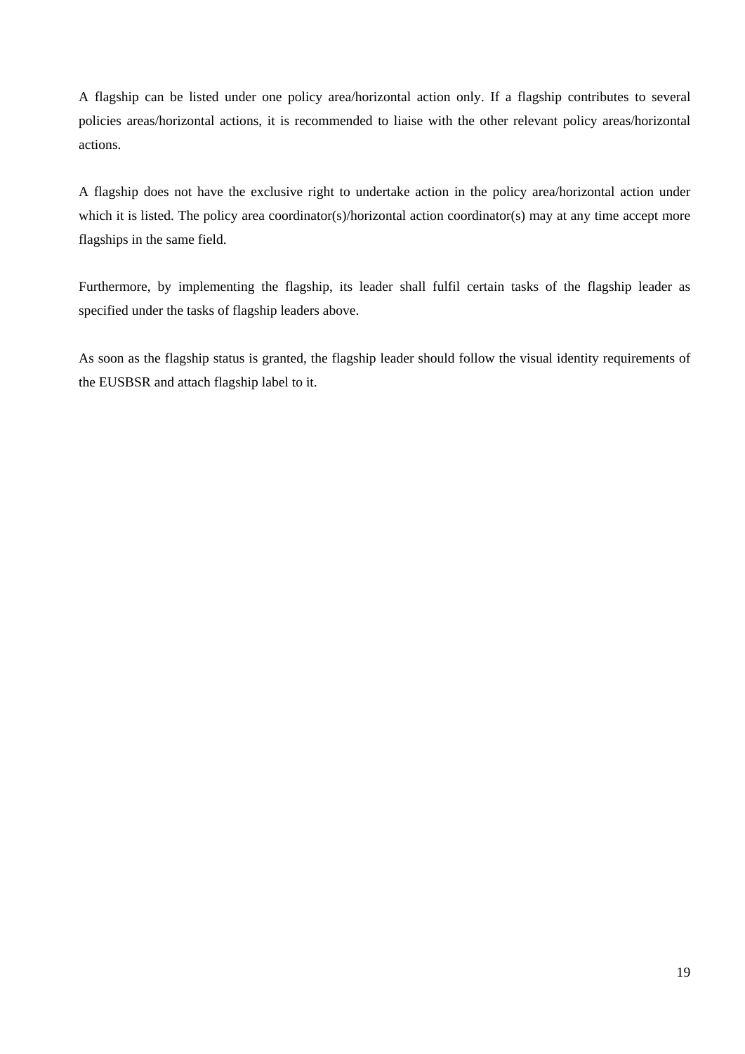A flagship can be listed under one policy area/horizontal action only. If a flagship contributes to several policies areas/horizontal actions, it is recommended to liaise with the other relevant policy areas/horizontal actions.

A flagship does not have the exclusive right to undertake action in the policy area/horizontal action under which it is listed. The policy area coordinator(s)/horizontal action coordinator(s) may at any time accept more flagships in the same field.

Furthermore, by implementing the flagship, its leader shall fulfil certain tasks of the flagship leader as specified under the tasks of flagship leaders above.

As soon as the flagship status is granted, the flagship leader should follow the visual identity requirements of the EUSBSR and attach flagship label to it.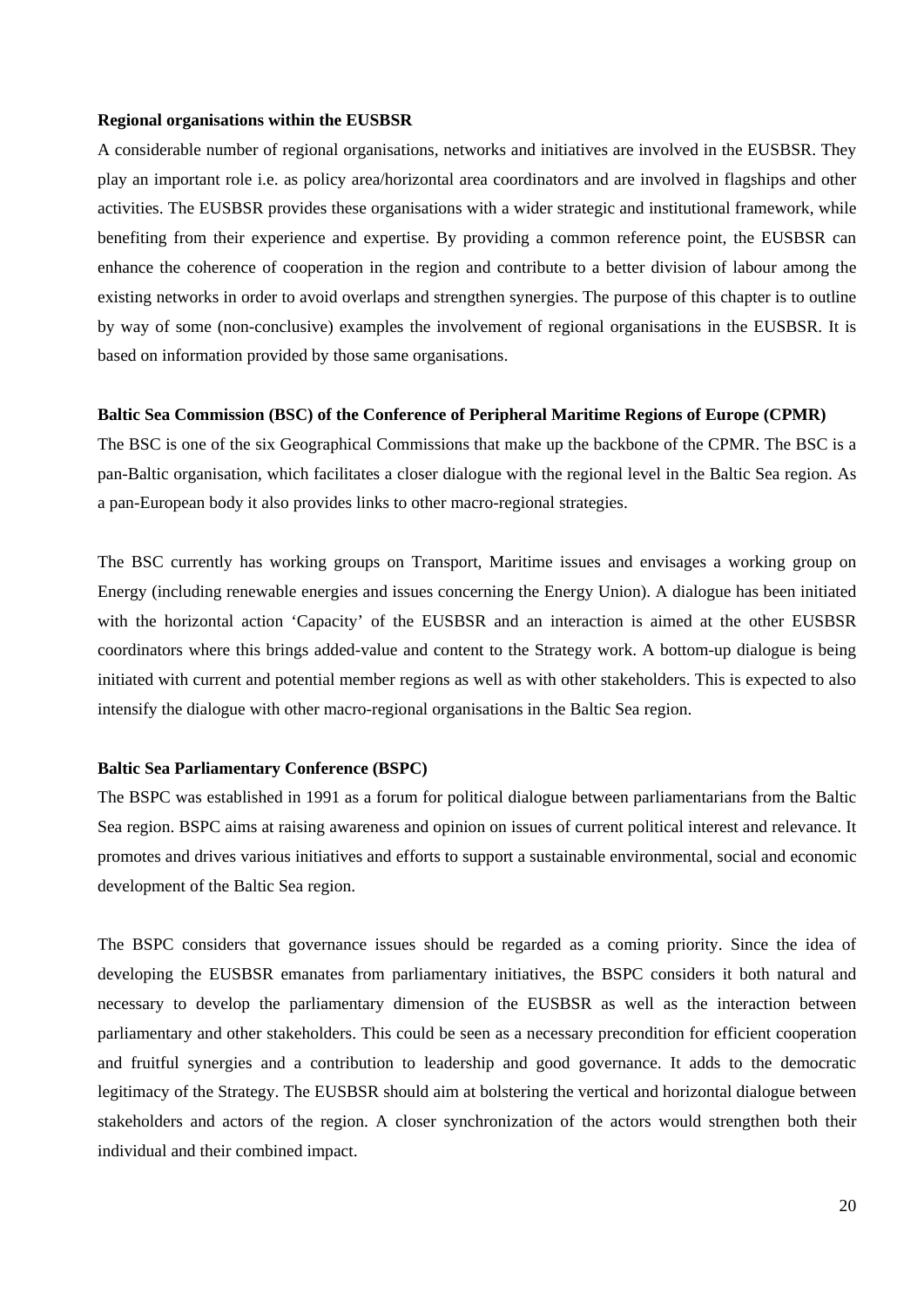**Regional organisations within the EUSBSR**

A considerable number of regional organisations, networks and initiatives are involved in the EUSBSR. They play an important role i.e. as policy area/horizontal area coordinators and are involved in flagships and other activities. The EUSBSR provides these organisations with a wider strategic and institutional framework, while benefiting from their experience and expertise. By providing a common reference point, the EUSBSR can enhance the coherence of cooperation in the region and contribute to a better division of labour among the existing networks in order to avoid overlaps and strengthen synergies. The purpose of this chapter is to outline by way of some (non-conclusive) examples the involvement of regional organisations in the EUSBSR. It is based on information provided by those same organisations.

**Baltic Sea Commission (BSC) of the Conference of Peripheral Maritime Regions of Europe (CPMR)**

The BSC is one of the six Geographical Commissions that make up the backbone of the CPMR. The BSC is a pan-Baltic organisation, which facilitates a closer dialogue with the regional level in the Baltic Sea region. As a pan-European body it also provides links to other macro-regional strategies.

The BSC currently has working groups on Transport, Maritime issues and envisages a working group on Energy (including renewable energies and issues concerning the Energy Union). A dialogue has been initiated with the horizontal action 'Capacity' of the EUSBSR and an interaction is aimed at the other EUSBSR coordinators where this brings added-value and content to the Strategy work. A bottom-up dialogue is being initiated with current and potential member regions as well as with other stakeholders. This is expected to also intensify the dialogue with other macro-regional organisations in the Baltic Sea region.

**Baltic Sea Parliamentary Conference (BSPC)**

The BSPC was established in 1991 as a forum for political dialogue between parliamentarians from the Baltic Sea region. BSPC aims at raising awareness and opinion on issues of current political interest and relevance. It promotes and drives various initiatives and efforts to support a sustainable environmental, social and economic development of the Baltic Sea region.

The BSPC considers that governance issues should be regarded as a coming priority. Since the idea of developing the EUSBSR emanates from parliamentary initiatives, the BSPC considers it both natural and necessary to develop the parliamentary dimension of the EUSBSR as well as the interaction between parliamentary and other stakeholders. This could be seen as a necessary precondition for efficient cooperation and fruitful synergies and a contribution to leadership and good governance. It adds to the democratic legitimacy of the Strategy. The EUSBSR should aim at bolstering the vertical and horizontal dialogue between stakeholders and actors of the region. A closer synchronization of the actors would strengthen both their individual and their combined impact.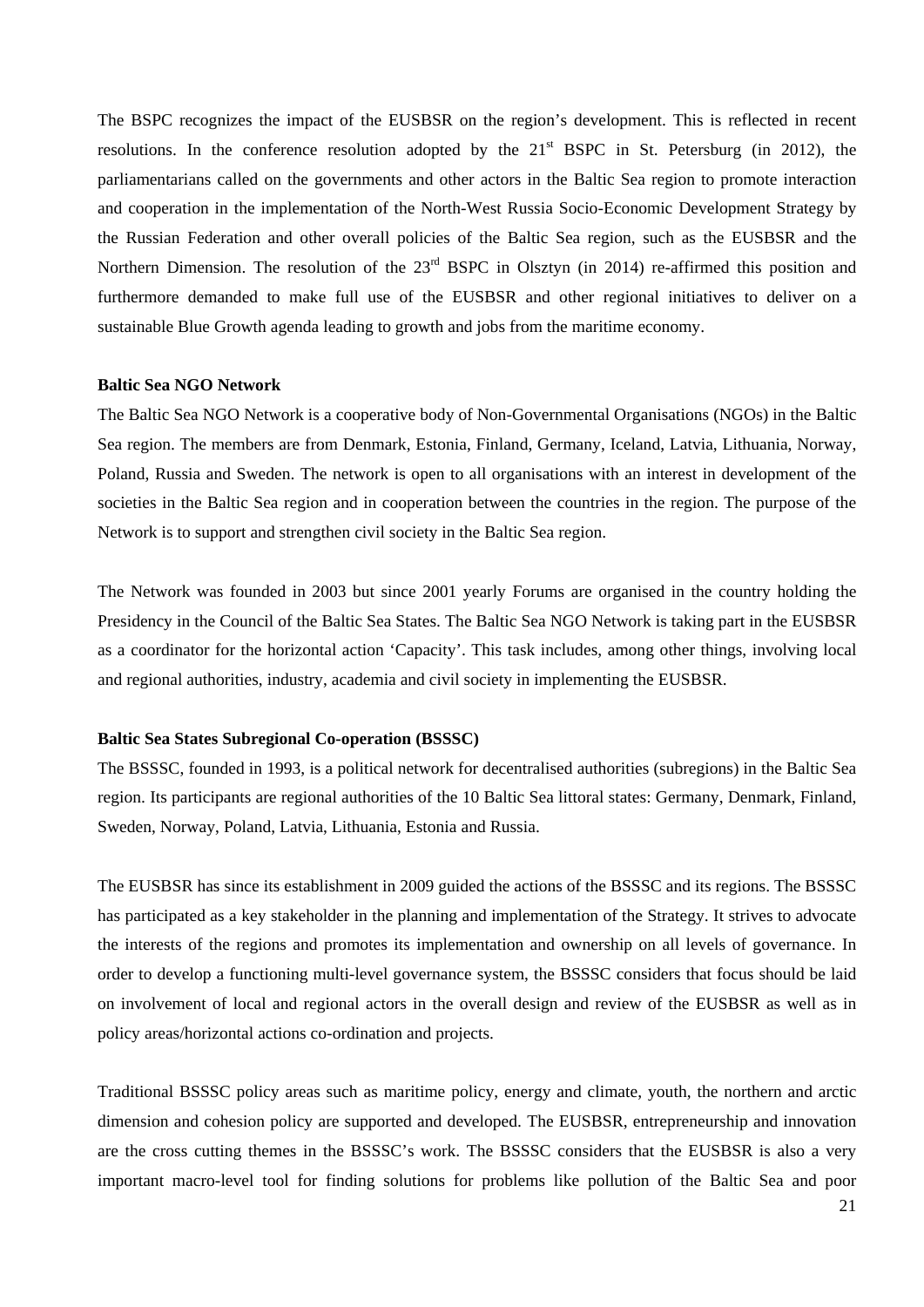The BSPC recognizes the impact of the EUSBSR on the region's development. This is reflected in recent resolutions. In the conference resolution adopted by the 21st BSPC in St. Petersburg (in 2012), the parliamentarians called on the governments and other actors in the Baltic Sea region to promote interaction and cooperation in the implementation of the North-West Russia Socio-Economic Development Strategy by the Russian Federation and other overall policies of the Baltic Sea region, such as the EUSBSR and the Northern Dimension. The resolution of the 23rd BSPC in Olsztyn (in 2014) re-affirmed this position and furthermore demanded to make full use of the EUSBSR and other regional initiatives to deliver on a sustainable Blue Growth agenda leading to growth and jobs from the maritime economy.

**Baltic Sea NGO Network**

The Baltic Sea NGO Network is a cooperative body of Non-Governmental Organisations (NGOs) in the Baltic Sea region. The members are from Denmark, Estonia, Finland, Germany, Iceland, Latvia, Lithuania, Norway, Poland, Russia and Sweden. The network is open to all organisations with an interest in development of the societies in the Baltic Sea region and in cooperation between the countries in the region. The purpose of the Network is to support and strengthen civil society in the Baltic Sea region.

The Network was founded in 2003 but since 2001 yearly Forums are organised in the country holding the Presidency in the Council of the Baltic Sea States. The Baltic Sea NGO Network is taking part in the EUSBSR as a coordinator for the horizontal action 'Capacity'. This task includes, among other things, involving local and regional authorities, industry, academia and civil society in implementing the EUSBSR.

**Baltic Sea States Subregional Co-operation (BSSSC)**

The BSSSC, founded in 1993, is a political network for decentralised authorities (subregions) in the Baltic Sea region. Its participants are regional authorities of the 10 Baltic Sea littoral states: Germany, Denmark, Finland, Sweden, Norway, Poland, Latvia, Lithuania, Estonia and Russia.

The EUSBSR has since its establishment in 2009 guided the actions of the BSSSC and its regions. The BSSSC has participated as a key stakeholder in the planning and implementation of the Strategy. It strives to advocate the interests of the regions and promotes its implementation and ownership on all levels of governance. In order to develop a functioning multi-level governance system, the BSSSC considers that focus should be laid on involvement of local and regional actors in the overall design and review of the EUSBSR as well as in policy areas/horizontal actions co-ordination and projects.

Traditional BSSSC policy areas such as maritime policy, energy and climate, youth, the northern and arctic dimension and cohesion policy are supported and developed. The EUSBSR, entrepreneurship and innovation are the cross cutting themes in the BSSSC's work. The BSSSC considers that the EUSBSR is also a very important macro-level tool for finding solutions for problems like pollution of the Baltic Sea and poor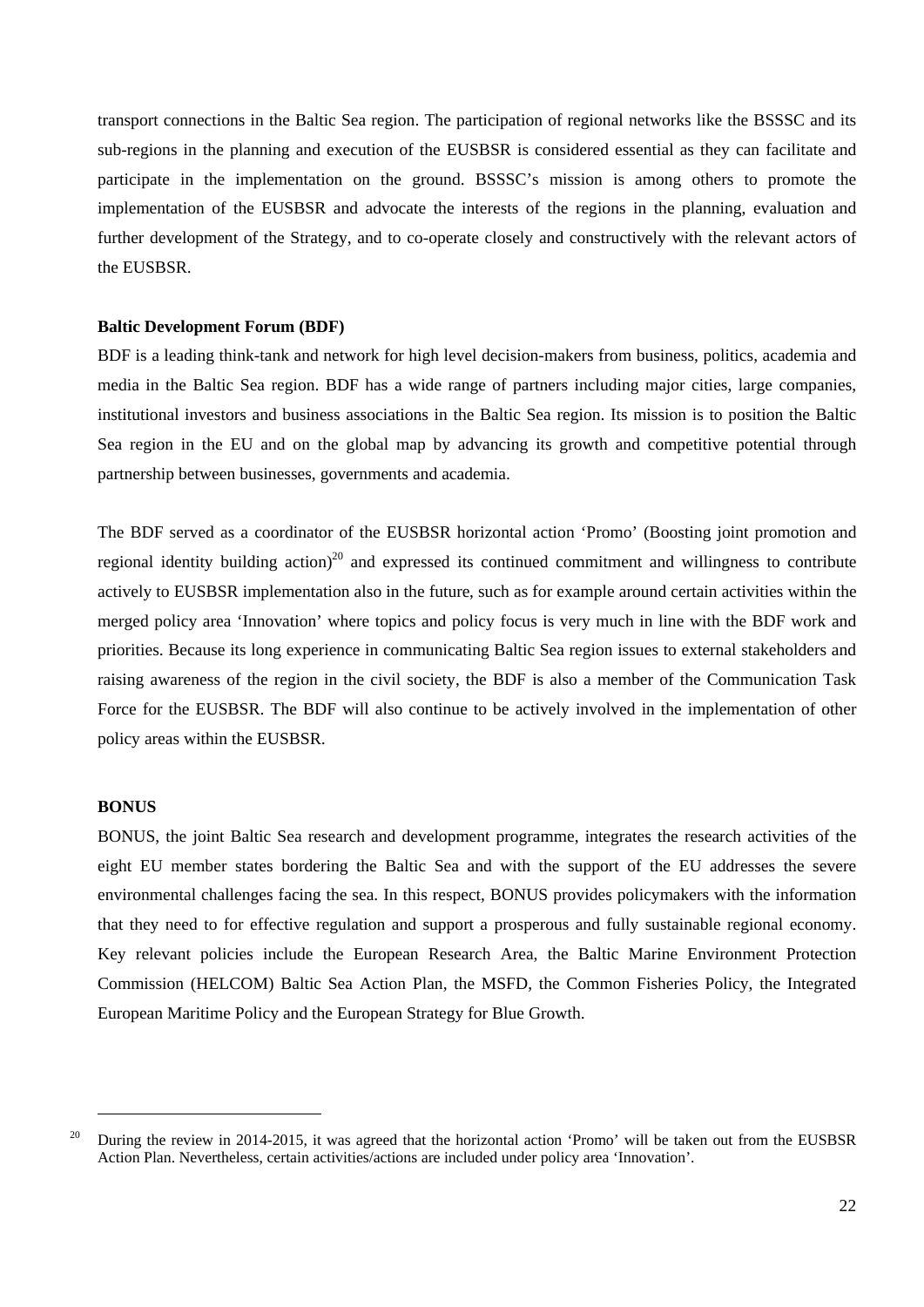transport connections in the Baltic Sea region. The participation of regional networks like the BSSSC and its sub-regions in the planning and execution of the EUSBSR is considered essential as they can facilitate and participate in the implementation on the ground. BSSSC's mission is among others to promote the implementation of the EUSBSR and advocate the interests of the regions in the planning, evaluation and further development of the Strategy, and to co-operate closely and constructively with the relevant actors of the EUSBSR.

**Baltic Development Forum (BDF)**

BDF is a leading think-tank and network for high level decision-makers from business, politics, academia and media in the Baltic Sea region. BDF has a wide range of partners including major cities, large companies, institutional investors and business associations in the Baltic Sea region. Its mission is to position the Baltic Sea region in the EU and on the global map by advancing its growth and competitive potential through partnership between businesses, governments and academia.

The BDF served as a coordinator of the EUSBSR horizontal action 'Promo' (Boosting joint promotion and regional identity building action)[20] and expressed its continued commitment and willingness to contribute actively to EUSBSR implementation also in the future, such as for example around certain activities within the merged policy area 'Innovation' where topics and policy focus is very much in line with the BDF work and priorities. Because its long experience in communicating Baltic Sea region issues to external stakeholders and raising awareness of the region in the civil society, the BDF is also a member of the Communication Task Force for the EUSBSR. The BDF will also continue to be actively involved in the implementation of other policy areas within the EUSBSR.

**BONUS**

BONUS, the joint Baltic Sea research and development programme, integrates the research activities of the eight EU member states bordering the Baltic Sea and with the support of the EU addresses the severe environmental challenges facing the sea. In this respect, BONUS provides policymakers with the information that they need to for effective regulation and support a prosperous and fully sustainable regional economy. Key relevant policies include the European Research Area, the Baltic Marine Environment Protection Commission (HELCOM) Baltic Sea Action Plan, the MSFD, the Common Fisheries Policy, the Integrated European Maritime Policy and the European Strategy for Blue Growth.

---

[20] During the review in 2014-2015, it was agreed that the horizontal action 'Promo' will be taken out from the EUSBSR Action Plan. Nevertheless, certain activities/actions are included under policy area 'Innovation'.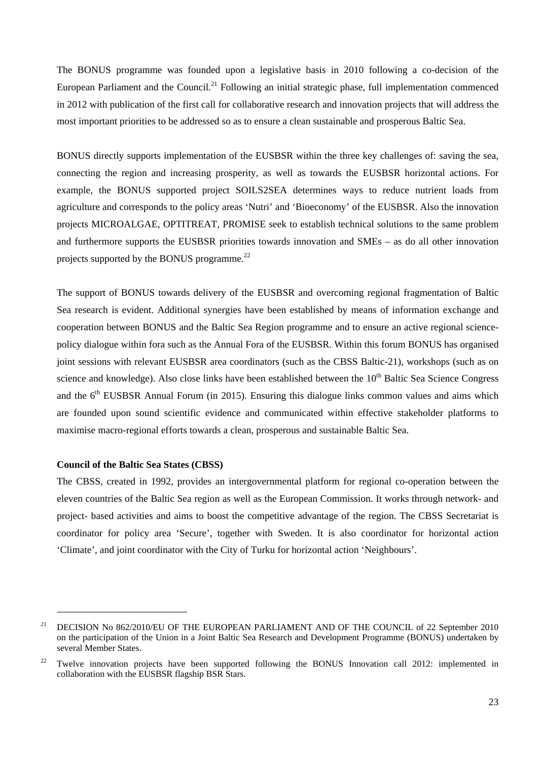The BONUS programme was founded upon a legislative basis in 2010 following a co-decision of the European Parliament and the Council.[21] Following an initial strategic phase, full implementation commenced in 2012 with publication of the first call for collaborative research and innovation projects that will address the most important priorities to be addressed so as to ensure a clean sustainable and prosperous Baltic Sea.

BONUS directly supports implementation of the EUSBSR within the three key challenges of: saving the sea, connecting the region and increasing prosperity, as well as towards the EUSBSR horizontal actions. For example, the BONUS supported project SOILS2SEA determines ways to reduce nutrient loads from agriculture and corresponds to the policy areas 'Nutri' and 'Bioeconomy' of the EUSBSR. Also the innovation projects MICROALGAE, OPTITREAT, PROMISE seek to establish technical solutions to the same problem and furthermore supports the EUSBSR priorities towards innovation and SMEs – as do all other innovation projects supported by the BONUS programme.[22]

The support of BONUS towards delivery of the EUSBSR and overcoming regional fragmentation of Baltic Sea research is evident. Additional synergies have been established by means of information exchange and cooperation between BONUS and the Baltic Sea Region programme and to ensure an active regional science-policy dialogue within fora such as the Annual Fora of the EUSBSR. Within this forum BONUS has organised joint sessions with relevant EUSBSR area coordinators (such as the CBSS Baltic-21), workshops (such as on science and knowledge). Also close links have been established between the 10th Baltic Sea Science Congress and the 6th EUSBSR Annual Forum (in 2015). Ensuring this dialogue links common values and aims which are founded upon sound scientific evidence and communicated within effective stakeholder platforms to maximise macro-regional efforts towards a clean, prosperous and sustainable Baltic Sea.

**Council of the Baltic Sea States (CBSS)**

The CBSS, created in 1992, provides an intergovernmental platform for regional co-operation between the eleven countries of the Baltic Sea region as well as the European Commission. It works through network- and project- based activities and aims to boost the competitive advantage of the region. The CBSS Secretariat is coordinator for policy area 'Secure', together with Sweden. It is also coordinator for horizontal action 'Climate', and joint coordinator with the City of Turku for horizontal action 'Neighbours'.

---

[21] DECISION No 862/2010/EU OF THE EUROPEAN PARLIAMENT AND OF THE COUNCIL of 22 September 2010 on the participation of the Union in a Joint Baltic Sea Research and Development Programme (BONUS) undertaken by several Member States.

[22] Twelve innovation projects have been supported following the BONUS Innovation call 2012: implemented in collaboration with the EUSBSR flagship BSR Stars.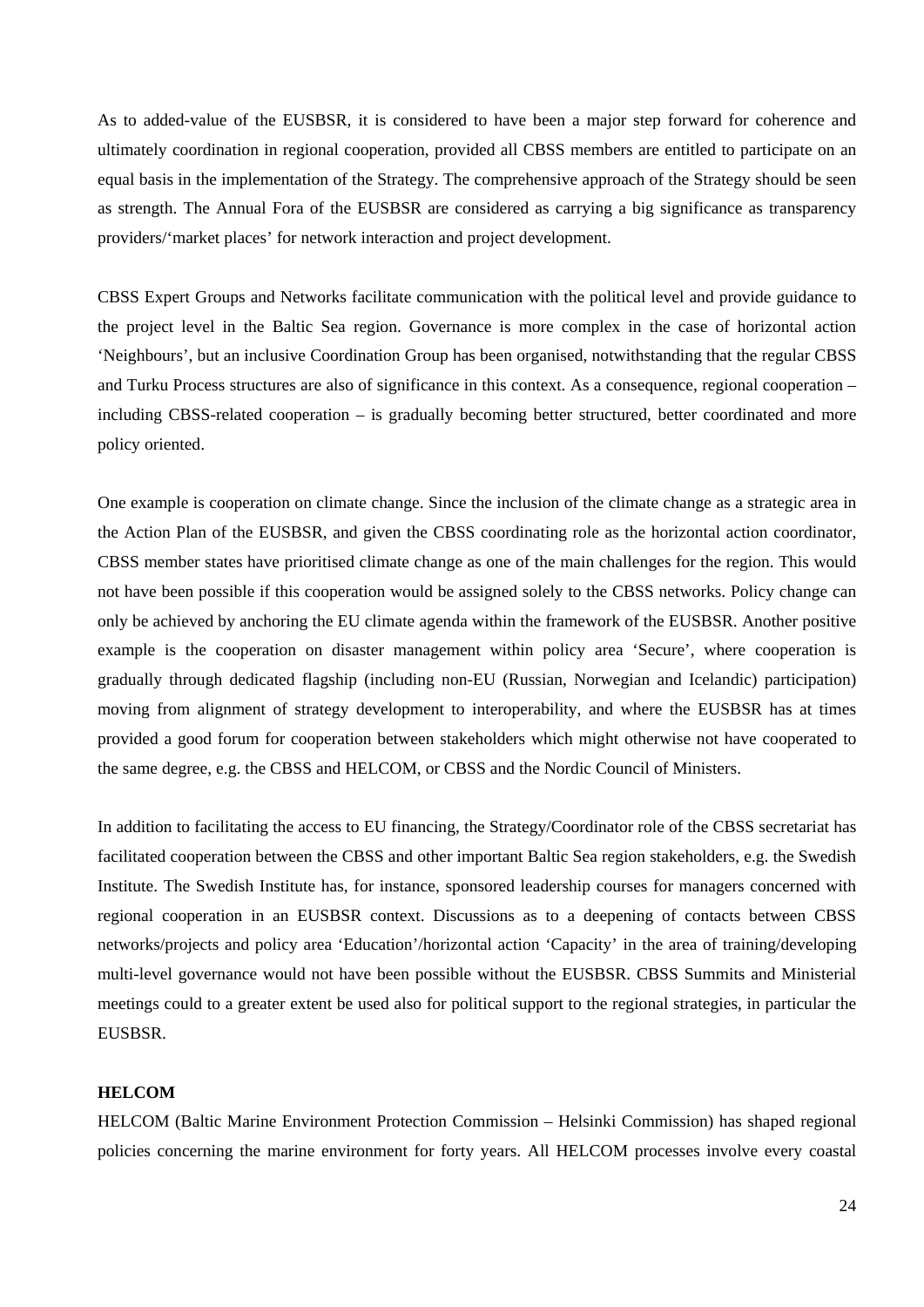As to added-value of the EUSBSR, it is considered to have been a major step forward for coherence and ultimately coordination in regional cooperation, provided all CBSS members are entitled to participate on an equal basis in the implementation of the Strategy. The comprehensive approach of the Strategy should be seen as strength. The Annual Fora of the EUSBSR are considered as carrying a big significance as transparency providers/'market places' for network interaction and project development.

CBSS Expert Groups and Networks facilitate communication with the political level and provide guidance to the project level in the Baltic Sea region. Governance is more complex in the case of horizontal action 'Neighbours', but an inclusive Coordination Group has been organised, notwithstanding that the regular CBSS and Turku Process structures are also of significance in this context. As a consequence, regional cooperation – including CBSS-related cooperation – is gradually becoming better structured, better coordinated and more policy oriented.

One example is cooperation on climate change. Since the inclusion of the climate change as a strategic area in the Action Plan of the EUSBSR, and given the CBSS coordinating role as the horizontal action coordinator, CBSS member states have prioritised climate change as one of the main challenges for the region. This would not have been possible if this cooperation would be assigned solely to the CBSS networks. Policy change can only be achieved by anchoring the EU climate agenda within the framework of the EUSBSR. Another positive example is the cooperation on disaster management within policy area 'Secure', where cooperation is gradually through dedicated flagship (including non-EU (Russian, Norwegian and Icelandic) participation) moving from alignment of strategy development to interoperability, and where the EUSBSR has at times provided a good forum for cooperation between stakeholders which might otherwise not have cooperated to the same degree, e.g. the CBSS and HELCOM, or CBSS and the Nordic Council of Ministers.

In addition to facilitating the access to EU financing, the Strategy/Coordinator role of the CBSS secretariat has facilitated cooperation between the CBSS and other important Baltic Sea region stakeholders, e.g. the Swedish Institute. The Swedish Institute has, for instance, sponsored leadership courses for managers concerned with regional cooperation in an EUSBSR context. Discussions as to a deepening of contacts between CBSS networks/projects and policy area 'Education'/horizontal action 'Capacity' in the area of training/developing multi-level governance would not have been possible without the EUSBSR. CBSS Summits and Ministerial meetings could to a greater extent be used also for political support to the regional strategies, in particular the EUSBSR.

**HELCOM**

HELCOM (Baltic Marine Environment Protection Commission – Helsinki Commission) has shaped regional policies concerning the marine environment for forty years. All HELCOM processes involve every coastal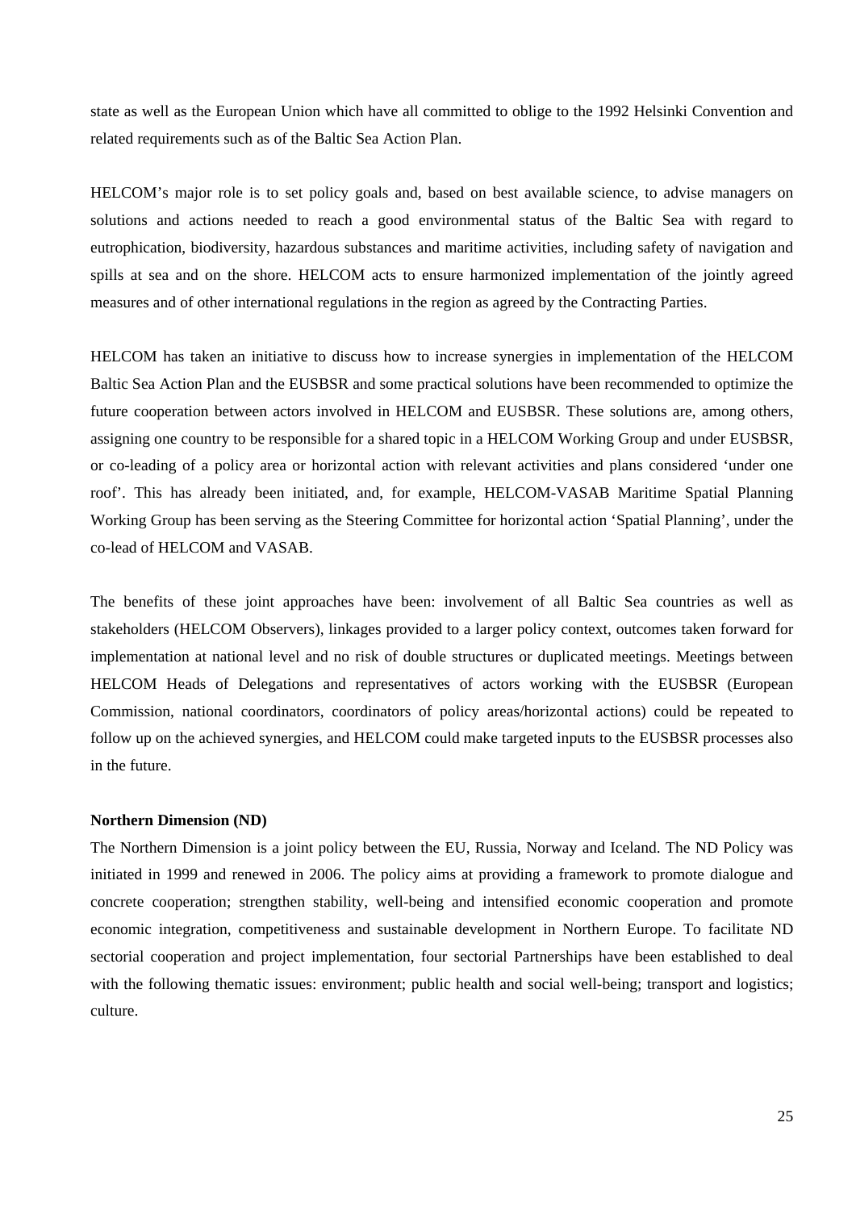state as well as the European Union which have all committed to oblige to the 1992 Helsinki Convention and related requirements such as of the Baltic Sea Action Plan.

HELCOM's major role is to set policy goals and, based on best available science, to advise managers on solutions and actions needed to reach a good environmental status of the Baltic Sea with regard to eutrophication, biodiversity, hazardous substances and maritime activities, including safety of navigation and spills at sea and on the shore. HELCOM acts to ensure harmonized implementation of the jointly agreed measures and of other international regulations in the region as agreed by the Contracting Parties.

HELCOM has taken an initiative to discuss how to increase synergies in implementation of the HELCOM Baltic Sea Action Plan and the EUSBSR and some practical solutions have been recommended to optimize the future cooperation between actors involved in HELCOM and EUSBSR. These solutions are, among others, assigning one country to be responsible for a shared topic in a HELCOM Working Group and under EUSBSR, or co-leading of a policy area or horizontal action with relevant activities and plans considered 'under one roof'. This has already been initiated, and, for example, HELCOM-VASAB Maritime Spatial Planning Working Group has been serving as the Steering Committee for horizontal action 'Spatial Planning', under the co-lead of HELCOM and VASAB.

The benefits of these joint approaches have been: involvement of all Baltic Sea countries as well as stakeholders (HELCOM Observers), linkages provided to a larger policy context, outcomes taken forward for implementation at national level and no risk of double structures or duplicated meetings. Meetings between HELCOM Heads of Delegations and representatives of actors working with the EUSBSR (European Commission, national coordinators, coordinators of policy areas/horizontal actions) could be repeated to follow up on the achieved synergies, and HELCOM could make targeted inputs to the EUSBSR processes also in the future.

**Northern Dimension (ND)**

The Northern Dimension is a joint policy between the EU, Russia, Norway and Iceland. The ND Policy was initiated in 1999 and renewed in 2006. The policy aims at providing a framework to promote dialogue and concrete cooperation; strengthen stability, well-being and intensified economic cooperation and promote economic integration, competitiveness and sustainable development in Northern Europe. To facilitate ND sectorial cooperation and project implementation, four sectorial Partnerships have been established to deal with the following thematic issues: environment; public health and social well-being; transport and logistics; culture.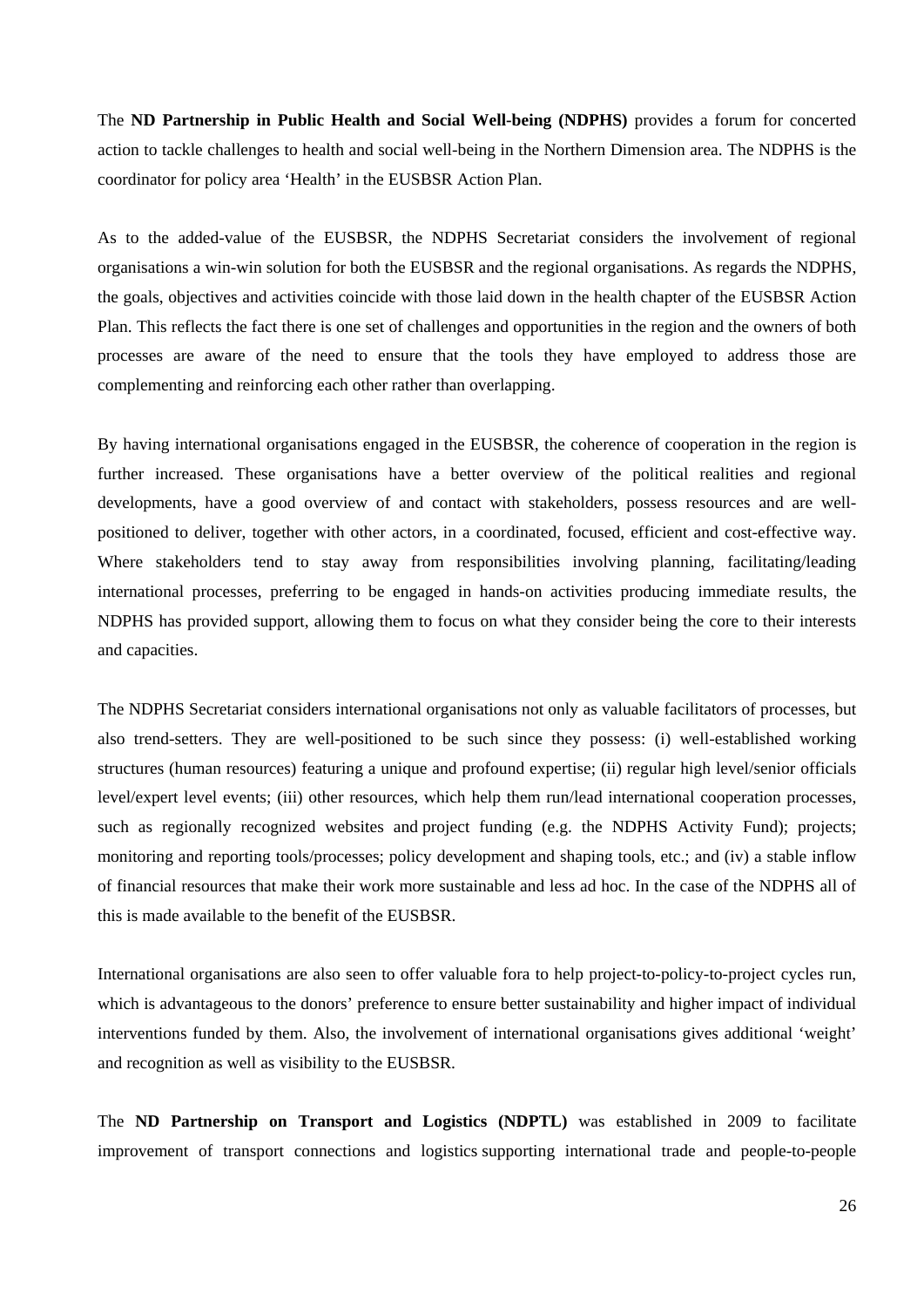The **ND Partnership in Public Health and Social Well-being (NDPHS)** provides a forum for concerted action to tackle challenges to health and social well-being in the Northern Dimension area. The NDPHS is the coordinator for policy area 'Health' in the EUSBSR Action Plan.

As to the added-value of the EUSBSR, the NDPHS Secretariat considers the involvement of regional organisations a win-win solution for both the EUSBSR and the regional organisations. As regards the NDPHS, the goals, objectives and activities coincide with those laid down in the health chapter of the EUSBSR Action Plan. This reflects the fact there is one set of challenges and opportunities in the region and the owners of both processes are aware of the need to ensure that the tools they have employed to address those are complementing and reinforcing each other rather than overlapping.

By having international organisations engaged in the EUSBSR, the coherence of cooperation in the region is further increased. These organisations have a better overview of the political realities and regional developments, have a good overview of and contact with stakeholders, possess resources and are well-positioned to deliver, together with other actors, in a coordinated, focused, efficient and cost-effective way. Where stakeholders tend to stay away from responsibilities involving planning, facilitating/leading international processes, preferring to be engaged in hands-on activities producing immediate results, the NDPHS has provided support, allowing them to focus on what they consider being the core to their interests and capacities.

The NDPHS Secretariat considers international organisations not only as valuable facilitators of processes, but also trend-setters. They are well-positioned to be such since they possess: (i) well-established working structures (human resources) featuring a unique and profound expertise; (ii) regular high level/senior officials level/expert level events; (iii) other resources, which help them run/lead international cooperation processes, such as regionally recognized websites and project funding (e.g. the NDPHS Activity Fund); projects; monitoring and reporting tools/processes; policy development and shaping tools, etc.; and (iv) a stable inflow of financial resources that make their work more sustainable and less ad hoc. In the case of the NDPHS all of this is made available to the benefit of the EUSBSR.

International organisations are also seen to offer valuable fora to help project-to-policy-to-project cycles run, which is advantageous to the donors' preference to ensure better sustainability and higher impact of individual interventions funded by them. Also, the involvement of international organisations gives additional 'weight' and recognition as well as visibility to the EUSBSR.

The **ND Partnership on Transport and Logistics (NDPTL)** was established in 2009 to facilitate improvement of transport connections and logistics supporting international trade and people-to-people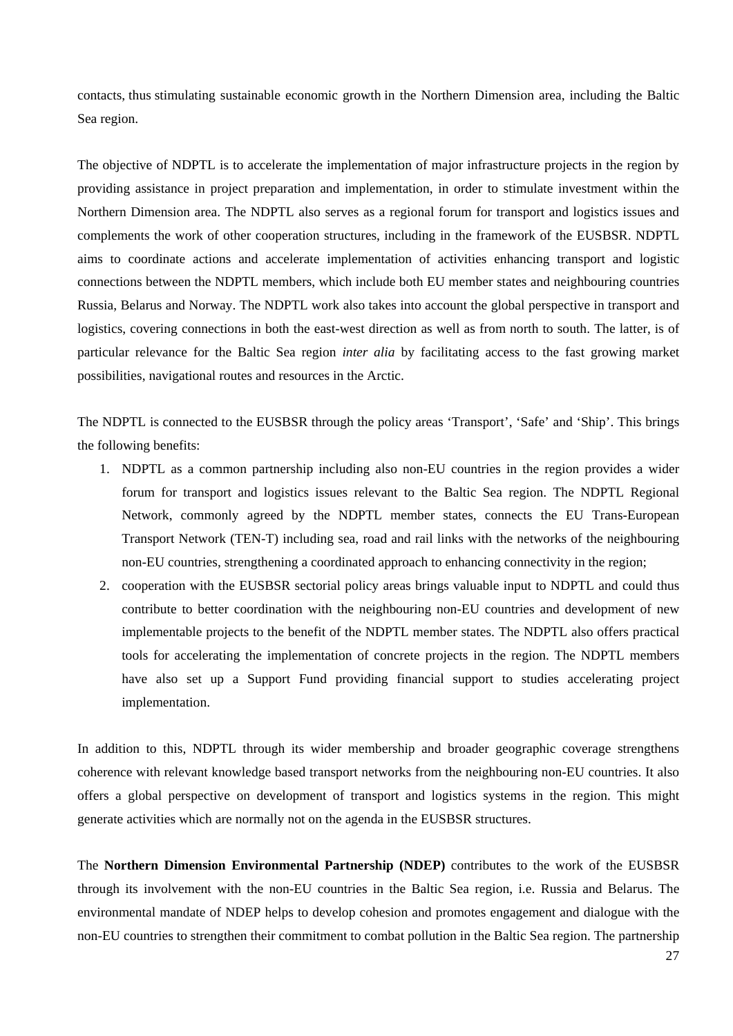contacts, thus stimulating sustainable economic growth in the Northern Dimension area, including the Baltic Sea region.

The objective of NDPTL is to accelerate the implementation of major infrastructure projects in the region by providing assistance in project preparation and implementation, in order to stimulate investment within the Northern Dimension area. The NDPTL also serves as a regional forum for transport and logistics issues and complements the work of other cooperation structures, including in the framework of the EUSBSR. NDPTL aims to coordinate actions and accelerate implementation of activities enhancing transport and logistic connections between the NDPTL members, which include both EU member states and neighbouring countries Russia, Belarus and Norway. The NDPTL work also takes into account the global perspective in transport and logistics, covering connections in both the east-west direction as well as from north to south. The latter, is of particular relevance for the Baltic Sea region *inter alia* by facilitating access to the fast growing market possibilities, navigational routes and resources in the Arctic.

The NDPTL is connected to the EUSBSR through the policy areas 'Transport', 'Safe' and 'Ship'. This brings the following benefits:

1. NDPTL as a common partnership including also non-EU countries in the region provides a wider forum for transport and logistics issues relevant to the Baltic Sea region. The NDPTL Regional Network, commonly agreed by the NDPTL member states, connects the EU Trans-European Transport Network (TEN-T) including sea, road and rail links with the networks of the neighbouring non-EU countries, strengthening a coordinated approach to enhancing connectivity in the region;
2. cooperation with the EUSBSR sectorial policy areas brings valuable input to NDPTL and could thus contribute to better coordination with the neighbouring non-EU countries and development of new implementable projects to the benefit of the NDPTL member states. The NDPTL also offers practical tools for accelerating the implementation of concrete projects in the region. The NDPTL members have also set up a Support Fund providing financial support to studies accelerating project implementation.

In addition to this, NDPTL through its wider membership and broader geographic coverage strengthens coherence with relevant knowledge based transport networks from the neighbouring non-EU countries. It also offers a global perspective on development of transport and logistics systems in the region. This might generate activities which are normally not on the agenda in the EUSBSR structures.

The **Northern Dimension Environmental Partnership (NDEP)** contributes to the work of the EUSBSR through its involvement with the non-EU countries in the Baltic Sea region, i.e. Russia and Belarus. The environmental mandate of NDEP helps to develop cohesion and promotes engagement and dialogue with the non-EU countries to strengthen their commitment to combat pollution in the Baltic Sea region. The partnership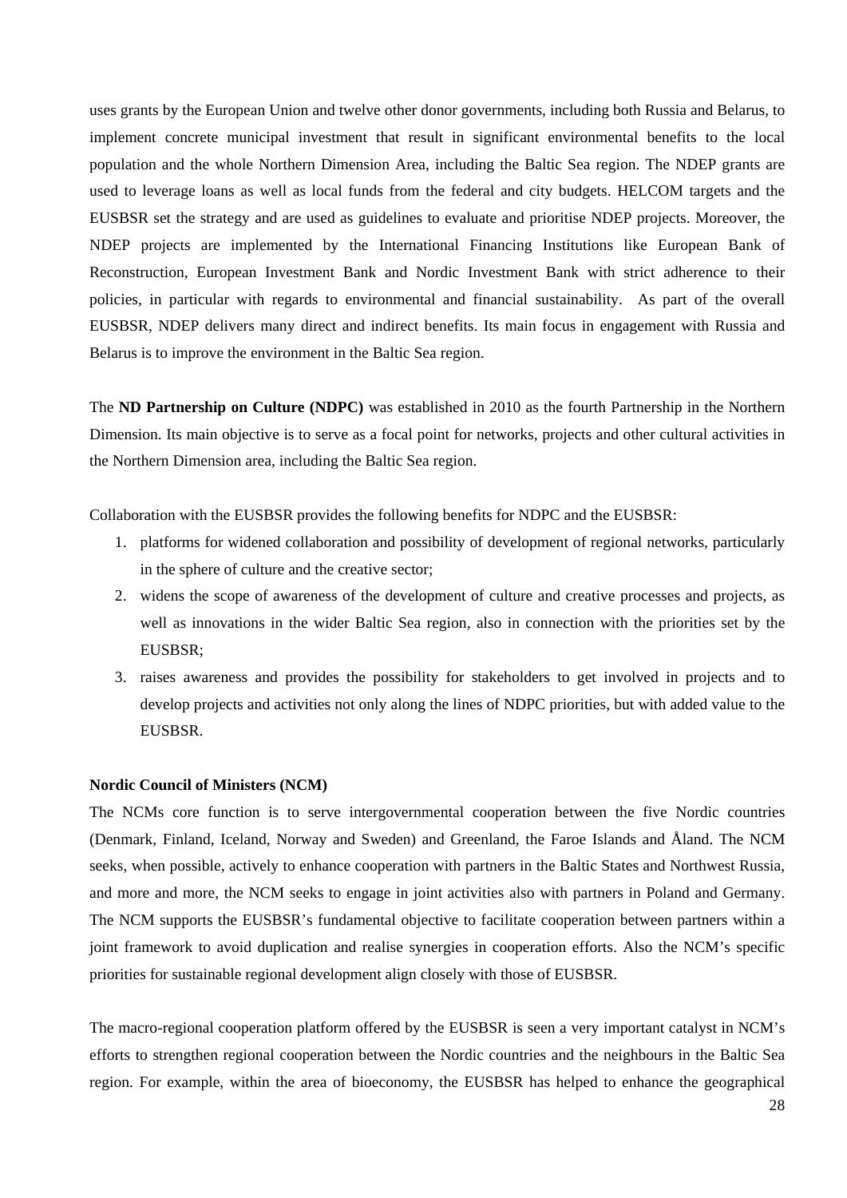uses grants by the European Union and twelve other donor governments, including both Russia and Belarus, to implement concrete municipal investment that result in significant environmental benefits to the local population and the whole Northern Dimension Area, including the Baltic Sea region. The NDEP grants are used to leverage loans as well as local funds from the federal and city budgets. HELCOM targets and the EUSBSR set the strategy and are used as guidelines to evaluate and prioritise NDEP projects. Moreover, the NDEP projects are implemented by the International Financing Institutions like European Bank of Reconstruction, European Investment Bank and Nordic Investment Bank with strict adherence to their policies, in particular with regards to environmental and financial sustainability. As part of the overall EUSBSR, NDEP delivers many direct and indirect benefits. Its main focus in engagement with Russia and Belarus is to improve the environment in the Baltic Sea region.

The **ND Partnership on Culture (NDPC)** was established in 2010 as the fourth Partnership in the Northern Dimension. Its main objective is to serve as a focal point for networks, projects and other cultural activities in the Northern Dimension area, including the Baltic Sea region.

Collaboration with the EUSBSR provides the following benefits for NDPC and the EUSBSR:

1. platforms for widened collaboration and possibility of development of regional networks, particularly in the sphere of culture and the creative sector;
2. widens the scope of awareness of the development of culture and creative processes and projects, as well as innovations in the wider Baltic Sea region, also in connection with the priorities set by the EUSBSR;
3. raises awareness and provides the possibility for stakeholders to get involved in projects and to develop projects and activities not only along the lines of NDPC priorities, but with added value to the EUSBSR.

**Nordic Council of Ministers (NCM)**

The NCMs core function is to serve intergovernmental cooperation between the five Nordic countries (Denmark, Finland, Iceland, Norway and Sweden) and Greenland, the Faroe Islands and Åland. The NCM seeks, when possible, actively to enhance cooperation with partners in the Baltic States and Northwest Russia, and more and more, the NCM seeks to engage in joint activities also with partners in Poland and Germany. The NCM supports the EUSBSR's fundamental objective to facilitate cooperation between partners within a joint framework to avoid duplication and realise synergies in cooperation efforts. Also the NCM's specific priorities for sustainable regional development align closely with those of EUSBSR.

The macro-regional cooperation platform offered by the EUSBSR is seen a very important catalyst in NCM's efforts to strengthen regional cooperation between the Nordic countries and the neighbours in the Baltic Sea region. For example, within the area of bioeconomy, the EUSBSR has helped to enhance the geographical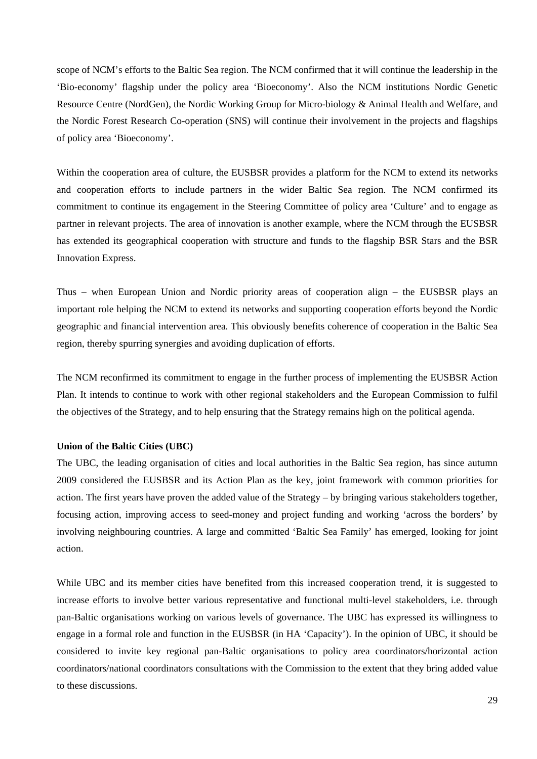scope of NCM's efforts to the Baltic Sea region. The NCM confirmed that it will continue the leadership in the 'Bio-economy' flagship under the policy area 'Bioeconomy'. Also the NCM institutions Nordic Genetic Resource Centre (NordGen), the Nordic Working Group for Micro-biology & Animal Health and Welfare, and the Nordic Forest Research Co-operation (SNS) will continue their involvement in the projects and flagships of policy area 'Bioeconomy'.

Within the cooperation area of culture, the EUSBSR provides a platform for the NCM to extend its networks and cooperation efforts to include partners in the wider Baltic Sea region. The NCM confirmed its commitment to continue its engagement in the Steering Committee of policy area 'Culture' and to engage as partner in relevant projects. The area of innovation is another example, where the NCM through the EUSBSR has extended its geographical cooperation with structure and funds to the flagship BSR Stars and the BSR Innovation Express.

Thus – when European Union and Nordic priority areas of cooperation align – the EUSBSR plays an important role helping the NCM to extend its networks and supporting cooperation efforts beyond the Nordic geographic and financial intervention area. This obviously benefits coherence of cooperation in the Baltic Sea region, thereby spurring synergies and avoiding duplication of efforts.

The NCM reconfirmed its commitment to engage in the further process of implementing the EUSBSR Action Plan. It intends to continue to work with other regional stakeholders and the European Commission to fulfil the objectives of the Strategy, and to help ensuring that the Strategy remains high on the political agenda.

**Union of the Baltic Cities (UBC)**

The UBC, the leading organisation of cities and local authorities in the Baltic Sea region, has since autumn 2009 considered the EUSBSR and its Action Plan as the key, joint framework with common priorities for action. The first years have proven the added value of the Strategy – by bringing various stakeholders together, focusing action, improving access to seed-money and project funding and working 'across the borders' by involving neighbouring countries. A large and committed 'Baltic Sea Family' has emerged, looking for joint action.

While UBC and its member cities have benefited from this increased cooperation trend, it is suggested to increase efforts to involve better various representative and functional multi-level stakeholders, i.e. through pan-Baltic organisations working on various levels of governance. The UBC has expressed its willingness to engage in a formal role and function in the EUSBSR (in HA 'Capacity'). In the opinion of UBC, it should be considered to invite key regional pan-Baltic organisations to policy area coordinators/horizontal action coordinators/national coordinators consultations with the Commission to the extent that they bring added value to these discussions.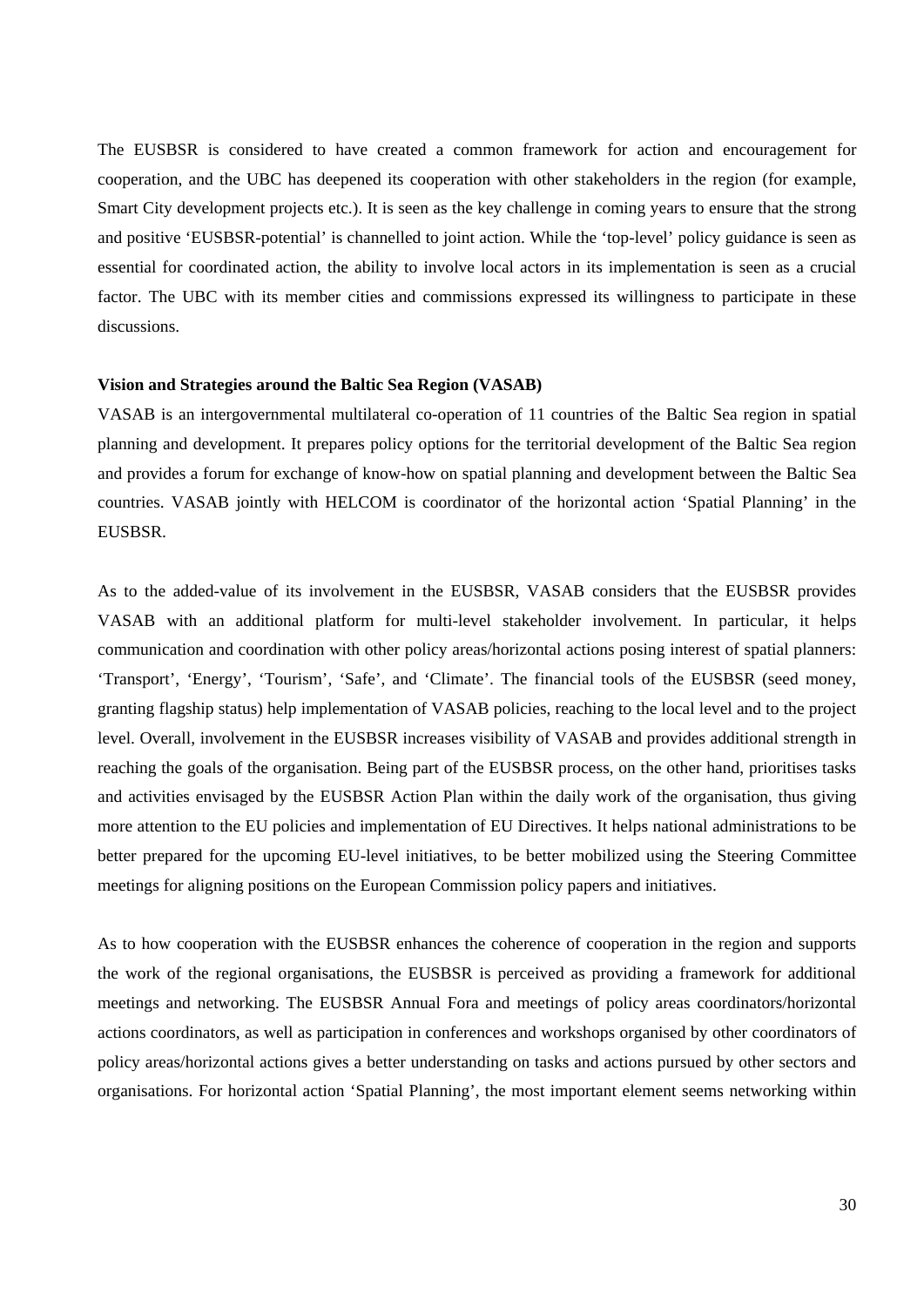The EUSBSR is considered to have created a common framework for action and encouragement for cooperation, and the UBC has deepened its cooperation with other stakeholders in the region (for example, Smart City development projects etc.). It is seen as the key challenge in coming years to ensure that the strong and positive 'EUSBSR-potential' is channelled to joint action. While the 'top-level' policy guidance is seen as essential for coordinated action, the ability to involve local actors in its implementation is seen as a crucial factor. The UBC with its member cities and commissions expressed its willingness to participate in these discussions.

**Vision and Strategies around the Baltic Sea Region (VASAB)**

VASAB is an intergovernmental multilateral co-operation of 11 countries of the Baltic Sea region in spatial planning and development. It prepares policy options for the territorial development of the Baltic Sea region and provides a forum for exchange of know-how on spatial planning and development between the Baltic Sea countries. VASAB jointly with HELCOM is coordinator of the horizontal action 'Spatial Planning' in the EUSBSR.

As to the added-value of its involvement in the EUSBSR, VASAB considers that the EUSBSR provides VASAB with an additional platform for multi-level stakeholder involvement. In particular, it helps communication and coordination with other policy areas/horizontal actions posing interest of spatial planners: 'Transport', 'Energy', 'Tourism', 'Safe', and 'Climate'. The financial tools of the EUSBSR (seed money, granting flagship status) help implementation of VASAB policies, reaching to the local level and to the project level. Overall, involvement in the EUSBSR increases visibility of VASAB and provides additional strength in reaching the goals of the organisation. Being part of the EUSBSR process, on the other hand, prioritises tasks and activities envisaged by the EUSBSR Action Plan within the daily work of the organisation, thus giving more attention to the EU policies and implementation of EU Directives. It helps national administrations to be better prepared for the upcoming EU-level initiatives, to be better mobilized using the Steering Committee meetings for aligning positions on the European Commission policy papers and initiatives.

As to how cooperation with the EUSBSR enhances the coherence of cooperation in the region and supports the work of the regional organisations, the EUSBSR is perceived as providing a framework for additional meetings and networking. The EUSBSR Annual Fora and meetings of policy areas coordinators/horizontal actions coordinators, as well as participation in conferences and workshops organised by other coordinators of policy areas/horizontal actions gives a better understanding on tasks and actions pursued by other sectors and organisations. For horizontal action 'Spatial Planning', the most important element seems networking within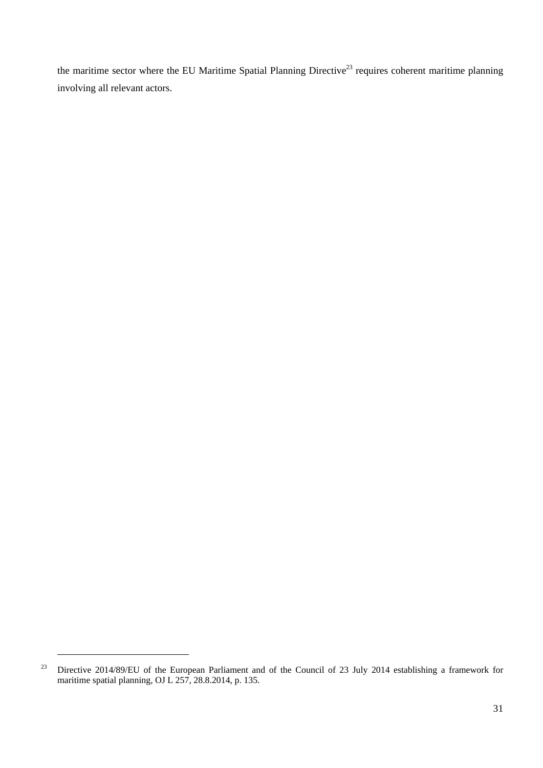the maritime sector where the EU Maritime Spatial Planning Directive[23] requires coherent maritime planning involving all relevant actors.

[23] Directive 2014/89/EU of the European Parliament and of the Council of 23 July 2014 establishing a framework for maritime spatial planning, OJ L 257, 28.8.2014, p. 135.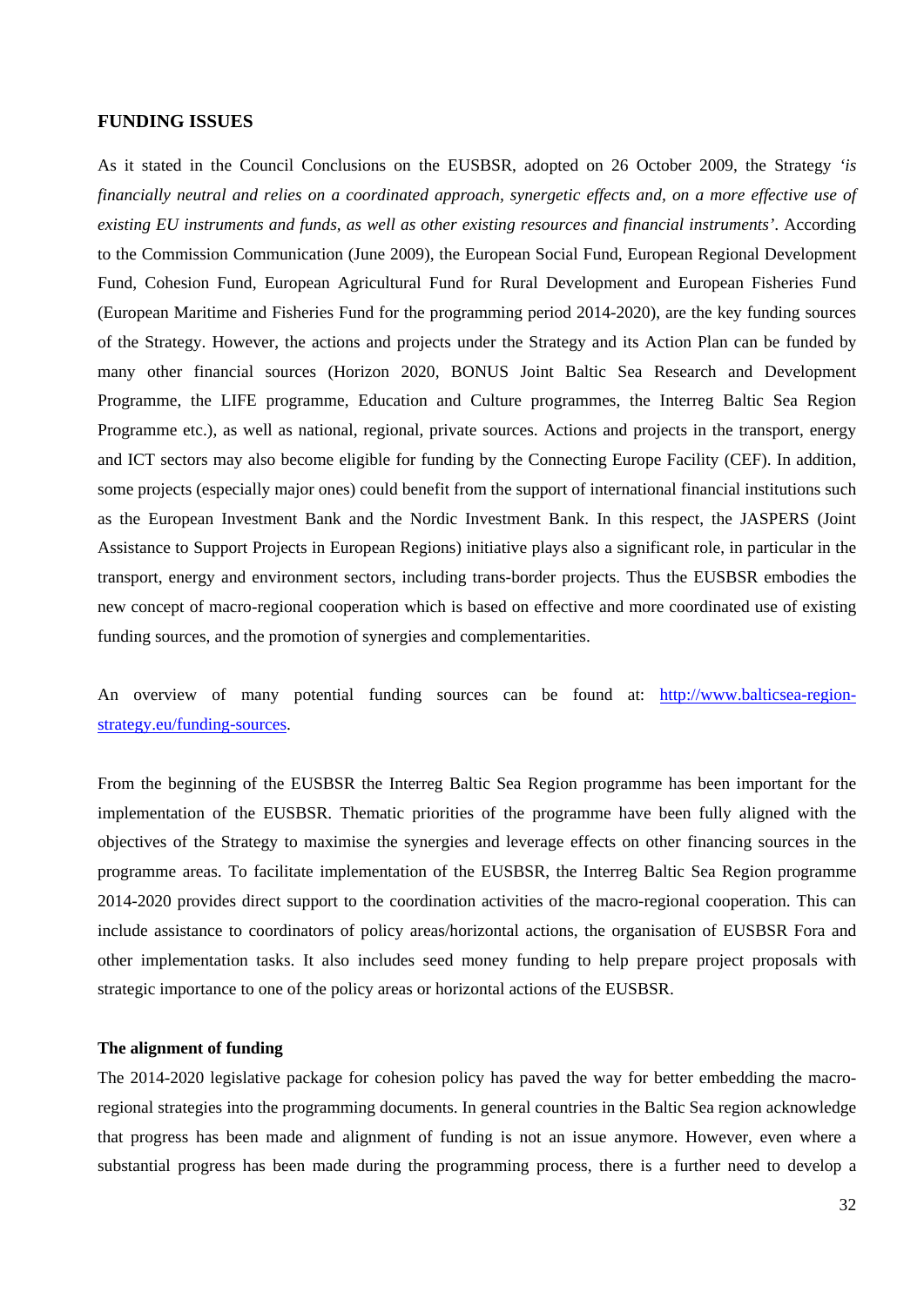## FUNDING ISSUES

As it stated in the Council Conclusions on the EUSBSR, adopted on 26 October 2009, the Strategy *'is financially neutral and relies on a coordinated approach, synergetic effects and, on a more effective use of existing EU instruments and funds, as well as other existing resources and financial instruments'*. According to the Commission Communication (June 2009), the European Social Fund, European Regional Development Fund, Cohesion Fund, European Agricultural Fund for Rural Development and European Fisheries Fund (European Maritime and Fisheries Fund for the programming period 2014-2020), are the key funding sources of the Strategy. However, the actions and projects under the Strategy and its Action Plan can be funded by many other financial sources (Horizon 2020, BONUS Joint Baltic Sea Research and Development Programme, the LIFE programme, Education and Culture programmes, the Interreg Baltic Sea Region Programme etc.), as well as national, regional, private sources. Actions and projects in the transport, energy and ICT sectors may also become eligible for funding by the Connecting Europe Facility (CEF). In addition, some projects (especially major ones) could benefit from the support of international financial institutions such as the European Investment Bank and the Nordic Investment Bank. In this respect, the JASPERS (Joint Assistance to Support Projects in European Regions) initiative plays also a significant role, in particular in the transport, energy and environment sectors, including trans-border projects. Thus the EUSBSR embodies the new concept of macro-regional cooperation which is based on effective and more coordinated use of existing funding sources, and the promotion of synergies and complementarities.

An overview of many potential funding sources can be found at: http://www.balticsea-region-strategy.eu/funding-sources.

From the beginning of the EUSBSR the Interreg Baltic Sea Region programme has been important for the implementation of the EUSBSR. Thematic priorities of the programme have been fully aligned with the objectives of the Strategy to maximise the synergies and leverage effects on other financing sources in the programme areas. To facilitate implementation of the EUSBSR, the Interreg Baltic Sea Region programme 2014-2020 provides direct support to the coordination activities of the macro-regional cooperation. This can include assistance to coordinators of policy areas/horizontal actions, the organisation of EUSBSR Fora and other implementation tasks. It also includes seed money funding to help prepare project proposals with strategic importance to one of the policy areas or horizontal actions of the EUSBSR.

### The alignment of funding

The 2014-2020 legislative package for cohesion policy has paved the way for better embedding the macro-regional strategies into the programming documents. In general countries in the Baltic Sea region acknowledge that progress has been made and alignment of funding is not an issue anymore. However, even where a substantial progress has been made during the programming process, there is a further need to develop a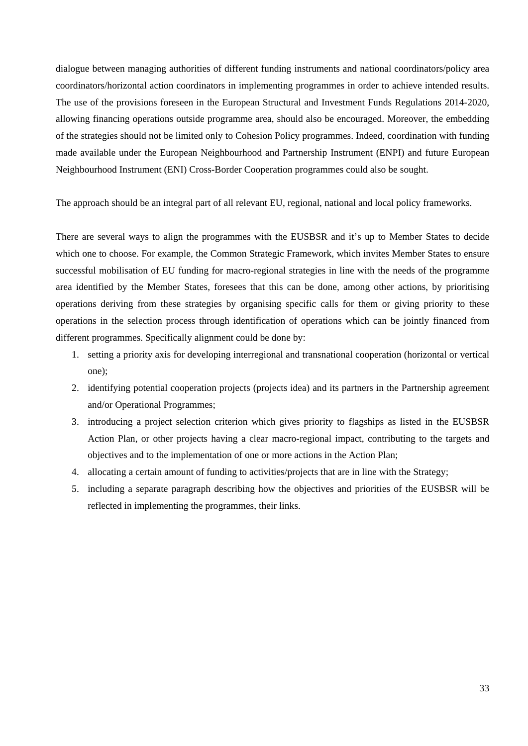dialogue between managing authorities of different funding instruments and national coordinators/policy area coordinators/horizontal action coordinators in implementing programmes in order to achieve intended results. The use of the provisions foreseen in the European Structural and Investment Funds Regulations 2014-2020, allowing financing operations outside programme area, should also be encouraged. Moreover, the embedding of the strategies should not be limited only to Cohesion Policy programmes. Indeed, coordination with funding made available under the European Neighbourhood and Partnership Instrument (ENPI) and future European Neighbourhood Instrument (ENI) Cross-Border Cooperation programmes could also be sought.

The approach should be an integral part of all relevant EU, regional, national and local policy frameworks.

There are several ways to align the programmes with the EUSBSR and it's up to Member States to decide which one to choose. For example, the Common Strategic Framework, which invites Member States to ensure successful mobilisation of EU funding for macro-regional strategies in line with the needs of the programme area identified by the Member States, foresees that this can be done, among other actions, by prioritising operations deriving from these strategies by organising specific calls for them or giving priority to these operations in the selection process through identification of operations which can be jointly financed from different programmes. Specifically alignment could be done by:

1. setting a priority axis for developing interregional and transnational cooperation (horizontal or vertical one);
2. identifying potential cooperation projects (projects idea) and its partners in the Partnership agreement and/or Operational Programmes;
3. introducing a project selection criterion which gives priority to flagships as listed in the EUSBSR Action Plan, or other projects having a clear macro-regional impact, contributing to the targets and objectives and to the implementation of one or more actions in the Action Plan;
4. allocating a certain amount of funding to activities/projects that are in line with the Strategy;
5. including a separate paragraph describing how the objectives and priorities of the EUSBSR will be reflected in implementing the programmes, their links.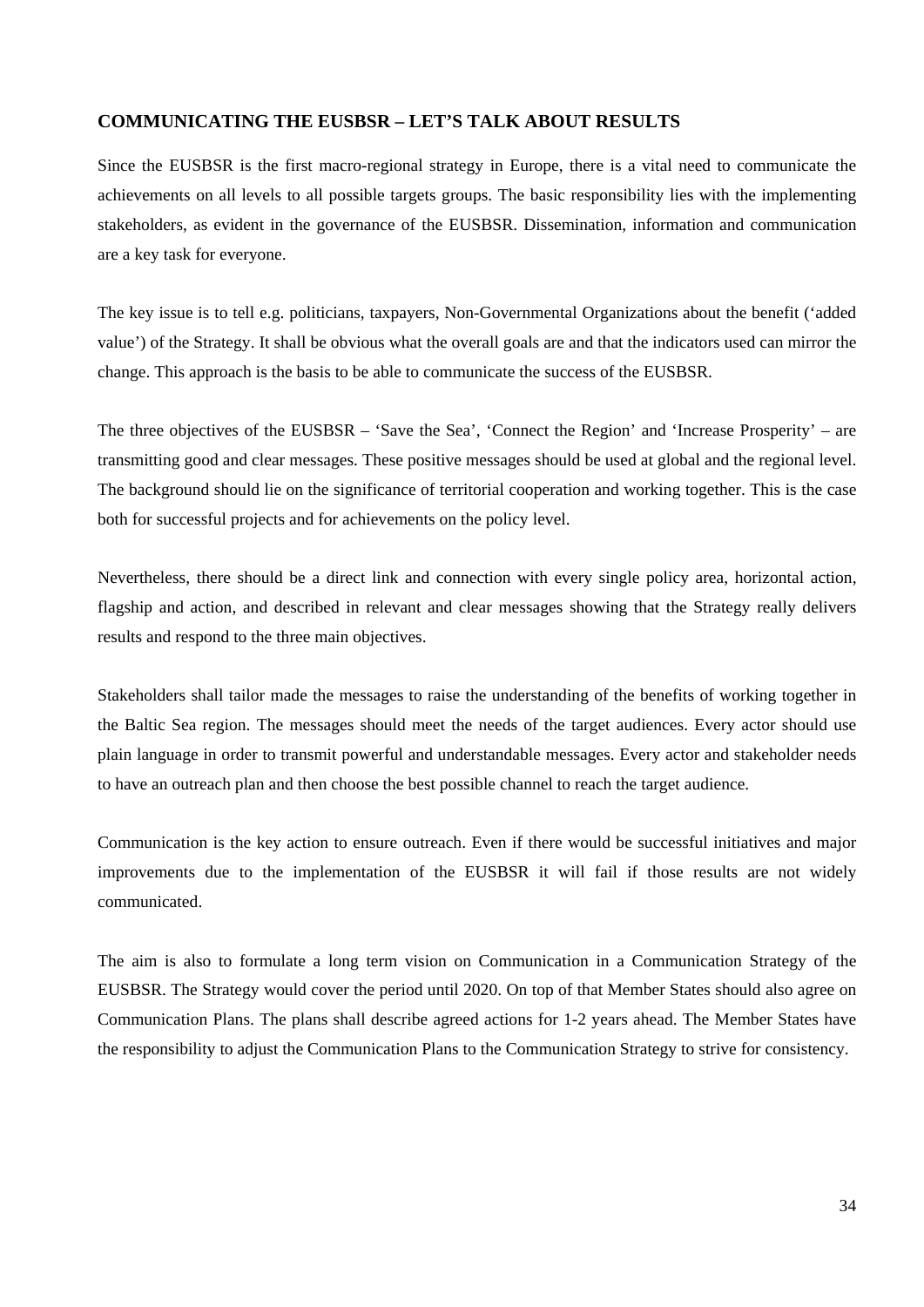## COMMUNICATING THE EUSBSR – LET'S TALK ABOUT RESULTS

Since the EUSBSR is the first macro-regional strategy in Europe, there is a vital need to communicate the achievements on all levels to all possible targets groups. The basic responsibility lies with the implementing stakeholders, as evident in the governance of the EUSBSR. Dissemination, information and communication are a key task for everyone.

The key issue is to tell e.g. politicians, taxpayers, Non-Governmental Organizations about the benefit ('added value') of the Strategy. It shall be obvious what the overall goals are and that the indicators used can mirror the change. This approach is the basis to be able to communicate the success of the EUSBSR.

The three objectives of the EUSBSR – 'Save the Sea', 'Connect the Region' and 'Increase Prosperity' – are transmitting good and clear messages. These positive messages should be used at global and the regional level. The background should lie on the significance of territorial cooperation and working together. This is the case both for successful projects and for achievements on the policy level.

Nevertheless, there should be a direct link and connection with every single policy area, horizontal action, flagship and action, and described in relevant and clear messages showing that the Strategy really delivers results and respond to the three main objectives.

Stakeholders shall tailor made the messages to raise the understanding of the benefits of working together in the Baltic Sea region. The messages should meet the needs of the target audiences. Every actor should use plain language in order to transmit powerful and understandable messages. Every actor and stakeholder needs to have an outreach plan and then choose the best possible channel to reach the target audience.

Communication is the key action to ensure outreach. Even if there would be successful initiatives and major improvements due to the implementation of the EUSBSR it will fail if those results are not widely communicated.

The aim is also to formulate a long term vision on Communication in a Communication Strategy of the EUSBSR. The Strategy would cover the period until 2020. On top of that Member States should also agree on Communication Plans. The plans shall describe agreed actions for 1-2 years ahead. The Member States have the responsibility to adjust the Communication Plans to the Communication Strategy to strive for consistency.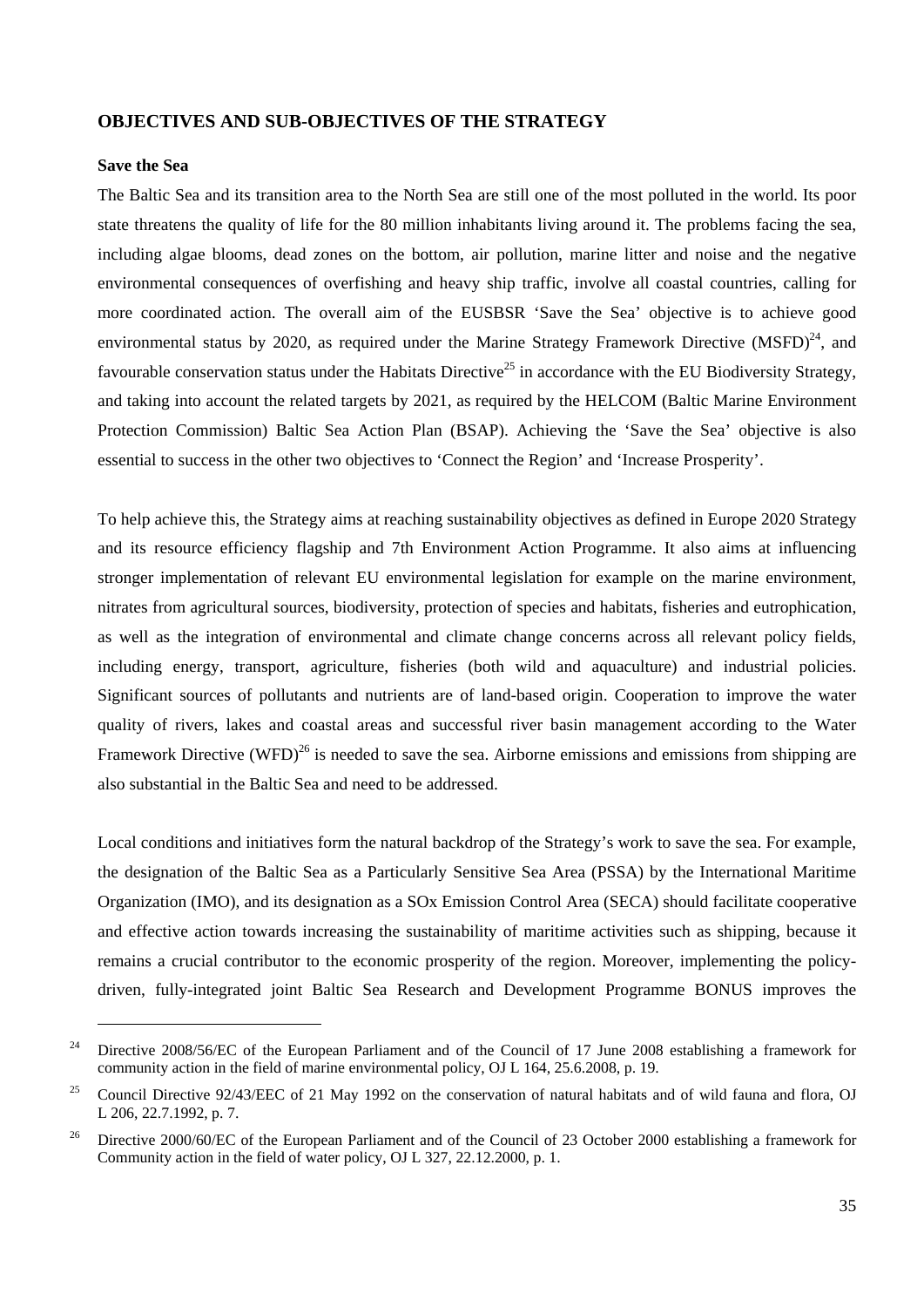## OBJECTIVES AND SUB-OBJECTIVES OF THE STRATEGY

### Save the Sea

The Baltic Sea and its transition area to the North Sea are still one of the most polluted in the world. Its poor state threatens the quality of life for the 80 million inhabitants living around it. The problems facing the sea, including algae blooms, dead zones on the bottom, air pollution, marine litter and noise and the negative environmental consequences of overfishing and heavy ship traffic, involve all coastal countries, calling for more coordinated action. The overall aim of the EUSBSR 'Save the Sea' objective is to achieve good environmental status by 2020, as required under the Marine Strategy Framework Directive (MSFD)[24], and favourable conservation status under the Habitats Directive[25] in accordance with the EU Biodiversity Strategy, and taking into account the related targets by 2021, as required by the HELCOM (Baltic Marine Environment Protection Commission) Baltic Sea Action Plan (BSAP). Achieving the 'Save the Sea' objective is also essential to success in the other two objectives to 'Connect the Region' and 'Increase Prosperity'.

To help achieve this, the Strategy aims at reaching sustainability objectives as defined in Europe 2020 Strategy and its resource efficiency flagship and 7th Environment Action Programme. It also aims at influencing stronger implementation of relevant EU environmental legislation for example on the marine environment, nitrates from agricultural sources, biodiversity, protection of species and habitats, fisheries and eutrophication, as well as the integration of environmental and climate change concerns across all relevant policy fields, including energy, transport, agriculture, fisheries (both wild and aquaculture) and industrial policies. Significant sources of pollutants and nutrients are of land-based origin. Cooperation to improve the water quality of rivers, lakes and coastal areas and successful river basin management according to the Water Framework Directive (WFD)[26] is needed to save the sea. Airborne emissions and emissions from shipping are also substantial in the Baltic Sea and need to be addressed.

Local conditions and initiatives form the natural backdrop of the Strategy's work to save the sea. For example, the designation of the Baltic Sea as a Particularly Sensitive Sea Area (PSSA) by the International Maritime Organization (IMO), and its designation as a SOx Emission Control Area (SECA) should facilitate cooperative and effective action towards increasing the sustainability of maritime activities such as shipping, because it remains a crucial contributor to the economic prosperity of the region. Moreover, implementing the policy-driven, fully-integrated joint Baltic Sea Research and Development Programme BONUS improves the

---

[24] Directive 2008/56/EC of the European Parliament and of the Council of 17 June 2008 establishing a framework for community action in the field of marine environmental policy, OJ L 164, 25.6.2008, p. 19.

[25] Council Directive 92/43/EEC of 21 May 1992 on the conservation of natural habitats and of wild fauna and flora, OJ L 206, 22.7.1992, p. 7.

[26] Directive 2000/60/EC of the European Parliament and of the Council of 23 October 2000 establishing a framework for Community action in the field of water policy, OJ L 327, 22.12.2000, p. 1.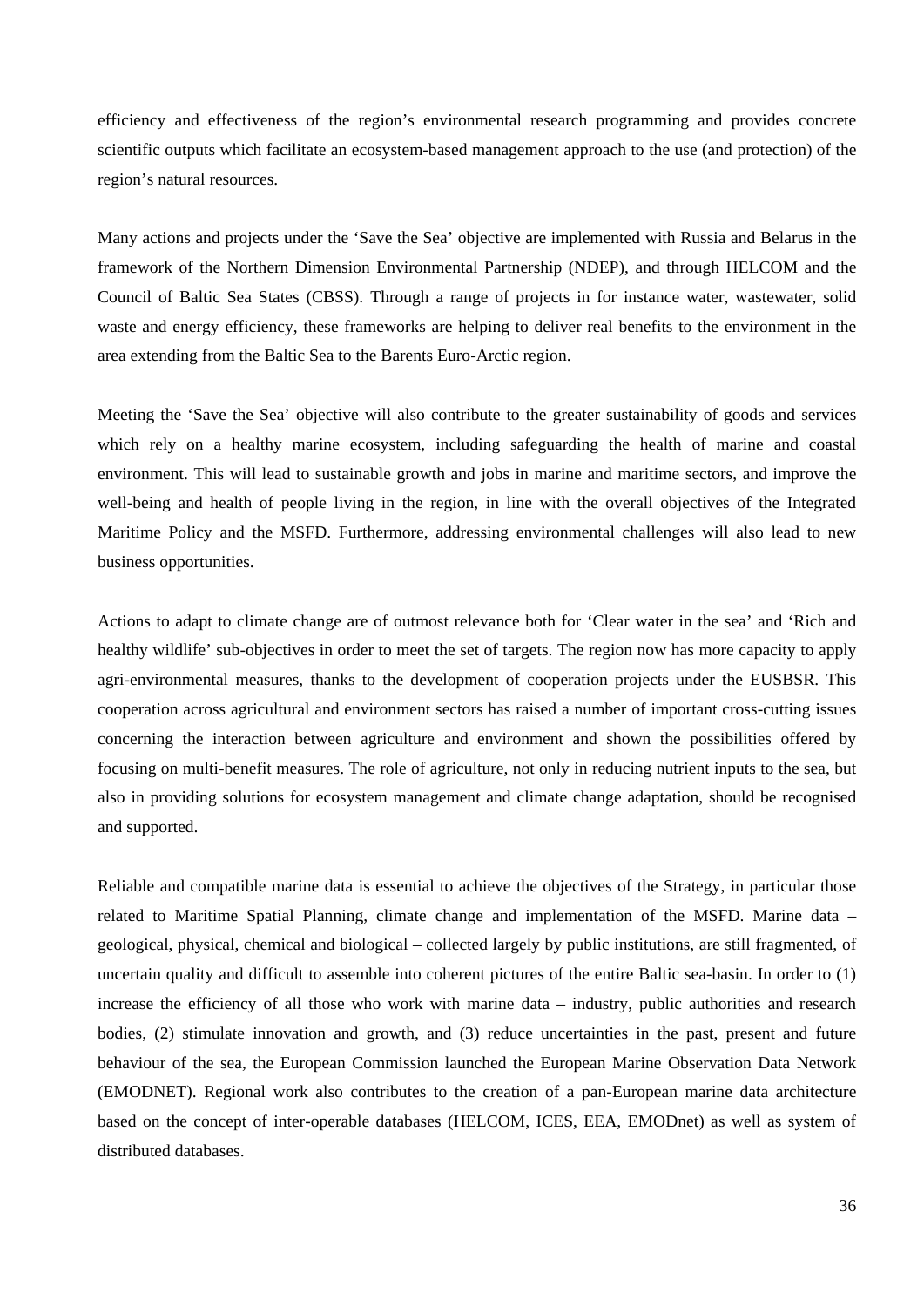efficiency and effectiveness of the region's environmental research programming and provides concrete scientific outputs which facilitate an ecosystem-based management approach to the use (and protection) of the region's natural resources.

Many actions and projects under the 'Save the Sea' objective are implemented with Russia and Belarus in the framework of the Northern Dimension Environmental Partnership (NDEP), and through HELCOM and the Council of Baltic Sea States (CBSS). Through a range of projects in for instance water, wastewater, solid waste and energy efficiency, these frameworks are helping to deliver real benefits to the environment in the area extending from the Baltic Sea to the Barents Euro-Arctic region.

Meeting the 'Save the Sea' objective will also contribute to the greater sustainability of goods and services which rely on a healthy marine ecosystem, including safeguarding the health of marine and coastal environment. This will lead to sustainable growth and jobs in marine and maritime sectors, and improve the well-being and health of people living in the region, in line with the overall objectives of the Integrated Maritime Policy and the MSFD. Furthermore, addressing environmental challenges will also lead to new business opportunities.

Actions to adapt to climate change are of outmost relevance both for 'Clear water in the sea' and 'Rich and healthy wildlife' sub-objectives in order to meet the set of targets. The region now has more capacity to apply agri-environmental measures, thanks to the development of cooperation projects under the EUSBSR. This cooperation across agricultural and environment sectors has raised a number of important cross-cutting issues concerning the interaction between agriculture and environment and shown the possibilities offered by focusing on multi-benefit measures. The role of agriculture, not only in reducing nutrient inputs to the sea, but also in providing solutions for ecosystem management and climate change adaptation, should be recognised and supported.

Reliable and compatible marine data is essential to achieve the objectives of the Strategy, in particular those related to Maritime Spatial Planning, climate change and implementation of the MSFD. Marine data – geological, physical, chemical and biological – collected largely by public institutions, are still fragmented, of uncertain quality and difficult to assemble into coherent pictures of the entire Baltic sea-basin. In order to (1) increase the efficiency of all those who work with marine data – industry, public authorities and research bodies, (2) stimulate innovation and growth, and (3) reduce uncertainties in the past, present and future behaviour of the sea, the European Commission launched the European Marine Observation Data Network (EMODNET). Regional work also contributes to the creation of a pan-European marine data architecture based on the concept of inter-operable databases (HELCOM, ICES, EEA, EMODnet) as well as system of distributed databases.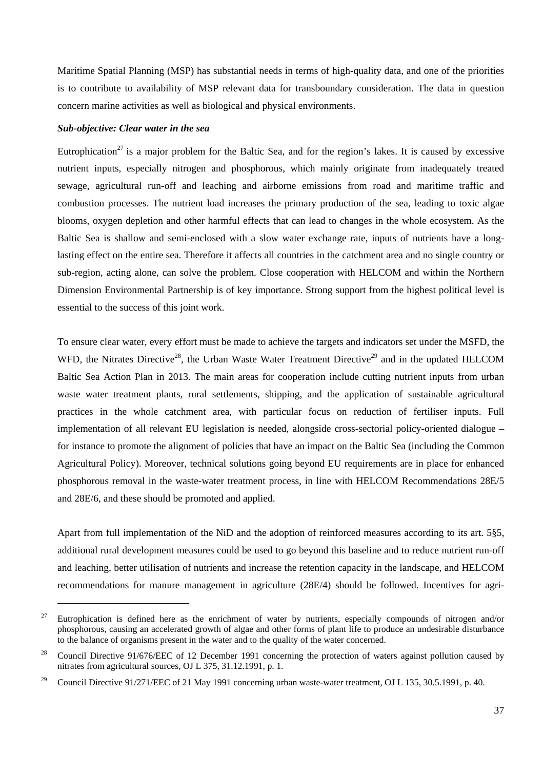Maritime Spatial Planning (MSP) has substantial needs in terms of high-quality data, and one of the priorities is to contribute to availability of MSP relevant data for transboundary consideration. The data in question concern marine activities as well as biological and physical environments.

***Sub-objective: Clear water in the sea***

Eutrophication[27] is a major problem for the Baltic Sea, and for the region's lakes. It is caused by excessive nutrient inputs, especially nitrogen and phosphorous, which mainly originate from inadequately treated sewage, agricultural run-off and leaching and airborne emissions from road and maritime traffic and combustion processes. The nutrient load increases the primary production of the sea, leading to toxic algae blooms, oxygen depletion and other harmful effects that can lead to changes in the whole ecosystem. As the Baltic Sea is shallow and semi-enclosed with a slow water exchange rate, inputs of nutrients have a long-lasting effect on the entire sea. Therefore it affects all countries in the catchment area and no single country or sub-region, acting alone, can solve the problem. Close cooperation with HELCOM and within the Northern Dimension Environmental Partnership is of key importance. Strong support from the highest political level is essential to the success of this joint work.

To ensure clear water, every effort must be made to achieve the targets and indicators set under the MSFD, the WFD, the Nitrates Directive[28], the Urban Waste Water Treatment Directive[29] and in the updated HELCOM Baltic Sea Action Plan in 2013. The main areas for cooperation include cutting nutrient inputs from urban waste water treatment plants, rural settlements, shipping, and the application of sustainable agricultural practices in the whole catchment area, with particular focus on reduction of fertiliser inputs. Full implementation of all relevant EU legislation is needed, alongside cross-sectorial policy-oriented dialogue – for instance to promote the alignment of policies that have an impact on the Baltic Sea (including the Common Agricultural Policy). Moreover, technical solutions going beyond EU requirements are in place for enhanced phosphorous removal in the waste-water treatment process, in line with HELCOM Recommendations 28E/5 and 28E/6, and these should be promoted and applied.

Apart from full implementation of the NiD and the adoption of reinforced measures according to its art. 5§5, additional rural development measures could be used to go beyond this baseline and to reduce nutrient run-off and leaching, better utilisation of nutrients and increase the retention capacity in the landscape, and HELCOM recommendations for manure management in agriculture (28E/4) should be followed. Incentives for agri-

---

[27] Eutrophication is defined here as the enrichment of water by nutrients, especially compounds of nitrogen and/or phosphorous, causing an accelerated growth of algae and other forms of plant life to produce an undesirable disturbance to the balance of organisms present in the water and to the quality of the water concerned.

[28] Council Directive 91/676/EEC of 12 December 1991 concerning the protection of waters against pollution caused by nitrates from agricultural sources, OJ L 375, 31.12.1991, p. 1.

[29] Council Directive 91/271/EEC of 21 May 1991 concerning urban waste-water treatment, OJ L 135, 30.5.1991, p. 40.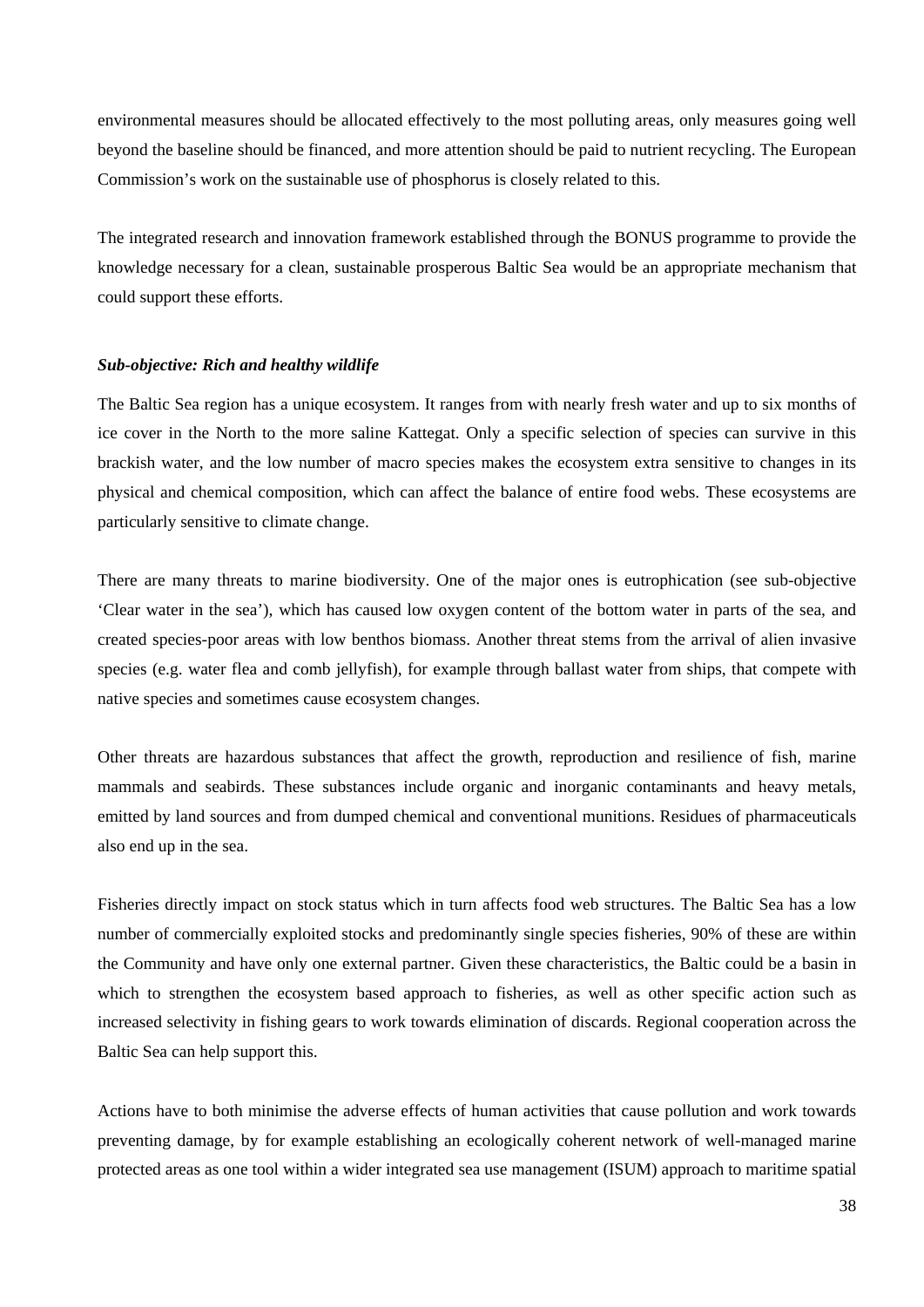environmental measures should be allocated effectively to the most polluting areas, only measures going well beyond the baseline should be financed, and more attention should be paid to nutrient recycling. The European Commission's work on the sustainable use of phosphorus is closely related to this.

The integrated research and innovation framework established through the BONUS programme to provide the knowledge necessary for a clean, sustainable prosperous Baltic Sea would be an appropriate mechanism that could support these efforts.

***Sub-objective: Rich and healthy wildlife***

The Baltic Sea region has a unique ecosystem. It ranges from with nearly fresh water and up to six months of ice cover in the North to the more saline Kattegat. Only a specific selection of species can survive in this brackish water, and the low number of macro species makes the ecosystem extra sensitive to changes in its physical and chemical composition, which can affect the balance of entire food webs. These ecosystems are particularly sensitive to climate change.

There are many threats to marine biodiversity. One of the major ones is eutrophication (see sub-objective 'Clear water in the sea'), which has caused low oxygen content of the bottom water in parts of the sea, and created species-poor areas with low benthos biomass. Another threat stems from the arrival of alien invasive species (e.g. water flea and comb jellyfish), for example through ballast water from ships, that compete with native species and sometimes cause ecosystem changes.

Other threats are hazardous substances that affect the growth, reproduction and resilience of fish, marine mammals and seabirds. These substances include organic and inorganic contaminants and heavy metals, emitted by land sources and from dumped chemical and conventional munitions. Residues of pharmaceuticals also end up in the sea.

Fisheries directly impact on stock status which in turn affects food web structures. The Baltic Sea has a low number of commercially exploited stocks and predominantly single species fisheries, 90% of these are within the Community and have only one external partner. Given these characteristics, the Baltic could be a basin in which to strengthen the ecosystem based approach to fisheries, as well as other specific action such as increased selectivity in fishing gears to work towards elimination of discards. Regional cooperation across the Baltic Sea can help support this.

Actions have to both minimise the adverse effects of human activities that cause pollution and work towards preventing damage, by for example establishing an ecologically coherent network of well-managed marine protected areas as one tool within a wider integrated sea use management (ISUM) approach to maritime spatial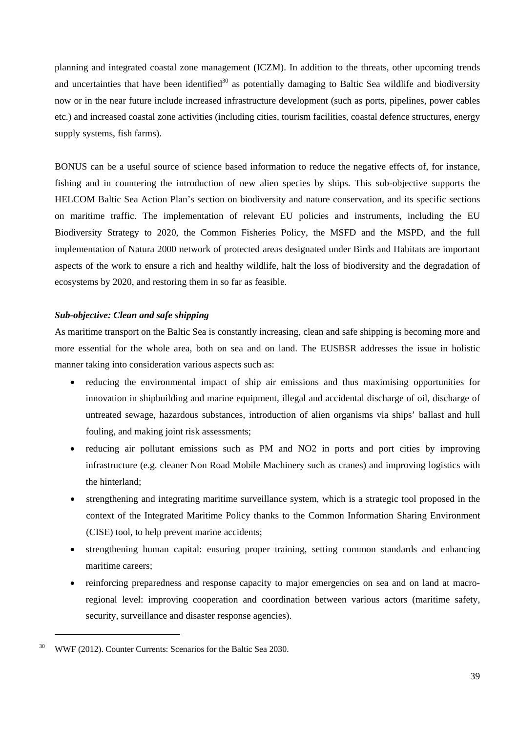planning and integrated coastal zone management (ICZM). In addition to the threats, other upcoming trends and uncertainties that have been identified[30] as potentially damaging to Baltic Sea wildlife and biodiversity now or in the near future include increased infrastructure development (such as ports, pipelines, power cables etc.) and increased coastal zone activities (including cities, tourism facilities, coastal defence structures, energy supply systems, fish farms).

BONUS can be a useful source of science based information to reduce the negative effects of, for instance, fishing and in countering the introduction of new alien species by ships. This sub-objective supports the HELCOM Baltic Sea Action Plan's section on biodiversity and nature conservation, and its specific sections on maritime traffic. The implementation of relevant EU policies and instruments, including the EU Biodiversity Strategy to 2020, the Common Fisheries Policy, the MSFD and the MSPD, and the full implementation of Natura 2000 network of protected areas designated under Birds and Habitats are important aspects of the work to ensure a rich and healthy wildlife, halt the loss of biodiversity and the degradation of ecosystems by 2020, and restoring them in so far as feasible.

***Sub-objective: Clean and safe shipping***

As maritime transport on the Baltic Sea is constantly increasing, clean and safe shipping is becoming more and more essential for the whole area, both on sea and on land. The EUSBSR addresses the issue in holistic manner taking into consideration various aspects such as:

- reducing the environmental impact of ship air emissions and thus maximising opportunities for innovation in shipbuilding and marine equipment, illegal and accidental discharge of oil, discharge of untreated sewage, hazardous substances, introduction of alien organisms via ships' ballast and hull fouling, and making joint risk assessments;
- reducing air pollutant emissions such as PM and $NO_2$ in ports and port cities by improving infrastructure (e.g. cleaner Non Road Mobile Machinery such as cranes) and improving logistics with the hinterland;
- strengthening and integrating maritime surveillance system, which is a strategic tool proposed in the context of the Integrated Maritime Policy thanks to the Common Information Sharing Environment (CISE) tool, to help prevent marine accidents;
- strengthening human capital: ensuring proper training, setting common standards and enhancing maritime careers;
- reinforcing preparedness and response capacity to major emergencies on sea and on land at macro-regional level: improving cooperation and coordination between various actors (maritime safety, security, surveillance and disaster response agencies).

---

[30] WWF (2012). Counter Currents: Scenarios for the Baltic Sea 2030.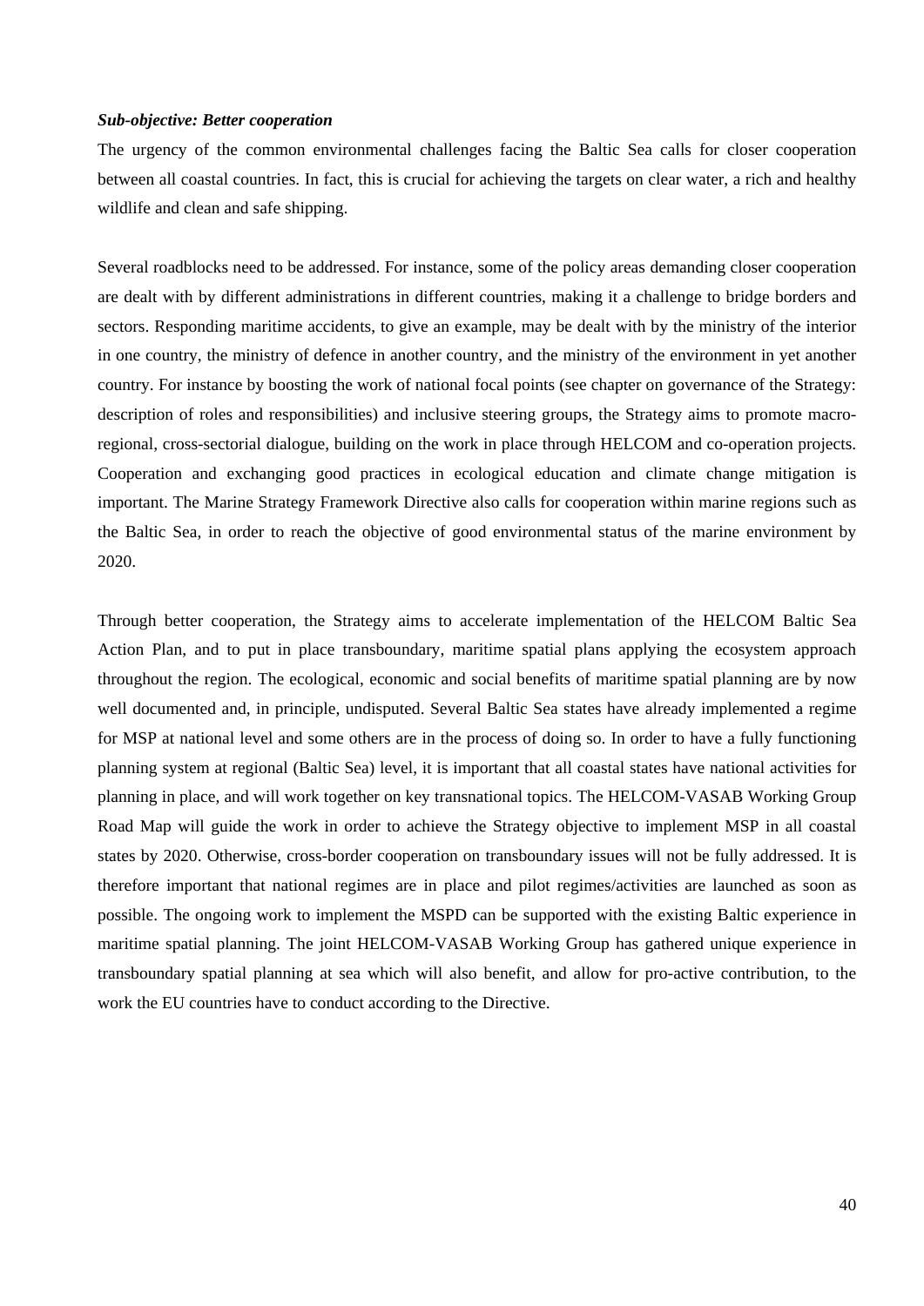***Sub-objective: Better cooperation***

The urgency of the common environmental challenges facing the Baltic Sea calls for closer cooperation between all coastal countries. In fact, this is crucial for achieving the targets on clear water, a rich and healthy wildlife and clean and safe shipping.

Several roadblocks need to be addressed. For instance, some of the policy areas demanding closer cooperation are dealt with by different administrations in different countries, making it a challenge to bridge borders and sectors. Responding maritime accidents, to give an example, may be dealt with by the ministry of the interior in one country, the ministry of defence in another country, and the ministry of the environment in yet another country. For instance by boosting the work of national focal points (see chapter on governance of the Strategy: description of roles and responsibilities) and inclusive steering groups, the Strategy aims to promote macro-regional, cross-sectorial dialogue, building on the work in place through HELCOM and co-operation projects. Cooperation and exchanging good practices in ecological education and climate change mitigation is important. The Marine Strategy Framework Directive also calls for cooperation within marine regions such as the Baltic Sea, in order to reach the objective of good environmental status of the marine environment by 2020.

Through better cooperation, the Strategy aims to accelerate implementation of the HELCOM Baltic Sea Action Plan, and to put in place transboundary, maritime spatial plans applying the ecosystem approach throughout the region. The ecological, economic and social benefits of maritime spatial planning are by now well documented and, in principle, undisputed. Several Baltic Sea states have already implemented a regime for MSP at national level and some others are in the process of doing so. In order to have a fully functioning planning system at regional (Baltic Sea) level, it is important that all coastal states have national activities for planning in place, and will work together on key transnational topics. The HELCOM-VASAB Working Group Road Map will guide the work in order to achieve the Strategy objective to implement MSP in all coastal states by 2020. Otherwise, cross-border cooperation on transboundary issues will not be fully addressed. It is therefore important that national regimes are in place and pilot regimes/activities are launched as soon as possible. The ongoing work to implement the MSPD can be supported with the existing Baltic experience in maritime spatial planning. The joint HELCOM-VASAB Working Group has gathered unique experience in transboundary spatial planning at sea which will also benefit, and allow for pro-active contribution, to the work the EU countries have to conduct according to the Directive.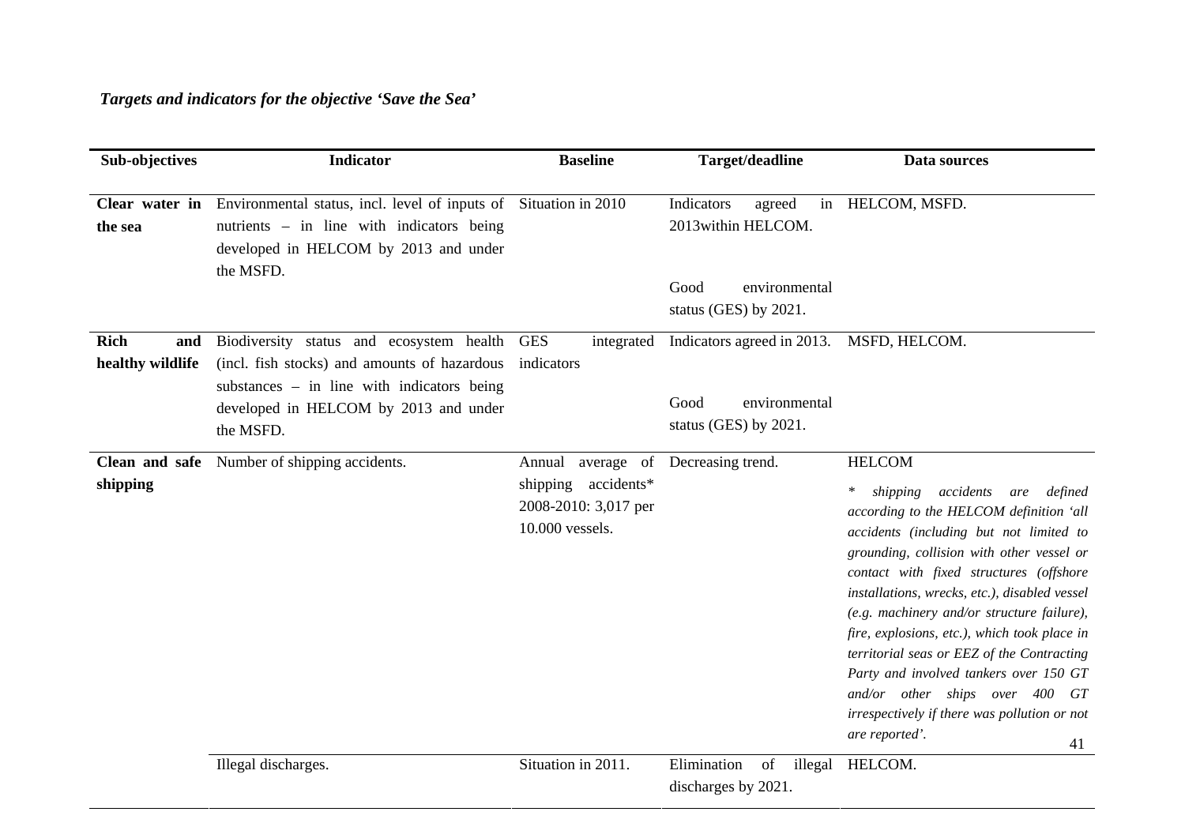***Targets and indicators for the objective 'Save the Sea'***

| Sub-objectives | Indicator | Baseline | Target/deadline | Data sources |
|---|---|---|---|---|
| **Clear water in the sea** | Environmental status, incl. level of inputs of nutrients – in line with indicators being developed in HELCOM by 2013 and under the MSFD. | Situation in 2010 | Indicators agreed in 2013within HELCOM.<br><br>Good environmental status (GES) by 2021. | HELCOM, MSFD. |
| **Rich and healthy wildlife** | Biodiversity status and ecosystem health (incl. fish stocks) and amounts of hazardous substances – in line with indicators being developed in HELCOM by 2013 and under the MSFD. | GES integrated indicators | Indicators agreed in 2013.<br><br>Good environmental status (GES) by 2021. | MSFD, HELCOM. |
| **Clean and safe shipping** | Number of shipping accidents. | Annual average of shipping accidents* 2008-2010: 3,017 per 10.000 vessels. | Decreasing trend. | HELCOM<br><br>* *shipping accidents are defined according to the HELCOM definition 'all accidents (including but not limited to grounding, collision with other vessel or contact with fixed structures (offshore installations, wrecks, etc.), disabled vessel (e.g. machinery and/or structure failure), fire, explosions, etc.), which took place in territorial seas or EEZ of the Contracting Party and involved tankers over 150 GT and/or other ships over 400 GT irrespectively if there was pollution or not are reported'.* |
| | Illegal discharges. | Situation in 2011. | Elimination of illegal discharges by 2021. | HELCOM. |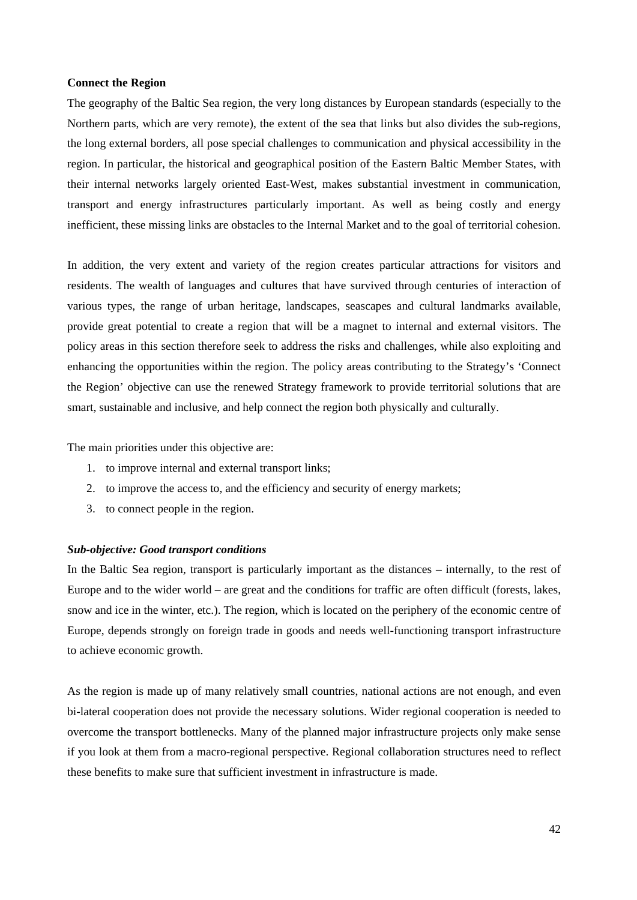**Connect the Region**

The geography of the Baltic Sea region, the very long distances by European standards (especially to the Northern parts, which are very remote), the extent of the sea that links but also divides the sub-regions, the long external borders, all pose special challenges to communication and physical accessibility in the region. In particular, the historical and geographical position of the Eastern Baltic Member States, with their internal networks largely oriented East-West, makes substantial investment in communication, transport and energy infrastructures particularly important. As well as being costly and energy inefficient, these missing links are obstacles to the Internal Market and to the goal of territorial cohesion.

In addition, the very extent and variety of the region creates particular attractions for visitors and residents. The wealth of languages and cultures that have survived through centuries of interaction of various types, the range of urban heritage, landscapes, seascapes and cultural landmarks available, provide great potential to create a region that will be a magnet to internal and external visitors. The policy areas in this section therefore seek to address the risks and challenges, while also exploiting and enhancing the opportunities within the region. The policy areas contributing to the Strategy's 'Connect the Region' objective can use the renewed Strategy framework to provide territorial solutions that are smart, sustainable and inclusive, and help connect the region both physically and culturally.

The main priorities under this objective are:

1. to improve internal and external transport links;
2. to improve the access to, and the efficiency and security of energy markets;
3. to connect people in the region.

***Sub-objective: Good transport conditions***

In the Baltic Sea region, transport is particularly important as the distances – internally, to the rest of Europe and to the wider world – are great and the conditions for traffic are often difficult (forests, lakes, snow and ice in the winter, etc.). The region, which is located on the periphery of the economic centre of Europe, depends strongly on foreign trade in goods and needs well-functioning transport infrastructure to achieve economic growth.

As the region is made up of many relatively small countries, national actions are not enough, and even bi-lateral cooperation does not provide the necessary solutions. Wider regional cooperation is needed to overcome the transport bottlenecks. Many of the planned major infrastructure projects only make sense if you look at them from a macro-regional perspective. Regional collaboration structures need to reflect these benefits to make sure that sufficient investment in infrastructure is made.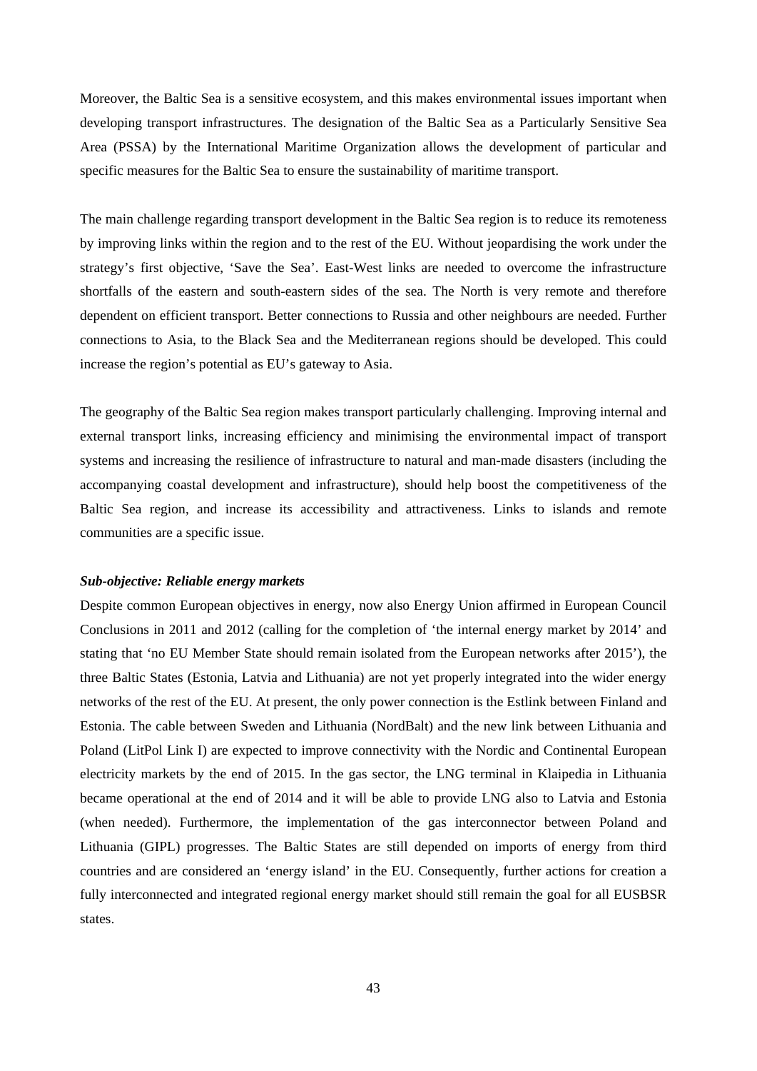Moreover, the Baltic Sea is a sensitive ecosystem, and this makes environmental issues important when developing transport infrastructures. The designation of the Baltic Sea as a Particularly Sensitive Sea Area (PSSA) by the International Maritime Organization allows the development of particular and specific measures for the Baltic Sea to ensure the sustainability of maritime transport.

The main challenge regarding transport development in the Baltic Sea region is to reduce its remoteness by improving links within the region and to the rest of the EU. Without jeopardising the work under the strategy's first objective, 'Save the Sea'. East-West links are needed to overcome the infrastructure shortfalls of the eastern and south-eastern sides of the sea. The North is very remote and therefore dependent on efficient transport. Better connections to Russia and other neighbours are needed. Further connections to Asia, to the Black Sea and the Mediterranean regions should be developed. This could increase the region's potential as EU's gateway to Asia.

The geography of the Baltic Sea region makes transport particularly challenging. Improving internal and external transport links, increasing efficiency and minimising the environmental impact of transport systems and increasing the resilience of infrastructure to natural and man-made disasters (including the accompanying coastal development and infrastructure), should help boost the competitiveness of the Baltic Sea region, and increase its accessibility and attractiveness. Links to islands and remote communities are a specific issue.

***Sub-objective: Reliable energy markets***

Despite common European objectives in energy, now also Energy Union affirmed in European Council Conclusions in 2011 and 2012 (calling for the completion of 'the internal energy market by 2014' and stating that 'no EU Member State should remain isolated from the European networks after 2015'), the three Baltic States (Estonia, Latvia and Lithuania) are not yet properly integrated into the wider energy networks of the rest of the EU. At present, the only power connection is the Estlink between Finland and Estonia. The cable between Sweden and Lithuania (NordBalt) and the new link between Lithuania and Poland (LitPol Link I) are expected to improve connectivity with the Nordic and Continental European electricity markets by the end of 2015. In the gas sector, the LNG terminal in Klaipedia in Lithuania became operational at the end of 2014 and it will be able to provide LNG also to Latvia and Estonia (when needed). Furthermore, the implementation of the gas interconnector between Poland and Lithuania (GIPL) progresses. The Baltic States are still depended on imports of energy from third countries and are considered an 'energy island' in the EU. Consequently, further actions for creation a fully interconnected and integrated regional energy market should still remain the goal for all EUSBSR states.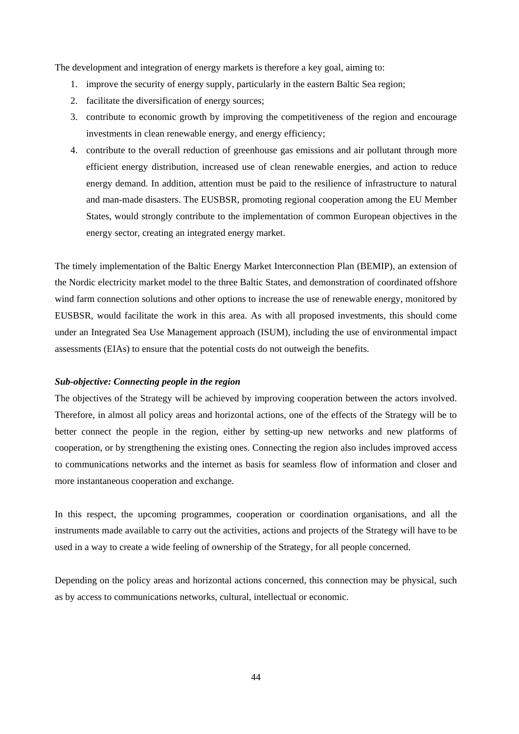The development and integration of energy markets is therefore a key goal, aiming to:

1. improve the security of energy supply, particularly in the eastern Baltic Sea region;
2. facilitate the diversification of energy sources;
3. contribute to economic growth by improving the competitiveness of the region and encourage investments in clean renewable energy, and energy efficiency;
4. contribute to the overall reduction of greenhouse gas emissions and air pollutant through more efficient energy distribution, increased use of clean renewable energies, and action to reduce energy demand. In addition, attention must be paid to the resilience of infrastructure to natural and man-made disasters. The EUSBSR, promoting regional cooperation among the EU Member States, would strongly contribute to the implementation of common European objectives in the energy sector, creating an integrated energy market.

The timely implementation of the Baltic Energy Market Interconnection Plan (BEMIP), an extension of the Nordic electricity market model to the three Baltic States, and demonstration of coordinated offshore wind farm connection solutions and other options to increase the use of renewable energy, monitored by EUSBSR, would facilitate the work in this area. As with all proposed investments, this should come under an Integrated Sea Use Management approach (ISUM), including the use of environmental impact assessments (EIAs) to ensure that the potential costs do not outweigh the benefits.

***Sub-objective: Connecting people in the region***

The objectives of the Strategy will be achieved by improving cooperation between the actors involved. Therefore, in almost all policy areas and horizontal actions, one of the effects of the Strategy will be to better connect the people in the region, either by setting-up new networks and new platforms of cooperation, or by strengthening the existing ones. Connecting the region also includes improved access to communications networks and the internet as basis for seamless flow of information and closer and more instantaneous cooperation and exchange.

In this respect, the upcoming programmes, cooperation or coordination organisations, and all the instruments made available to carry out the activities, actions and projects of the Strategy will have to be used in a way to create a wide feeling of ownership of the Strategy, for all people concerned.

Depending on the policy areas and horizontal actions concerned, this connection may be physical, such as by access to communications networks, cultural, intellectual or economic.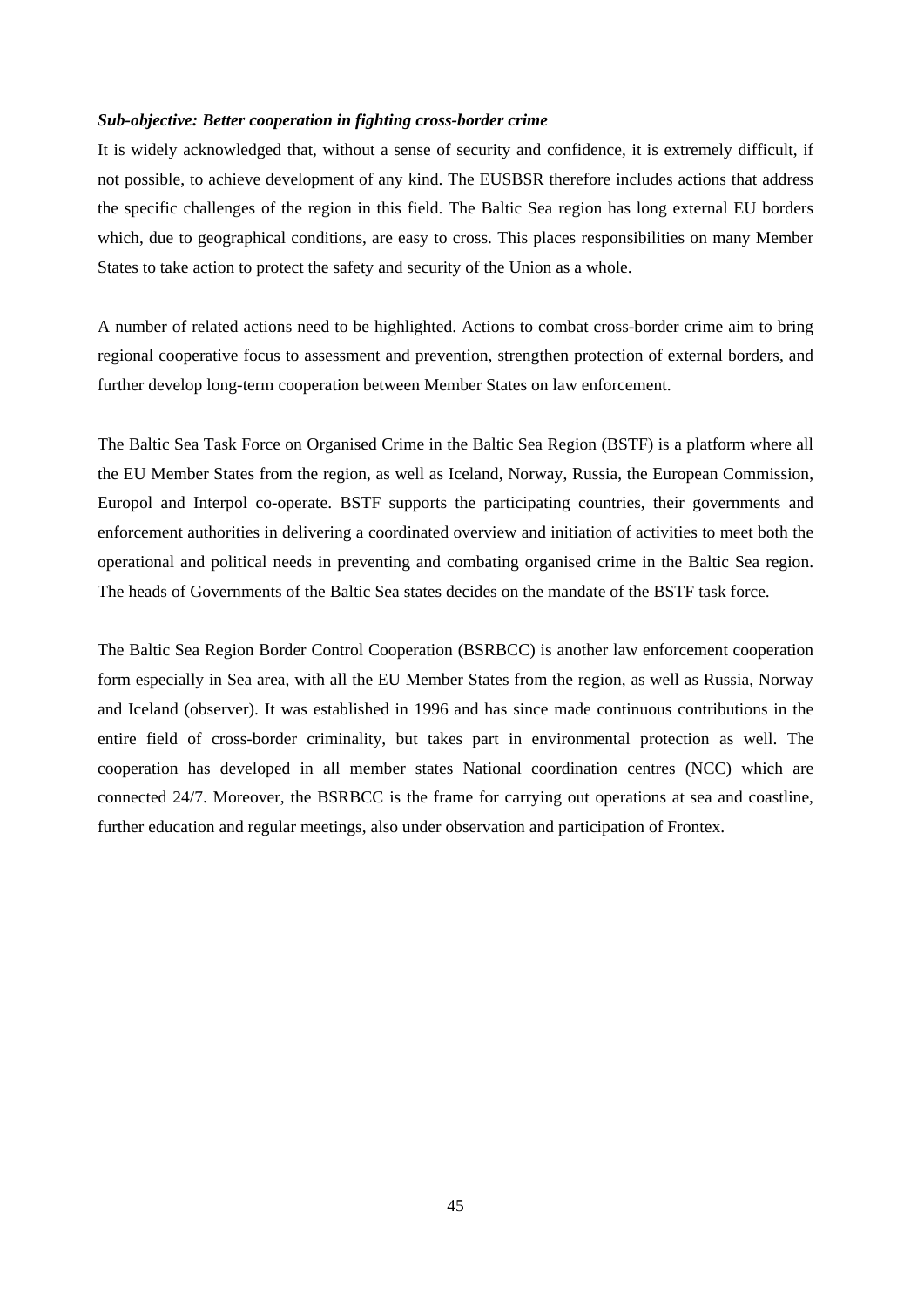***Sub-objective: Better cooperation in fighting cross-border crime***

It is widely acknowledged that, without a sense of security and confidence, it is extremely difficult, if not possible, to achieve development of any kind. The EUSBSR therefore includes actions that address the specific challenges of the region in this field. The Baltic Sea region has long external EU borders which, due to geographical conditions, are easy to cross. This places responsibilities on many Member States to take action to protect the safety and security of the Union as a whole.

A number of related actions need to be highlighted. Actions to combat cross-border crime aim to bring regional cooperative focus to assessment and prevention, strengthen protection of external borders, and further develop long-term cooperation between Member States on law enforcement.

The Baltic Sea Task Force on Organised Crime in the Baltic Sea Region (BSTF) is a platform where all the EU Member States from the region, as well as Iceland, Norway, Russia, the European Commission, Europol and Interpol co-operate. BSTF supports the participating countries, their governments and enforcement authorities in delivering a coordinated overview and initiation of activities to meet both the operational and political needs in preventing and combating organised crime in the Baltic Sea region. The heads of Governments of the Baltic Sea states decides on the mandate of the BSTF task force.

The Baltic Sea Region Border Control Cooperation (BSRBCC) is another law enforcement cooperation form especially in Sea area, with all the EU Member States from the region, as well as Russia, Norway and Iceland (observer). It was established in 1996 and has since made continuous contributions in the entire field of cross-border criminality, but takes part in environmental protection as well. The cooperation has developed in all member states National coordination centres (NCC) which are connected 24/7. Moreover, the BSRBCC is the frame for carrying out operations at sea and coastline, further education and regular meetings, also under observation and participation of Frontex.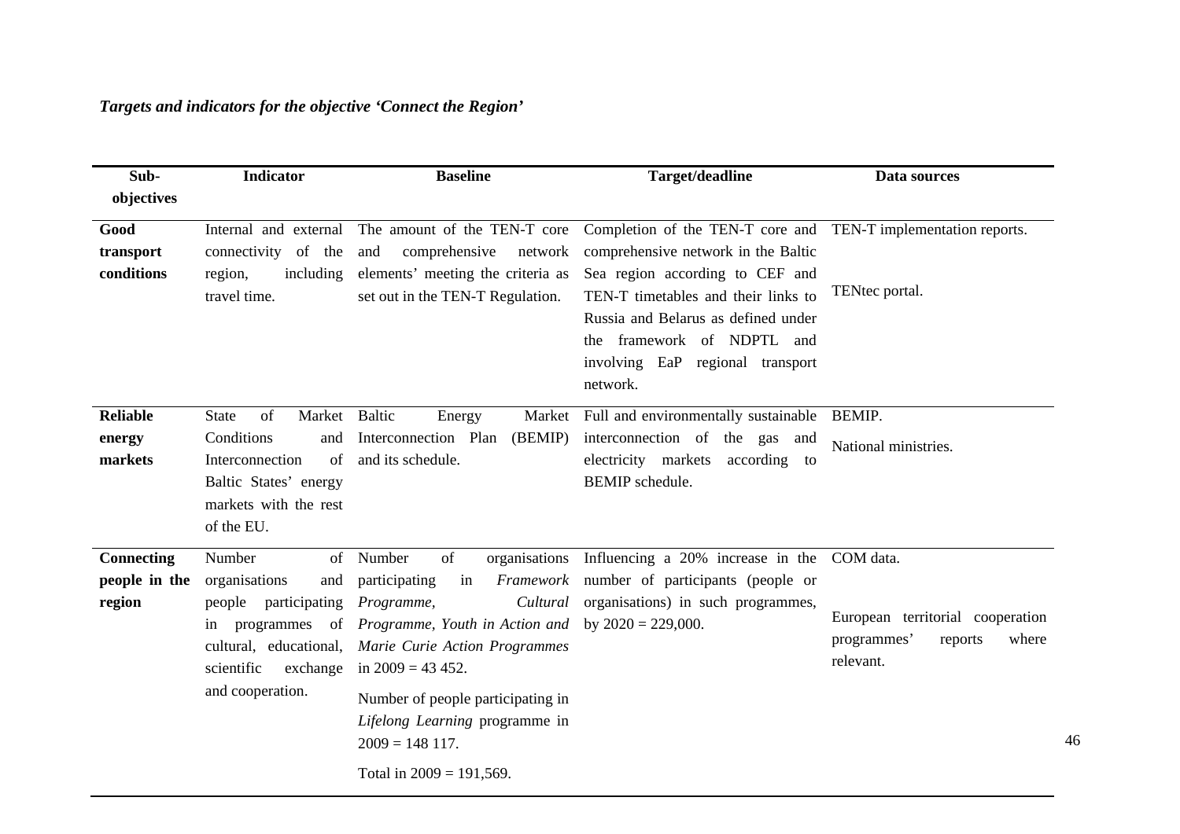*Targets and indicators for the objective 'Connect the Region'*

| Sub-objectives | Indicator | Baseline | Target/deadline | Data sources |
|---|---|---|---|---|
| **Good transport conditions** | Internal and external connectivity of the region, including travel time. | The amount of the TEN-T core and comprehensive network elements' meeting the criteria as set out in the TEN-T Regulation. | Completion of the TEN-T core and comprehensive network in the Baltic Sea region according to CEF and TEN-T timetables and their links to Russia and Belarus as defined under the framework of NDPTL and involving EaP regional transport network. | TEN-T implementation reports.<br><br>TENtec portal. |
| **Reliable energy markets** | State of Market Conditions and Interconnection of Baltic States' energy markets with the rest of the EU. | Baltic Energy Market Interconnection Plan (BEMIP) and its schedule. | Full and environmentally sustainable interconnection of the gas and electricity markets according to BEMIP schedule. | BEMIP.<br><br>National ministries. |
| **Connecting people in the region** | Number of organisations and people participating in programmes of cultural, educational, scientific exchange and cooperation. | Number of organisations participating in *Framework Programme*, *Cultural Programme*, *Youth in Action and Marie Curie Action Programmes* in 2009 = 43 452.<br><br>Number of people participating in *Lifelong Learning* programme in 2009 = 148 117.<br><br>Total in 2009 = 191,569. | Influencing a 20% increase in the number of participants (people or organisations) in such programmes, by 2020 = 229,000. | COM data.<br><br>European territorial cooperation programmes' reports where relevant. |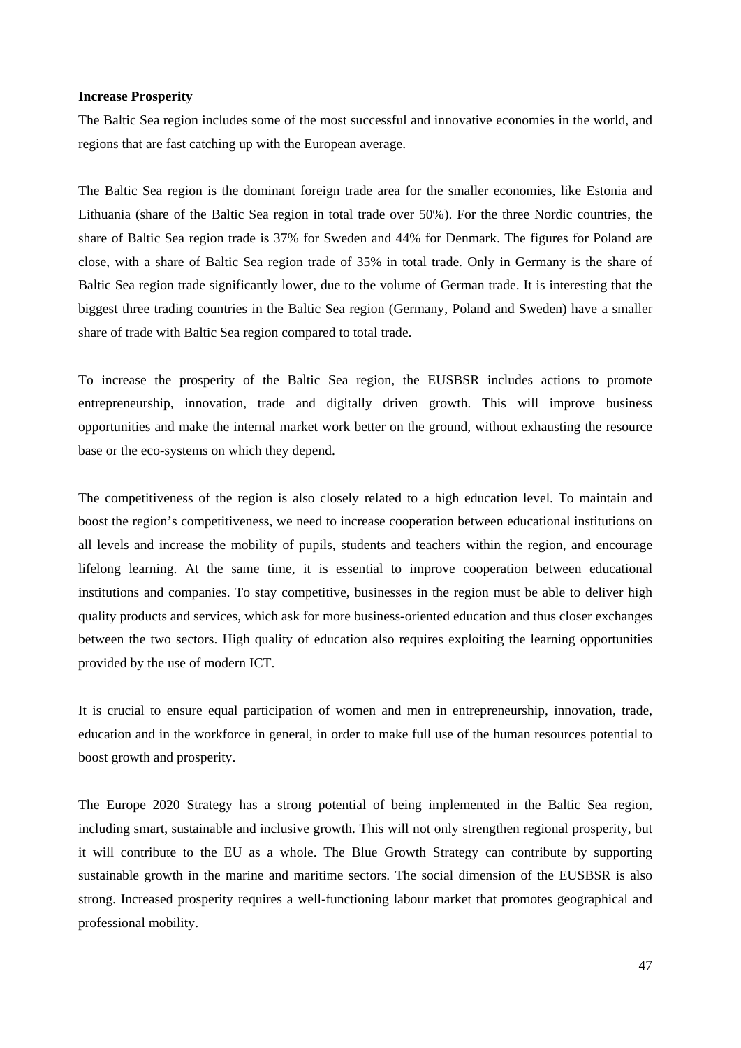**Increase Prosperity**

The Baltic Sea region includes some of the most successful and innovative economies in the world, and regions that are fast catching up with the European average.

The Baltic Sea region is the dominant foreign trade area for the smaller economies, like Estonia and Lithuania (share of the Baltic Sea region in total trade over 50%). For the three Nordic countries, the share of Baltic Sea region trade is 37% for Sweden and 44% for Denmark. The figures for Poland are close, with a share of Baltic Sea region trade of 35% in total trade. Only in Germany is the share of Baltic Sea region trade significantly lower, due to the volume of German trade. It is interesting that the biggest three trading countries in the Baltic Sea region (Germany, Poland and Sweden) have a smaller share of trade with Baltic Sea region compared to total trade.

To increase the prosperity of the Baltic Sea region, the EUSBSR includes actions to promote entrepreneurship, innovation, trade and digitally driven growth. This will improve business opportunities and make the internal market work better on the ground, without exhausting the resource base or the eco-systems on which they depend.

The competitiveness of the region is also closely related to a high education level. To maintain and boost the region's competitiveness, we need to increase cooperation between educational institutions on all levels and increase the mobility of pupils, students and teachers within the region, and encourage lifelong learning. At the same time, it is essential to improve cooperation between educational institutions and companies. To stay competitive, businesses in the region must be able to deliver high quality products and services, which ask for more business-oriented education and thus closer exchanges between the two sectors. High quality of education also requires exploiting the learning opportunities provided by the use of modern ICT.

It is crucial to ensure equal participation of women and men in entrepreneurship, innovation, trade, education and in the workforce in general, in order to make full use of the human resources potential to boost growth and prosperity.

The Europe 2020 Strategy has a strong potential of being implemented in the Baltic Sea region, including smart, sustainable and inclusive growth. This will not only strengthen regional prosperity, but it will contribute to the EU as a whole. The Blue Growth Strategy can contribute by supporting sustainable growth in the marine and maritime sectors. The social dimension of the EUSBSR is also strong. Increased prosperity requires a well-functioning labour market that promotes geographical and professional mobility.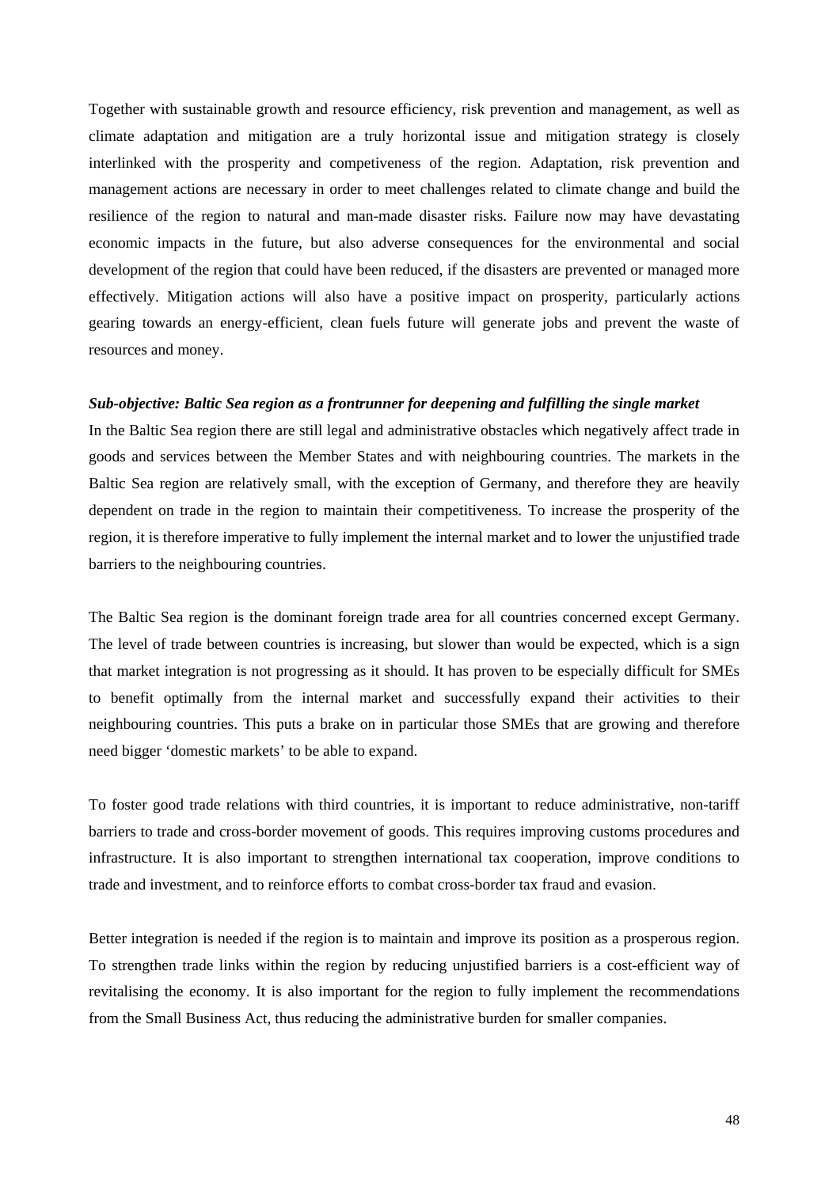Together with sustainable growth and resource efficiency, risk prevention and management, as well as climate adaptation and mitigation are a truly horizontal issue and mitigation strategy is closely interlinked with the prosperity and competiveness of the region. Adaptation, risk prevention and management actions are necessary in order to meet challenges related to climate change and build the resilience of the region to natural and man-made disaster risks. Failure now may have devastating economic impacts in the future, but also adverse consequences for the environmental and social development of the region that could have been reduced, if the disasters are prevented or managed more effectively. Mitigation actions will also have a positive impact on prosperity, particularly actions gearing towards an energy-efficient, clean fuels future will generate jobs and prevent the waste of resources and money.

***Sub-objective: Baltic Sea region as a frontrunner for deepening and fulfilling the single market***

In the Baltic Sea region there are still legal and administrative obstacles which negatively affect trade in goods and services between the Member States and with neighbouring countries. The markets in the Baltic Sea region are relatively small, with the exception of Germany, and therefore they are heavily dependent on trade in the region to maintain their competitiveness. To increase the prosperity of the region, it is therefore imperative to fully implement the internal market and to lower the unjustified trade barriers to the neighbouring countries.

The Baltic Sea region is the dominant foreign trade area for all countries concerned except Germany. The level of trade between countries is increasing, but slower than would be expected, which is a sign that market integration is not progressing as it should. It has proven to be especially difficult for SMEs to benefit optimally from the internal market and successfully expand their activities to their neighbouring countries. This puts a brake on in particular those SMEs that are growing and therefore need bigger 'domestic markets' to be able to expand.

To foster good trade relations with third countries, it is important to reduce administrative, non-tariff barriers to trade and cross-border movement of goods. This requires improving customs procedures and infrastructure. It is also important to strengthen international tax cooperation, improve conditions to trade and investment, and to reinforce efforts to combat cross-border tax fraud and evasion.

Better integration is needed if the region is to maintain and improve its position as a prosperous region. To strengthen trade links within the region by reducing unjustified barriers is a cost-efficient way of revitalising the economy. It is also important for the region to fully implement the recommendations from the Small Business Act, thus reducing the administrative burden for smaller companies.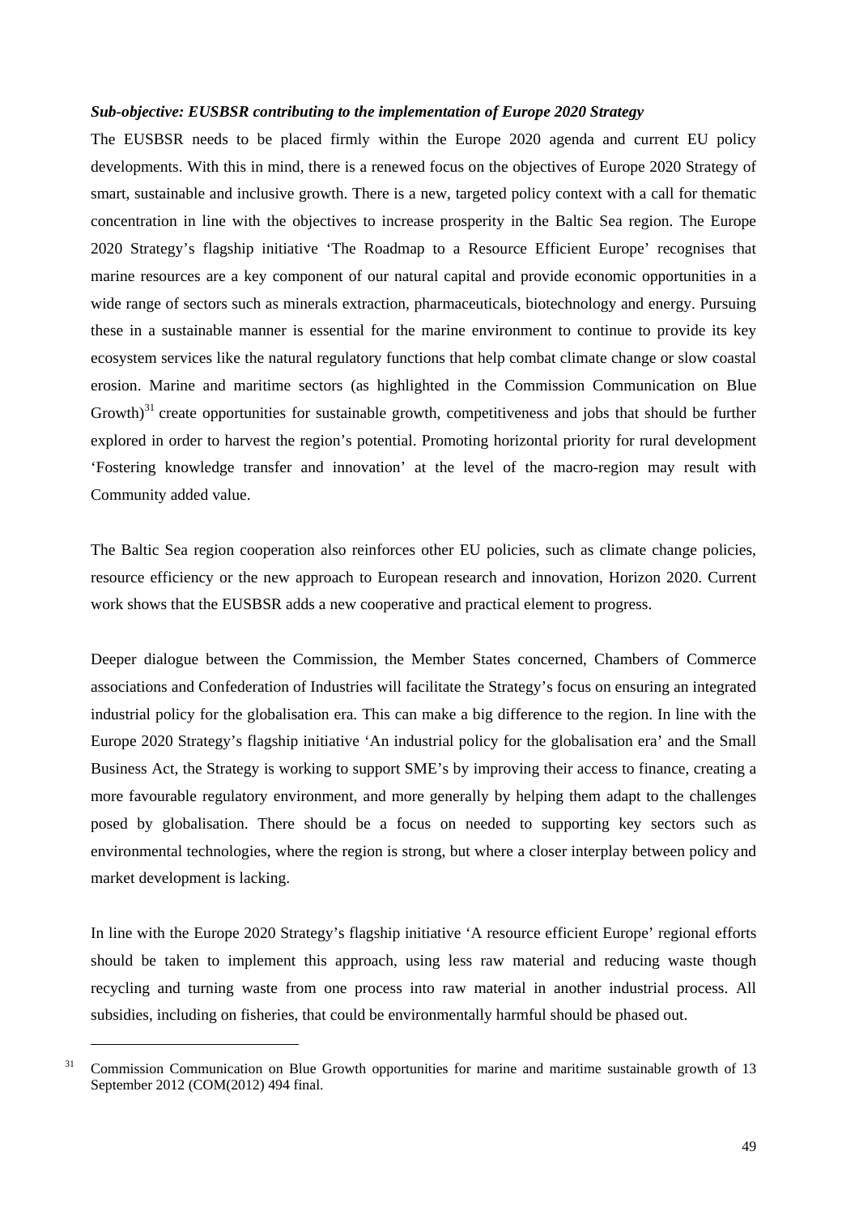***Sub-objective: EUSBSR contributing to the implementation of Europe 2020 Strategy***

The EUSBSR needs to be placed firmly within the Europe 2020 agenda and current EU policy developments. With this in mind, there is a renewed focus on the objectives of Europe 2020 Strategy of smart, sustainable and inclusive growth. There is a new, targeted policy context with a call for thematic concentration in line with the objectives to increase prosperity in the Baltic Sea region. The Europe 2020 Strategy's flagship initiative 'The Roadmap to a Resource Efficient Europe' recognises that marine resources are a key component of our natural capital and provide economic opportunities in a wide range of sectors such as minerals extraction, pharmaceuticals, biotechnology and energy. Pursuing these in a sustainable manner is essential for the marine environment to continue to provide its key ecosystem services like the natural regulatory functions that help combat climate change or slow coastal erosion. Marine and maritime sectors (as highlighted in the Commission Communication on Blue Growth)[31] create opportunities for sustainable growth, competitiveness and jobs that should be further explored in order to harvest the region's potential. Promoting horizontal priority for rural development 'Fostering knowledge transfer and innovation' at the level of the macro-region may result with Community added value.

The Baltic Sea region cooperation also reinforces other EU policies, such as climate change policies, resource efficiency or the new approach to European research and innovation, Horizon 2020. Current work shows that the EUSBSR adds a new cooperative and practical element to progress.

Deeper dialogue between the Commission, the Member States concerned, Chambers of Commerce associations and Confederation of Industries will facilitate the Strategy's focus on ensuring an integrated industrial policy for the globalisation era. This can make a big difference to the region. In line with the Europe 2020 Strategy's flagship initiative 'An industrial policy for the globalisation era' and the Small Business Act, the Strategy is working to support SME's by improving their access to finance, creating a more favourable regulatory environment, and more generally by helping them adapt to the challenges posed by globalisation. There should be a focus on needed to supporting key sectors such as environmental technologies, where the region is strong, but where a closer interplay between policy and market development is lacking.

In line with the Europe 2020 Strategy's flagship initiative 'A resource efficient Europe' regional efforts should be taken to implement this approach, using less raw material and reducing waste though recycling and turning waste from one process into raw material in another industrial process. All subsidies, including on fisheries, that could be environmentally harmful should be phased out.

---

[31] Commission Communication on Blue Growth opportunities for marine and maritime sustainable growth of 13 September 2012 (COM(2012) 494 final.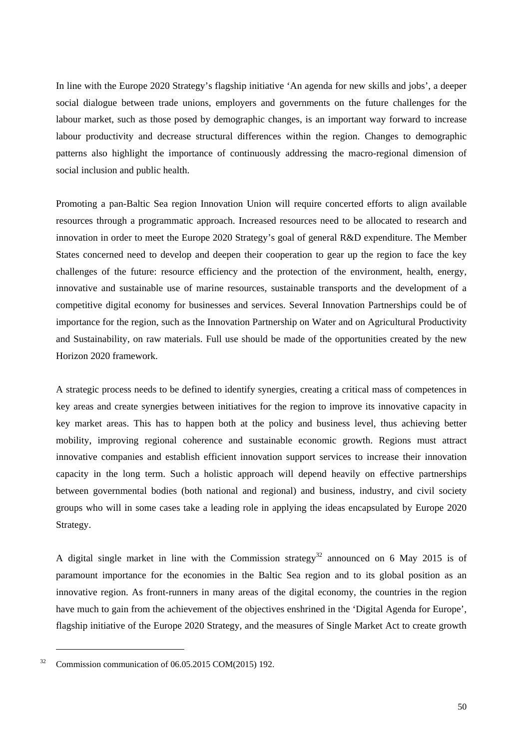In line with the Europe 2020 Strategy's flagship initiative 'An agenda for new skills and jobs', a deeper social dialogue between trade unions, employers and governments on the future challenges for the labour market, such as those posed by demographic changes, is an important way forward to increase labour productivity and decrease structural differences within the region. Changes to demographic patterns also highlight the importance of continuously addressing the macro-regional dimension of social inclusion and public health.

Promoting a pan-Baltic Sea region Innovation Union will require concerted efforts to align available resources through a programmatic approach. Increased resources need to be allocated to research and innovation in order to meet the Europe 2020 Strategy's goal of general R&D expenditure. The Member States concerned need to develop and deepen their cooperation to gear up the region to face the key challenges of the future: resource efficiency and the protection of the environment, health, energy, innovative and sustainable use of marine resources, sustainable transports and the development of a competitive digital economy for businesses and services. Several Innovation Partnerships could be of importance for the region, such as the Innovation Partnership on Water and on Agricultural Productivity and Sustainability, on raw materials. Full use should be made of the opportunities created by the new Horizon 2020 framework.

A strategic process needs to be defined to identify synergies, creating a critical mass of competences in key areas and create synergies between initiatives for the region to improve its innovative capacity in key market areas. This has to happen both at the policy and business level, thus achieving better mobility, improving regional coherence and sustainable economic growth. Regions must attract innovative companies and establish efficient innovation support services to increase their innovation capacity in the long term. Such a holistic approach will depend heavily on effective partnerships between governmental bodies (both national and regional) and business, industry, and civil society groups who will in some cases take a leading role in applying the ideas encapsulated by Europe 2020 Strategy.

A digital single market in line with the Commission strategy[32] announced on 6 May 2015 is of paramount importance for the economies in the Baltic Sea region and to its global position as an innovative region. As front-runners in many areas of the digital economy, the countries in the region have much to gain from the achievement of the objectives enshrined in the 'Digital Agenda for Europe', flagship initiative of the Europe 2020 Strategy, and the measures of Single Market Act to create growth

[32] Commission communication of 06.05.2015 COM(2015) 192.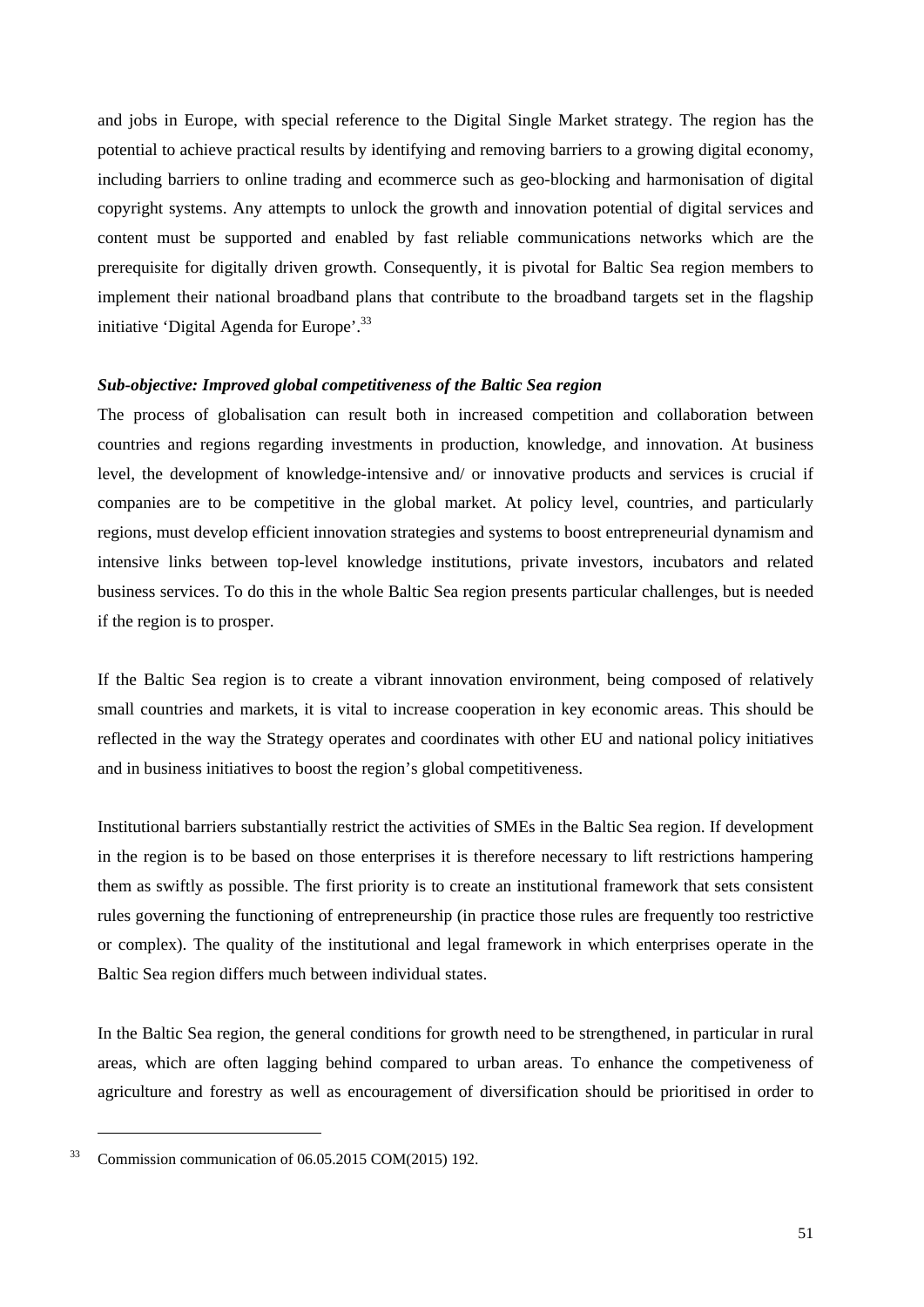and jobs in Europe, with special reference to the Digital Single Market strategy. The region has the potential to achieve practical results by identifying and removing barriers to a growing digital economy, including barriers to online trading and ecommerce such as geo-blocking and harmonisation of digital copyright systems. Any attempts to unlock the growth and innovation potential of digital services and content must be supported and enabled by fast reliable communications networks which are the prerequisite for digitally driven growth. Consequently, it is pivotal for Baltic Sea region members to implement their national broadband plans that contribute to the broadband targets set in the flagship initiative 'Digital Agenda for Europe'.[33]

***Sub-objective: Improved global competitiveness of the Baltic Sea region***

The process of globalisation can result both in increased competition and collaboration between countries and regions regarding investments in production, knowledge, and innovation. At business level, the development of knowledge-intensive and/ or innovative products and services is crucial if companies are to be competitive in the global market. At policy level, countries, and particularly regions, must develop efficient innovation strategies and systems to boost entrepreneurial dynamism and intensive links between top-level knowledge institutions, private investors, incubators and related business services. To do this in the whole Baltic Sea region presents particular challenges, but is needed if the region is to prosper.

If the Baltic Sea region is to create a vibrant innovation environment, being composed of relatively small countries and markets, it is vital to increase cooperation in key economic areas. This should be reflected in the way the Strategy operates and coordinates with other EU and national policy initiatives and in business initiatives to boost the region's global competitiveness.

Institutional barriers substantially restrict the activities of SMEs in the Baltic Sea region. If development in the region is to be based on those enterprises it is therefore necessary to lift restrictions hampering them as swiftly as possible. The first priority is to create an institutional framework that sets consistent rules governing the functioning of entrepreneurship (in practice those rules are frequently too restrictive or complex). The quality of the institutional and legal framework in which enterprises operate in the Baltic Sea region differs much between individual states.

In the Baltic Sea region, the general conditions for growth need to be strengthened, in particular in rural areas, which are often lagging behind compared to urban areas. To enhance the competiveness of agriculture and forestry as well as encouragement of diversification should be prioritised in order to

---

[33] Commission communication of 06.05.2015 COM(2015) 192.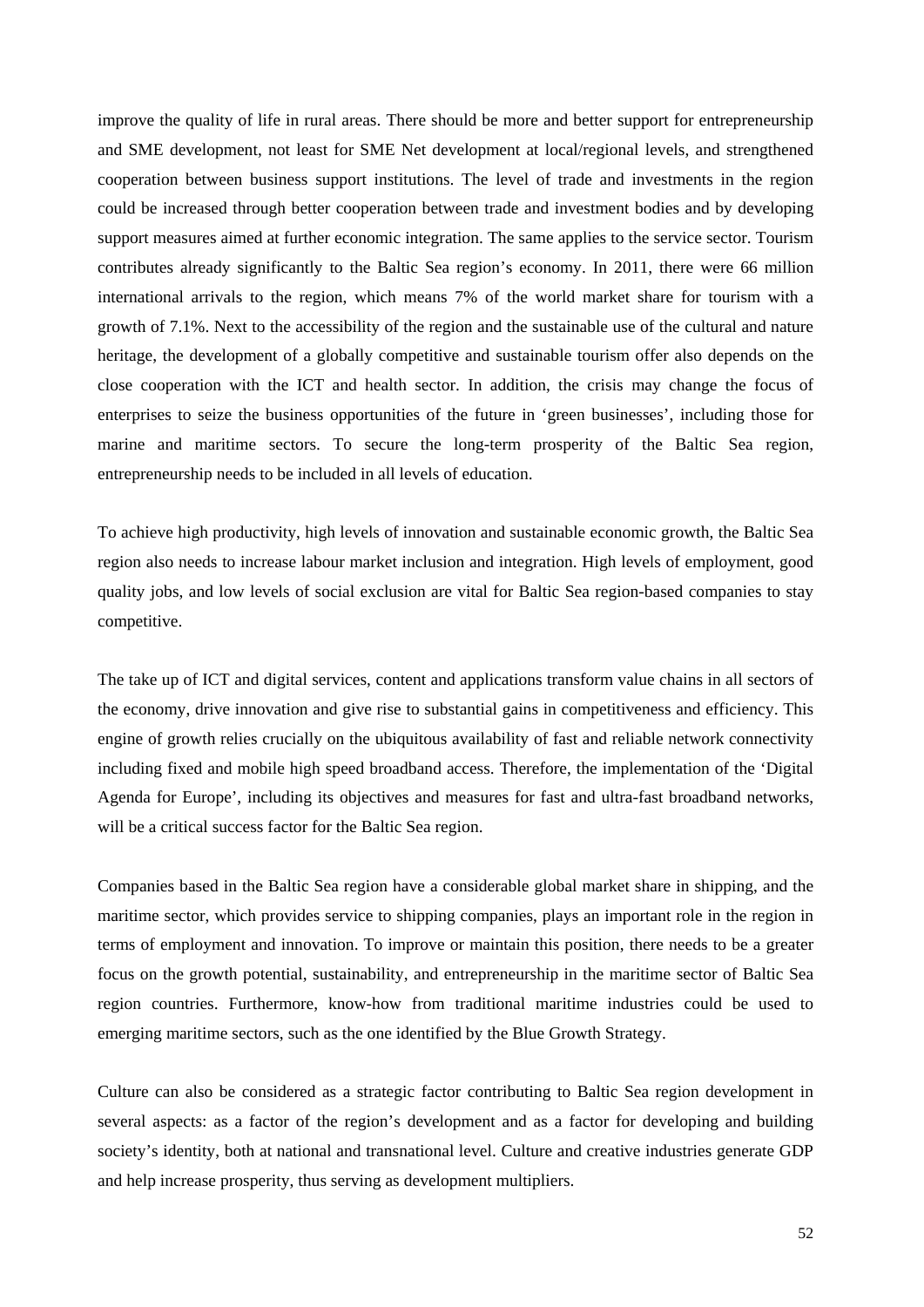improve the quality of life in rural areas. There should be more and better support for entrepreneurship and SME development, not least for SME Net development at local/regional levels, and strengthened cooperation between business support institutions. The level of trade and investments in the region could be increased through better cooperation between trade and investment bodies and by developing support measures aimed at further economic integration. The same applies to the service sector. Tourism contributes already significantly to the Baltic Sea region's economy. In 2011, there were 66 million international arrivals to the region, which means 7% of the world market share for tourism with a growth of 7.1%. Next to the accessibility of the region and the sustainable use of the cultural and nature heritage, the development of a globally competitive and sustainable tourism offer also depends on the close cooperation with the ICT and health sector. In addition, the crisis may change the focus of enterprises to seize the business opportunities of the future in 'green businesses', including those for marine and maritime sectors. To secure the long-term prosperity of the Baltic Sea region, entrepreneurship needs to be included in all levels of education.

To achieve high productivity, high levels of innovation and sustainable economic growth, the Baltic Sea region also needs to increase labour market inclusion and integration. High levels of employment, good quality jobs, and low levels of social exclusion are vital for Baltic Sea region-based companies to stay competitive.

The take up of ICT and digital services, content and applications transform value chains in all sectors of the economy, drive innovation and give rise to substantial gains in competitiveness and efficiency. This engine of growth relies crucially on the ubiquitous availability of fast and reliable network connectivity including fixed and mobile high speed broadband access. Therefore, the implementation of the 'Digital Agenda for Europe', including its objectives and measures for fast and ultra-fast broadband networks, will be a critical success factor for the Baltic Sea region.

Companies based in the Baltic Sea region have a considerable global market share in shipping, and the maritime sector, which provides service to shipping companies, plays an important role in the region in terms of employment and innovation. To improve or maintain this position, there needs to be a greater focus on the growth potential, sustainability, and entrepreneurship in the maritime sector of Baltic Sea region countries. Furthermore, know-how from traditional maritime industries could be used to emerging maritime sectors, such as the one identified by the Blue Growth Strategy.

Culture can also be considered as a strategic factor contributing to Baltic Sea region development in several aspects: as a factor of the region's development and as a factor for developing and building society's identity, both at national and transnational level. Culture and creative industries generate GDP and help increase prosperity, thus serving as development multipliers.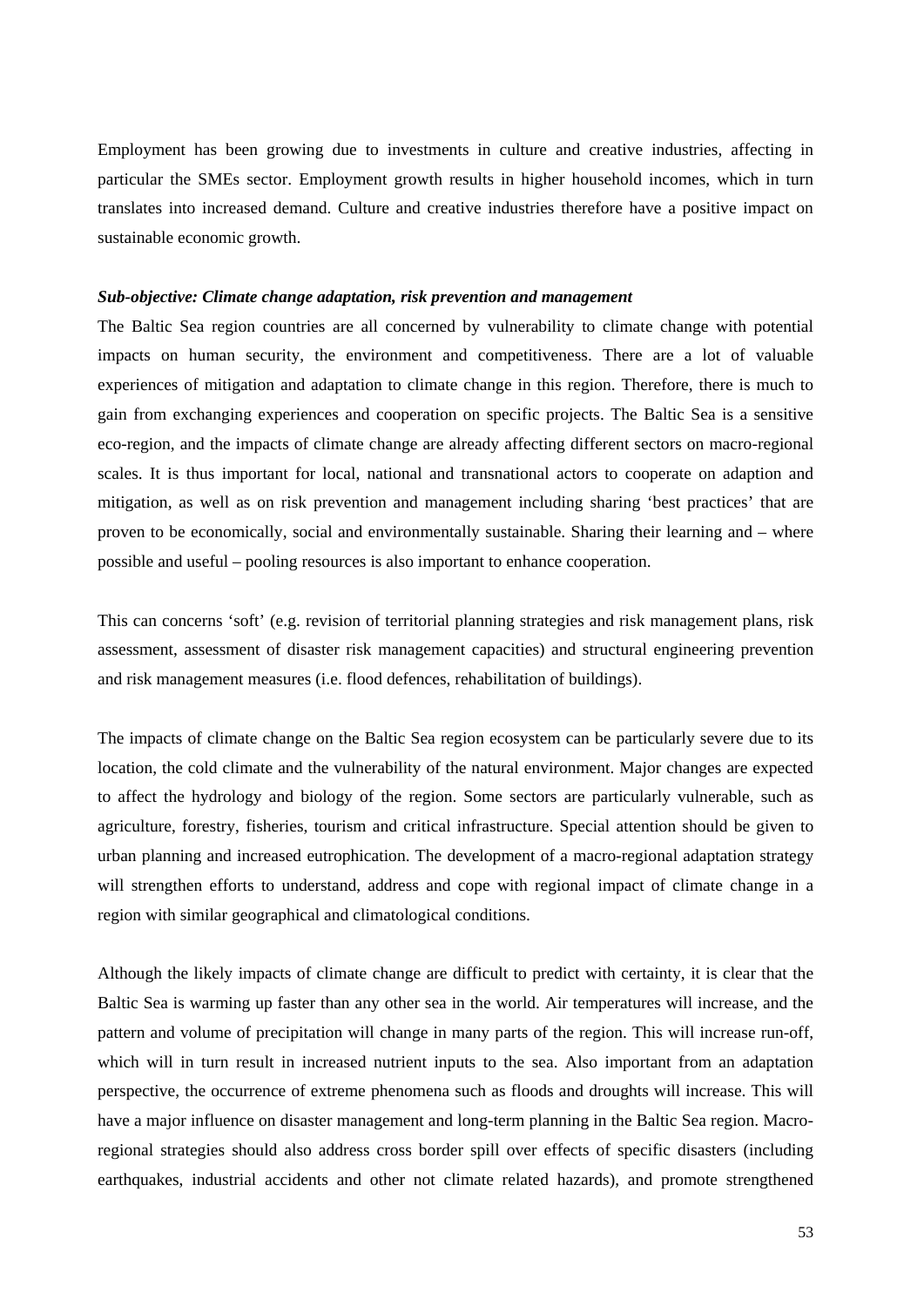Employment has been growing due to investments in culture and creative industries, affecting in particular the SMEs sector. Employment growth results in higher household incomes, which in turn translates into increased demand. Culture and creative industries therefore have a positive impact on sustainable economic growth.

***Sub-objective: Climate change adaptation, risk prevention and management***

The Baltic Sea region countries are all concerned by vulnerability to climate change with potential impacts on human security, the environment and competitiveness. There are a lot of valuable experiences of mitigation and adaptation to climate change in this region. Therefore, there is much to gain from exchanging experiences and cooperation on specific projects. The Baltic Sea is a sensitive eco-region, and the impacts of climate change are already affecting different sectors on macro-regional scales. It is thus important for local, national and transnational actors to cooperate on adaption and mitigation, as well as on risk prevention and management including sharing 'best practices' that are proven to be economically, social and environmentally sustainable. Sharing their learning and – where possible and useful – pooling resources is also important to enhance cooperation.

This can concerns 'soft' (e.g. revision of territorial planning strategies and risk management plans, risk assessment, assessment of disaster risk management capacities) and structural engineering prevention and risk management measures (i.e. flood defences, rehabilitation of buildings).

The impacts of climate change on the Baltic Sea region ecosystem can be particularly severe due to its location, the cold climate and the vulnerability of the natural environment. Major changes are expected to affect the hydrology and biology of the region. Some sectors are particularly vulnerable, such as agriculture, forestry, fisheries, tourism and critical infrastructure. Special attention should be given to urban planning and increased eutrophication. The development of a macro-regional adaptation strategy will strengthen efforts to understand, address and cope with regional impact of climate change in a region with similar geographical and climatological conditions.

Although the likely impacts of climate change are difficult to predict with certainty, it is clear that the Baltic Sea is warming up faster than any other sea in the world. Air temperatures will increase, and the pattern and volume of precipitation will change in many parts of the region. This will increase run-off, which will in turn result in increased nutrient inputs to the sea. Also important from an adaptation perspective, the occurrence of extreme phenomena such as floods and droughts will increase. This will have a major influence on disaster management and long-term planning in the Baltic Sea region. Macro-regional strategies should also address cross border spill over effects of specific disasters (including earthquakes, industrial accidents and other not climate related hazards), and promote strengthened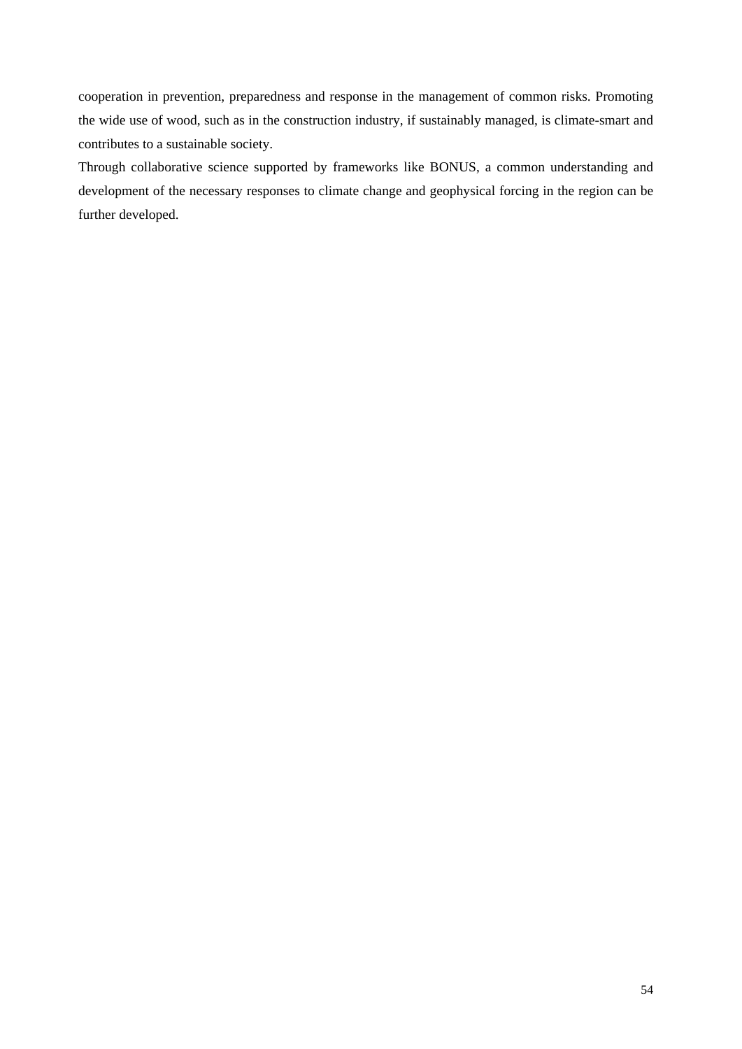cooperation in prevention, preparedness and response in the management of common risks. Promoting the wide use of wood, such as in the construction industry, if sustainably managed, is climate-smart and contributes to a sustainable society.

Through collaborative science supported by frameworks like BONUS, a common understanding and development of the necessary responses to climate change and geophysical forcing in the region can be further developed.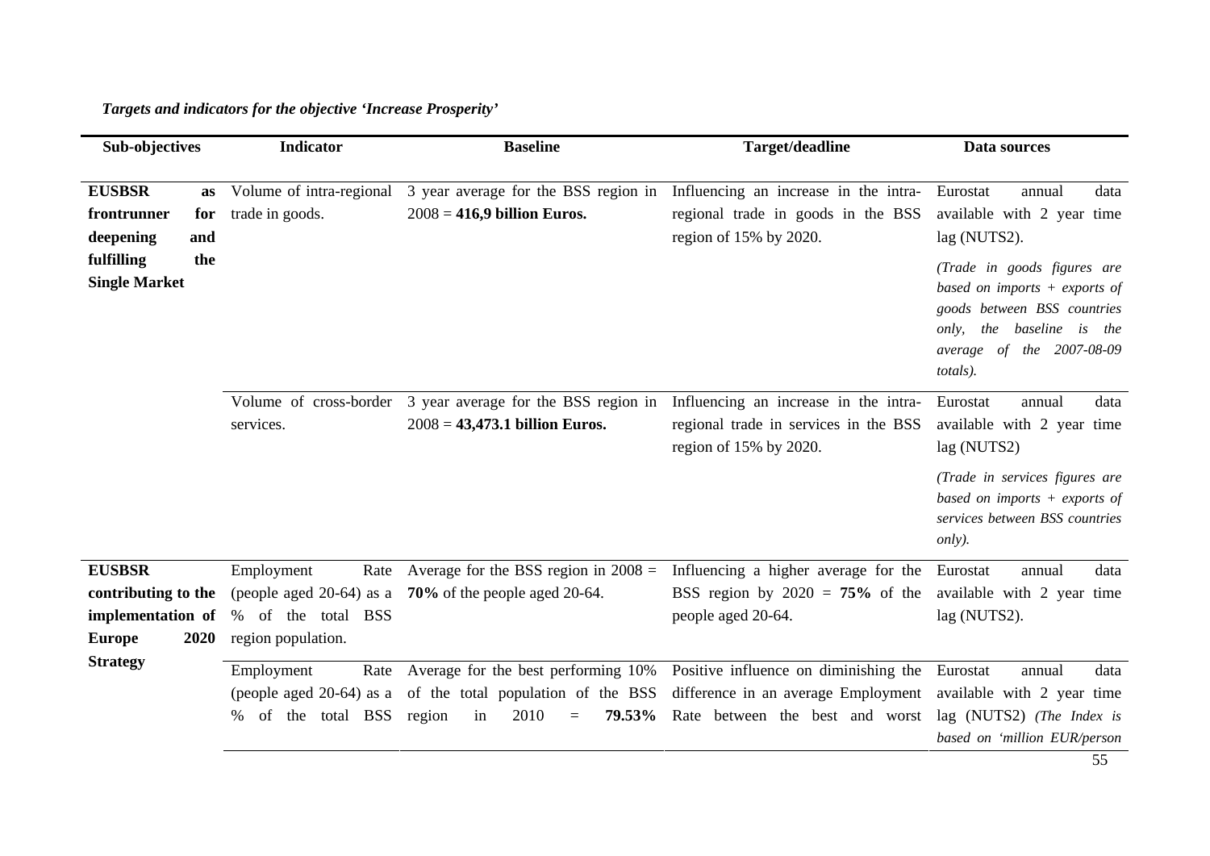*Targets and indicators for the objective 'Increase Prosperity'*

| Sub-objectives | Indicator | Baseline | Target/deadline | Data sources |
|---|---|---|---|---|
| **EUSBSR as frontrunner for deepening and fulfilling the Single Market** | Volume of intra-regional trade in goods. | 3 year average for the BSS region in 2008 = **416,9 billion Euros.** | Influencing an increase in the intra-regional trade in goods in the BSS region of 15% by 2020. | Eurostat annual data available with 2 year time lag (NUTS2). *(Trade in goods figures are based on imports + exports of goods between BSS countries only, the baseline is the average of the 2007-08-09 totals).* |
| | Volume of cross-border services. | 3 year average for the BSS region in 2008 = **43,473.1 billion Euros.** | Influencing an increase in the intra-regional trade in services in the BSS region of 15% by 2020. | Eurostat annual data available with 2 year time lag (NUTS2) *(Trade in services figures are based on imports + exports of services between BSS countries only).* |
| **EUSBSR contributing to the implementation of Europe 2020 Strategy** | Employment Rate (people aged 20-64) as a % of the total BSS region population. | Average for the BSS region in 2008 = **70%** of the people aged 20-64. | Influencing a higher average for the BSS region by 2020 = **75%** of the people aged 20-64. | Eurostat annual data available with 2 year time lag (NUTS2). |
| | Employment Rate (people aged 20-64) as a % of the total BSS | Average for the best performing 10% of the total population of the BSS region in 2010 = **79.53%** | Positive influence on diminishing the difference in an average Employment Rate between the best and worst | Eurostat annual data available with 2 year time lag (NUTS2) *(The Index is based on 'million EUR/person* |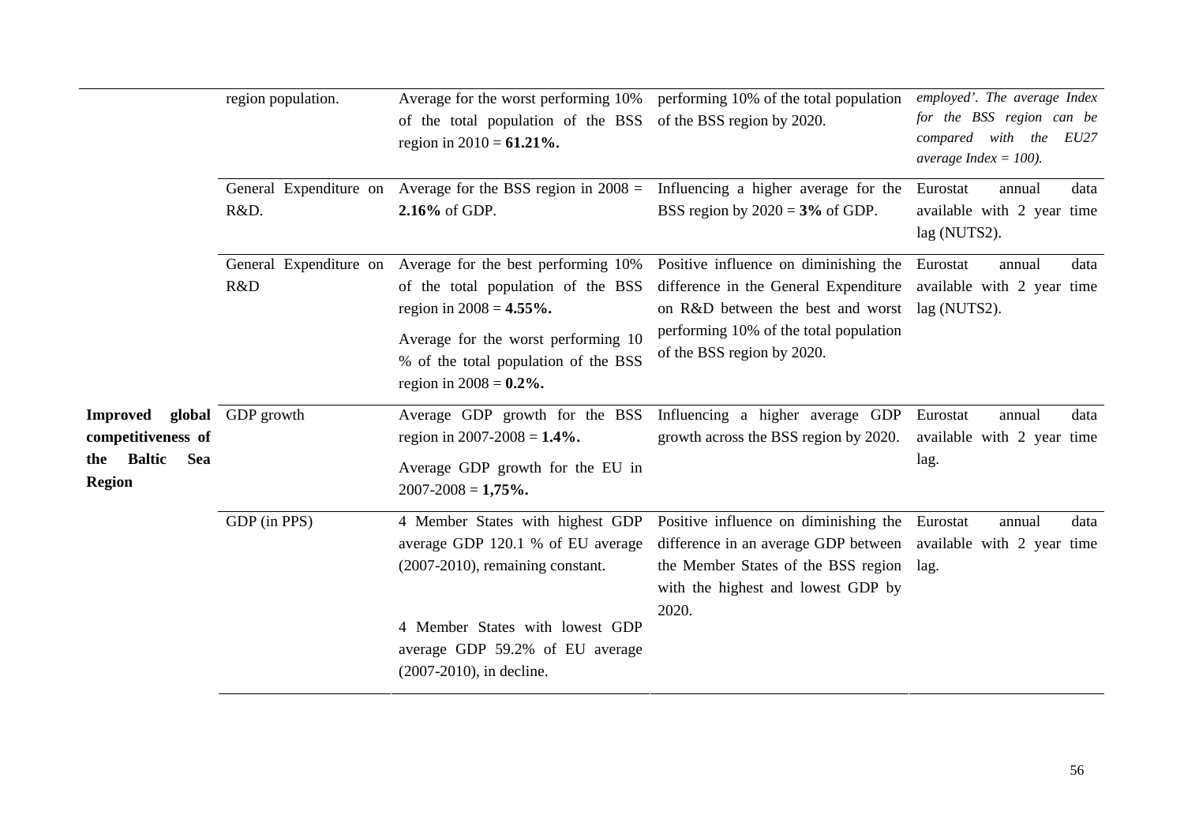| | | | | |
|---|---|---|---|---|
| | region population. | Average for the worst performing 10% of the total population of the BSS region in 2010 = **61.21%.** | performing 10% of the total population of the BSS region by 2020. | *employed'. The average Index for the BSS region can be compared with the EU27 average Index = 100).* |
| | General Expenditure on R&D. | Average for the BSS region in 2008 = **2.16%** of GDP. | Influencing a higher average for the BSS region by 2020 = **3%** of GDP. | Eurostat annual data available with 2 year time lag (NUTS2). |
| | General Expenditure on R&D | Average for the best performing 10% of the total population of the BSS region in 2008 = **4.55%.** <br> Average for the worst performing 10 % of the total population of the BSS region in 2008 = **0.2%.** | Positive influence on diminishing the difference in the General Expenditure on R&D between the best and worst performing 10% of the total population of the BSS region by 2020. | Eurostat annual data available with 2 year time lag (NUTS2). |
| **Improved global competitiveness of the Baltic Sea Region** | GDP growth | Average GDP growth for the BSS region in 2007-2008 = **1.4%.** <br> Average GDP growth for the EU in 2007-2008 = **1,75%.** | Influencing a higher average GDP growth across the BSS region by 2020. | Eurostat annual data available with 2 year time lag. |
| | GDP (in PPS) | 4 Member States with highest GDP average GDP 120.1 % of EU average (2007-2010), remaining constant. <br> 4 Member States with lowest GDP average GDP 59.2% of EU average (2007-2010), in decline. | Positive influence on diminishing the difference in an average GDP between the Member States of the BSS region with the highest and lowest GDP by 2020. | Eurostat annual data available with 2 year time lag. |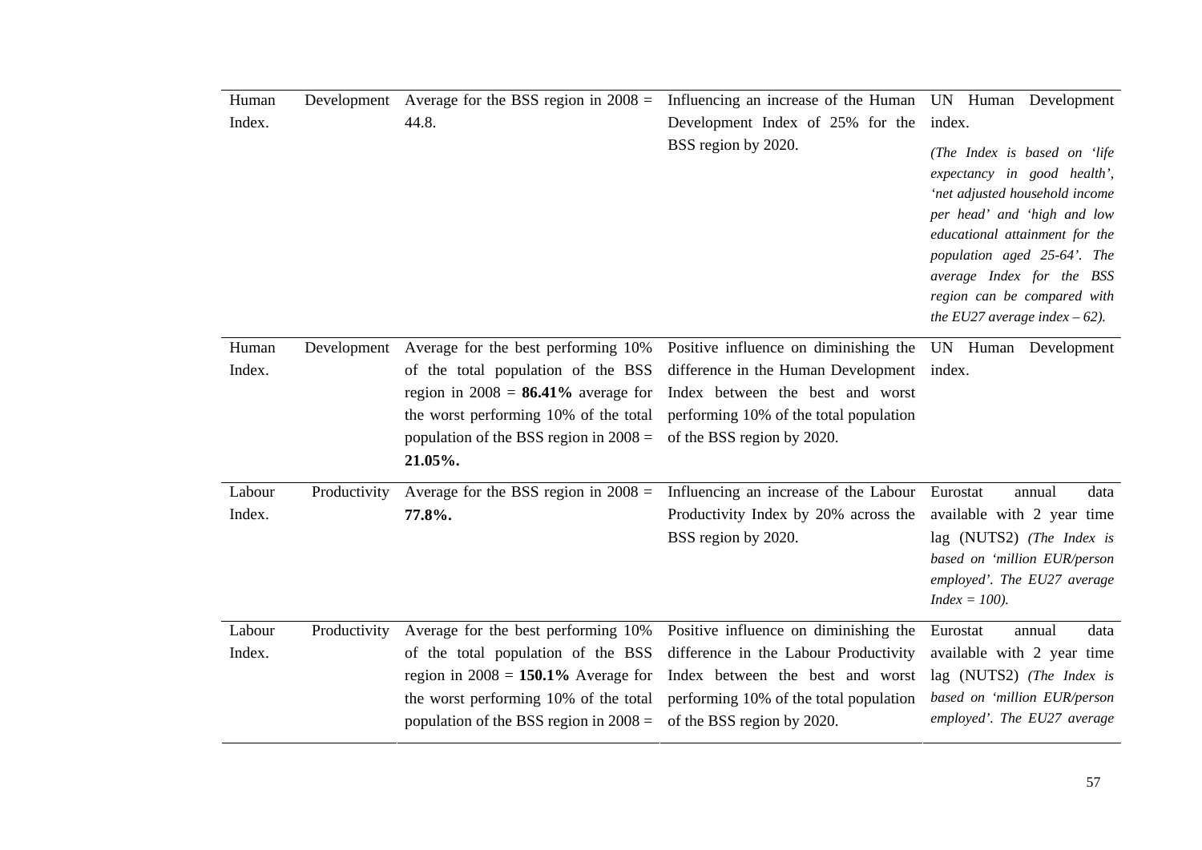| | | | |
|---|---|---|---|
| Human Development Index. | Average for the BSS region in 2008 = 44.8. | Influencing an increase of the Human Development Index of 25% for the BSS region by 2020. | UN Human Development index. *(The Index is based on 'life expectancy in good health', 'net adjusted household income per head' and 'high and low educational attainment for the population aged 25-64'. The average Index for the BSS region can be compared with the EU27 average index – 62).* |
| Human Development Index. | Average for the best performing 10% of the total population of the BSS region in 2008 = **86.41%** average for the worst performing 10% of the total population of the BSS region in 2008 = **21.05%.** | Positive influence on diminishing the difference in the Human Development Index between the best and worst performing 10% of the total population of the BSS region by 2020. | UN Human Development index. |
| Labour Productivity Index. | Average for the BSS region in 2008 = **77.8%.** | Influencing an increase of the Labour Productivity Index by 20% across the BSS region by 2020. | Eurostat annual data available with 2 year time lag (NUTS2) *(The Index is based on 'million EUR/person employed'. The EU27 average Index = 100).* |
| Labour Productivity Index. | Average for the best performing 10% of the total population of the BSS region in 2008 = **150.1%** Average for the worst performing 10% of the total population of the BSS region in 2008 = | Positive influence on diminishing the difference in the Labour Productivity Index between the best and worst performing 10% of the total population of the BSS region by 2020. | Eurostat annual data available with 2 year time lag (NUTS2) *(The Index is based on 'million EUR/person employed'. The EU27 average* |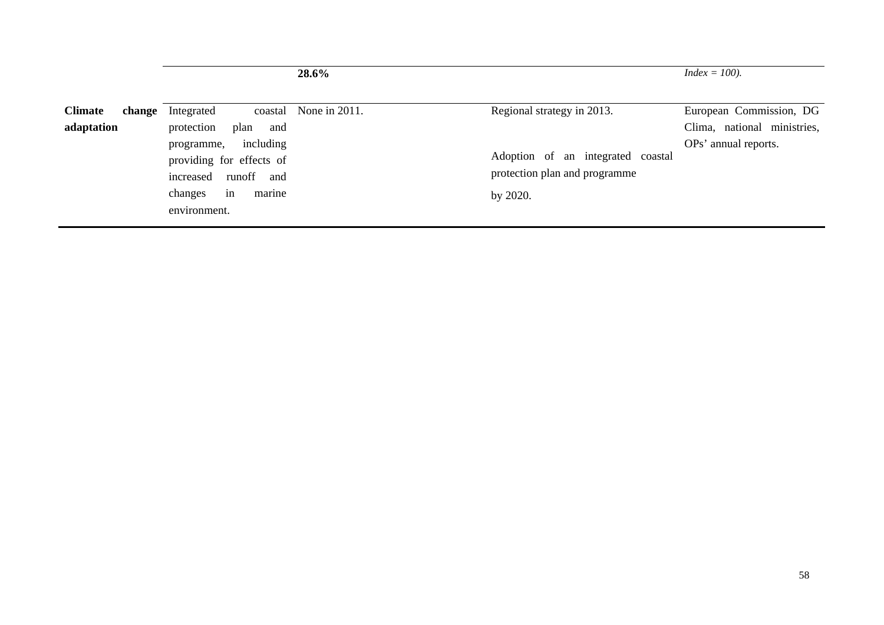| | | | | |
|---|---|---|---|---|
| | | **28.6%** | | *Index = 100).* |
| **Climate change adaptation** | Integrated coastal protection plan and programme, including providing for effects of increased runoff and changes in marine environment. | None in 2011. | Regional strategy in 2013.<br><br>Adoption of an integrated coastal protection plan and programme by 2020. | European Commission, DG Clima, national ministries, OPs' annual reports. |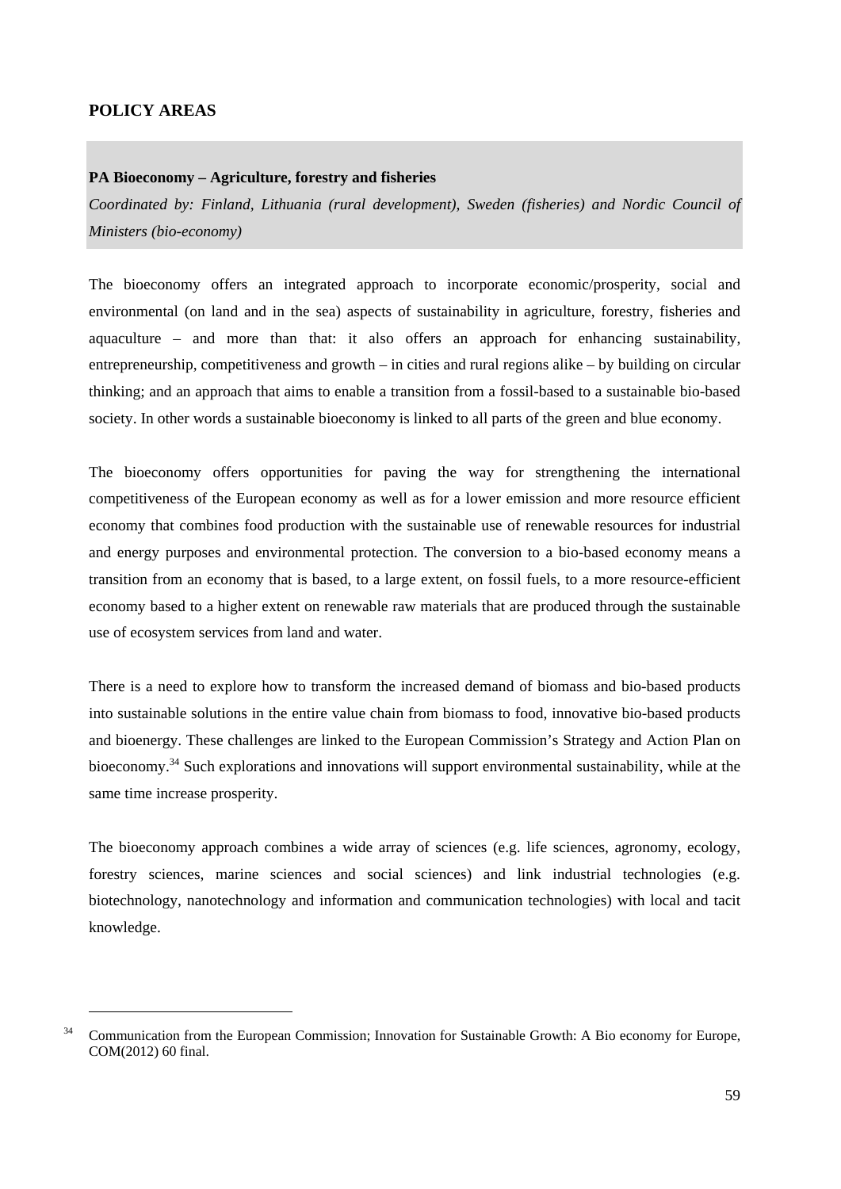## POLICY AREAS

**PA Bioeconomy – Agriculture, forestry and fisheries**

*Coordinated by: Finland, Lithuania (rural development), Sweden (fisheries) and Nordic Council of Ministers (bio-economy)*

The bioeconomy offers an integrated approach to incorporate economic/prosperity, social and environmental (on land and in the sea) aspects of sustainability in agriculture, forestry, fisheries and aquaculture – and more than that: it also offers an approach for enhancing sustainability, entrepreneurship, competitiveness and growth – in cities and rural regions alike – by building on circular thinking; and an approach that aims to enable a transition from a fossil-based to a sustainable bio-based society. In other words a sustainable bioeconomy is linked to all parts of the green and blue economy.

The bioeconomy offers opportunities for paving the way for strengthening the international competitiveness of the European economy as well as for a lower emission and more resource efficient economy that combines food production with the sustainable use of renewable resources for industrial and energy purposes and environmental protection. The conversion to a bio-based economy means a transition from an economy that is based, to a large extent, on fossil fuels, to a more resource-efficient economy based to a higher extent on renewable raw materials that are produced through the sustainable use of ecosystem services from land and water.

There is a need to explore how to transform the increased demand of biomass and bio-based products into sustainable solutions in the entire value chain from biomass to food, innovative bio-based products and bioenergy. These challenges are linked to the European Commission's Strategy and Action Plan on bioeconomy.[34] Such explorations and innovations will support environmental sustainability, while at the same time increase prosperity.

The bioeconomy approach combines a wide array of sciences (e.g. life sciences, agronomy, ecology, forestry sciences, marine sciences and social sciences) and link industrial technologies (e.g. biotechnology, nanotechnology and information and communication technologies) with local and tacit knowledge.

---

[34] Communication from the European Commission; Innovation for Sustainable Growth: A Bio economy for Europe, COM(2012) 60 final.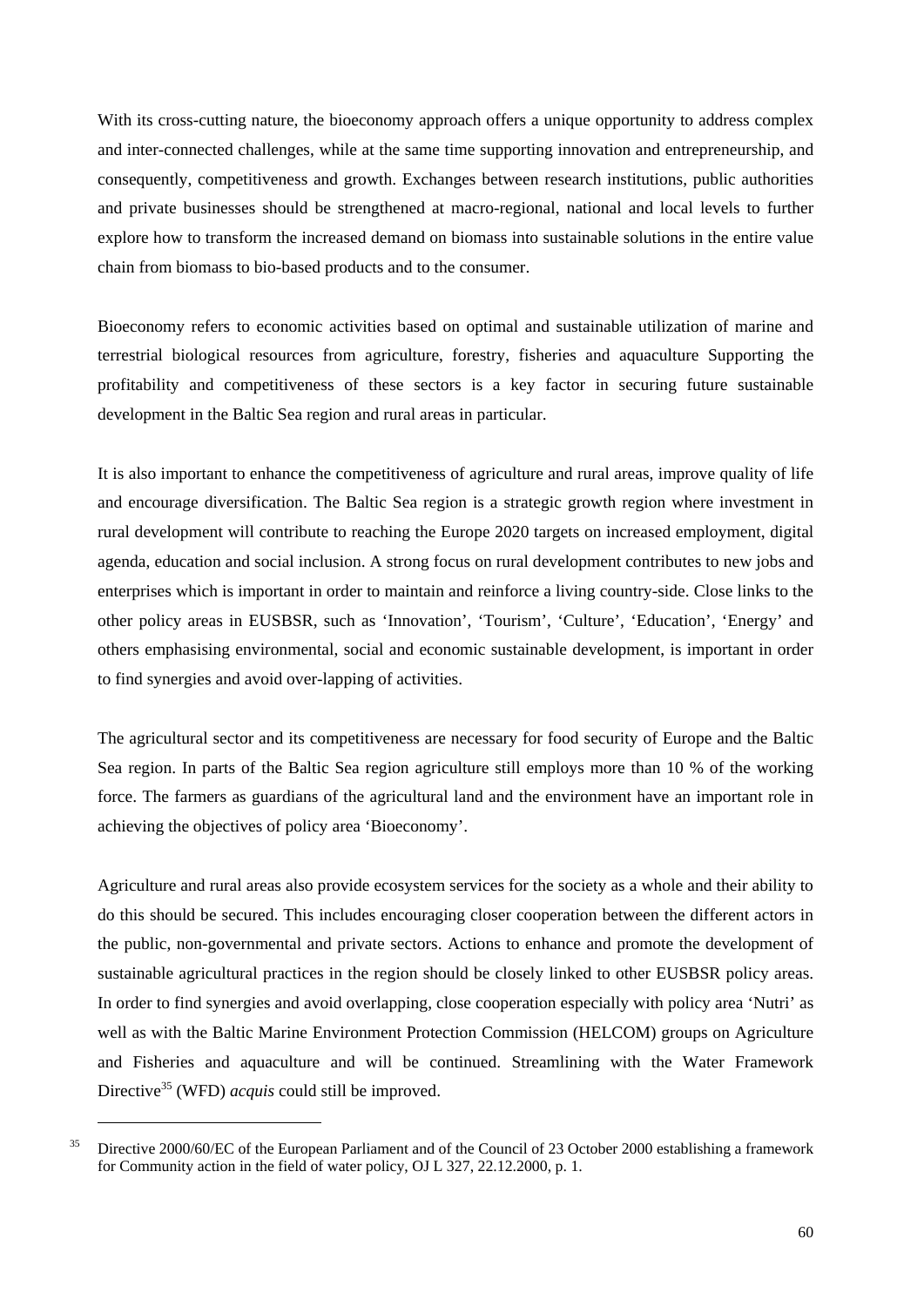With its cross-cutting nature, the bioeconomy approach offers a unique opportunity to address complex and inter-connected challenges, while at the same time supporting innovation and entrepreneurship, and consequently, competitiveness and growth. Exchanges between research institutions, public authorities and private businesses should be strengthened at macro-regional, national and local levels to further explore how to transform the increased demand on biomass into sustainable solutions in the entire value chain from biomass to bio-based products and to the consumer.

Bioeconomy refers to economic activities based on optimal and sustainable utilization of marine and terrestrial biological resources from agriculture, forestry, fisheries and aquaculture Supporting the profitability and competitiveness of these sectors is a key factor in securing future sustainable development in the Baltic Sea region and rural areas in particular.

It is also important to enhance the competitiveness of agriculture and rural areas, improve quality of life and encourage diversification. The Baltic Sea region is a strategic growth region where investment in rural development will contribute to reaching the Europe 2020 targets on increased employment, digital agenda, education and social inclusion. A strong focus on rural development contributes to new jobs and enterprises which is important in order to maintain and reinforce a living country-side. Close links to the other policy areas in EUSBSR, such as 'Innovation', 'Tourism', 'Culture', 'Education', 'Energy' and others emphasising environmental, social and economic sustainable development, is important in order to find synergies and avoid over-lapping of activities.

The agricultural sector and its competitiveness are necessary for food security of Europe and the Baltic Sea region. In parts of the Baltic Sea region agriculture still employs more than 10 % of the working force. The farmers as guardians of the agricultural land and the environment have an important role in achieving the objectives of policy area 'Bioeconomy'.

Agriculture and rural areas also provide ecosystem services for the society as a whole and their ability to do this should be secured. This includes encouraging closer cooperation between the different actors in the public, non-governmental and private sectors. Actions to enhance and promote the development of sustainable agricultural practices in the region should be closely linked to other EUSBSR policy areas. In order to find synergies and avoid overlapping, close cooperation especially with policy area 'Nutri' as well as with the Baltic Marine Environment Protection Commission (HELCOM) groups on Agriculture and Fisheries and aquaculture and will be continued. Streamlining with the Water Framework Directive[35] (WFD) *acquis* could still be improved.

---

[35] Directive 2000/60/EC of the European Parliament and of the Council of 23 October 2000 establishing a framework for Community action in the field of water policy, OJ L 327, 22.12.2000, p. 1.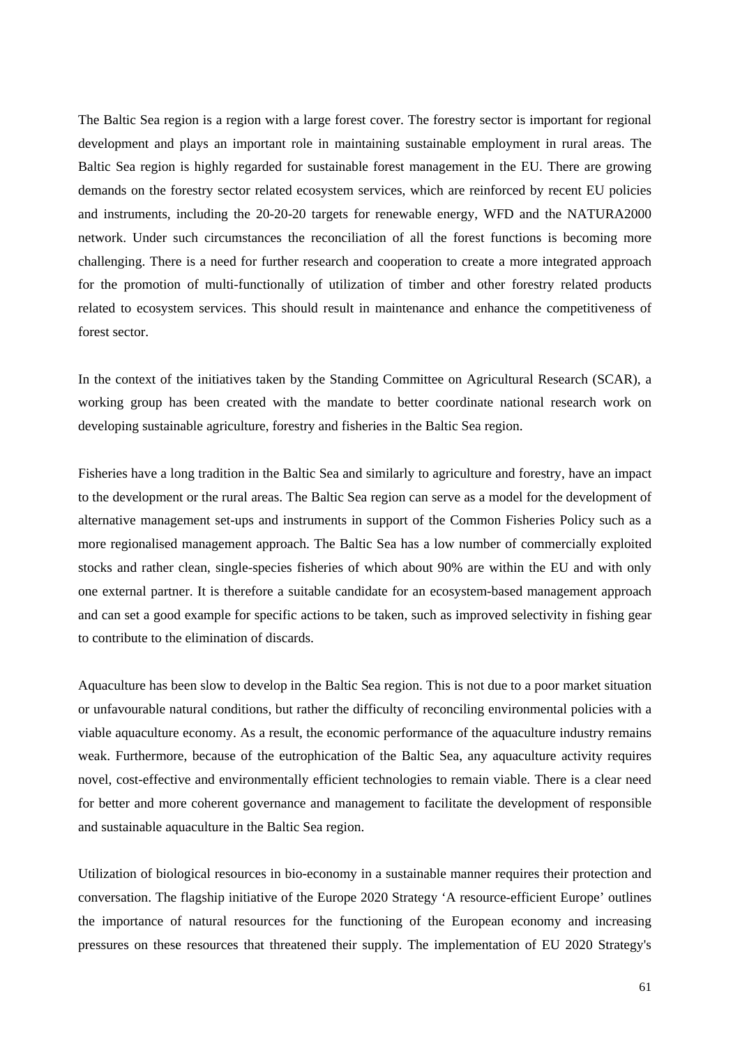The Baltic Sea region is a region with a large forest cover. The forestry sector is important for regional development and plays an important role in maintaining sustainable employment in rural areas. The Baltic Sea region is highly regarded for sustainable forest management in the EU. There are growing demands on the forestry sector related ecosystem services, which are reinforced by recent EU policies and instruments, including the 20-20-20 targets for renewable energy, WFD and the NATURA2000 network. Under such circumstances the reconciliation of all the forest functions is becoming more challenging. There is a need for further research and cooperation to create a more integrated approach for the promotion of multi-functionally of utilization of timber and other forestry related products related to ecosystem services. This should result in maintenance and enhance the competitiveness of forest sector.

In the context of the initiatives taken by the Standing Committee on Agricultural Research (SCAR), a working group has been created with the mandate to better coordinate national research work on developing sustainable agriculture, forestry and fisheries in the Baltic Sea region.

Fisheries have a long tradition in the Baltic Sea and similarly to agriculture and forestry, have an impact to the development or the rural areas. The Baltic Sea region can serve as a model for the development of alternative management set-ups and instruments in support of the Common Fisheries Policy such as a more regionalised management approach. The Baltic Sea has a low number of commercially exploited stocks and rather clean, single-species fisheries of which about 90% are within the EU and with only one external partner. It is therefore a suitable candidate for an ecosystem-based management approach and can set a good example for specific actions to be taken, such as improved selectivity in fishing gear to contribute to the elimination of discards.

Aquaculture has been slow to develop in the Baltic Sea region. This is not due to a poor market situation or unfavourable natural conditions, but rather the difficulty of reconciling environmental policies with a viable aquaculture economy. As a result, the economic performance of the aquaculture industry remains weak. Furthermore, because of the eutrophication of the Baltic Sea, any aquaculture activity requires novel, cost-effective and environmentally efficient technologies to remain viable. There is a clear need for better and more coherent governance and management to facilitate the development of responsible and sustainable aquaculture in the Baltic Sea region.

Utilization of biological resources in bio-economy in a sustainable manner requires their protection and conversation. The flagship initiative of the Europe 2020 Strategy ‘A resource-efficient Europe’ outlines the importance of natural resources for the functioning of the European economy and increasing pressures on these resources that threatened their supply. The implementation of EU 2020 Strategy's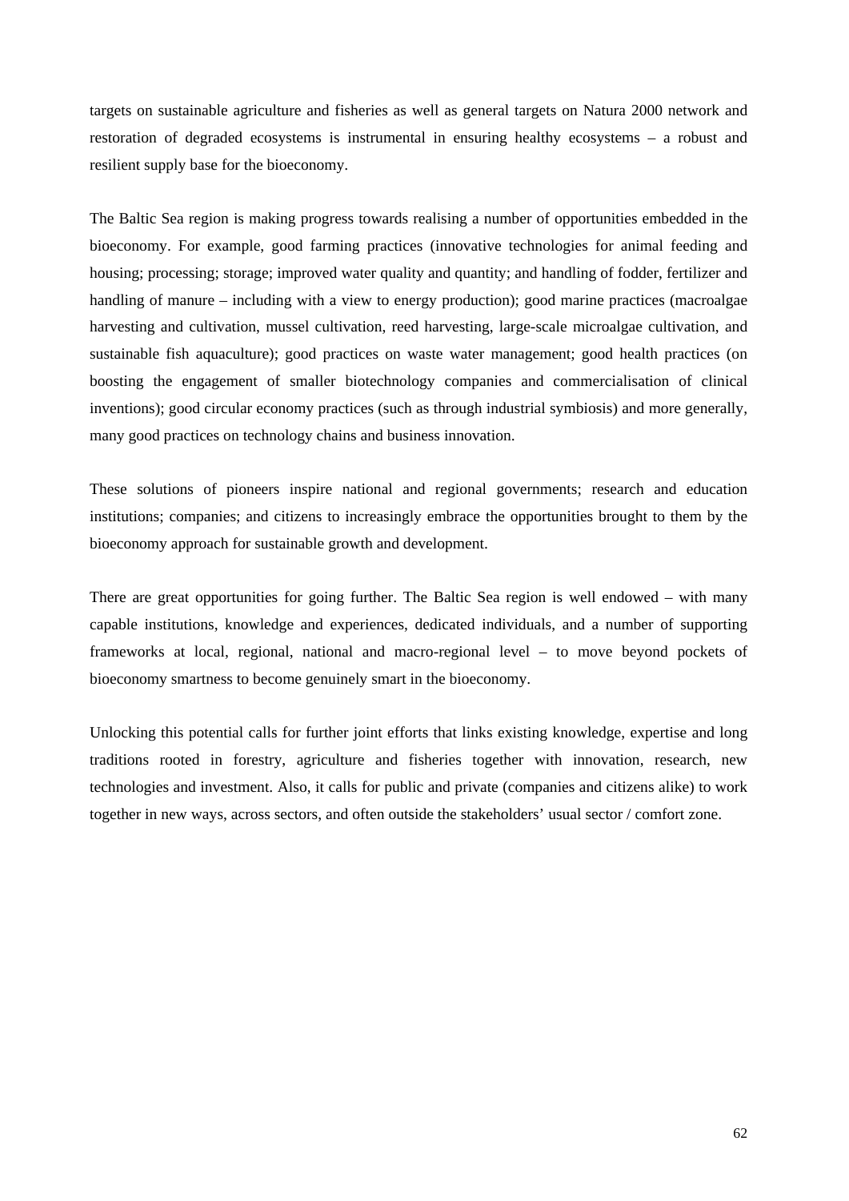targets on sustainable agriculture and fisheries as well as general targets on Natura 2000 network and restoration of degraded ecosystems is instrumental in ensuring healthy ecosystems – a robust and resilient supply base for the bioeconomy.

The Baltic Sea region is making progress towards realising a number of opportunities embedded in the bioeconomy. For example, good farming practices (innovative technologies for animal feeding and housing; processing; storage; improved water quality and quantity; and handling of fodder, fertilizer and handling of manure – including with a view to energy production); good marine practices (macroalgae harvesting and cultivation, mussel cultivation, reed harvesting, large-scale microalgae cultivation, and sustainable fish aquaculture); good practices on waste water management; good health practices (on boosting the engagement of smaller biotechnology companies and commercialisation of clinical inventions); good circular economy practices (such as through industrial symbiosis) and more generally, many good practices on technology chains and business innovation.

These solutions of pioneers inspire national and regional governments; research and education institutions; companies; and citizens to increasingly embrace the opportunities brought to them by the bioeconomy approach for sustainable growth and development.

There are great opportunities for going further. The Baltic Sea region is well endowed – with many capable institutions, knowledge and experiences, dedicated individuals, and a number of supporting frameworks at local, regional, national and macro-regional level – to move beyond pockets of bioeconomy smartness to become genuinely smart in the bioeconomy.

Unlocking this potential calls for further joint efforts that links existing knowledge, expertise and long traditions rooted in forestry, agriculture and fisheries together with innovation, research, new technologies and investment. Also, it calls for public and private (companies and citizens alike) to work together in new ways, across sectors, and often outside the stakeholders' usual sector / comfort zone.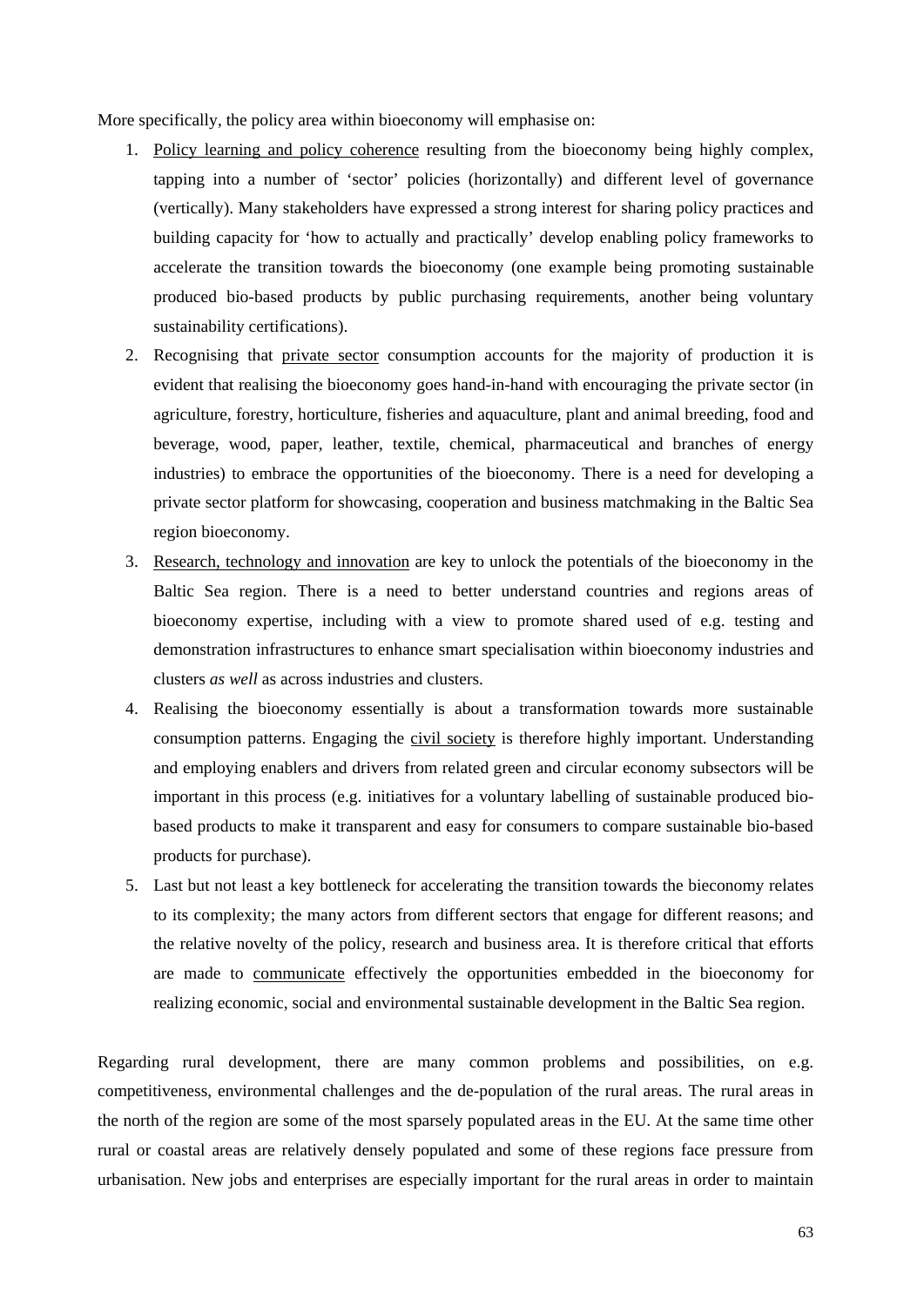More specifically, the policy area within bioeconomy will emphasise on:

1. Policy learning and policy coherence resulting from the bioeconomy being highly complex, tapping into a number of 'sector' policies (horizontally) and different level of governance (vertically). Many stakeholders have expressed a strong interest for sharing policy practices and building capacity for 'how to actually and practically' develop enabling policy frameworks to accelerate the transition towards the bioeconomy (one example being promoting sustainable produced bio-based products by public purchasing requirements, another being voluntary sustainability certifications).
2. Recognising that private sector consumption accounts for the majority of production it is evident that realising the bioeconomy goes hand-in-hand with encouraging the private sector (in agriculture, forestry, horticulture, fisheries and aquaculture, plant and animal breeding, food and beverage, wood, paper, leather, textile, chemical, pharmaceutical and branches of energy industries) to embrace the opportunities of the bioeconomy. There is a need for developing a private sector platform for showcasing, cooperation and business matchmaking in the Baltic Sea region bioeconomy.
3. Research, technology and innovation are key to unlock the potentials of the bioeconomy in the Baltic Sea region. There is a need to better understand countries and regions areas of bioeconomy expertise, including with a view to promote shared used of e.g. testing and demonstration infrastructures to enhance smart specialisation within bioeconomy industries and clusters *as well* as across industries and clusters.
4. Realising the bioeconomy essentially is about a transformation towards more sustainable consumption patterns. Engaging the civil society is therefore highly important. Understanding and employing enablers and drivers from related green and circular economy subsectors will be important in this process (e.g. initiatives for a voluntary labelling of sustainable produced bio-based products to make it transparent and easy for consumers to compare sustainable bio-based products for purchase).
5. Last but not least a key bottleneck for accelerating the transition towards the bieconomy relates to its complexity; the many actors from different sectors that engage for different reasons; and the relative novelty of the policy, research and business area. It is therefore critical that efforts are made to communicate effectively the opportunities embedded in the bioeconomy for realizing economic, social and environmental sustainable development in the Baltic Sea region.

Regarding rural development, there are many common problems and possibilities, on e.g. competitiveness, environmental challenges and the de-population of the rural areas. The rural areas in the north of the region are some of the most sparsely populated areas in the EU. At the same time other rural or coastal areas are relatively densely populated and some of these regions face pressure from urbanisation. New jobs and enterprises are especially important for the rural areas in order to maintain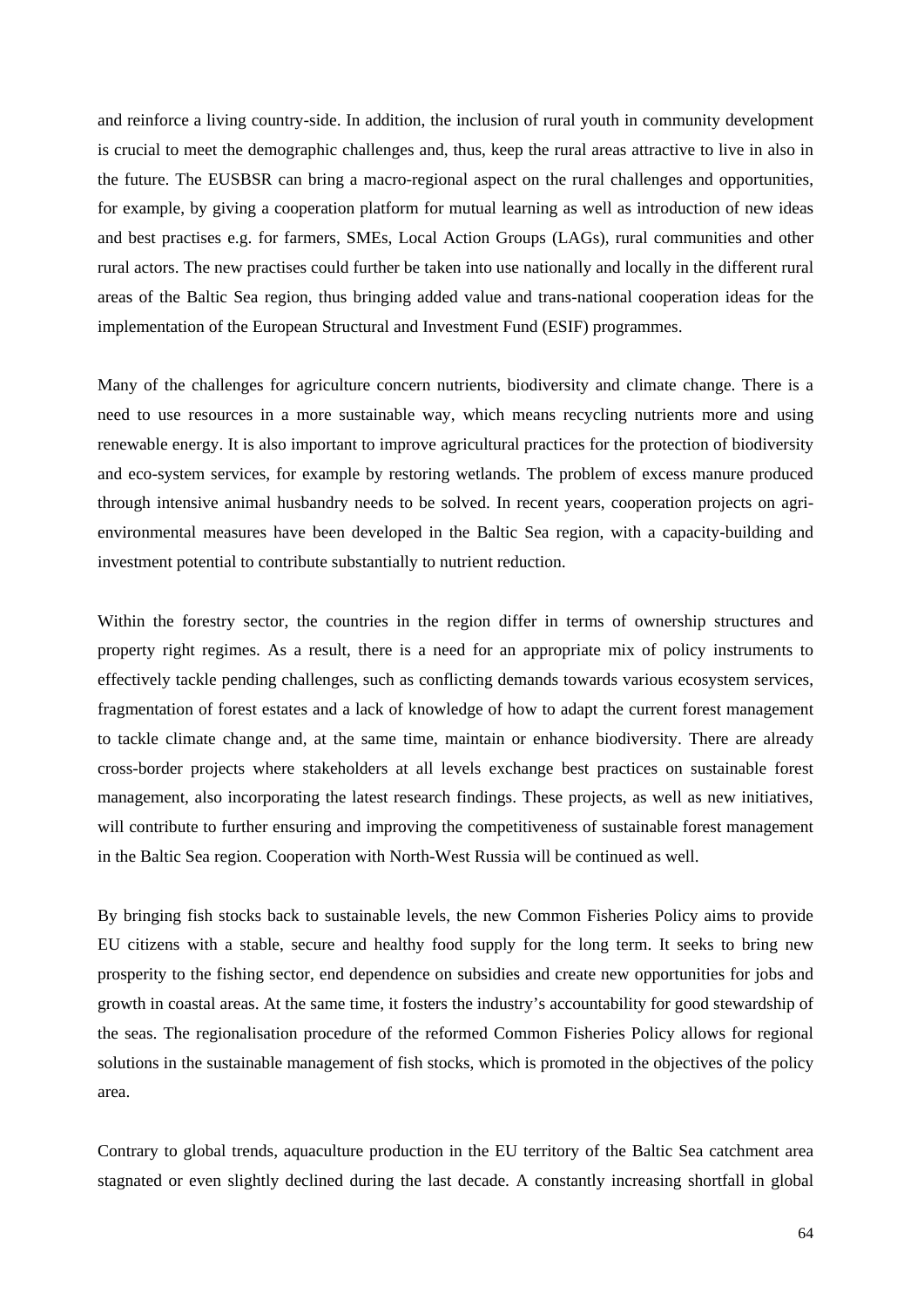and reinforce a living country-side. In addition, the inclusion of rural youth in community development is crucial to meet the demographic challenges and, thus, keep the rural areas attractive to live in also in the future. The EUSBSR can bring a macro-regional aspect on the rural challenges and opportunities, for example, by giving a cooperation platform for mutual learning as well as introduction of new ideas and best practises e.g. for farmers, SMEs, Local Action Groups (LAGs), rural communities and other rural actors. The new practises could further be taken into use nationally and locally in the different rural areas of the Baltic Sea region, thus bringing added value and trans-national cooperation ideas for the implementation of the European Structural and Investment Fund (ESIF) programmes.

Many of the challenges for agriculture concern nutrients, biodiversity and climate change. There is a need to use resources in a more sustainable way, which means recycling nutrients more and using renewable energy. It is also important to improve agricultural practices for the protection of biodiversity and eco-system services, for example by restoring wetlands. The problem of excess manure produced through intensive animal husbandry needs to be solved. In recent years, cooperation projects on agri-environmental measures have been developed in the Baltic Sea region, with a capacity-building and investment potential to contribute substantially to nutrient reduction.

Within the forestry sector, the countries in the region differ in terms of ownership structures and property right regimes. As a result, there is a need for an appropriate mix of policy instruments to effectively tackle pending challenges, such as conflicting demands towards various ecosystem services, fragmentation of forest estates and a lack of knowledge of how to adapt the current forest management to tackle climate change and, at the same time, maintain or enhance biodiversity. There are already cross-border projects where stakeholders at all levels exchange best practices on sustainable forest management, also incorporating the latest research findings. These projects, as well as new initiatives, will contribute to further ensuring and improving the competitiveness of sustainable forest management in the Baltic Sea region. Cooperation with North-West Russia will be continued as well.

By bringing fish stocks back to sustainable levels, the new Common Fisheries Policy aims to provide EU citizens with a stable, secure and healthy food supply for the long term. It seeks to bring new prosperity to the fishing sector, end dependence on subsidies and create new opportunities for jobs and growth in coastal areas. At the same time, it fosters the industry's accountability for good stewardship of the seas. The regionalisation procedure of the reformed Common Fisheries Policy allows for regional solutions in the sustainable management of fish stocks, which is promoted in the objectives of the policy area.

Contrary to global trends, aquaculture production in the EU territory of the Baltic Sea catchment area stagnated or even slightly declined during the last decade. A constantly increasing shortfall in global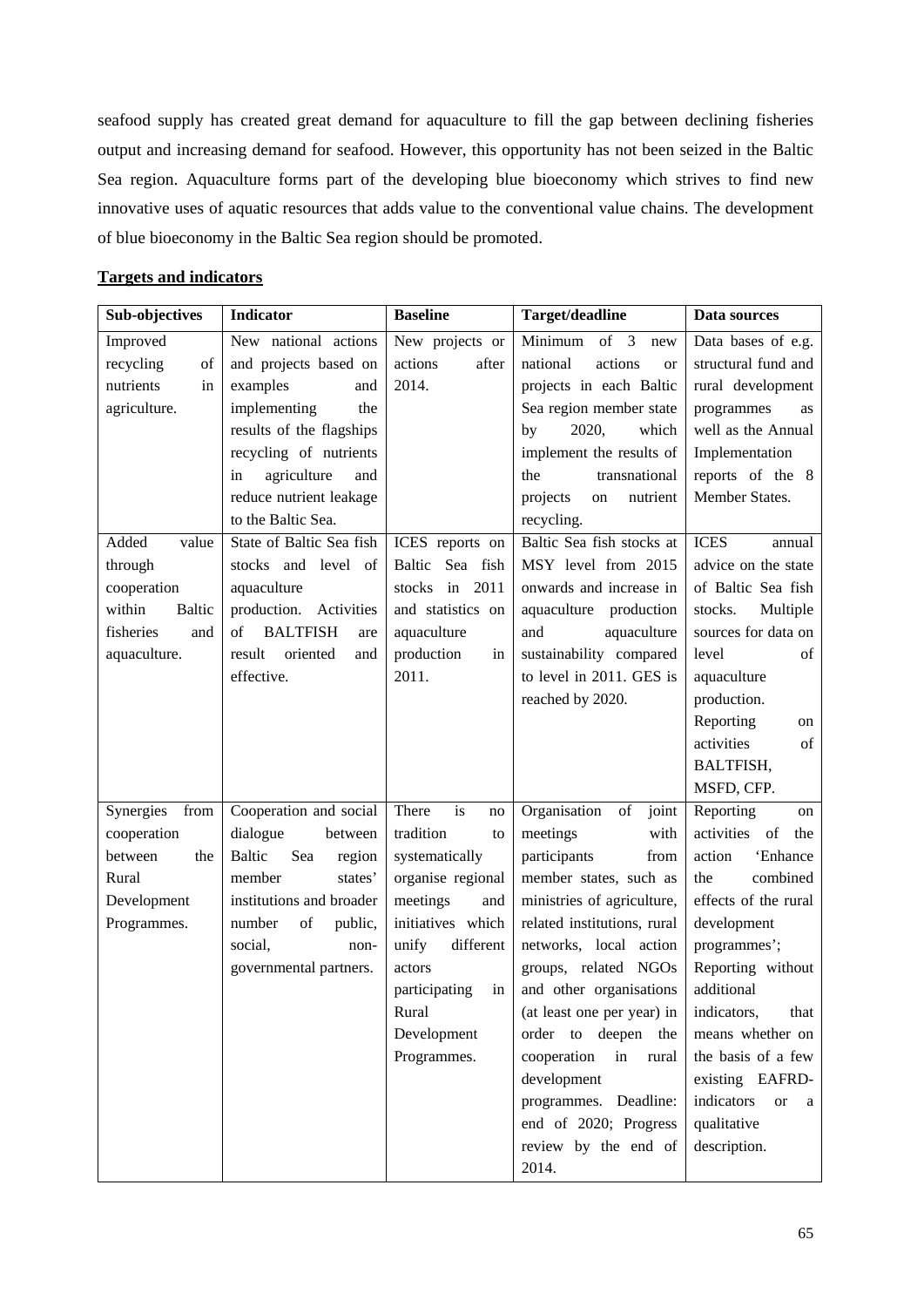seafood supply has created great demand for aquaculture to fill the gap between declining fisheries output and increasing demand for seafood. However, this opportunity has not been seized in the Baltic Sea region. Aquaculture forms part of the developing blue bioeconomy which strives to find new innovative uses of aquatic resources that adds value to the conventional value chains. The development of blue bioeconomy in the Baltic Sea region should be promoted.

**Targets and indicators**

| Sub-objectives | Indicator | Baseline | Target/deadline | Data sources |
|---|---|---|---|---|
| Improved recycling of nutrients in agriculture. | New national actions and projects based on examples and implementing the results of the flagships recycling of nutrients in agriculture and reduce nutrient leakage to the Baltic Sea. | New projects or actions after 2014. | Minimum of 3 new national actions or projects in each Baltic Sea region member state by 2020, which implement the results of the transnational projects on nutrient recycling. | Data bases of e.g. structural fund and rural development programmes as well as the Annual Implementation reports of the 8 Member States. |
| Added value through cooperation within Baltic fisheries and aquaculture. | State of Baltic Sea fish stocks and level of aquaculture production. Activities of BALTFISH are result oriented and effective. | ICES reports on Baltic Sea fish stocks in 2011 and statistics on aquaculture production in 2011. | Baltic Sea fish stocks at MSY level from 2015 onwards and increase in aquaculture production and aquaculture sustainability compared to level in 2011. GES is reached by 2020. | ICES annual advice on the state of Baltic Sea fish stocks. Multiple sources for data on level of aquaculture production. Reporting on activities of BALTFISH, MSFD, CFP. |
| Synergies from cooperation between the Rural Development Programmes. | Cooperation and social dialogue between Baltic Sea region member states' institutions and broader number of public, social, non-governmental partners. | There is no tradition to systematically organise regional meetings and initiatives which unify different actors participating in Rural Development Programmes. | Organisation of joint meetings with participants from member states, such as ministries of agriculture, related institutions, rural networks, local action groups, related NGOs and other organisations (at least one per year) in order to deepen the cooperation in rural development programmes. Deadline: end of 2020; Progress review by the end of 2014. | Reporting on activities of the action 'Enhance the combined effects of the rural development programmes'; Reporting without additional indicators, that means whether on the basis of a few existing EAFRD-indicators or a qualitative description. |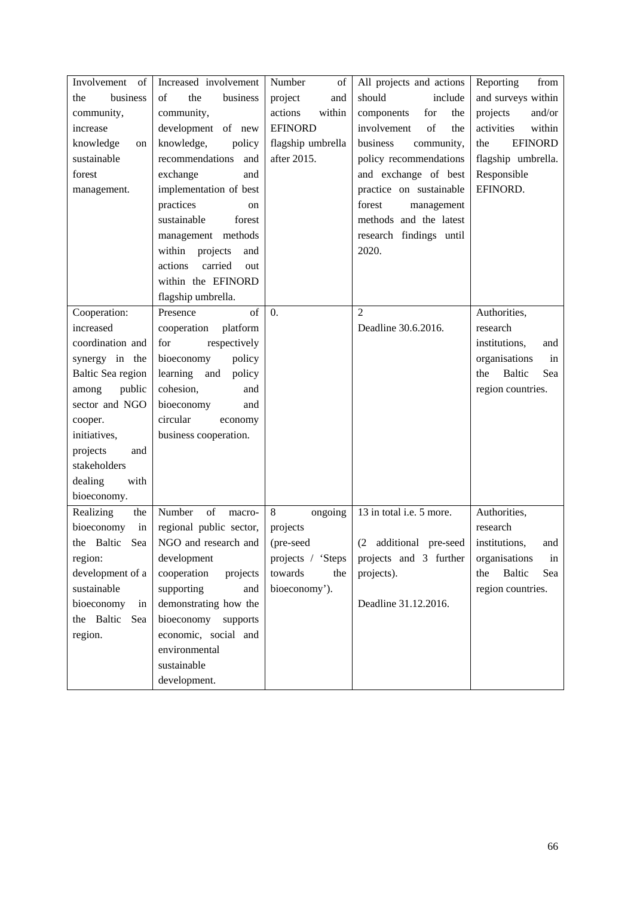| Involvement of the business community, increase knowledge on sustainable forest management. | Increased involvement of the business community, development of new knowledge, policy recommendations and exchange and implementation of best practices on sustainable forest management methods within projects and actions carried out within the EFINORD flagship umbrella. | Number of project and actions within EFINORD flagship umbrella after 2015. | All projects and actions should include components for the involvement of the business community, policy recommendations and exchange of best practice on sustainable forest management methods and the latest research findings until 2020. | Reporting from and surveys within projects and/or activities within the EFINORD flagship umbrella. Responsible EFINORD. |
|---|---|---|---|---|
| Cooperation: increased coordination and synergy in the Baltic Sea region among public sector and NGO cooper. initiatives, projects and stakeholders dealing with bioeconomy. | Presence of cooperation platform for respectively bioeconomy policy learning and policy cohesion, and bioeconomy and circular economy business cooperation. | 0. | 2<br>Deadline 30.6.2016. | Authorities, research institutions, and organisations in the Baltic Sea region countries. |
| Realizing the bioeconomy in the Baltic Sea region: development of a sustainable bioeconomy in the Baltic Sea region. | Number of macro-regional public sector, NGO and research and development cooperation projects supporting and demonstrating how the bioeconomy supports economic, social and environmental sustainable development. | 8 ongoing projects (pre-seed projects / 'Steps towards the bioeconomy'). | 13 in total i.e. 5 more.<br><br>(2 additional pre-seed projects and 3 further projects).<br><br>Deadline 31.12.2016. | Authorities, research institutions, and organisations in the Baltic Sea region countries. |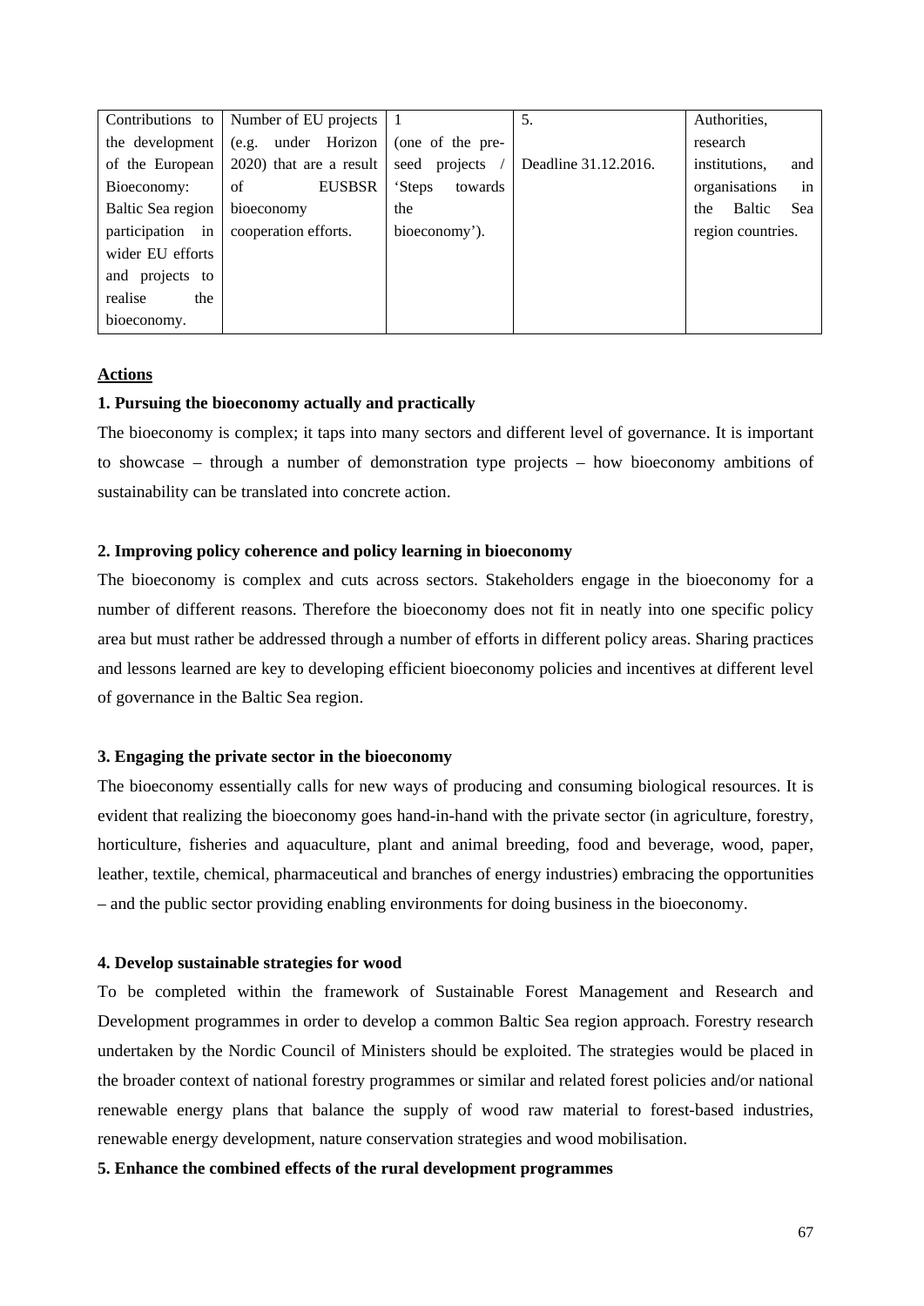| Contributions to the development of the European Bioeconomy: Baltic Sea region participation in wider EU efforts and projects to realise the bioeconomy. | Number of EU projects (e.g. under Horizon 2020) that are a result of EUSBSR bioeconomy cooperation efforts. | 1 (one of the pre-seed projects / 'Steps towards the bioeconomy'). | 5. Deadline 31.12.2016. | Authorities, research institutions, and organisations in the Baltic Sea region countries. |
|---|---|---|---|---|

**Actions**

**1. Pursuing the bioeconomy actually and practically**

The bioeconomy is complex; it taps into many sectors and different level of governance. It is important to showcase – through a number of demonstration type projects – how bioeconomy ambitions of sustainability can be translated into concrete action.

**2. Improving policy coherence and policy learning in bioeconomy**

The bioeconomy is complex and cuts across sectors. Stakeholders engage in the bioeconomy for a number of different reasons. Therefore the bioeconomy does not fit in neatly into one specific policy area but must rather be addressed through a number of efforts in different policy areas. Sharing practices and lessons learned are key to developing efficient bioeconomy policies and incentives at different level of governance in the Baltic Sea region.

**3. Engaging the private sector in the bioeconomy**

The bioeconomy essentially calls for new ways of producing and consuming biological resources. It is evident that realizing the bioeconomy goes hand-in-hand with the private sector (in agriculture, forestry, horticulture, fisheries and aquaculture, plant and animal breeding, food and beverage, wood, paper, leather, textile, chemical, pharmaceutical and branches of energy industries) embracing the opportunities – and the public sector providing enabling environments for doing business in the bioeconomy.

**4. Develop sustainable strategies for wood**

To be completed within the framework of Sustainable Forest Management and Research and Development programmes in order to develop a common Baltic Sea region approach. Forestry research undertaken by the Nordic Council of Ministers should be exploited. The strategies would be placed in the broader context of national forestry programmes or similar and related forest policies and/or national renewable energy plans that balance the supply of wood raw material to forest-based industries, renewable energy development, nature conservation strategies and wood mobilisation.

**5. Enhance the combined effects of the rural development programmes**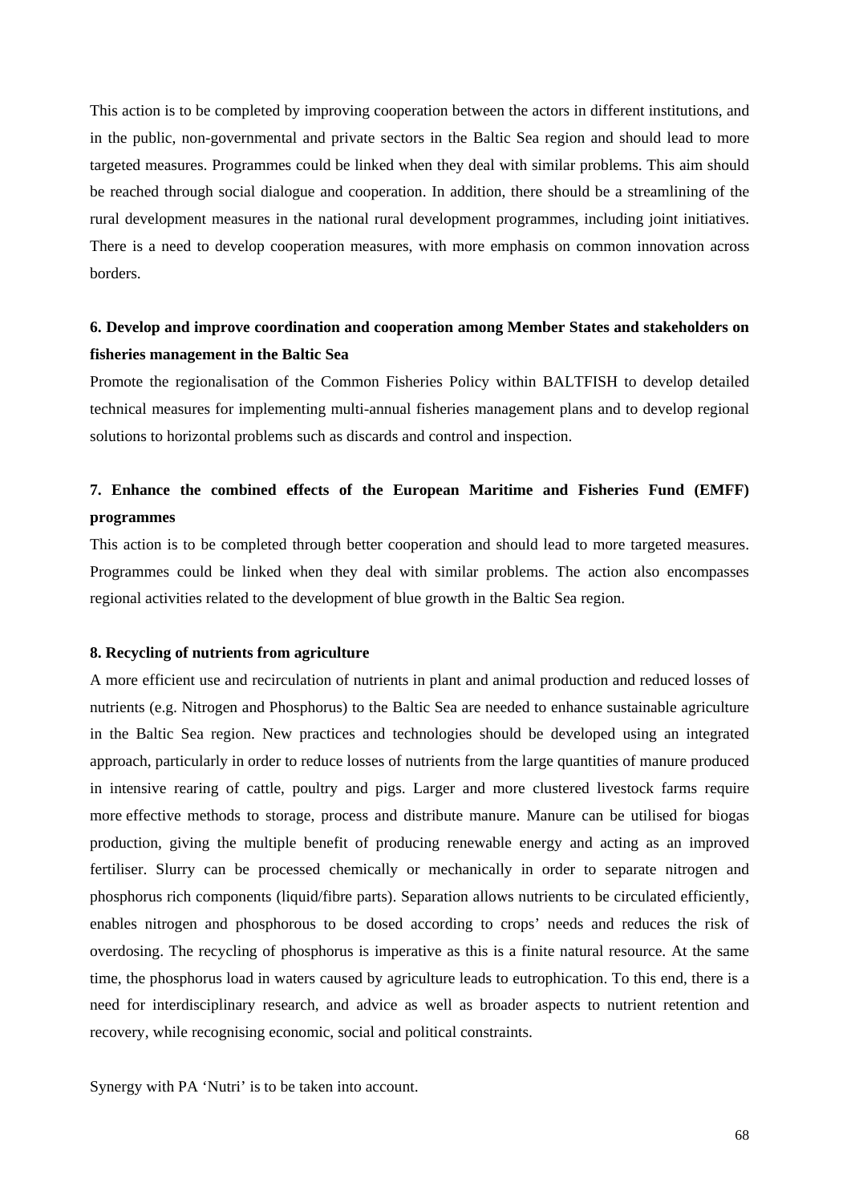This action is to be completed by improving cooperation between the actors in different institutions, and in the public, non-governmental and private sectors in the Baltic Sea region and should lead to more targeted measures. Programmes could be linked when they deal with similar problems. This aim should be reached through social dialogue and cooperation. In addition, there should be a streamlining of the rural development measures in the national rural development programmes, including joint initiatives. There is a need to develop cooperation measures, with more emphasis on common innovation across borders.

**6. Develop and improve coordination and cooperation among Member States and stakeholders on fisheries management in the Baltic Sea**

Promote the regionalisation of the Common Fisheries Policy within BALTFISH to develop detailed technical measures for implementing multi-annual fisheries management plans and to develop regional solutions to horizontal problems such as discards and control and inspection.

**7. Enhance the combined effects of the European Maritime and Fisheries Fund (EMFF) programmes**

This action is to be completed through better cooperation and should lead to more targeted measures. Programmes could be linked when they deal with similar problems. The action also encompasses regional activities related to the development of blue growth in the Baltic Sea region.

**8. Recycling of nutrients from agriculture**

A more efficient use and recirculation of nutrients in plant and animal production and reduced losses of nutrients (e.g. Nitrogen and Phosphorus) to the Baltic Sea are needed to enhance sustainable agriculture in the Baltic Sea region. New practices and technologies should be developed using an integrated approach, particularly in order to reduce losses of nutrients from the large quantities of manure produced in intensive rearing of cattle, poultry and pigs. Larger and more clustered livestock farms require more effective methods to storage, process and distribute manure. Manure can be utilised for biogas production, giving the multiple benefit of producing renewable energy and acting as an improved fertiliser. Slurry can be processed chemically or mechanically in order to separate nitrogen and phosphorus rich components (liquid/fibre parts). Separation allows nutrients to be circulated efficiently, enables nitrogen and phosphorous to be dosed according to crops' needs and reduces the risk of overdosing. The recycling of phosphorus is imperative as this is a finite natural resource. At the same time, the phosphorus load in waters caused by agriculture leads to eutrophication. To this end, there is a need for interdisciplinary research, and advice as well as broader aspects to nutrient retention and recovery, while recognising economic, social and political constraints.

Synergy with PA 'Nutri' is to be taken into account.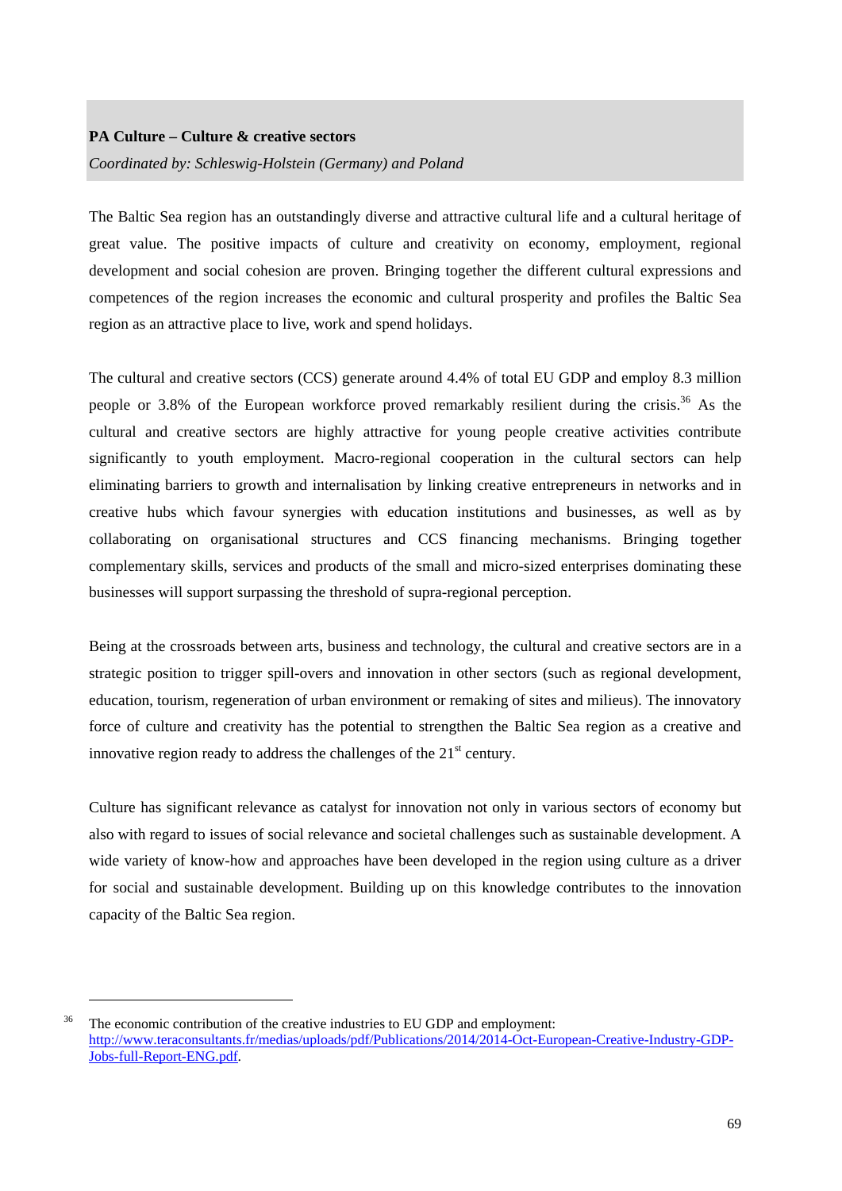**PA Culture – Culture & creative sectors**

*Coordinated by: Schleswig-Holstein (Germany) and Poland*

The Baltic Sea region has an outstandingly diverse and attractive cultural life and a cultural heritage of great value. The positive impacts of culture and creativity on economy, employment, regional development and social cohesion are proven. Bringing together the different cultural expressions and competences of the region increases the economic and cultural prosperity and profiles the Baltic Sea region as an attractive place to live, work and spend holidays.

The cultural and creative sectors (CCS) generate around 4.4% of total EU GDP and employ 8.3 million people or 3.8% of the European workforce proved remarkably resilient during the crisis.[36] As the cultural and creative sectors are highly attractive for young people creative activities contribute significantly to youth employment. Macro-regional cooperation in the cultural sectors can help eliminating barriers to growth and internalisation by linking creative entrepreneurs in networks and in creative hubs which favour synergies with education institutions and businesses, as well as by collaborating on organisational structures and CCS financing mechanisms. Bringing together complementary skills, services and products of the small and micro-sized enterprises dominating these businesses will support surpassing the threshold of supra-regional perception.

Being at the crossroads between arts, business and technology, the cultural and creative sectors are in a strategic position to trigger spill-overs and innovation in other sectors (such as regional development, education, tourism, regeneration of urban environment or remaking of sites and milieus). The innovatory force of culture and creativity has the potential to strengthen the Baltic Sea region as a creative and innovative region ready to address the challenges of the 21st century.

Culture has significant relevance as catalyst for innovation not only in various sectors of economy but also with regard to issues of social relevance and societal challenges such as sustainable development. A wide variety of know-how and approaches have been developed in the region using culture as a driver for social and sustainable development. Building up on this knowledge contributes to the innovation capacity of the Baltic Sea region.

---

[36] The economic contribution of the creative industries to EU GDP and employment: http://www.teraconsultants.fr/medias/uploads/pdf/Publications/2014/2014-Oct-European-Creative-Industry-GDP-Jobs-full-Report-ENG.pdf.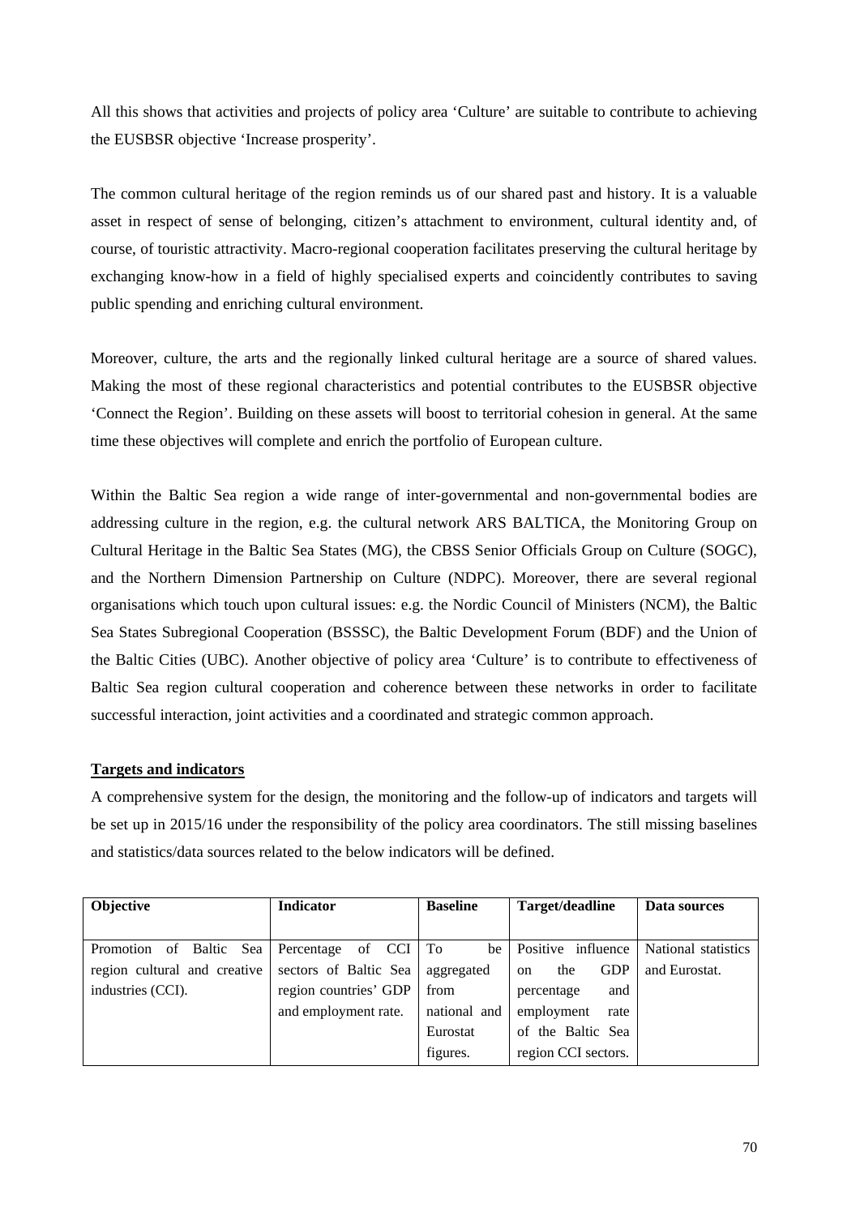All this shows that activities and projects of policy area 'Culture' are suitable to contribute to achieving the EUSBSR objective 'Increase prosperity'.

The common cultural heritage of the region reminds us of our shared past and history. It is a valuable asset in respect of sense of belonging, citizen's attachment to environment, cultural identity and, of course, of touristic attractivity. Macro-regional cooperation facilitates preserving the cultural heritage by exchanging know-how in a field of highly specialised experts and coincidently contributes to saving public spending and enriching cultural environment.

Moreover, culture, the arts and the regionally linked cultural heritage are a source of shared values. Making the most of these regional characteristics and potential contributes to the EUSBSR objective 'Connect the Region'. Building on these assets will boost to territorial cohesion in general. At the same time these objectives will complete and enrich the portfolio of European culture.

Within the Baltic Sea region a wide range of inter-governmental and non-governmental bodies are addressing culture in the region, e.g. the cultural network ARS BALTICA, the Monitoring Group on Cultural Heritage in the Baltic Sea States (MG), the CBSS Senior Officials Group on Culture (SOGC), and the Northern Dimension Partnership on Culture (NDPC). Moreover, there are several regional organisations which touch upon cultural issues: e.g. the Nordic Council of Ministers (NCM), the Baltic Sea States Subregional Cooperation (BSSSC), the Baltic Development Forum (BDF) and the Union of the Baltic Cities (UBC). Another objective of policy area 'Culture' is to contribute to effectiveness of Baltic Sea region cultural cooperation and coherence between these networks in order to facilitate successful interaction, joint activities and a coordinated and strategic common approach.

**Targets and indicators**

A comprehensive system for the design, the monitoring and the follow-up of indicators and targets will be set up in 2015/16 under the responsibility of the policy area coordinators. The still missing baselines and statistics/data sources related to the below indicators will be defined.

| Objective | Indicator | Baseline | Target/deadline | Data sources |
|---|---|---|---|---|
| Promotion of Baltic Sea region cultural and creative industries (CCI). | Percentage of CCI sectors of Baltic Sea region countries' GDP and employment rate. | To be aggregated from national and Eurostat figures. | Positive influence on the GDP percentage and employment rate of the Baltic Sea region CCI sectors. | National statistics and Eurostat. |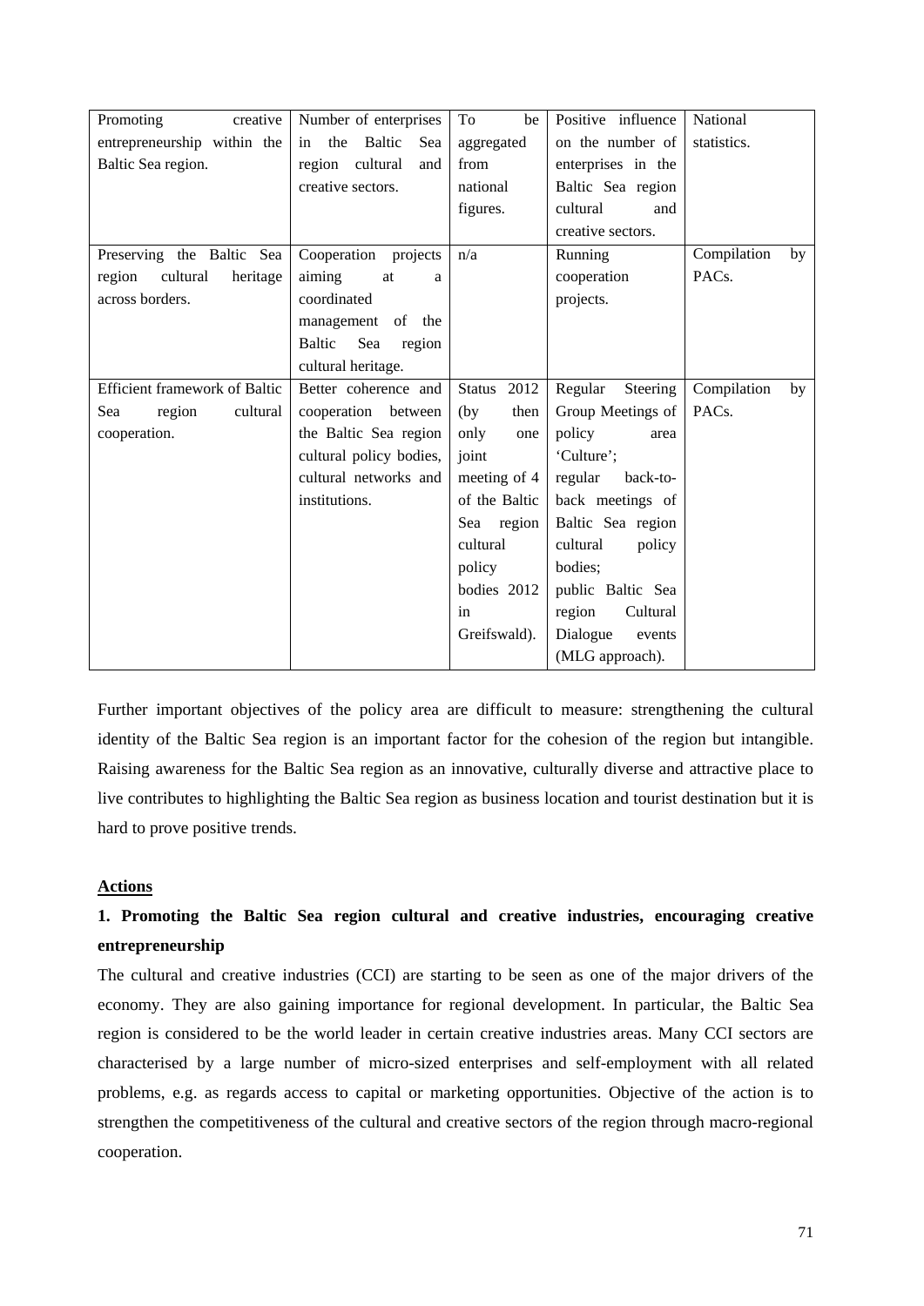| Promoting creative entrepreneurship within the Baltic Sea region. | Number of enterprises in the Baltic Sea region cultural and creative sectors. | To be aggregated from national figures. | Positive influence on the number of enterprises in the Baltic Sea region cultural and creative sectors. | National statistics. |
|---|---|---|---|---|
| Preserving the Baltic Sea region cultural heritage across borders. | Cooperation projects aiming at a coordinated management of the Baltic Sea region cultural heritage. | n/a | Running cooperation projects. | Compilation by PACs. |
| Efficient framework of Baltic Sea region cultural cooperation. | Better coherence and cooperation between the Baltic Sea region cultural policy bodies, cultural networks and institutions. | Status 2012 (by then only one joint meeting of 4 of the Baltic Sea region cultural policy bodies 2012 in Greifswald). | Regular Steering Group Meetings of policy area 'Culture'; regular back-to-back meetings of Baltic Sea region cultural policy bodies; public Baltic Sea region Cultural Dialogue events (MLG approach). | Compilation by PACs. |

Further important objectives of the policy area are difficult to measure: strengthening the cultural identity of the Baltic Sea region is an important factor for the cohesion of the region but intangible. Raising awareness for the Baltic Sea region as an innovative, culturally diverse and attractive place to live contributes to highlighting the Baltic Sea region as business location and tourist destination but it is hard to prove positive trends.

**Actions**

**1. Promoting the Baltic Sea region cultural and creative industries, encouraging creative entrepreneurship**

The cultural and creative industries (CCI) are starting to be seen as one of the major drivers of the economy. They are also gaining importance for regional development. In particular, the Baltic Sea region is considered to be the world leader in certain creative industries areas. Many CCI sectors are characterised by a large number of micro-sized enterprises and self-employment with all related problems, e.g. as regards access to capital or marketing opportunities. Objective of the action is to strengthen the competitiveness of the cultural and creative sectors of the region through macro-regional cooperation.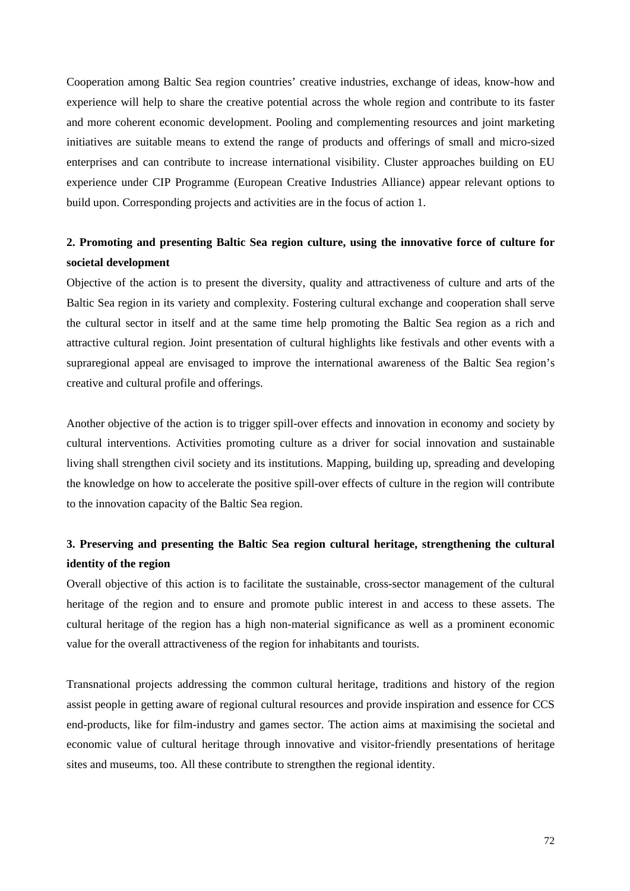Cooperation among Baltic Sea region countries' creative industries, exchange of ideas, know-how and experience will help to share the creative potential across the whole region and contribute to its faster and more coherent economic development. Pooling and complementing resources and joint marketing initiatives are suitable means to extend the range of products and offerings of small and micro-sized enterprises and can contribute to increase international visibility. Cluster approaches building on EU experience under CIP Programme (European Creative Industries Alliance) appear relevant options to build upon. Corresponding projects and activities are in the focus of action 1.

**2. Promoting and presenting Baltic Sea region culture, using the innovative force of culture for societal development**

Objective of the action is to present the diversity, quality and attractiveness of culture and arts of the Baltic Sea region in its variety and complexity. Fostering cultural exchange and cooperation shall serve the cultural sector in itself and at the same time help promoting the Baltic Sea region as a rich and attractive cultural region. Joint presentation of cultural highlights like festivals and other events with a supraregional appeal are envisaged to improve the international awareness of the Baltic Sea region's creative and cultural profile and offerings.

Another objective of the action is to trigger spill-over effects and innovation in economy and society by cultural interventions. Activities promoting culture as a driver for social innovation and sustainable living shall strengthen civil society and its institutions. Mapping, building up, spreading and developing the knowledge on how to accelerate the positive spill-over effects of culture in the region will contribute to the innovation capacity of the Baltic Sea region.

**3. Preserving and presenting the Baltic Sea region cultural heritage, strengthening the cultural identity of the region**

Overall objective of this action is to facilitate the sustainable, cross-sector management of the cultural heritage of the region and to ensure and promote public interest in and access to these assets. The cultural heritage of the region has a high non-material significance as well as a prominent economic value for the overall attractiveness of the region for inhabitants and tourists.

Transnational projects addressing the common cultural heritage, traditions and history of the region assist people in getting aware of regional cultural resources and provide inspiration and essence for CCS end-products, like for film-industry and games sector. The action aims at maximising the societal and economic value of cultural heritage through innovative and visitor-friendly presentations of heritage sites and museums, too. All these contribute to strengthen the regional identity.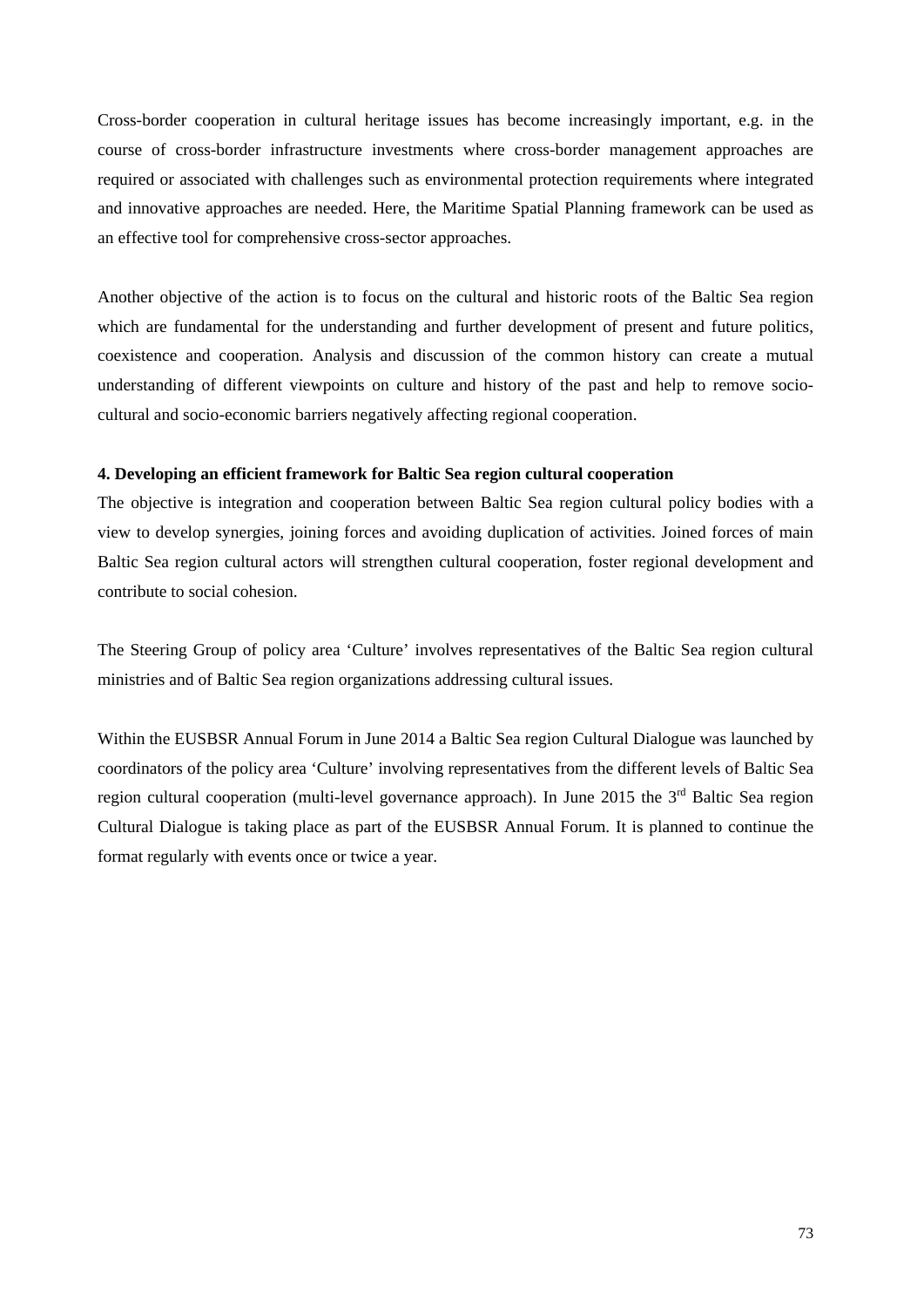Cross-border cooperation in cultural heritage issues has become increasingly important, e.g. in the course of cross-border infrastructure investments where cross-border management approaches are required or associated with challenges such as environmental protection requirements where integrated and innovative approaches are needed. Here, the Maritime Spatial Planning framework can be used as an effective tool for comprehensive cross-sector approaches.

Another objective of the action is to focus on the cultural and historic roots of the Baltic Sea region which are fundamental for the understanding and further development of present and future politics, coexistence and cooperation. Analysis and discussion of the common history can create a mutual understanding of different viewpoints on culture and history of the past and help to remove socio-cultural and socio-economic barriers negatively affecting regional cooperation.

**4. Developing an efficient framework for Baltic Sea region cultural cooperation**

The objective is integration and cooperation between Baltic Sea region cultural policy bodies with a view to develop synergies, joining forces and avoiding duplication of activities. Joined forces of main Baltic Sea region cultural actors will strengthen cultural cooperation, foster regional development and contribute to social cohesion.

The Steering Group of policy area 'Culture' involves representatives of the Baltic Sea region cultural ministries and of Baltic Sea region organizations addressing cultural issues.

Within the EUSBSR Annual Forum in June 2014 a Baltic Sea region Cultural Dialogue was launched by coordinators of the policy area 'Culture' involving representatives from the different levels of Baltic Sea region cultural cooperation (multi-level governance approach). In June 2015 the 3rd Baltic Sea region Cultural Dialogue is taking place as part of the EUSBSR Annual Forum. It is planned to continue the format regularly with events once or twice a year.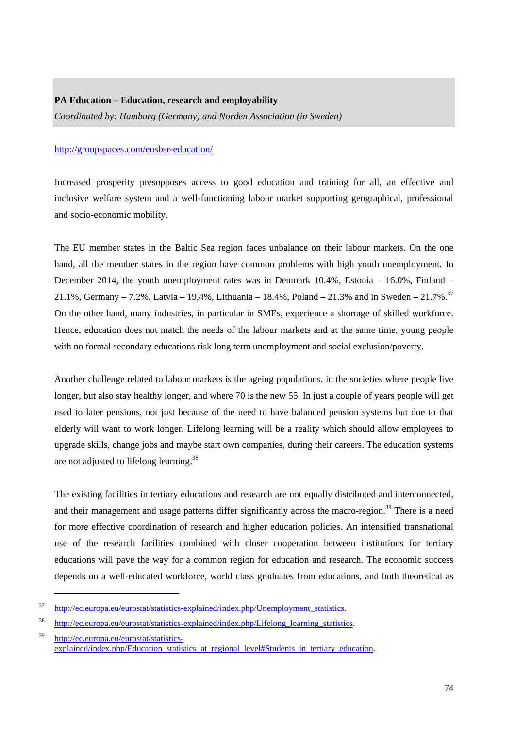**PA Education – Education, research and employability**

*Coordinated by: Hamburg (Germany) and Norden Association (in Sweden)*

http://groupspaces.com/eusbsr-education/

Increased prosperity presupposes access to good education and training for all, an effective and inclusive welfare system and a well-functioning labour market supporting geographical, professional and socio-economic mobility.

The EU member states in the Baltic Sea region faces unbalance on their labour markets. On the one hand, all the member states in the region have common problems with high youth unemployment. In December 2014, the youth unemployment rates was in Denmark 10.4%, Estonia – 16.0%, Finland – 21.1%, Germany – 7.2%, Latvia – 19,4%, Lithuania – 18.4%, Poland – 21.3% and in Sweden – 21.7%.[37] On the other hand, many industries, in particular in SMEs, experience a shortage of skilled workforce. Hence, education does not match the needs of the labour markets and at the same time, young people with no formal secondary educations risk long term unemployment and social exclusion/poverty.

Another challenge related to labour markets is the ageing populations, in the societies where people live longer, but also stay healthy longer, and where 70 is the new 55. In just a couple of years people will get used to later pensions, not just because of the need to have balanced pension systems but due to that elderly will want to work longer. Lifelong learning will be a reality which should allow employees to upgrade skills, change jobs and maybe start own companies, during their careers. The education systems are not adjusted to lifelong learning.[38]

The existing facilities in tertiary educations and research are not equally distributed and interconnected, and their management and usage patterns differ significantly across the macro-region.[39] There is a need for more effective coordination of research and higher education policies. An intensified transnational use of the research facilities combined with closer cooperation between institutions for tertiary educations will pave the way for a common region for education and research. The economic success depends on a well-educated workforce, world class graduates from educations, and both theoretical as

---

[37] http://ec.europa.eu/eurostat/statistics-explained/index.php/Unemployment_statistics.

[38] http://ec.europa.eu/eurostat/statistics-explained/index.php/Lifelong_learning_statistics.

[39] http://ec.europa.eu/eurostat/statistics-explained/index.php/Education_statistics_at_regional_level#Students_in_tertiary_education.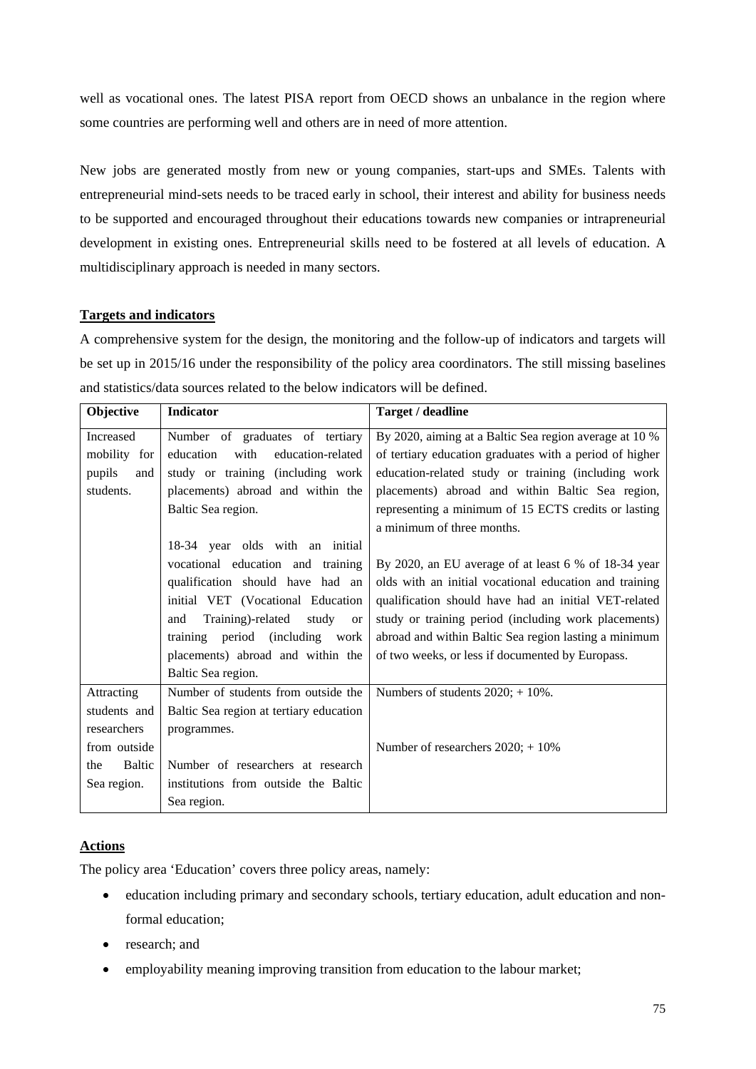well as vocational ones. The latest PISA report from OECD shows an unbalance in the region where some countries are performing well and others are in need of more attention.

New jobs are generated mostly from new or young companies, start-ups and SMEs. Talents with entrepreneurial mind-sets needs to be traced early in school, their interest and ability for business needs to be supported and encouraged throughout their educations towards new companies or intrapreneurial development in existing ones. Entrepreneurial skills need to be fostered at all levels of education. A multidisciplinary approach is needed in many sectors.

**Targets and indicators**

A comprehensive system for the design, the monitoring and the follow-up of indicators and targets will be set up in 2015/16 under the responsibility of the policy area coordinators. The still missing baselines and statistics/data sources related to the below indicators will be defined.

| Objective | Indicator | Target / deadline |
|---|---|---|
| Increased mobility for pupils and students. | Number of graduates of tertiary education with education-related study or training (including work placements) abroad and within the Baltic Sea region. | By 2020, aiming at a Baltic Sea region average at 10 % of tertiary education graduates with a period of higher education-related study or training (including work placements) abroad and within Baltic Sea region, representing a minimum of 15 ECTS credits or lasting a minimum of three months. |
| | 18-34 year olds with an initial vocational education and training qualification should have had an initial VET (Vocational Education and Training)-related study or training period (including work placements) abroad and within the Baltic Sea region. | By 2020, an EU average of at least 6 % of 18-34 year olds with an initial vocational education and training qualification should have had an initial VET-related study or training period (including work placements) abroad and within Baltic Sea region lasting a minimum of two weeks, or less if documented by Europass. |
| Attracting students and researchers from outside the Baltic Sea region. | Number of students from outside the Baltic Sea region at tertiary education programmes. | Numbers of students 2020; + 10%. |
| | Number of researchers at research institutions from outside the Baltic Sea region. | Number of researchers 2020; + 10% |

**Actions**

The policy area 'Education' covers three policy areas, namely:

- education including primary and secondary schools, tertiary education, adult education and non-formal education;
- research; and
- employability meaning improving transition from education to the labour market;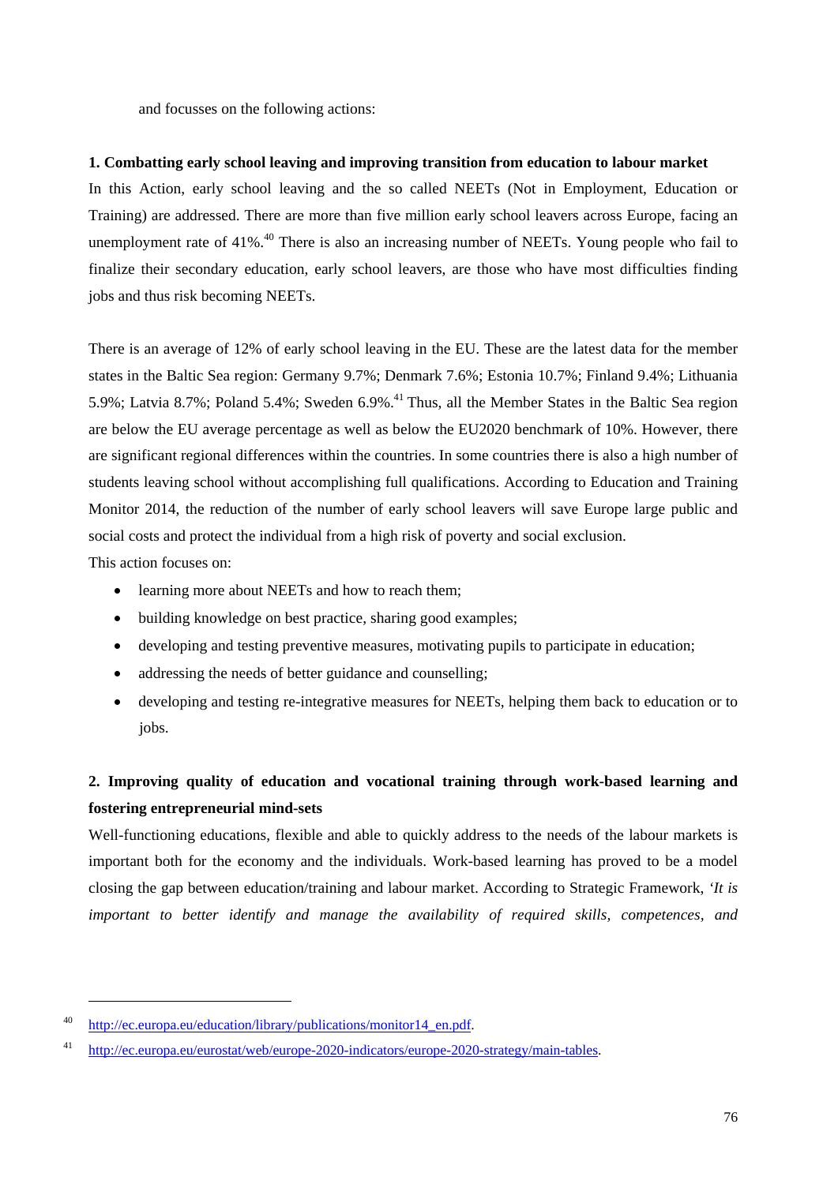and focusses on the following actions:

**1. Combatting early school leaving and improving transition from education to labour market**

In this Action, early school leaving and the so called NEETs (Not in Employment, Education or Training) are addressed. There are more than five million early school leavers across Europe, facing an unemployment rate of 41%.[40] There is also an increasing number of NEETs. Young people who fail to finalize their secondary education, early school leavers, are those who have most difficulties finding jobs and thus risk becoming NEETs.

There is an average of 12% of early school leaving in the EU. These are the latest data for the member states in the Baltic Sea region: Germany 9.7%; Denmark 7.6%; Estonia 10.7%; Finland 9.4%; Lithuania 5.9%; Latvia 8.7%; Poland 5.4%; Sweden 6.9%.[41] Thus, all the Member States in the Baltic Sea region are below the EU average percentage as well as below the EU2020 benchmark of 10%. However, there are significant regional differences within the countries. In some countries there is also a high number of students leaving school without accomplishing full qualifications. According to Education and Training Monitor 2014, the reduction of the number of early school leavers will save Europe large public and social costs and protect the individual from a high risk of poverty and social exclusion.

This action focuses on:

- learning more about NEETs and how to reach them;
- building knowledge on best practice, sharing good examples;
- developing and testing preventive measures, motivating pupils to participate in education;
- addressing the needs of better guidance and counselling;
- developing and testing re-integrative measures for NEETs, helping them back to education or to jobs.

**2. Improving quality of education and vocational training through work-based learning and fostering entrepreneurial mind-sets**

Well-functioning educations, flexible and able to quickly address to the needs of the labour markets is important both for the economy and the individuals. Work-based learning has proved to be a model closing the gap between education/training and labour market. According to Strategic Framework, *'It is important to better identify and manage the availability of required skills, competences, and*

---

[40] http://ec.europa.eu/education/library/publications/monitor14_en.pdf.

[41] http://ec.europa.eu/eurostat/web/europe-2020-indicators/europe-2020-strategy/main-tables.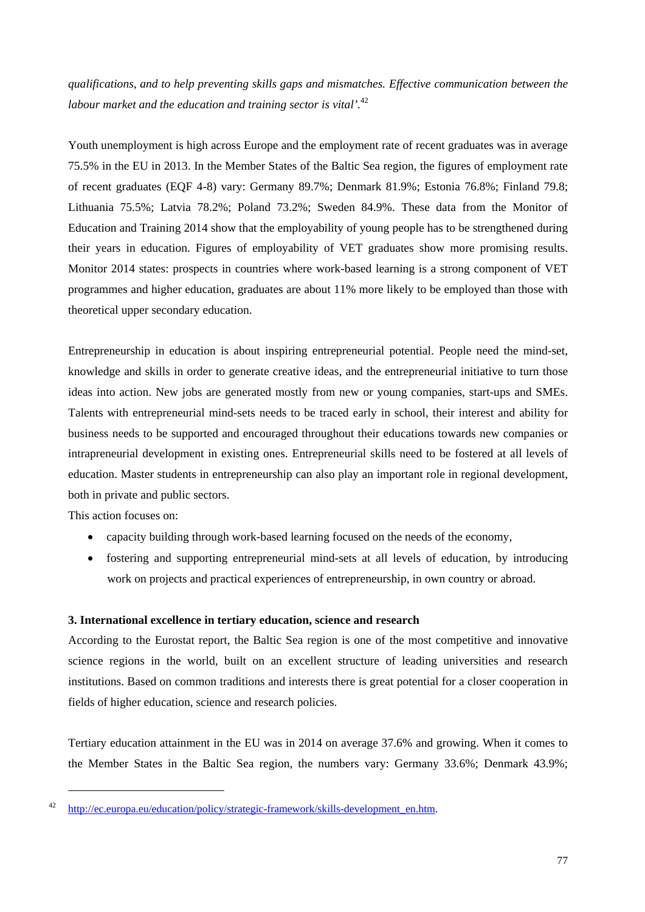*qualifications, and to help preventing skills gaps and mismatches. Effective communication between the labour market and the education and training sector is vital'.*[42]

Youth unemployment is high across Europe and the employment rate of recent graduates was in average 75.5% in the EU in 2013. In the Member States of the Baltic Sea region, the figures of employment rate of recent graduates (EQF 4-8) vary: Germany 89.7%; Denmark 81.9%; Estonia 76.8%; Finland 79.8; Lithuania 75.5%; Latvia 78.2%; Poland 73.2%; Sweden 84.9%. These data from the Monitor of Education and Training 2014 show that the employability of young people has to be strengthened during their years in education. Figures of employability of VET graduates show more promising results. Monitor 2014 states: prospects in countries where work-based learning is a strong component of VET programmes and higher education, graduates are about 11% more likely to be employed than those with theoretical upper secondary education.

Entrepreneurship in education is about inspiring entrepreneurial potential. People need the mind-set, knowledge and skills in order to generate creative ideas, and the entrepreneurial initiative to turn those ideas into action. New jobs are generated mostly from new or young companies, start-ups and SMEs. Talents with entrepreneurial mind-sets needs to be traced early in school, their interest and ability for business needs to be supported and encouraged throughout their educations towards new companies or intrapreneurial development in existing ones. Entrepreneurial skills need to be fostered at all levels of education. Master students in entrepreneurship can also play an important role in regional development, both in private and public sectors.

This action focuses on:

- capacity building through work-based learning focused on the needs of the economy,
- fostering and supporting entrepreneurial mind-sets at all levels of education, by introducing work on projects and practical experiences of entrepreneurship, in own country or abroad.

**3. International excellence in tertiary education, science and research**

According to the Eurostat report, the Baltic Sea region is one of the most competitive and innovative science regions in the world, built on an excellent structure of leading universities and research institutions. Based on common traditions and interests there is great potential for a closer cooperation in fields of higher education, science and research policies.

Tertiary education attainment in the EU was in 2014 on average 37.6% and growing. When it comes to the Member States in the Baltic Sea region, the numbers vary: Germany 33.6%; Denmark 43.9%;

---

[42] http://ec.europa.eu/education/policy/strategic-framework/skills-development_en.htm.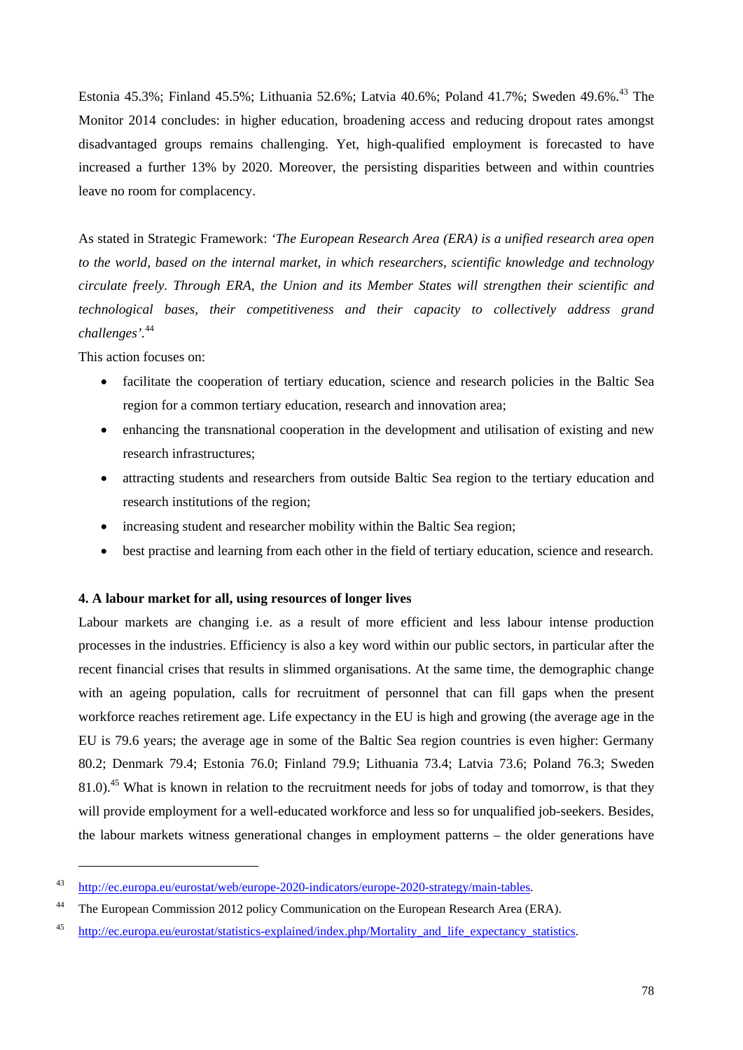Estonia 45.3%; Finland 45.5%; Lithuania 52.6%; Latvia 40.6%; Poland 41.7%; Sweden 49.6%.[43] The Monitor 2014 concludes: in higher education, broadening access and reducing dropout rates amongst disadvantaged groups remains challenging. Yet, high-qualified employment is forecasted to have increased a further 13% by 2020. Moreover, the persisting disparities between and within countries leave no room for complacency.

As stated in Strategic Framework: *'The European Research Area (ERA) is a unified research area open to the world, based on the internal market, in which researchers, scientific knowledge and technology circulate freely. Through ERA, the Union and its Member States will strengthen their scientific and technological bases, their competitiveness and their capacity to collectively address grand challenges'.*[44]

This action focuses on:

- facilitate the cooperation of tertiary education, science and research policies in the Baltic Sea region for a common tertiary education, research and innovation area;
- enhancing the transnational cooperation in the development and utilisation of existing and new research infrastructures;
- attracting students and researchers from outside Baltic Sea region to the tertiary education and research institutions of the region;
- increasing student and researcher mobility within the Baltic Sea region;
- best practise and learning from each other in the field of tertiary education, science and research.

**4. A labour market for all, using resources of longer lives**

Labour markets are changing i.e. as a result of more efficient and less labour intense production processes in the industries. Efficiency is also a key word within our public sectors, in particular after the recent financial crises that results in slimmed organisations. At the same time, the demographic change with an ageing population, calls for recruitment of personnel that can fill gaps when the present workforce reaches retirement age. Life expectancy in the EU is high and growing (the average age in the EU is 79.6 years; the average age in some of the Baltic Sea region countries is even higher: Germany 80.2; Denmark 79.4; Estonia 76.0; Finland 79.9; Lithuania 73.4; Latvia 73.6; Poland 76.3; Sweden 81.0).[45] What is known in relation to the recruitment needs for jobs of today and tomorrow, is that they will provide employment for a well-educated workforce and less so for unqualified job-seekers. Besides, the labour markets witness generational changes in employment patterns – the older generations have

---

[43] http://ec.europa.eu/eurostat/web/europe-2020-indicators/europe-2020-strategy/main-tables.

[44] The European Commission 2012 policy Communication on the European Research Area (ERA).

[45] http://ec.europa.eu/eurostat/statistics-explained/index.php/Mortality_and_life_expectancy_statistics.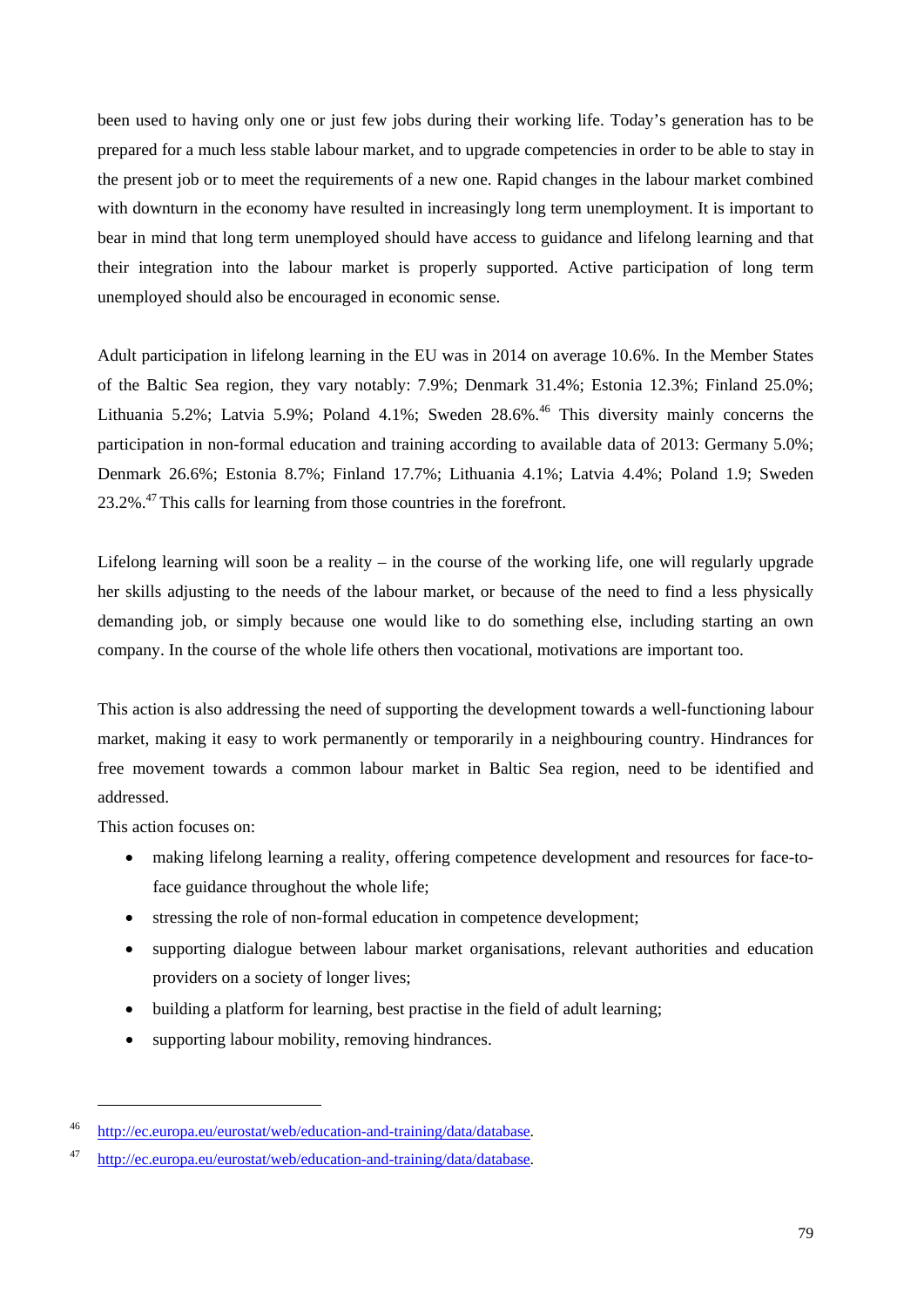been used to having only one or just few jobs during their working life. Today's generation has to be prepared for a much less stable labour market, and to upgrade competencies in order to be able to stay in the present job or to meet the requirements of a new one. Rapid changes in the labour market combined with downturn in the economy have resulted in increasingly long term unemployment. It is important to bear in mind that long term unemployed should have access to guidance and lifelong learning and that their integration into the labour market is properly supported. Active participation of long term unemployed should also be encouraged in economic sense.

Adult participation in lifelong learning in the EU was in 2014 on average 10.6%. In the Member States of the Baltic Sea region, they vary notably: 7.9%; Denmark 31.4%; Estonia 12.3%; Finland 25.0%; Lithuania 5.2%; Latvia 5.9%; Poland 4.1%; Sweden 28.6%.[46] This diversity mainly concerns the participation in non-formal education and training according to available data of 2013: Germany 5.0%; Denmark 26.6%; Estonia 8.7%; Finland 17.7%; Lithuania 4.1%; Latvia 4.4%; Poland 1.9; Sweden 23.2%.[47] This calls for learning from those countries in the forefront.

Lifelong learning will soon be a reality – in the course of the working life, one will regularly upgrade her skills adjusting to the needs of the labour market, or because of the need to find a less physically demanding job, or simply because one would like to do something else, including starting an own company. In the course of the whole life others then vocational, motivations are important too.

This action is also addressing the need of supporting the development towards a well-functioning labour market, making it easy to work permanently or temporarily in a neighbouring country. Hindrances for free movement towards a common labour market in Baltic Sea region, need to be identified and addressed.

This action focuses on:

- making lifelong learning a reality, offering competence development and resources for face-to-face guidance throughout the whole life;
- stressing the role of non-formal education in competence development;
- supporting dialogue between labour market organisations, relevant authorities and education providers on a society of longer lives;
- building a platform for learning, best practise in the field of adult learning;
- supporting labour mobility, removing hindrances.

---

[46] http://ec.europa.eu/eurostat/web/education-and-training/data/database.

[47] http://ec.europa.eu/eurostat/web/education-and-training/data/database.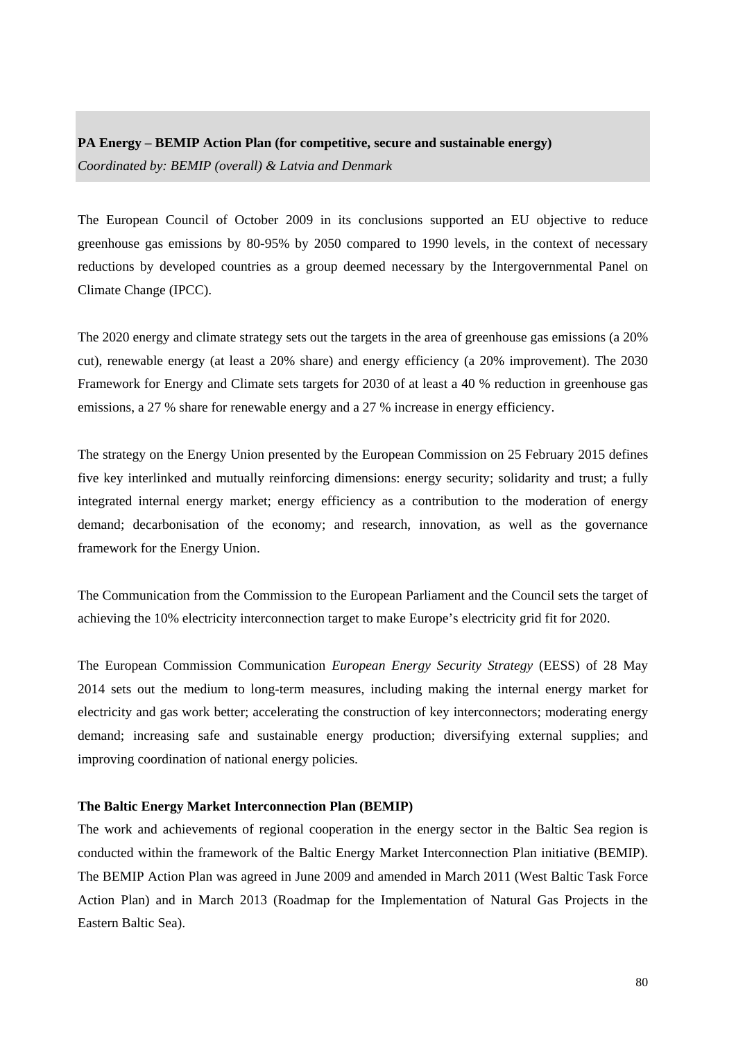**PA Energy – BEMIP Action Plan (for competitive, secure and sustainable energy)**
*Coordinated by: BEMIP (overall) & Latvia and Denmark*

The European Council of October 2009 in its conclusions supported an EU objective to reduce greenhouse gas emissions by 80-95% by 2050 compared to 1990 levels, in the context of necessary reductions by developed countries as a group deemed necessary by the Intergovernmental Panel on Climate Change (IPCC).

The 2020 energy and climate strategy sets out the targets in the area of greenhouse gas emissions (a 20% cut), renewable energy (at least a 20% share) and energy efficiency (a 20% improvement). The 2030 Framework for Energy and Climate sets targets for 2030 of at least a 40 % reduction in greenhouse gas emissions, a 27 % share for renewable energy and a 27 % increase in energy efficiency.

The strategy on the Energy Union presented by the European Commission on 25 February 2015 defines five key interlinked and mutually reinforcing dimensions: energy security; solidarity and trust; a fully integrated internal energy market; energy efficiency as a contribution to the moderation of energy demand; decarbonisation of the economy; and research, innovation, as well as the governance framework for the Energy Union.

The Communication from the Commission to the European Parliament and the Council sets the target of achieving the 10% electricity interconnection target to make Europe's electricity grid fit for 2020.

The European Commission Communication *European Energy Security Strategy* (EESS) of 28 May 2014 sets out the medium to long-term measures, including making the internal energy market for electricity and gas work better; accelerating the construction of key interconnectors; moderating energy demand; increasing safe and sustainable energy production; diversifying external supplies; and improving coordination of national energy policies.

**The Baltic Energy Market Interconnection Plan (BEMIP)**

The work and achievements of regional cooperation in the energy sector in the Baltic Sea region is conducted within the framework of the Baltic Energy Market Interconnection Plan initiative (BEMIP). The BEMIP Action Plan was agreed in June 2009 and amended in March 2011 (West Baltic Task Force Action Plan) and in March 2013 (Roadmap for the Implementation of Natural Gas Projects in the Eastern Baltic Sea).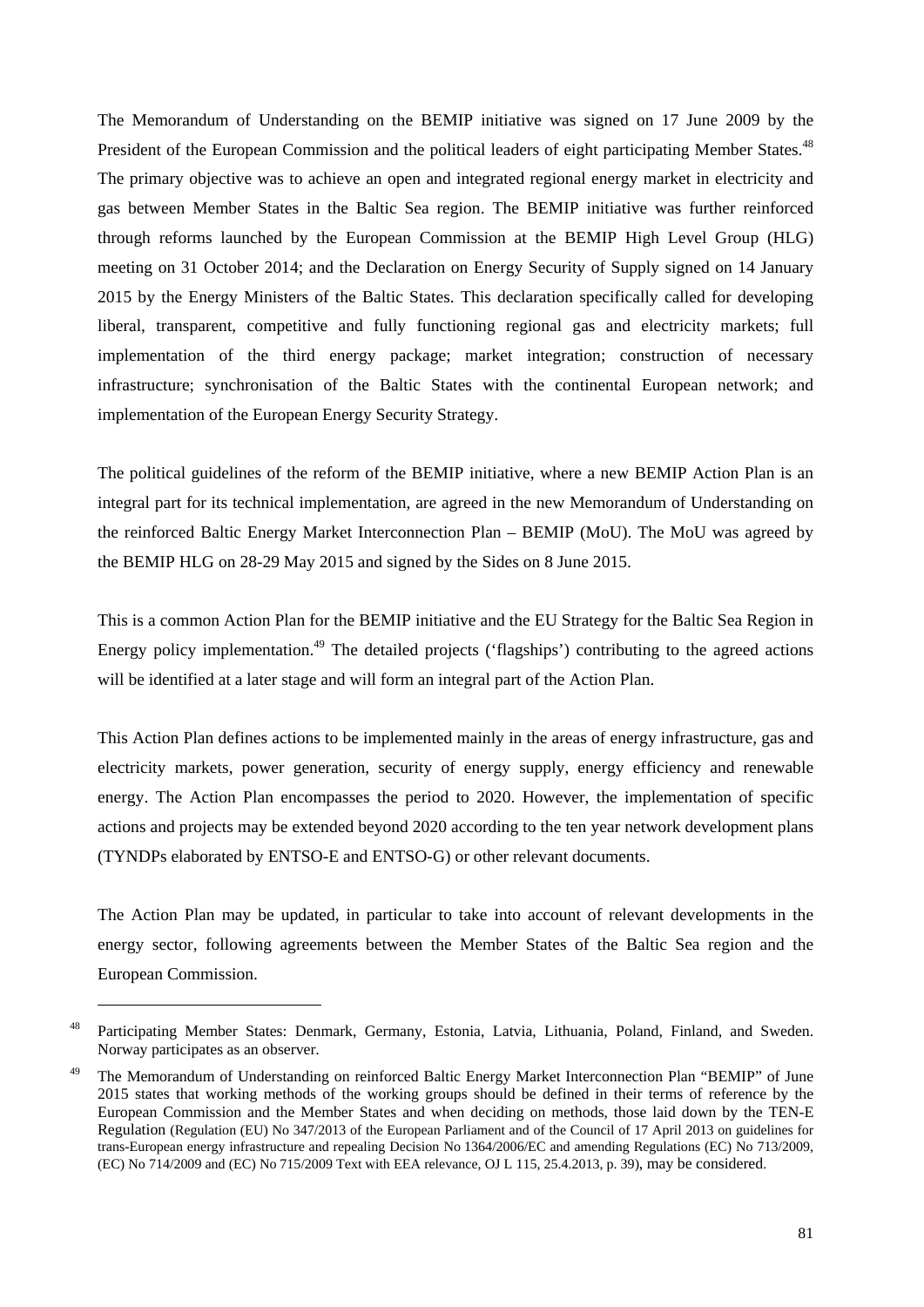The Memorandum of Understanding on the BEMIP initiative was signed on 17 June 2009 by the President of the European Commission and the political leaders of eight participating Member States.[48] The primary objective was to achieve an open and integrated regional energy market in electricity and gas between Member States in the Baltic Sea region. The BEMIP initiative was further reinforced through reforms launched by the European Commission at the BEMIP High Level Group (HLG) meeting on 31 October 2014; and the Declaration on Energy Security of Supply signed on 14 January 2015 by the Energy Ministers of the Baltic States. This declaration specifically called for developing liberal, transparent, competitive and fully functioning regional gas and electricity markets; full implementation of the third energy package; market integration; construction of necessary infrastructure; synchronisation of the Baltic States with the continental European network; and implementation of the European Energy Security Strategy.

The political guidelines of the reform of the BEMIP initiative, where a new BEMIP Action Plan is an integral part for its technical implementation, are agreed in the new Memorandum of Understanding on the reinforced Baltic Energy Market Interconnection Plan – BEMIP (MoU). The MoU was agreed by the BEMIP HLG on 28-29 May 2015 and signed by the Sides on 8 June 2015.

This is a common Action Plan for the BEMIP initiative and the EU Strategy for the Baltic Sea Region in Energy policy implementation.[49] The detailed projects ('flagships') contributing to the agreed actions will be identified at a later stage and will form an integral part of the Action Plan.

This Action Plan defines actions to be implemented mainly in the areas of energy infrastructure, gas and electricity markets, power generation, security of energy supply, energy efficiency and renewable energy. The Action Plan encompasses the period to 2020. However, the implementation of specific actions and projects may be extended beyond 2020 according to the ten year network development plans (TYNDPs elaborated by ENTSO-E and ENTSO-G) or other relevant documents.

The Action Plan may be updated, in particular to take into account of relevant developments in the energy sector, following agreements between the Member States of the Baltic Sea region and the European Commission.

---

[48] Participating Member States: Denmark, Germany, Estonia, Latvia, Lithuania, Poland, Finland, and Sweden. Norway participates as an observer.

[49] The Memorandum of Understanding on reinforced Baltic Energy Market Interconnection Plan "BEMIP" of June 2015 states that working methods of the working groups should be defined in their terms of reference by the European Commission and the Member States and when deciding on methods, those laid down by the TEN-E Regulation (Regulation (EU) No 347/2013 of the European Parliament and of the Council of 17 April 2013 on guidelines for trans-European energy infrastructure and repealing Decision No 1364/2006/EC and amending Regulations (EC) No 713/2009, (EC) No 714/2009 and (EC) No 715/2009 Text with EEA relevance, OJ L 115, 25.4.2013, p. 39), may be considered.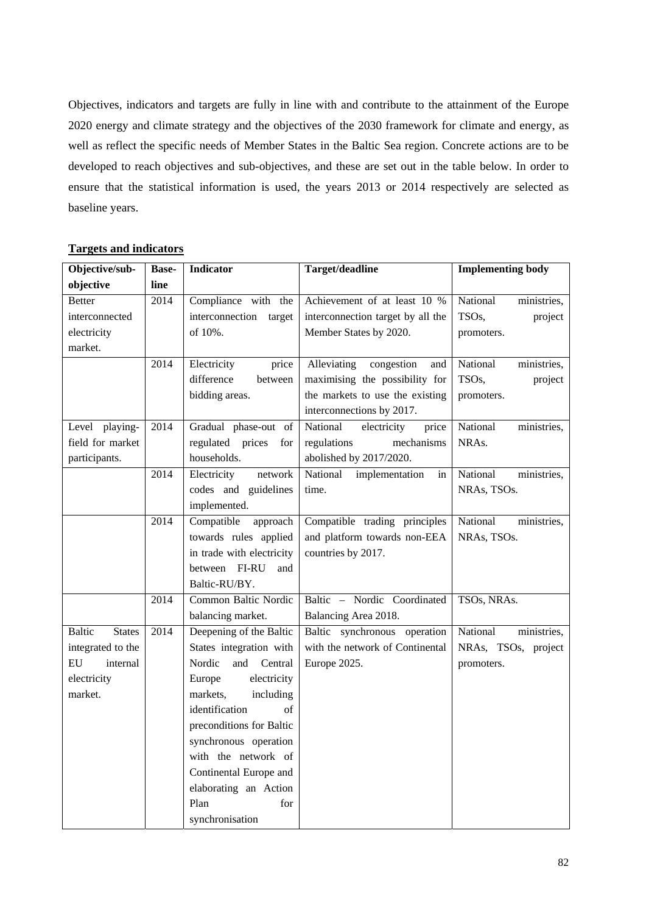Objectives, indicators and targets are fully in line with and contribute to the attainment of the Europe 2020 energy and climate strategy and the objectives of the 2030 framework for climate and energy, as well as reflect the specific needs of Member States in the Baltic Sea region. Concrete actions are to be developed to reach objectives and sub-objectives, and these are set out in the table below. In order to ensure that the statistical information is used, the years 2013 or 2014 respectively are selected as baseline years.

**Targets and indicators**

| Objective/sub-objective | Base-line | Indicator | Target/deadline | Implementing body |
|---|---|---|---|---|
| Better interconnected electricity market. | 2014 | Compliance with the interconnection target of 10%. | Achievement of at least 10 % interconnection target by all the Member States by 2020. | National ministries, TSOs, project promoters. |
| | 2014 | Electricity price difference between bidding areas. | Alleviating congestion and maximising the possibility for the markets to use the existing interconnections by 2017. | National ministries, TSOs, project promoters. |
| Level playing-field for market participants. | 2014 | Gradual phase-out of regulated prices for households. | National electricity price regulations mechanisms abolished by 2017/2020. | National ministries, NRAs. |
| | 2014 | Electricity network codes and guidelines implemented. | National implementation in time. | National ministries, NRAs, TSOs. |
| | 2014 | Compatible approach towards rules applied in trade with electricity between FI-RU and Baltic-RU/BY. | Compatible trading principles and platform towards non-EEA countries by 2017. | National ministries, NRAs, TSOs. |
| | 2014 | Common Baltic Nordic balancing market. | Baltic – Nordic Coordinated Balancing Area 2018. | TSOs, NRAs. |
| Baltic States integrated to the EU internal electricity market. | 2014 | Deepening of the Baltic States integration with Nordic and Central Europe electricity markets, including identification of preconditions for Baltic synchronous operation with the network of Continental Europe and elaborating an Action Plan for synchronisation | Baltic synchronous operation with the network of Continental Europe 2025. | National ministries, NRAs, TSOs, project promoters. |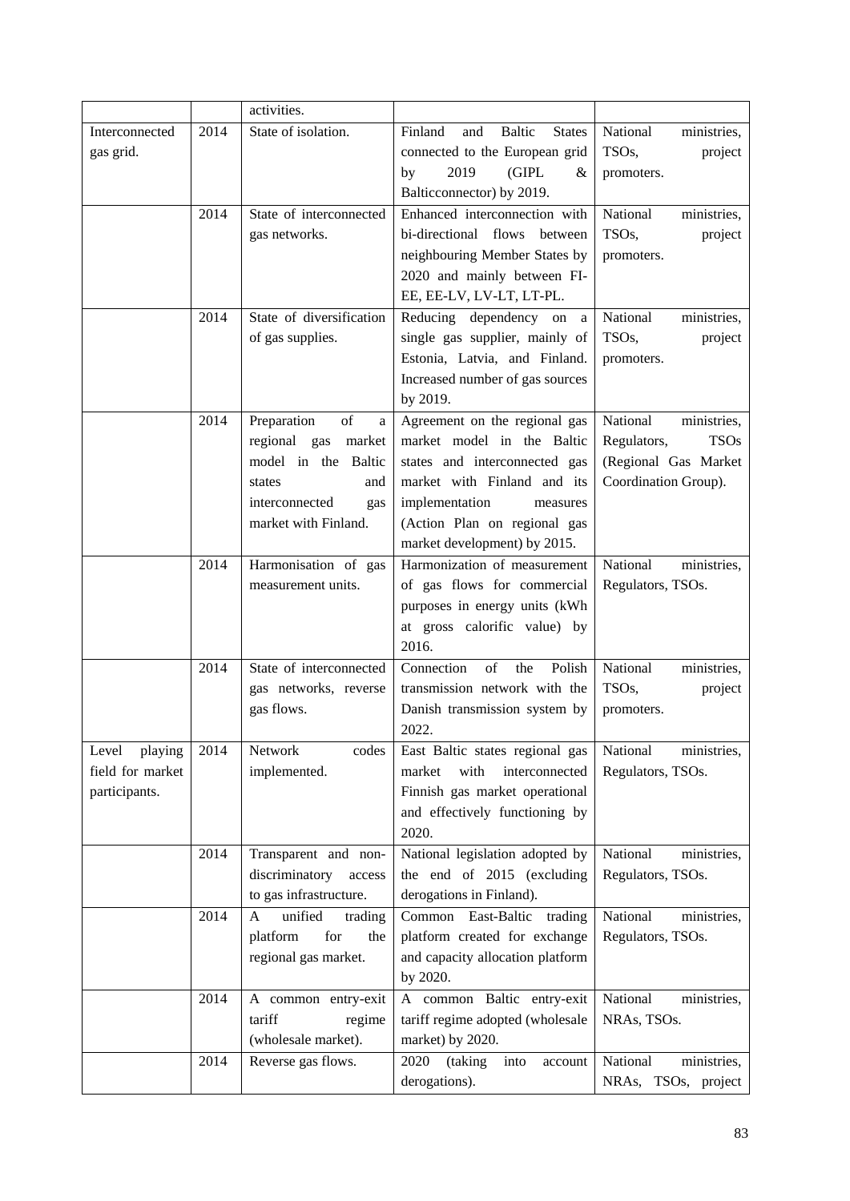| | | activities. | | |
|---|---|---|---|---|
| Interconnected gas grid. | 2014 | State of isolation. | Finland and Baltic States connected to the European grid by 2019 (GIPL & Balticconnector) by 2019. | National ministries, TSOs, project promoters. |
| | 2014 | State of interconnected gas networks. | Enhanced interconnection with bi-directional flows between neighbouring Member States by 2020 and mainly between FI-EE, EE-LV, LV-LT, LT-PL. | National ministries, TSOs, project promoters. |
| | 2014 | State of diversification of gas supplies. | Reducing dependency on a single gas supplier, mainly of Estonia, Latvia, and Finland. Increased number of gas sources by 2019. | National ministries, TSOs, project promoters. |
| | 2014 | Preparation of a regional gas market model in the Baltic states and interconnected gas market with Finland. | Agreement on the regional gas market model in the Baltic states and interconnected gas market with Finland and its implementation measures (Action Plan on regional gas market development) by 2015. | National ministries, Regulators, TSOs (Regional Gas Market Coordination Group). |
| | 2014 | Harmonisation of gas measurement units. | Harmonization of measurement of gas flows for commercial purposes in energy units (kWh at gross calorific value) by 2016. | National ministries, Regulators, TSOs. |
| | 2014 | State of interconnected gas networks, reverse gas flows. | Connection of the Polish transmission network with the Danish transmission system by 2022. | National ministries, TSOs, project promoters. |
| Level playing field for market participants. | 2014 | Network codes implemented. | East Baltic states regional gas market with interconnected Finnish gas market operational and effectively functioning by 2020. | National ministries, Regulators, TSOs. |
| | 2014 | Transparent and non-discriminatory access to gas infrastructure. | National legislation adopted by the end of 2015 (excluding derogations in Finland). | National ministries, Regulators, TSOs. |
| | 2014 | A unified trading platform for the regional gas market. | Common East-Baltic trading platform created for exchange and capacity allocation platform by 2020. | National ministries, Regulators, TSOs. |
| | 2014 | A common entry-exit tariff regime (wholesale market). | A common Baltic entry-exit tariff regime adopted (wholesale market) by 2020. | National ministries, NRAs, TSOs. |
| | 2014 | Reverse gas flows. | 2020 (taking into account derogations). | National ministries, NRAs, TSOs, project |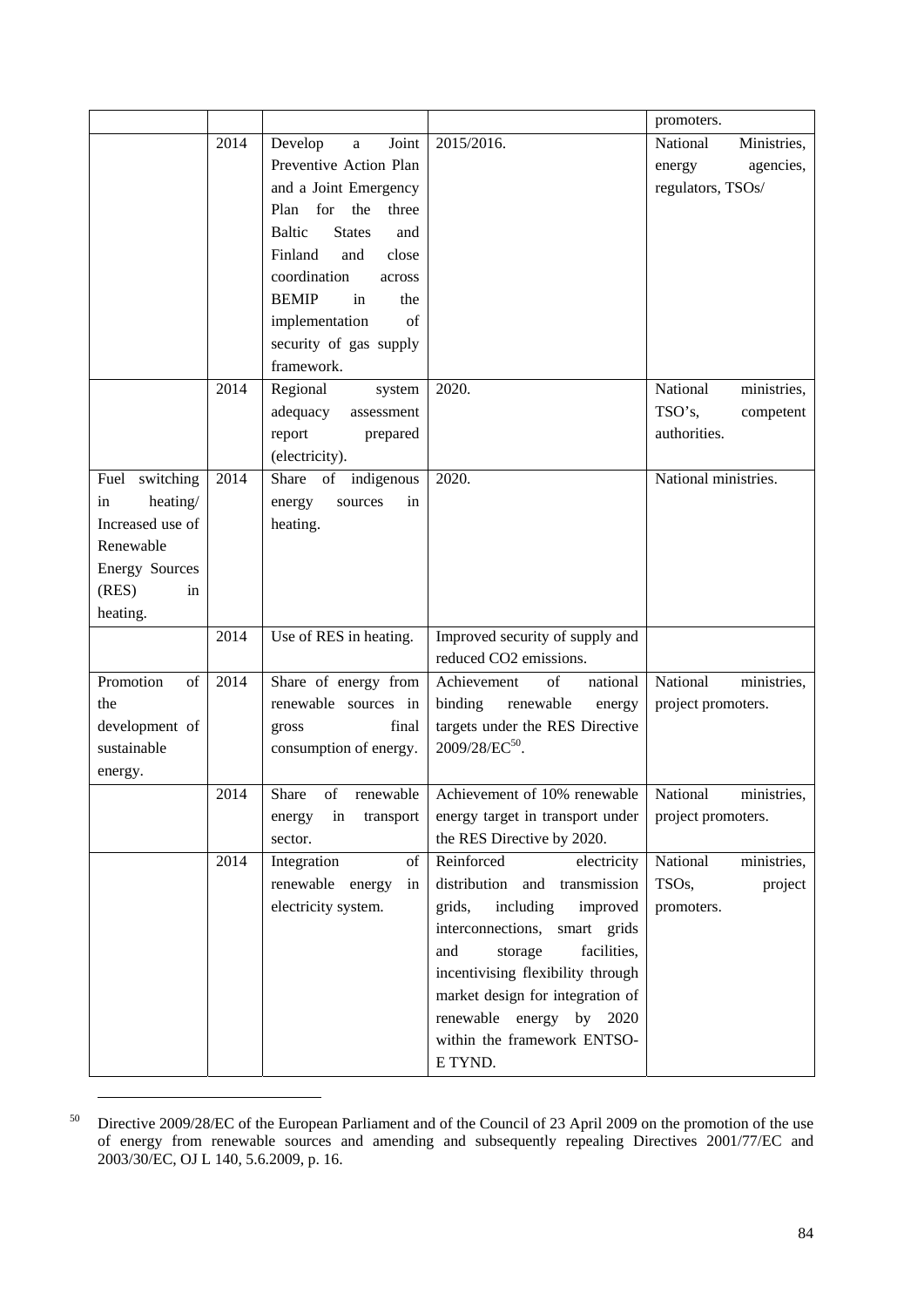| | | | | promoters. |
|---|---|---|---|---|
| | 2014 | Develop a Joint Preventive Action Plan and a Joint Emergency Plan for the three Baltic States and Finland and close coordination across BEMIP in the implementation of security of gas supply framework. | 2015/2016. | National Ministries, energy agencies, regulators, TSOs/ |
| | 2014 | Regional system adequacy assessment report prepared (electricity). | 2020. | National ministries, TSO's, competent authorities. |
| Fuel switching in heating/ Increased use of Renewable Energy Sources (RES) in heating. | 2014 | Share of indigenous energy sources in heating. | 2020. | National ministries. |
| | 2014 | Use of RES in heating. | Improved security of supply and reduced CO2 emissions. | |
| Promotion of the development of sustainable energy. | 2014 | Share of energy from renewable sources in gross final consumption of energy. | Achievement of national binding renewable energy targets under the RES Directive 2009/28/EC[50]. | National ministries, project promoters. |
| | 2014 | Share of renewable energy in transport sector. | Achievement of 10% renewable energy target in transport under the RES Directive by 2020. | National ministries, project promoters. |
| | 2014 | Integration of renewable energy in electricity system. | Reinforced electricity distribution and transmission grids, including improved interconnections, smart grids and storage facilities, incentivising flexibility through market design for integration of renewable energy by 2020 within the framework ENTSO-E TYND. | National ministries, TSOs, project promoters. |

[50] Directive 2009/28/EC of the European Parliament and of the Council of 23 April 2009 on the promotion of the use of energy from renewable sources and amending and subsequently repealing Directives 2001/77/EC and 2003/30/EC, OJ L 140, 5.6.2009, p. 16.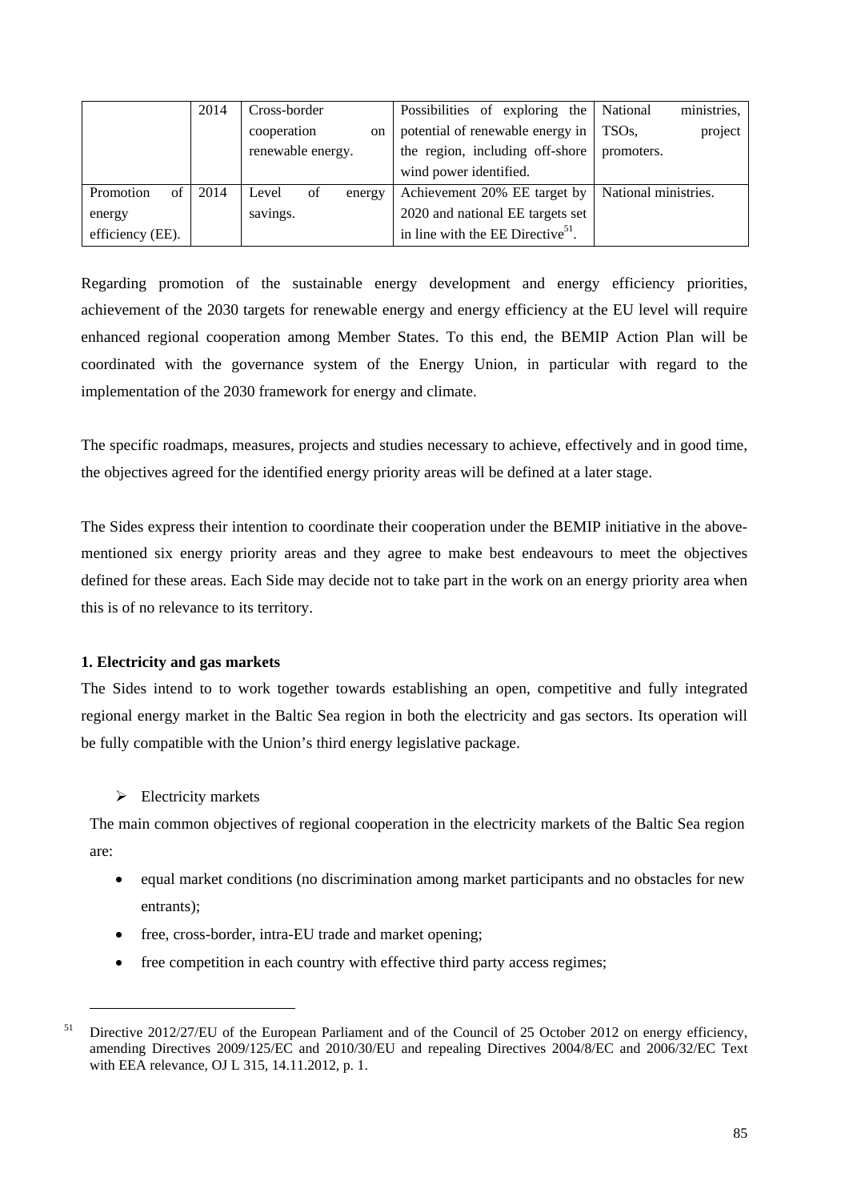|  | 2014 | Cross-border cooperation on renewable energy. | Possibilities of exploring the potential of renewable energy in the region, including off-shore wind power identified. | National ministries, TSOs, project promoters. |
| --- | --- | --- | --- | --- |
| Promotion of energy efficiency (EE). | 2014 | Level of energy savings. | Achievement 20% EE target by 2020 and national EE targets set in line with the EE Directive[51]. | National ministries. |

Regarding promotion of the sustainable energy development and energy efficiency priorities, achievement of the 2030 targets for renewable energy and energy efficiency at the EU level will require enhanced regional cooperation among Member States. To this end, the BEMIP Action Plan will be coordinated with the governance system of the Energy Union, in particular with regard to the implementation of the 2030 framework for energy and climate.

The specific roadmaps, measures, projects and studies necessary to achieve, effectively and in good time, the objectives agreed for the identified energy priority areas will be defined at a later stage.

The Sides express their intention to coordinate their cooperation under the BEMIP initiative in the above-mentioned six energy priority areas and they agree to make best endeavours to meet the objectives defined for these areas. Each Side may decide not to take part in the work on an energy priority area when this is of no relevance to its territory.

**1. Electricity and gas markets**

The Sides intend to to work together towards establishing an open, competitive and fully integrated regional energy market in the Baltic Sea region in both the electricity and gas sectors. Its operation will be fully compatible with the Union's third energy legislative package.

- Electricity markets

The main common objectives of regional cooperation in the electricity markets of the Baltic Sea region are:

- equal market conditions (no discrimination among market participants and no obstacles for new entrants);
- free, cross-border, intra-EU trade and market opening;
- free competition in each country with effective third party access regimes;

[51] Directive 2012/27/EU of the European Parliament and of the Council of 25 October 2012 on energy efficiency, amending Directives 2009/125/EC and 2010/30/EU and repealing Directives 2004/8/EC and 2006/32/EC Text with EEA relevance, OJ L 315, 14.11.2012, p. 1.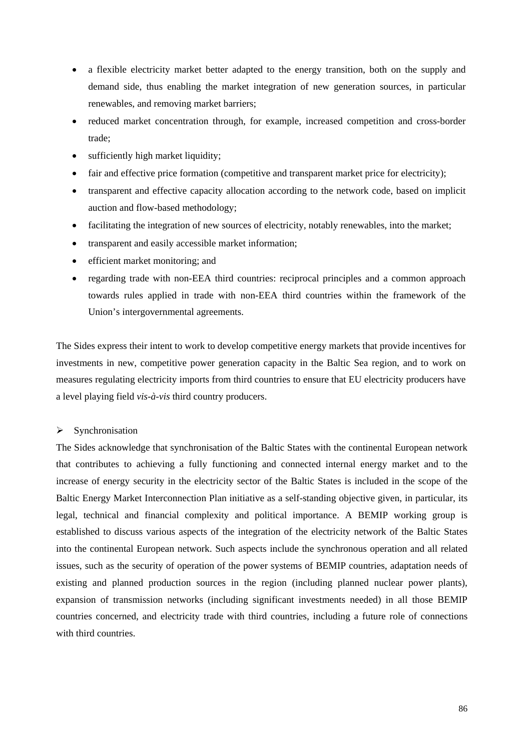- a flexible electricity market better adapted to the energy transition, both on the supply and demand side, thus enabling the market integration of new generation sources, in particular renewables, and removing market barriers;
- reduced market concentration through, for example, increased competition and cross-border trade;
- sufficiently high market liquidity;
- fair and effective price formation (competitive and transparent market price for electricity);
- transparent and effective capacity allocation according to the network code, based on implicit auction and flow-based methodology;
- facilitating the integration of new sources of electricity, notably renewables, into the market;
- transparent and easily accessible market information;
- efficient market monitoring; and
- regarding trade with non-EEA third countries: reciprocal principles and a common approach towards rules applied in trade with non-EEA third countries within the framework of the Union's intergovernmental agreements.

The Sides express their intent to work to develop competitive energy markets that provide incentives for investments in new, competitive power generation capacity in the Baltic Sea region, and to work on measures regulating electricity imports from third countries to ensure that EU electricity producers have a level playing field *vis-à-vis* third country producers.

➢ Synchronisation

The Sides acknowledge that synchronisation of the Baltic States with the continental European network that contributes to achieving a fully functioning and connected internal energy market and to the increase of energy security in the electricity sector of the Baltic States is included in the scope of the Baltic Energy Market Interconnection Plan initiative as a self-standing objective given, in particular, its legal, technical and financial complexity and political importance. A BEMIP working group is established to discuss various aspects of the integration of the electricity network of the Baltic States into the continental European network. Such aspects include the synchronous operation and all related issues, such as the security of operation of the power systems of BEMIP countries, adaptation needs of existing and planned production sources in the region (including planned nuclear power plants), expansion of transmission networks (including significant investments needed) in all those BEMIP countries concerned, and electricity trade with third countries, including a future role of connections with third countries.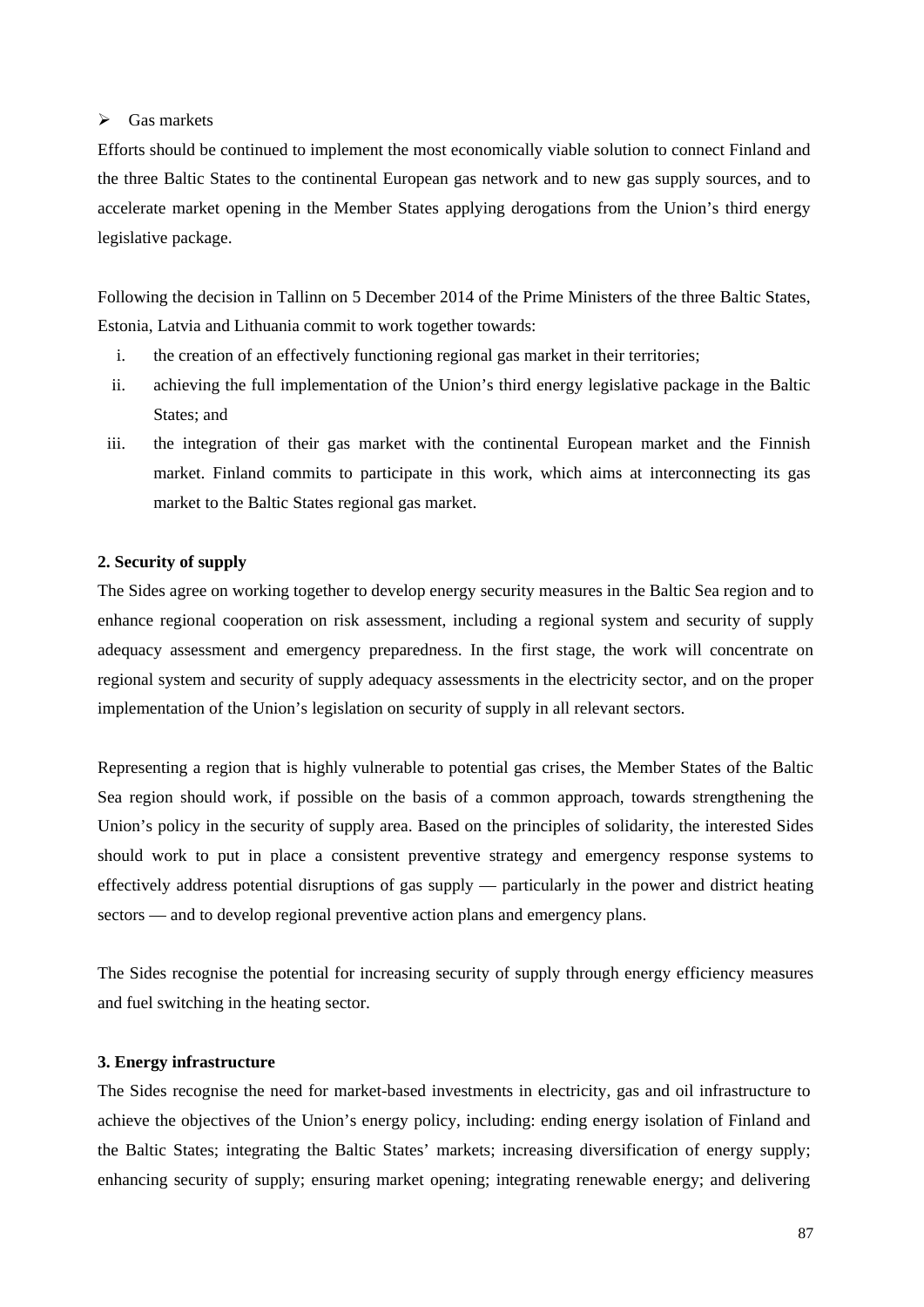- Gas markets

Efforts should be continued to implement the most economically viable solution to connect Finland and the three Baltic States to the continental European gas network and to new gas supply sources, and to accelerate market opening in the Member States applying derogations from the Union's third energy legislative package.

Following the decision in Tallinn on 5 December 2014 of the Prime Ministers of the three Baltic States, Estonia, Latvia and Lithuania commit to work together towards:

i. the creation of an effectively functioning regional gas market in their territories;
ii. achieving the full implementation of the Union's third energy legislative package in the Baltic States; and
iii. the integration of their gas market with the continental European market and the Finnish market. Finland commits to participate in this work, which aims at interconnecting its gas market to the Baltic States regional gas market.

**2. Security of supply**

The Sides agree on working together to develop energy security measures in the Baltic Sea region and to enhance regional cooperation on risk assessment, including a regional system and security of supply adequacy assessment and emergency preparedness. In the first stage, the work will concentrate on regional system and security of supply adequacy assessments in the electricity sector, and on the proper implementation of the Union's legislation on security of supply in all relevant sectors.

Representing a region that is highly vulnerable to potential gas crises, the Member States of the Baltic Sea region should work, if possible on the basis of a common approach, towards strengthening the Union's policy in the security of supply area. Based on the principles of solidarity, the interested Sides should work to put in place a consistent preventive strategy and emergency response systems to effectively address potential disruptions of gas supply — particularly in the power and district heating sectors — and to develop regional preventive action plans and emergency plans.

The Sides recognise the potential for increasing security of supply through energy efficiency measures and fuel switching in the heating sector.

**3. Energy infrastructure**

The Sides recognise the need for market-based investments in electricity, gas and oil infrastructure to achieve the objectives of the Union's energy policy, including: ending energy isolation of Finland and the Baltic States; integrating the Baltic States' markets; increasing diversification of energy supply; enhancing security of supply; ensuring market opening; integrating renewable energy; and delivering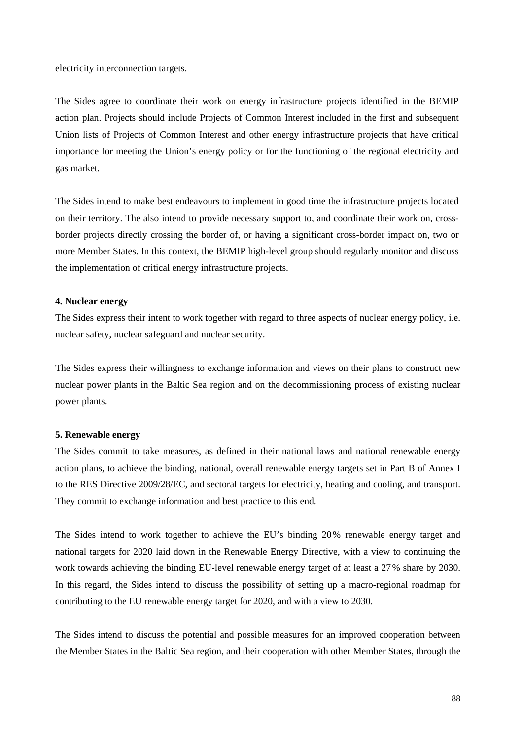electricity interconnection targets.

The Sides agree to coordinate their work on energy infrastructure projects identified in the BEMIP action plan. Projects should include Projects of Common Interest included in the first and subsequent Union lists of Projects of Common Interest and other energy infrastructure projects that have critical importance for meeting the Union's energy policy or for the functioning of the regional electricity and gas market.

The Sides intend to make best endeavours to implement in good time the infrastructure projects located on their territory. The also intend to provide necessary support to, and coordinate their work on, cross-border projects directly crossing the border of, or having a significant cross-border impact on, two or more Member States. In this context, the BEMIP high-level group should regularly monitor and discuss the implementation of critical energy infrastructure projects.

**4. Nuclear energy**

The Sides express their intent to work together with regard to three aspects of nuclear energy policy, i.e. nuclear safety, nuclear safeguard and nuclear security.

The Sides express their willingness to exchange information and views on their plans to construct new nuclear power plants in the Baltic Sea region and on the decommissioning process of existing nuclear power plants.

**5. Renewable energy**

The Sides commit to take measures, as defined in their national laws and national renewable energy action plans, to achieve the binding, national, overall renewable energy targets set in Part B of Annex I to the RES Directive 2009/28/EC, and sectoral targets for electricity, heating and cooling, and transport. They commit to exchange information and best practice to this end.

The Sides intend to work together to achieve the EU's binding 20% renewable energy target and national targets for 2020 laid down in the Renewable Energy Directive, with a view to continuing the work towards achieving the binding EU-level renewable energy target of at least a 27% share by 2030. In this regard, the Sides intend to discuss the possibility of setting up a macro-regional roadmap for contributing to the EU renewable energy target for 2020, and with a view to 2030.

The Sides intend to discuss the potential and possible measures for an improved cooperation between the Member States in the Baltic Sea region, and their cooperation with other Member States, through the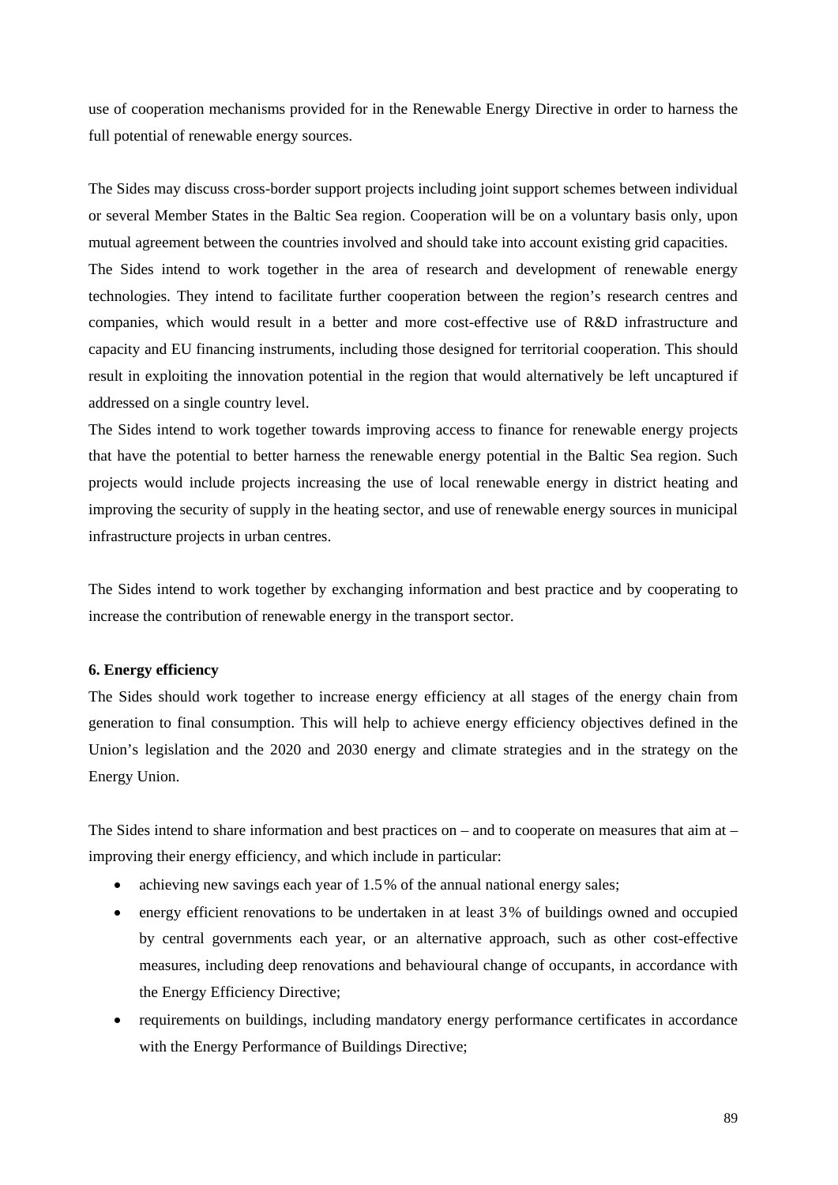use of cooperation mechanisms provided for in the Renewable Energy Directive in order to harness the full potential of renewable energy sources.

The Sides may discuss cross-border support projects including joint support schemes between individual or several Member States in the Baltic Sea region. Cooperation will be on a voluntary basis only, upon mutual agreement between the countries involved and should take into account existing grid capacities.

The Sides intend to work together in the area of research and development of renewable energy technologies. They intend to facilitate further cooperation between the region's research centres and companies, which would result in a better and more cost-effective use of R&D infrastructure and capacity and EU financing instruments, including those designed for territorial cooperation. This should result in exploiting the innovation potential in the region that would alternatively be left uncaptured if addressed on a single country level.

The Sides intend to work together towards improving access to finance for renewable energy projects that have the potential to better harness the renewable energy potential in the Baltic Sea region. Such projects would include projects increasing the use of local renewable energy in district heating and improving the security of supply in the heating sector, and use of renewable energy sources in municipal infrastructure projects in urban centres.

The Sides intend to work together by exchanging information and best practice and by cooperating to increase the contribution of renewable energy in the transport sector.

**6. Energy efficiency**

The Sides should work together to increase energy efficiency at all stages of the energy chain from generation to final consumption. This will help to achieve energy efficiency objectives defined in the Union's legislation and the 2020 and 2030 energy and climate strategies and in the strategy on the Energy Union.

The Sides intend to share information and best practices on – and to cooperate on measures that aim at – improving their energy efficiency, and which include in particular:

- achieving new savings each year of 1.5% of the annual national energy sales;
- energy efficient renovations to be undertaken in at least 3% of buildings owned and occupied by central governments each year, or an alternative approach, such as other cost-effective measures, including deep renovations and behavioural change of occupants, in accordance with the Energy Efficiency Directive;
- requirements on buildings, including mandatory energy performance certificates in accordance with the Energy Performance of Buildings Directive;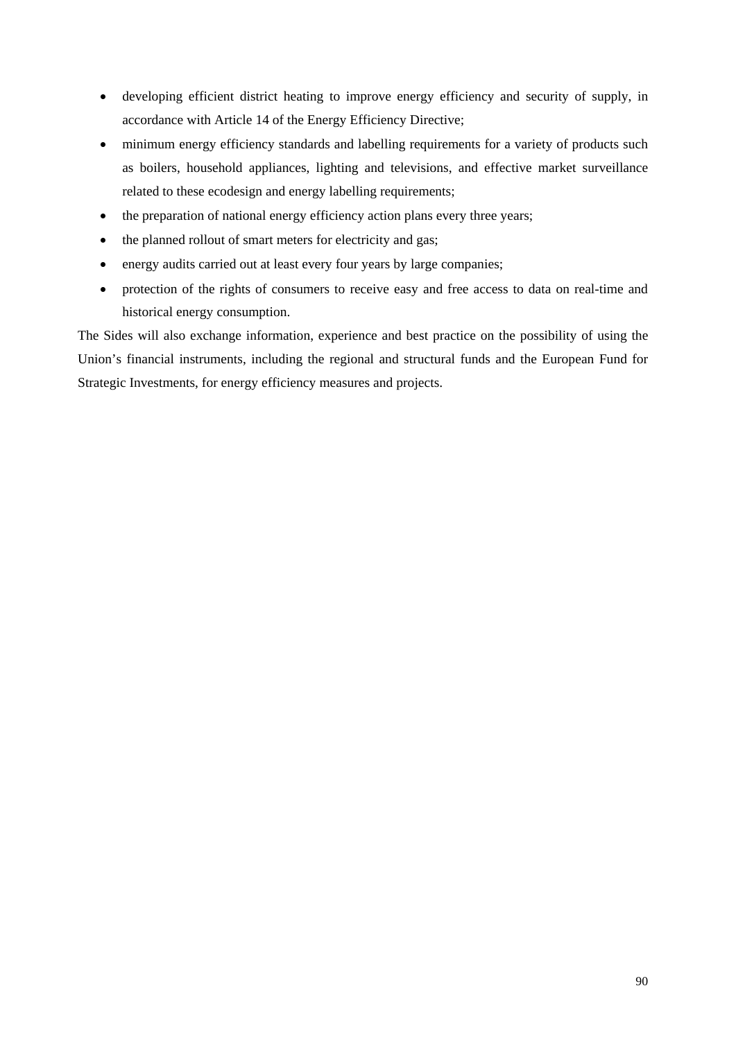- developing efficient district heating to improve energy efficiency and security of supply, in accordance with Article 14 of the Energy Efficiency Directive;
- minimum energy efficiency standards and labelling requirements for a variety of products such as boilers, household appliances, lighting and televisions, and effective market surveillance related to these ecodesign and energy labelling requirements;
- the preparation of national energy efficiency action plans every three years;
- the planned rollout of smart meters for electricity and gas;
- energy audits carried out at least every four years by large companies;
- protection of the rights of consumers to receive easy and free access to data on real-time and historical energy consumption.

The Sides will also exchange information, experience and best practice on the possibility of using the Union's financial instruments, including the regional and structural funds and the European Fund for Strategic Investments, for energy efficiency measures and projects.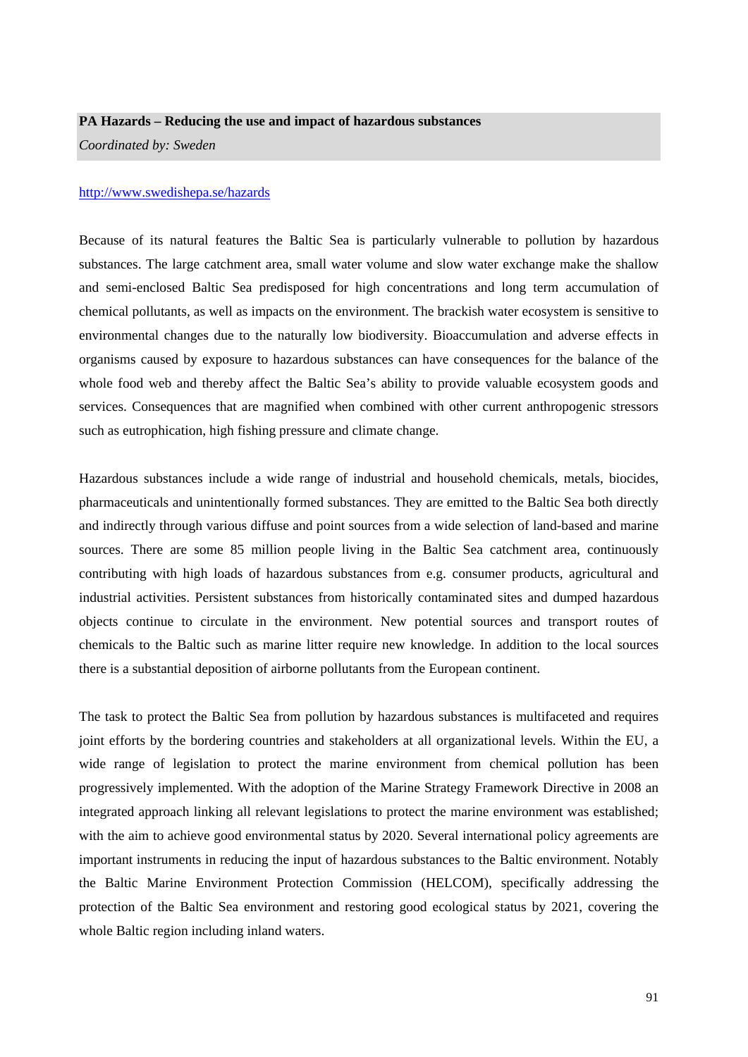**PA Hazards – Reducing the use and impact of hazardous substances**

*Coordinated by: Sweden*

http://www.swedishepa.se/hazards

Because of its natural features the Baltic Sea is particularly vulnerable to pollution by hazardous substances. The large catchment area, small water volume and slow water exchange make the shallow and semi-enclosed Baltic Sea predisposed for high concentrations and long term accumulation of chemical pollutants, as well as impacts on the environment. The brackish water ecosystem is sensitive to environmental changes due to the naturally low biodiversity. Bioaccumulation and adverse effects in organisms caused by exposure to hazardous substances can have consequences for the balance of the whole food web and thereby affect the Baltic Sea's ability to provide valuable ecosystem goods and services. Consequences that are magnified when combined with other current anthropogenic stressors such as eutrophication, high fishing pressure and climate change.

Hazardous substances include a wide range of industrial and household chemicals, metals, biocides, pharmaceuticals and unintentionally formed substances. They are emitted to the Baltic Sea both directly and indirectly through various diffuse and point sources from a wide selection of land-based and marine sources. There are some 85 million people living in the Baltic Sea catchment area, continuously contributing with high loads of hazardous substances from e.g. consumer products, agricultural and industrial activities. Persistent substances from historically contaminated sites and dumped hazardous objects continue to circulate in the environment. New potential sources and transport routes of chemicals to the Baltic such as marine litter require new knowledge. In addition to the local sources there is a substantial deposition of airborne pollutants from the European continent.

The task to protect the Baltic Sea from pollution by hazardous substances is multifaceted and requires joint efforts by the bordering countries and stakeholders at all organizational levels. Within the EU, a wide range of legislation to protect the marine environment from chemical pollution has been progressively implemented. With the adoption of the Marine Strategy Framework Directive in 2008 an integrated approach linking all relevant legislations to protect the marine environment was established; with the aim to achieve good environmental status by 2020. Several international policy agreements are important instruments in reducing the input of hazardous substances to the Baltic environment. Notably the Baltic Marine Environment Protection Commission (HELCOM), specifically addressing the protection of the Baltic Sea environment and restoring good ecological status by 2021, covering the whole Baltic region including inland waters.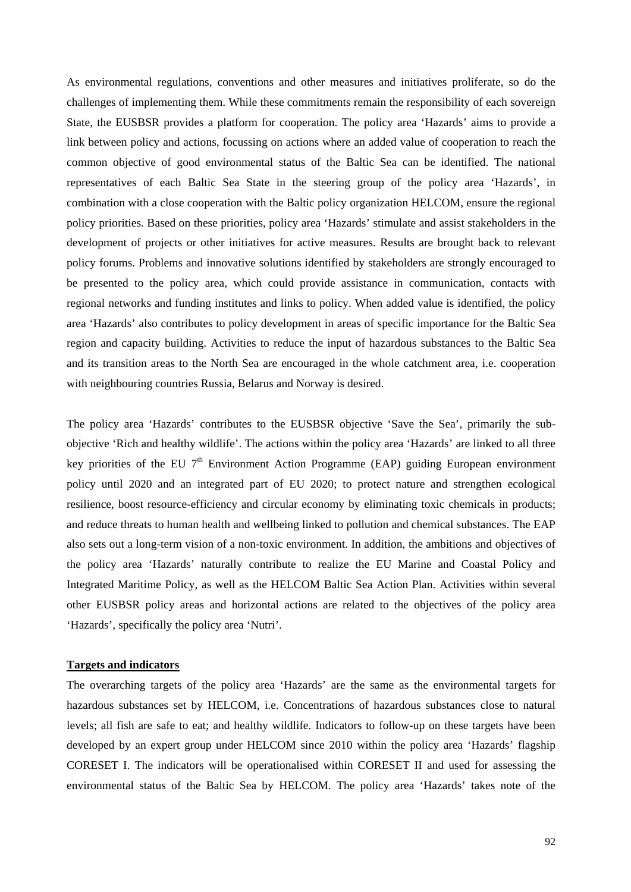As environmental regulations, conventions and other measures and initiatives proliferate, so do the challenges of implementing them. While these commitments remain the responsibility of each sovereign State, the EUSBSR provides a platform for cooperation. The policy area 'Hazards' aims to provide a link between policy and actions, focussing on actions where an added value of cooperation to reach the common objective of good environmental status of the Baltic Sea can be identified. The national representatives of each Baltic Sea State in the steering group of the policy area 'Hazards', in combination with a close cooperation with the Baltic policy organization HELCOM, ensure the regional policy priorities. Based on these priorities, policy area 'Hazards' stimulate and assist stakeholders in the development of projects or other initiatives for active measures. Results are brought back to relevant policy forums. Problems and innovative solutions identified by stakeholders are strongly encouraged to be presented to the policy area, which could provide assistance in communication, contacts with regional networks and funding institutes and links to policy. When added value is identified, the policy area 'Hazards' also contributes to policy development in areas of specific importance for the Baltic Sea region and capacity building. Activities to reduce the input of hazardous substances to the Baltic Sea and its transition areas to the North Sea are encouraged in the whole catchment area, i.e. cooperation with neighbouring countries Russia, Belarus and Norway is desired.

The policy area 'Hazards' contributes to the EUSBSR objective 'Save the Sea', primarily the sub-objective 'Rich and healthy wildlife'. The actions within the policy area 'Hazards' are linked to all three key priorities of the EU 7$^{th}$ Environment Action Programme (EAP) guiding European environment policy until 2020 and an integrated part of EU 2020; to protect nature and strengthen ecological resilience, boost resource-efficiency and circular economy by eliminating toxic chemicals in products; and reduce threats to human health and wellbeing linked to pollution and chemical substances. The EAP also sets out a long-term vision of a non-toxic environment. In addition, the ambitions and objectives of the policy area 'Hazards' naturally contribute to realize the EU Marine and Coastal Policy and Integrated Maritime Policy, as well as the HELCOM Baltic Sea Action Plan. Activities within several other EUSBSR policy areas and horizontal actions are related to the objectives of the policy area 'Hazards', specifically the policy area 'Nutri'.

**Targets and indicators**

The overarching targets of the policy area 'Hazards' are the same as the environmental targets for hazardous substances set by HELCOM, i.e. Concentrations of hazardous substances close to natural levels; all fish are safe to eat; and healthy wildlife. Indicators to follow-up on these targets have been developed by an expert group under HELCOM since 2010 within the policy area 'Hazards' flagship CORESET I. The indicators will be operationalised within CORESET II and used for assessing the environmental status of the Baltic Sea by HELCOM. The policy area 'Hazards' takes note of the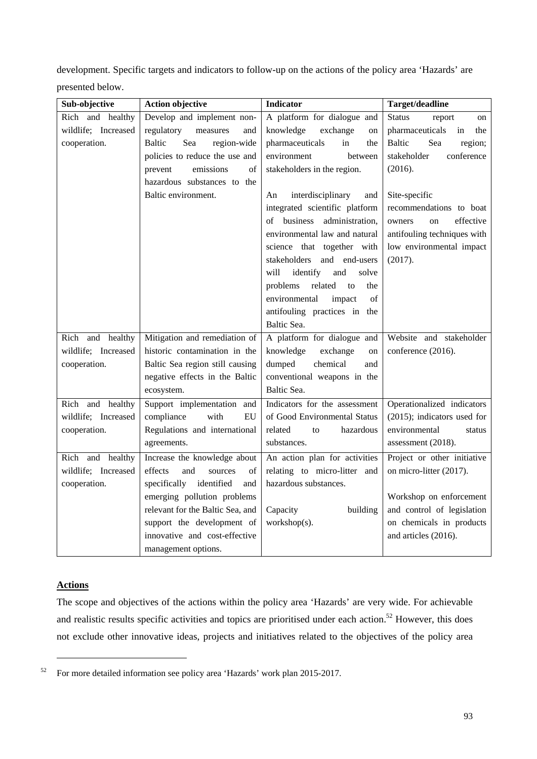development. Specific targets and indicators to follow-up on the actions of the policy area 'Hazards' are presented below.

| Sub-objective | Action objective | Indicator | Target/deadline |
|---|---|---|---|
| Rich and healthy wildlife; Increased cooperation. | Develop and implement non-regulatory measures and Baltic Sea region-wide policies to reduce the use and prevent emissions of hazardous substances to the Baltic environment. | A platform for dialogue and knowledge exchange on pharmaceuticals in the environment between stakeholders in the region.<br><br>An interdisciplinary and integrated scientific platform of business administration, environmental law and natural science that together with stakeholders and end-users will identify and solve problems related to the environmental impact of antifouling practices in the Baltic Sea. | Status report on pharmaceuticals in the Baltic Sea region; stakeholder conference (2016).<br><br>Site-specific recommendations to boat owners on effective antifouling techniques with low environmental impact (2017). |
| Rich and healthy wildlife; Increased cooperation. | Mitigation and remediation of historic contamination in the Baltic Sea region still causing negative effects in the Baltic ecosystem. | A platform for dialogue and knowledge exchange on dumped chemical and conventional weapons in the Baltic Sea. | Website and stakeholder conference (2016). |
| Rich and healthy wildlife; Increased cooperation. | Support implementation and compliance with EU Regulations and international agreements. | Indicators for the assessment of Good Environmental Status related to hazardous substances. | Operationalized indicators (2015); indicators used for environmental status assessment (2018). |
| Rich and healthy wildlife; Increased cooperation. | Increase the knowledge about effects and sources of specifically identified and emerging pollution problems relevant for the Baltic Sea, and support the development of innovative and cost-effective management options. | An action plan for activities relating to micro-litter and hazardous substances.<br><br>Capacity building workshop(s). | Project or other initiative on micro-litter (2017).<br><br>Workshop on enforcement and control of legislation on chemicals in products and articles (2016). |

**Actions**

The scope and objectives of the actions within the policy area 'Hazards' are very wide. For achievable and realistic results specific activities and topics are prioritised under each action.[52] However, this does not exclude other innovative ideas, projects and initiatives related to the objectives of the policy area

[52] For more detailed information see policy area 'Hazards' work plan 2015-2017.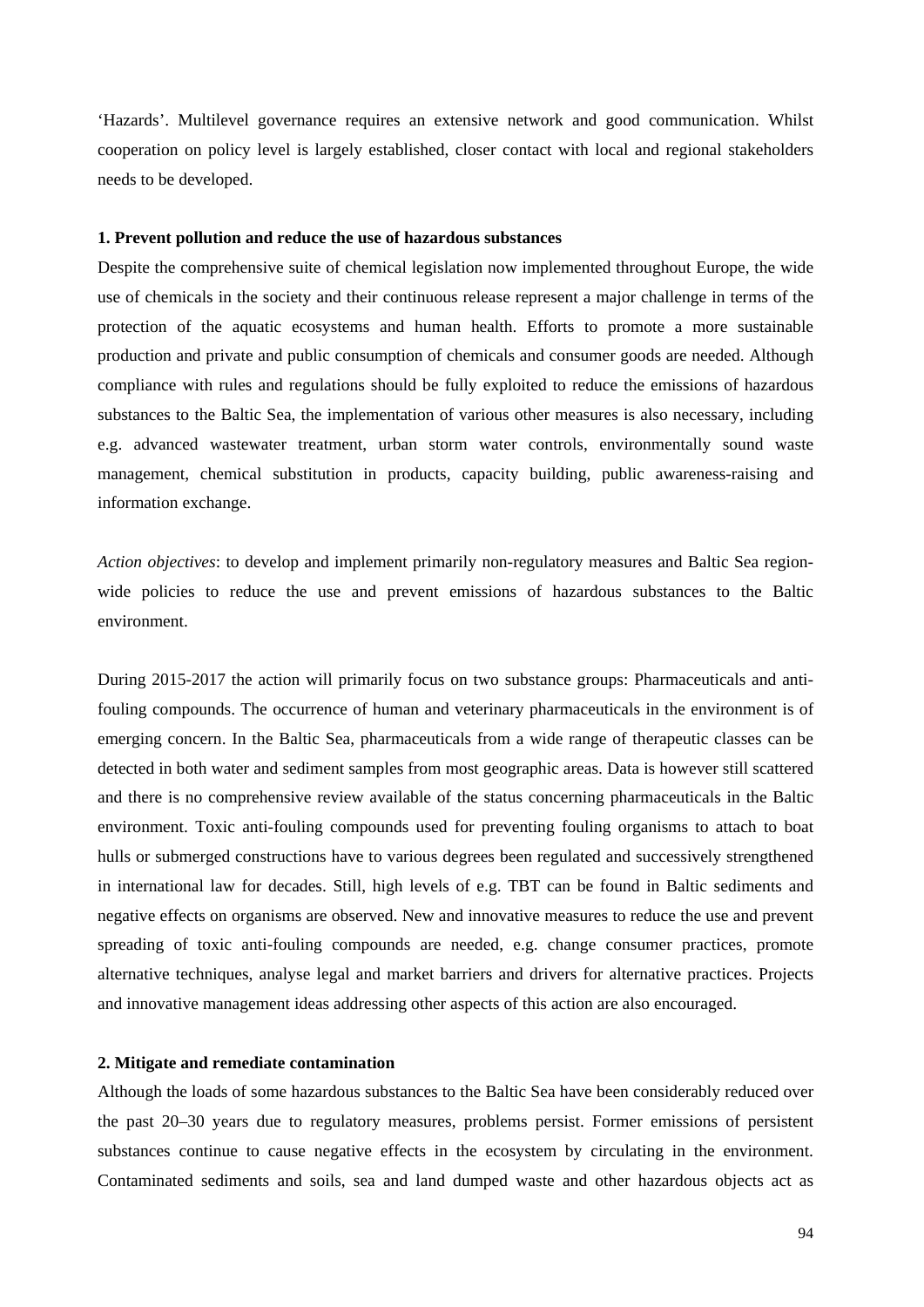‘Hazards’. Multilevel governance requires an extensive network and good communication. Whilst cooperation on policy level is largely established, closer contact with local and regional stakeholders needs to be developed.

**1. Prevent pollution and reduce the use of hazardous substances**

Despite the comprehensive suite of chemical legislation now implemented throughout Europe, the wide use of chemicals in the society and their continuous release represent a major challenge in terms of the protection of the aquatic ecosystems and human health. Efforts to promote a more sustainable production and private and public consumption of chemicals and consumer goods are needed. Although compliance with rules and regulations should be fully exploited to reduce the emissions of hazardous substances to the Baltic Sea, the implementation of various other measures is also necessary, including e.g. advanced wastewater treatment, urban storm water controls, environmentally sound waste management, chemical substitution in products, capacity building, public awareness-raising and information exchange.

*Action objectives*: to develop and implement primarily non-regulatory measures and Baltic Sea region-wide policies to reduce the use and prevent emissions of hazardous substances to the Baltic environment.

During 2015-2017 the action will primarily focus on two substance groups: Pharmaceuticals and anti-fouling compounds. The occurrence of human and veterinary pharmaceuticals in the environment is of emerging concern. In the Baltic Sea, pharmaceuticals from a wide range of therapeutic classes can be detected in both water and sediment samples from most geographic areas. Data is however still scattered and there is no comprehensive review available of the status concerning pharmaceuticals in the Baltic environment. Toxic anti-fouling compounds used for preventing fouling organisms to attach to boat hulls or submerged constructions have to various degrees been regulated and successively strengthened in international law for decades. Still, high levels of e.g. TBT can be found in Baltic sediments and negative effects on organisms are observed. New and innovative measures to reduce the use and prevent spreading of toxic anti-fouling compounds are needed, e.g. change consumer practices, promote alternative techniques, analyse legal and market barriers and drivers for alternative practices. Projects and innovative management ideas addressing other aspects of this action are also encouraged.

**2. Mitigate and remediate contamination**

Although the loads of some hazardous substances to the Baltic Sea have been considerably reduced over the past 20–30 years due to regulatory measures, problems persist. Former emissions of persistent substances continue to cause negative effects in the ecosystem by circulating in the environment. Contaminated sediments and soils, sea and land dumped waste and other hazardous objects act as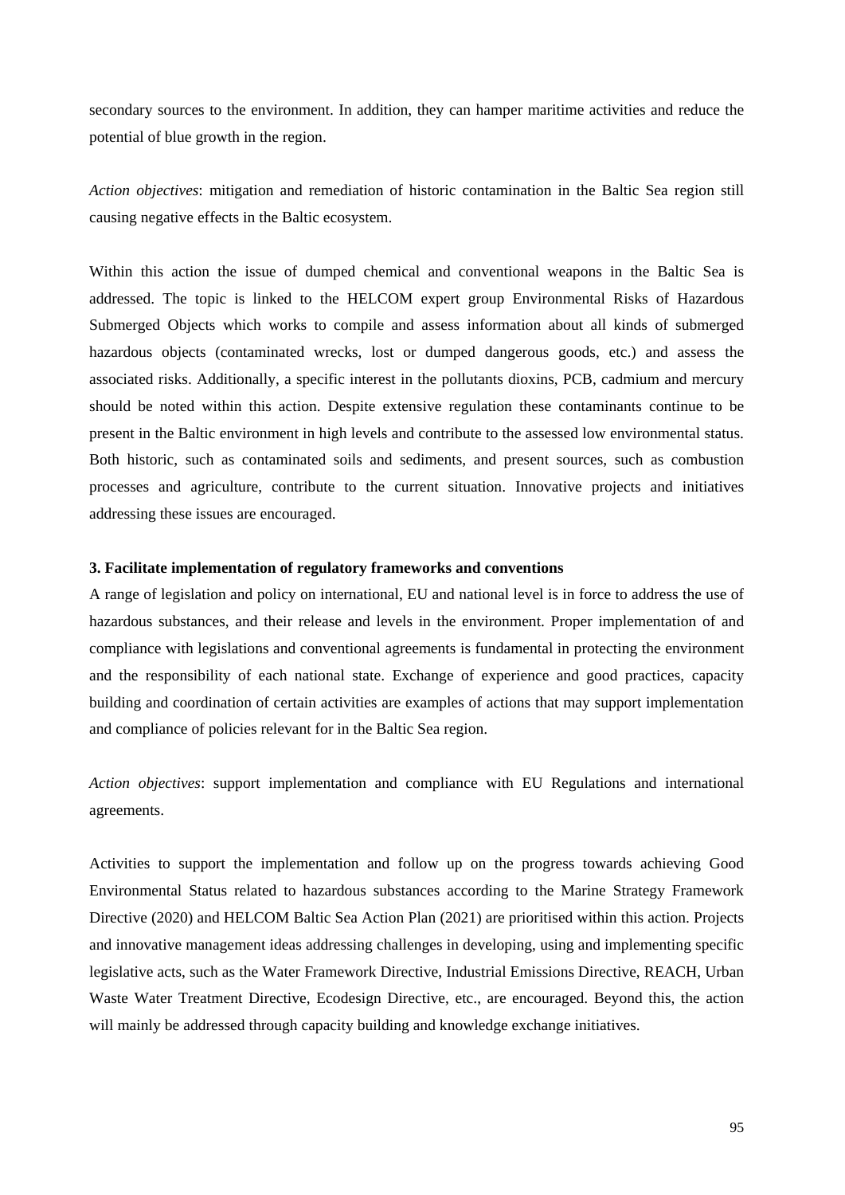secondary sources to the environment. In addition, they can hamper maritime activities and reduce the potential of blue growth in the region.

*Action objectives*: mitigation and remediation of historic contamination in the Baltic Sea region still causing negative effects in the Baltic ecosystem.

Within this action the issue of dumped chemical and conventional weapons in the Baltic Sea is addressed. The topic is linked to the HELCOM expert group Environmental Risks of Hazardous Submerged Objects which works to compile and assess information about all kinds of submerged hazardous objects (contaminated wrecks, lost or dumped dangerous goods, etc.) and assess the associated risks. Additionally, a specific interest in the pollutants dioxins, PCB, cadmium and mercury should be noted within this action. Despite extensive regulation these contaminants continue to be present in the Baltic environment in high levels and contribute to the assessed low environmental status. Both historic, such as contaminated soils and sediments, and present sources, such as combustion processes and agriculture, contribute to the current situation. Innovative projects and initiatives addressing these issues are encouraged.

**3. Facilitate implementation of regulatory frameworks and conventions**

A range of legislation and policy on international, EU and national level is in force to address the use of hazardous substances, and their release and levels in the environment. Proper implementation of and compliance with legislations and conventional agreements is fundamental in protecting the environment and the responsibility of each national state. Exchange of experience and good practices, capacity building and coordination of certain activities are examples of actions that may support implementation and compliance of policies relevant for in the Baltic Sea region.

*Action objectives*: support implementation and compliance with EU Regulations and international agreements.

Activities to support the implementation and follow up on the progress towards achieving Good Environmental Status related to hazardous substances according to the Marine Strategy Framework Directive (2020) and HELCOM Baltic Sea Action Plan (2021) are prioritised within this action. Projects and innovative management ideas addressing challenges in developing, using and implementing specific legislative acts, such as the Water Framework Directive, Industrial Emissions Directive, REACH, Urban Waste Water Treatment Directive, Ecodesign Directive, etc., are encouraged. Beyond this, the action will mainly be addressed through capacity building and knowledge exchange initiatives.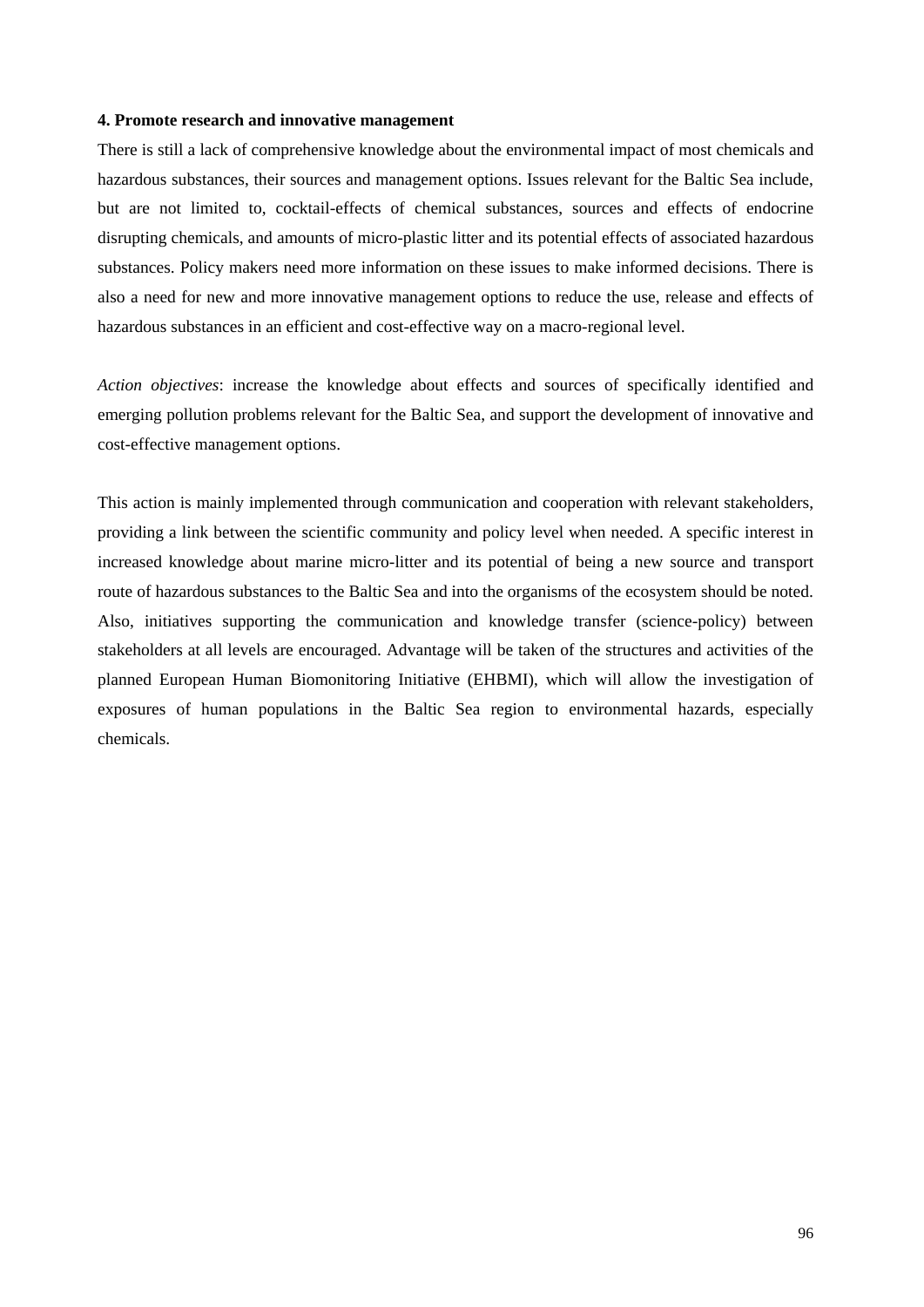**4. Promote research and innovative management**

There is still a lack of comprehensive knowledge about the environmental impact of most chemicals and hazardous substances, their sources and management options. Issues relevant for the Baltic Sea include, but are not limited to, cocktail-effects of chemical substances, sources and effects of endocrine disrupting chemicals, and amounts of micro-plastic litter and its potential effects of associated hazardous substances. Policy makers need more information on these issues to make informed decisions. There is also a need for new and more innovative management options to reduce the use, release and effects of hazardous substances in an efficient and cost-effective way on a macro-regional level.

*Action objectives*: increase the knowledge about effects and sources of specifically identified and emerging pollution problems relevant for the Baltic Sea, and support the development of innovative and cost-effective management options.

This action is mainly implemented through communication and cooperation with relevant stakeholders, providing a link between the scientific community and policy level when needed. A specific interest in increased knowledge about marine micro-litter and its potential of being a new source and transport route of hazardous substances to the Baltic Sea and into the organisms of the ecosystem should be noted. Also, initiatives supporting the communication and knowledge transfer (science-policy) between stakeholders at all levels are encouraged. Advantage will be taken of the structures and activities of the planned European Human Biomonitoring Initiative (EHBMI), which will allow the investigation of exposures of human populations in the Baltic Sea region to environmental hazards, especially chemicals.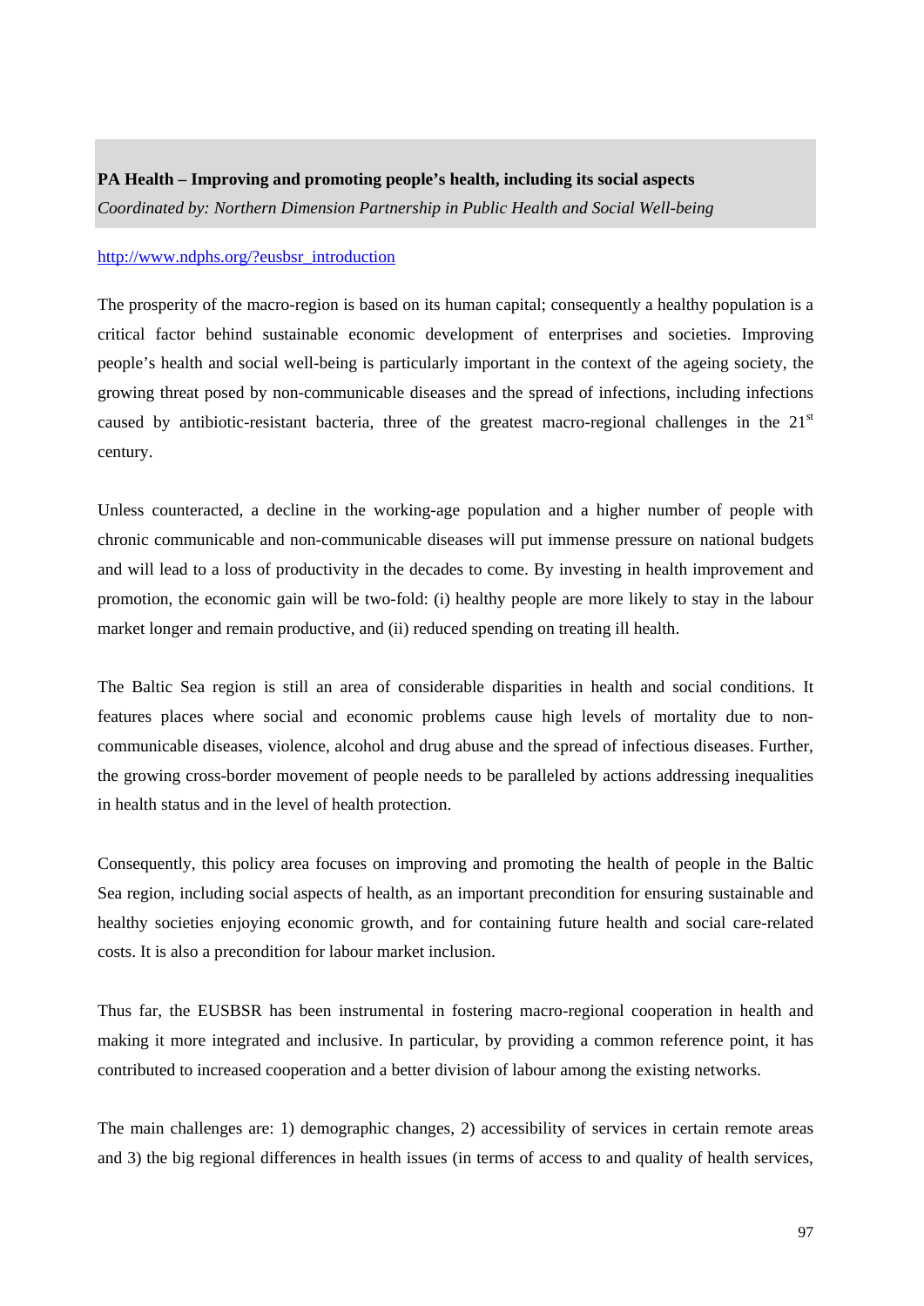**PA Health – Improving and promoting people's health, including its social aspects**

*Coordinated by: Northern Dimension Partnership in Public Health and Social Well-being*

[http://www.ndphs.org/?eusbsr_introduction](http://www.ndphs.org/?eusbsr_introduction)

The prosperity of the macro-region is based on its human capital; consequently a healthy population is a critical factor behind sustainable economic development of enterprises and societies. Improving people's health and social well-being is particularly important in the context of the ageing society, the growing threat posed by non-communicable diseases and the spread of infections, including infections caused by antibiotic-resistant bacteria, three of the greatest macro-regional challenges in the 21st century.

Unless counteracted, a decline in the working-age population and a higher number of people with chronic communicable and non-communicable diseases will put immense pressure on national budgets and will lead to a loss of productivity in the decades to come. By investing in health improvement and promotion, the economic gain will be two-fold: (i) healthy people are more likely to stay in the labour market longer and remain productive, and (ii) reduced spending on treating ill health.

The Baltic Sea region is still an area of considerable disparities in health and social conditions. It features places where social and economic problems cause high levels of mortality due to non-communicable diseases, violence, alcohol and drug abuse and the spread of infectious diseases. Further, the growing cross-border movement of people needs to be paralleled by actions addressing inequalities in health status and in the level of health protection.

Consequently, this policy area focuses on improving and promoting the health of people in the Baltic Sea region, including social aspects of health, as an important precondition for ensuring sustainable and healthy societies enjoying economic growth, and for containing future health and social care-related costs. It is also a precondition for labour market inclusion.

Thus far, the EUSBSR has been instrumental in fostering macro-regional cooperation in health and making it more integrated and inclusive. In particular, by providing a common reference point, it has contributed to increased cooperation and a better division of labour among the existing networks.

The main challenges are: 1) demographic changes, 2) accessibility of services in certain remote areas and 3) the big regional differences in health issues (in terms of access to and quality of health services,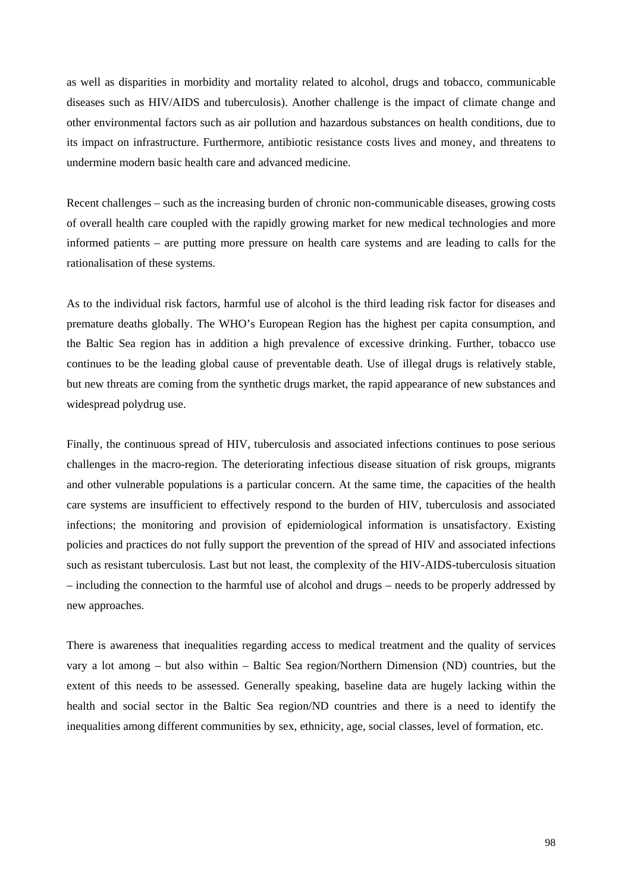as well as disparities in morbidity and mortality related to alcohol, drugs and tobacco, communicable diseases such as HIV/AIDS and tuberculosis). Another challenge is the impact of climate change and other environmental factors such as air pollution and hazardous substances on health conditions, due to its impact on infrastructure. Furthermore, antibiotic resistance costs lives and money, and threatens to undermine modern basic health care and advanced medicine.

Recent challenges – such as the increasing burden of chronic non-communicable diseases, growing costs of overall health care coupled with the rapidly growing market for new medical technologies and more informed patients – are putting more pressure on health care systems and are leading to calls for the rationalisation of these systems.

As to the individual risk factors, harmful use of alcohol is the third leading risk factor for diseases and premature deaths globally. The WHO's European Region has the highest per capita consumption, and the Baltic Sea region has in addition a high prevalence of excessive drinking. Further, tobacco use continues to be the leading global cause of preventable death. Use of illegal drugs is relatively stable, but new threats are coming from the synthetic drugs market, the rapid appearance of new substances and widespread polydrug use.

Finally, the continuous spread of HIV, tuberculosis and associated infections continues to pose serious challenges in the macro-region. The deteriorating infectious disease situation of risk groups, migrants and other vulnerable populations is a particular concern. At the same time, the capacities of the health care systems are insufficient to effectively respond to the burden of HIV, tuberculosis and associated infections; the monitoring and provision of epidemiological information is unsatisfactory. Existing policies and practices do not fully support the prevention of the spread of HIV and associated infections such as resistant tuberculosis. Last but not least, the complexity of the HIV-AIDS-tuberculosis situation – including the connection to the harmful use of alcohol and drugs – needs to be properly addressed by new approaches.

There is awareness that inequalities regarding access to medical treatment and the quality of services vary a lot among – but also within – Baltic Sea region/Northern Dimension (ND) countries, but the extent of this needs to be assessed. Generally speaking, baseline data are hugely lacking within the health and social sector in the Baltic Sea region/ND countries and there is a need to identify the inequalities among different communities by sex, ethnicity, age, social classes, level of formation, etc.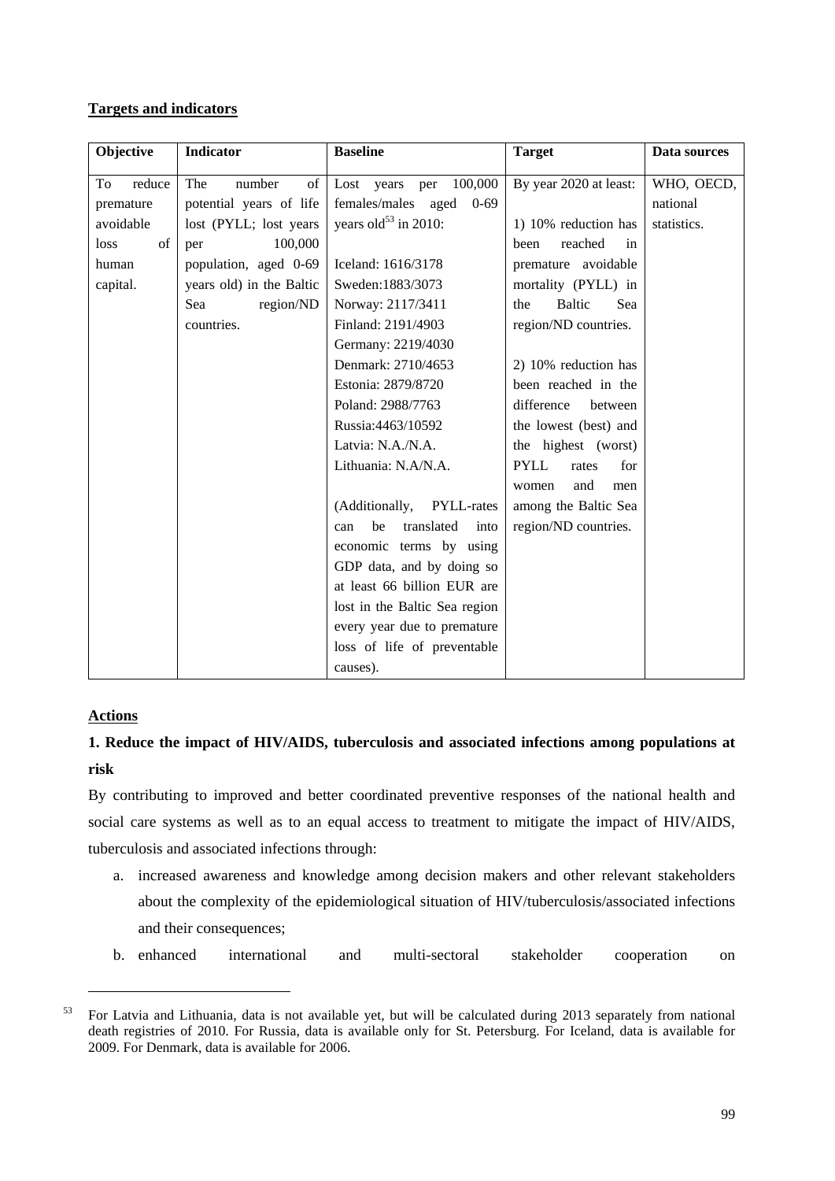**Targets and indicators**

| Objective | Indicator | Baseline | Target | Data sources |
|---|---|---|---|---|
| To reduce premature avoidable loss of human capital. | The number of potential years of life lost (PYLL; lost years per 100,000 population, aged 0-69 years old) in the Baltic Sea region/ND countries. | Lost years per 100,000 females/males aged 0-69 years old[53] in 2010:<br><br>Iceland: 1616/3178<br>Sweden:1883/3073<br>Norway: 2117/3411<br>Finland: 2191/4903<br>Germany: 2219/4030<br>Denmark: 2710/4653<br>Estonia: 2879/8720<br>Poland: 2988/7763<br>Russia:4463/10592<br>Latvia: N.A./N.A.<br>Lithuania: N.A/N.A.<br><br>(Additionally, PYLL-rates can be translated into economic terms by using GDP data, and by doing so at least 66 billion EUR are lost in the Baltic Sea region every year due to premature loss of life of preventable causes). | By year 2020 at least:<br><br>1) 10% reduction has been reached in premature avoidable mortality (PYLL) in the Baltic Sea region/ND countries.<br><br>2) 10% reduction has been reached in the difference between the lowest (best) and the highest (worst) PYLL rates for women and men among the Baltic Sea region/ND countries. | WHO, OECD, national statistics. |

**Actions**

**1. Reduce the impact of HIV/AIDS, tuberculosis and associated infections among populations at risk**

By contributing to improved and better coordinated preventive responses of the national health and social care systems as well as to an equal access to treatment to mitigate the impact of HIV/AIDS, tuberculosis and associated infections through:

a. increased awareness and knowledge among decision makers and other relevant stakeholders about the complexity of the epidemiological situation of HIV/tuberculosis/associated infections and their consequences;

b. enhanced international and multi-sectoral stakeholder cooperation on

---

[53] For Latvia and Lithuania, data is not available yet, but will be calculated during 2013 separately from national death registries of 2010. For Russia, data is available only for St. Petersburg. For Iceland, data is available for 2009. For Denmark, data is available for 2006.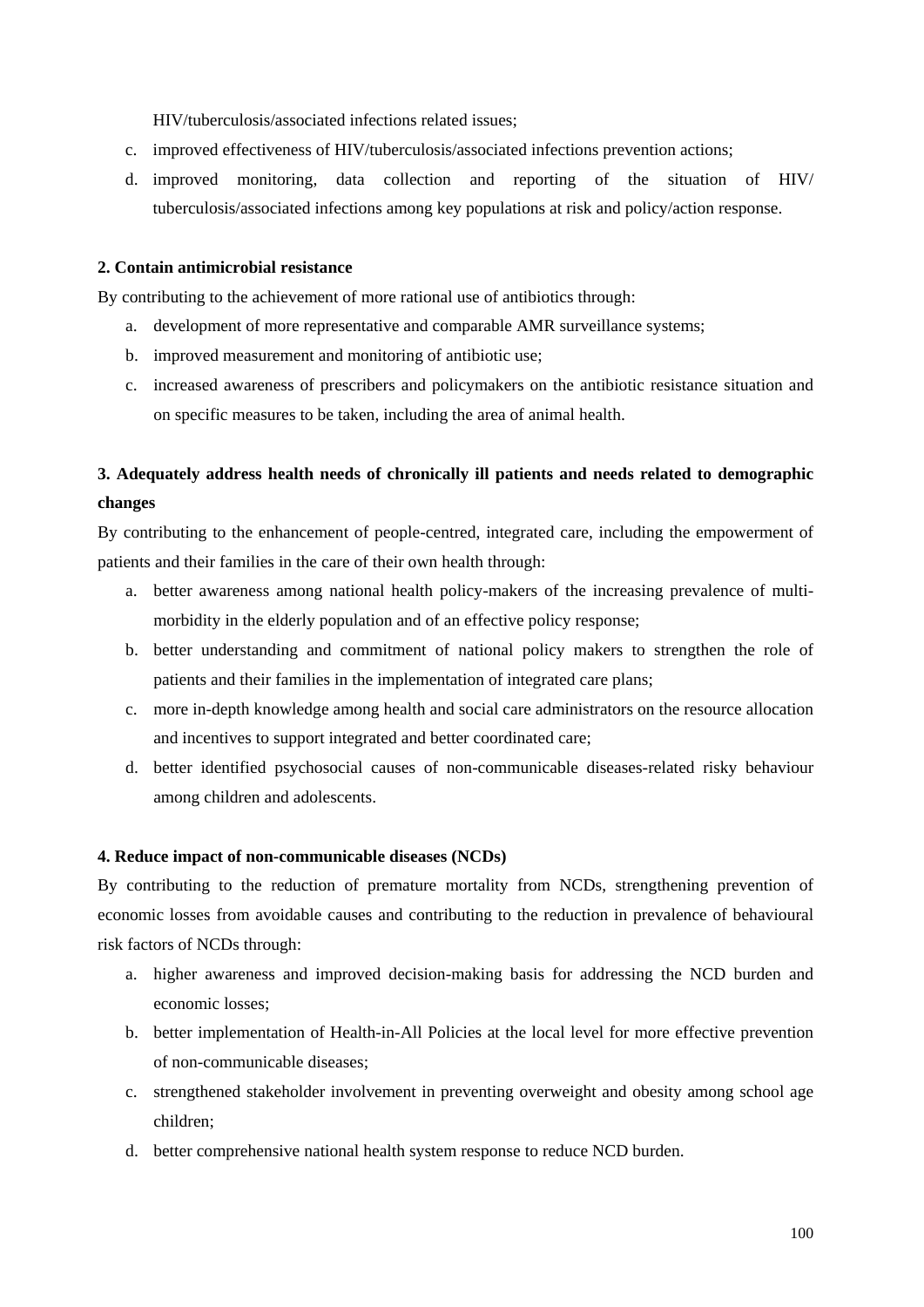HIV/tuberculosis/associated infections related issues;

c. improved effectiveness of HIV/tuberculosis/associated infections prevention actions;
d. improved monitoring, data collection and reporting of the situation of HIV/ tuberculosis/associated infections among key populations at risk and policy/action response.

**2. Contain antimicrobial resistance**

By contributing to the achievement of more rational use of antibiotics through:

a. development of more representative and comparable AMR surveillance systems;
b. improved measurement and monitoring of antibiotic use;
c. increased awareness of prescribers and policymakers on the antibiotic resistance situation and on specific measures to be taken, including the area of animal health.

**3. Adequately address health needs of chronically ill patients and needs related to demographic changes**

By contributing to the enhancement of people-centred, integrated care, including the empowerment of patients and their families in the care of their own health through:

a. better awareness among national health policy-makers of the increasing prevalence of multi-morbidity in the elderly population and of an effective policy response;
b. better understanding and commitment of national policy makers to strengthen the role of patients and their families in the implementation of integrated care plans;
c. more in-depth knowledge among health and social care administrators on the resource allocation and incentives to support integrated and better coordinated care;
d. better identified psychosocial causes of non-communicable diseases-related risky behaviour among children and adolescents.

**4. Reduce impact of non-communicable diseases (NCDs)**

By contributing to the reduction of premature mortality from NCDs, strengthening prevention of economic losses from avoidable causes and contributing to the reduction in prevalence of behavioural risk factors of NCDs through:

a. higher awareness and improved decision-making basis for addressing the NCD burden and economic losses;
b. better implementation of Health-in-All Policies at the local level for more effective prevention of non-communicable diseases;
c. strengthened stakeholder involvement in preventing overweight and obesity among school age children;
d. better comprehensive national health system response to reduce NCD burden.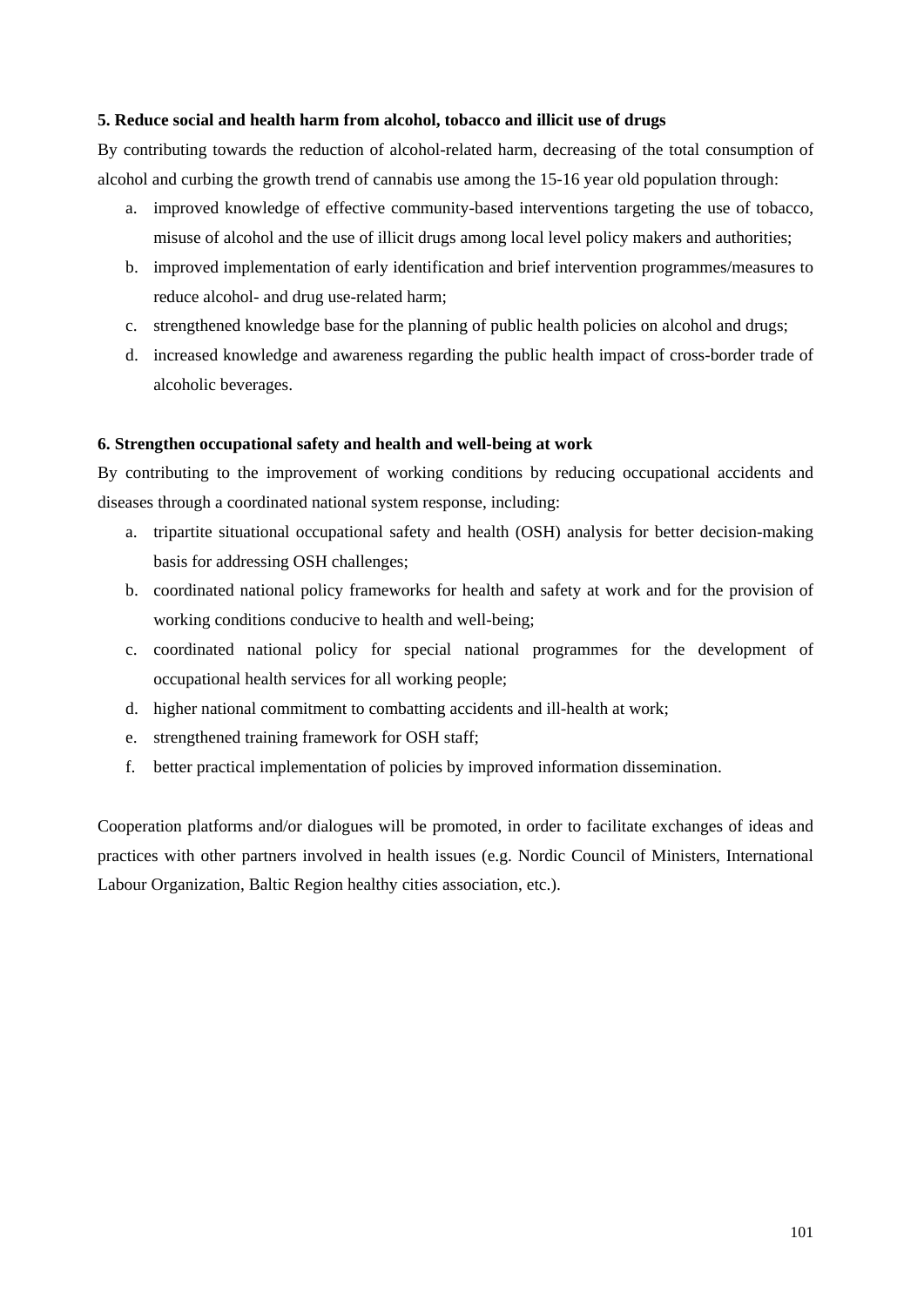**5. Reduce social and health harm from alcohol, tobacco and illicit use of drugs**

By contributing towards the reduction of alcohol-related harm, decreasing of the total consumption of alcohol and curbing the growth trend of cannabis use among the 15-16 year old population through:

a. improved knowledge of effective community-based interventions targeting the use of tobacco, misuse of alcohol and the use of illicit drugs among local level policy makers and authorities;
b. improved implementation of early identification and brief intervention programmes/measures to reduce alcohol- and drug use-related harm;
c. strengthened knowledge base for the planning of public health policies on alcohol and drugs;
d. increased knowledge and awareness regarding the public health impact of cross-border trade of alcoholic beverages.

**6. Strengthen occupational safety and health and well-being at work**

By contributing to the improvement of working conditions by reducing occupational accidents and diseases through a coordinated national system response, including:

a. tripartite situational occupational safety and health (OSH) analysis for better decision-making basis for addressing OSH challenges;
b. coordinated national policy frameworks for health and safety at work and for the provision of working conditions conducive to health and well-being;
c. coordinated national policy for special national programmes for the development of occupational health services for all working people;
d. higher national commitment to combatting accidents and ill-health at work;
e. strengthened training framework for OSH staff;
f. better practical implementation of policies by improved information dissemination.

Cooperation platforms and/or dialogues will be promoted, in order to facilitate exchanges of ideas and practices with other partners involved in health issues (e.g. Nordic Council of Ministers, International Labour Organization, Baltic Region healthy cities association, etc.).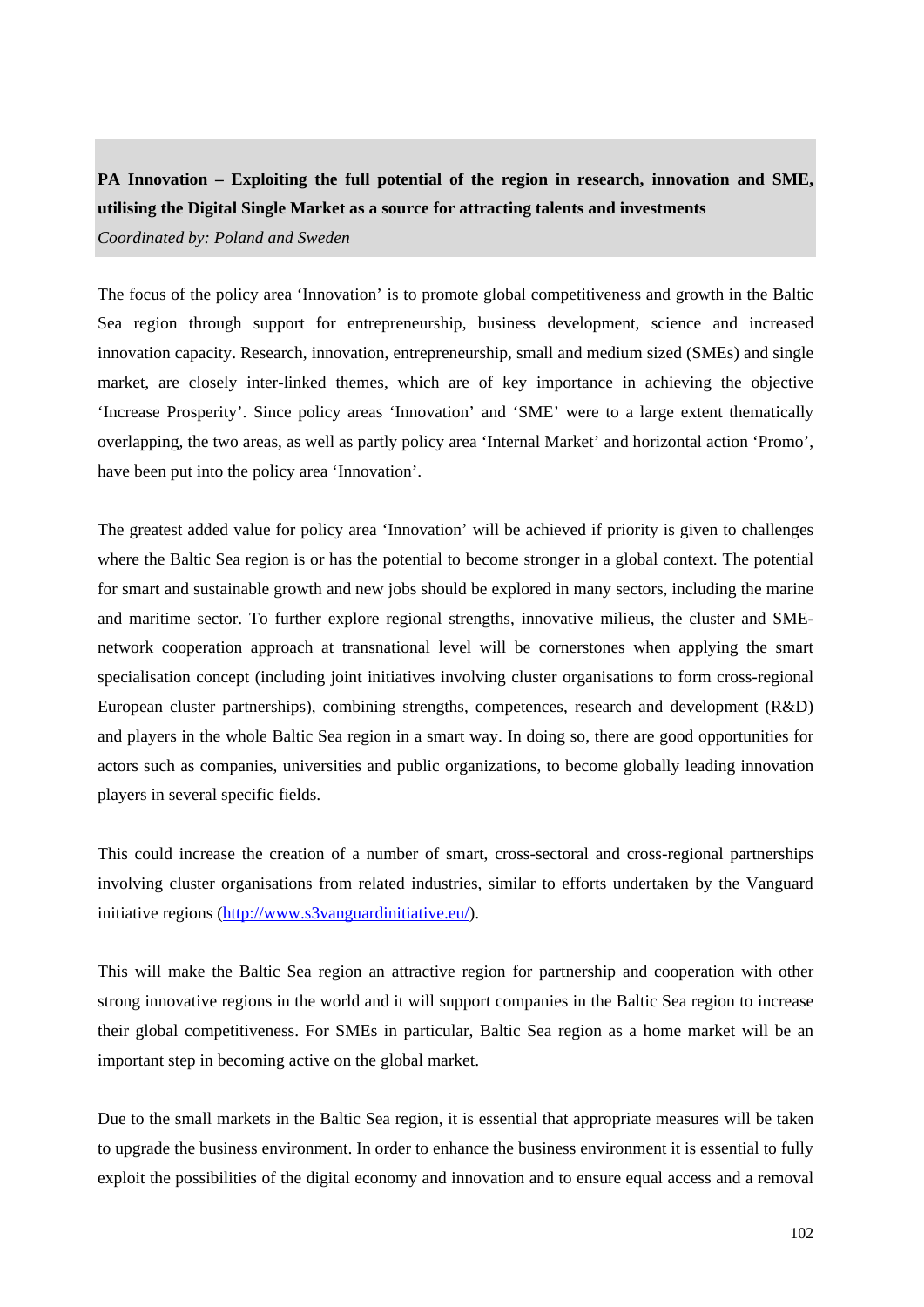**PA Innovation – Exploiting the full potential of the region in research, innovation and SME, utilising the Digital Single Market as a source for attracting talents and investments**

*Coordinated by: Poland and Sweden*

The focus of the policy area 'Innovation' is to promote global competitiveness and growth in the Baltic Sea region through support for entrepreneurship, business development, science and increased innovation capacity. Research, innovation, entrepreneurship, small and medium sized (SMEs) and single market, are closely inter-linked themes, which are of key importance in achieving the objective 'Increase Prosperity'. Since policy areas 'Innovation' and 'SME' were to a large extent thematically overlapping, the two areas, as well as partly policy area 'Internal Market' and horizontal action 'Promo', have been put into the policy area 'Innovation'.

The greatest added value for policy area 'Innovation' will be achieved if priority is given to challenges where the Baltic Sea region is or has the potential to become stronger in a global context. The potential for smart and sustainable growth and new jobs should be explored in many sectors, including the marine and maritime sector. To further explore regional strengths, innovative milieus, the cluster and SME-network cooperation approach at transnational level will be cornerstones when applying the smart specialisation concept (including joint initiatives involving cluster organisations to form cross-regional European cluster partnerships), combining strengths, competences, research and development (R&D) and players in the whole Baltic Sea region in a smart way. In doing so, there are good opportunities for actors such as companies, universities and public organizations, to become globally leading innovation players in several specific fields.

This could increase the creation of a number of smart, cross-sectoral and cross-regional partnerships involving cluster organisations from related industries, similar to efforts undertaken by the Vanguard initiative regions (http://www.s3vanguardinitiative.eu/).

This will make the Baltic Sea region an attractive region for partnership and cooperation with other strong innovative regions in the world and it will support companies in the Baltic Sea region to increase their global competitiveness. For SMEs in particular, Baltic Sea region as a home market will be an important step in becoming active on the global market.

Due to the small markets in the Baltic Sea region, it is essential that appropriate measures will be taken to upgrade the business environment. In order to enhance the business environment it is essential to fully exploit the possibilities of the digital economy and innovation and to ensure equal access and a removal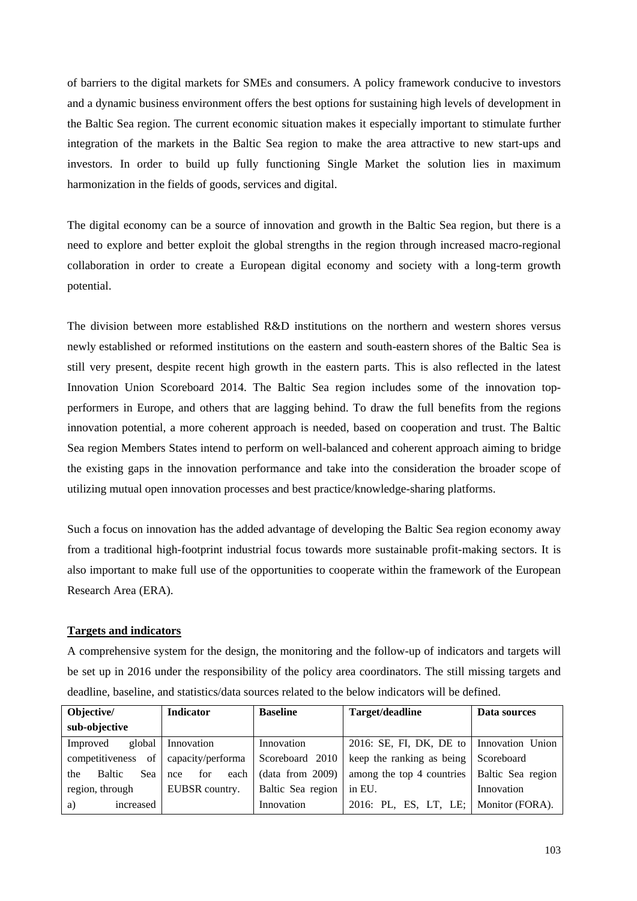of barriers to the digital markets for SMEs and consumers. A policy framework conducive to investors and a dynamic business environment offers the best options for sustaining high levels of development in the Baltic Sea region. The current economic situation makes it especially important to stimulate further integration of the markets in the Baltic Sea region to make the area attractive to new start-ups and investors. In order to build up fully functioning Single Market the solution lies in maximum harmonization in the fields of goods, services and digital.

The digital economy can be a source of innovation and growth in the Baltic Sea region, but there is a need to explore and better exploit the global strengths in the region through increased macro-regional collaboration in order to create a European digital economy and society with a long-term growth potential.

The division between more established R&D institutions on the northern and western shores versus newly established or reformed institutions on the eastern and south-eastern shores of the Baltic Sea is still very present, despite recent high growth in the eastern parts. This is also reflected in the latest Innovation Union Scoreboard 2014. The Baltic Sea region includes some of the innovation top-performers in Europe, and others that are lagging behind. To draw the full benefits from the regions innovation potential, a more coherent approach is needed, based on cooperation and trust. The Baltic Sea region Members States intend to perform on well-balanced and coherent approach aiming to bridge the existing gaps in the innovation performance and take into the consideration the broader scope of utilizing mutual open innovation processes and best practice/knowledge-sharing platforms.

Such a focus on innovation has the added advantage of developing the Baltic Sea region economy away from a traditional high-footprint industrial focus towards more sustainable profit-making sectors. It is also important to make full use of the opportunities to cooperate within the framework of the European Research Area (ERA).

**Targets and indicators**

A comprehensive system for the design, the monitoring and the follow-up of indicators and targets will be set up in 2016 under the responsibility of the policy area coordinators. The still missing targets and deadline, baseline, and statistics/data sources related to the below indicators will be defined.

| Objective/ sub-objective | Indicator | Baseline | Target/deadline | Data sources |
|---|---|---|---|---|
| Improved global competitiveness of the Baltic Sea region, through a) increased | Innovation capacity/performance for each EUBSR country. | Innovation Scoreboard 2010 (data from 2009) Baltic Sea region Innovation | 2016: SE, FI, DK, DE to keep the ranking as being among the top 4 countries in EU. 2016: PL, ES, LT, LE; | Innovation Union Scoreboard Baltic Sea region Innovation Monitor (FORA). |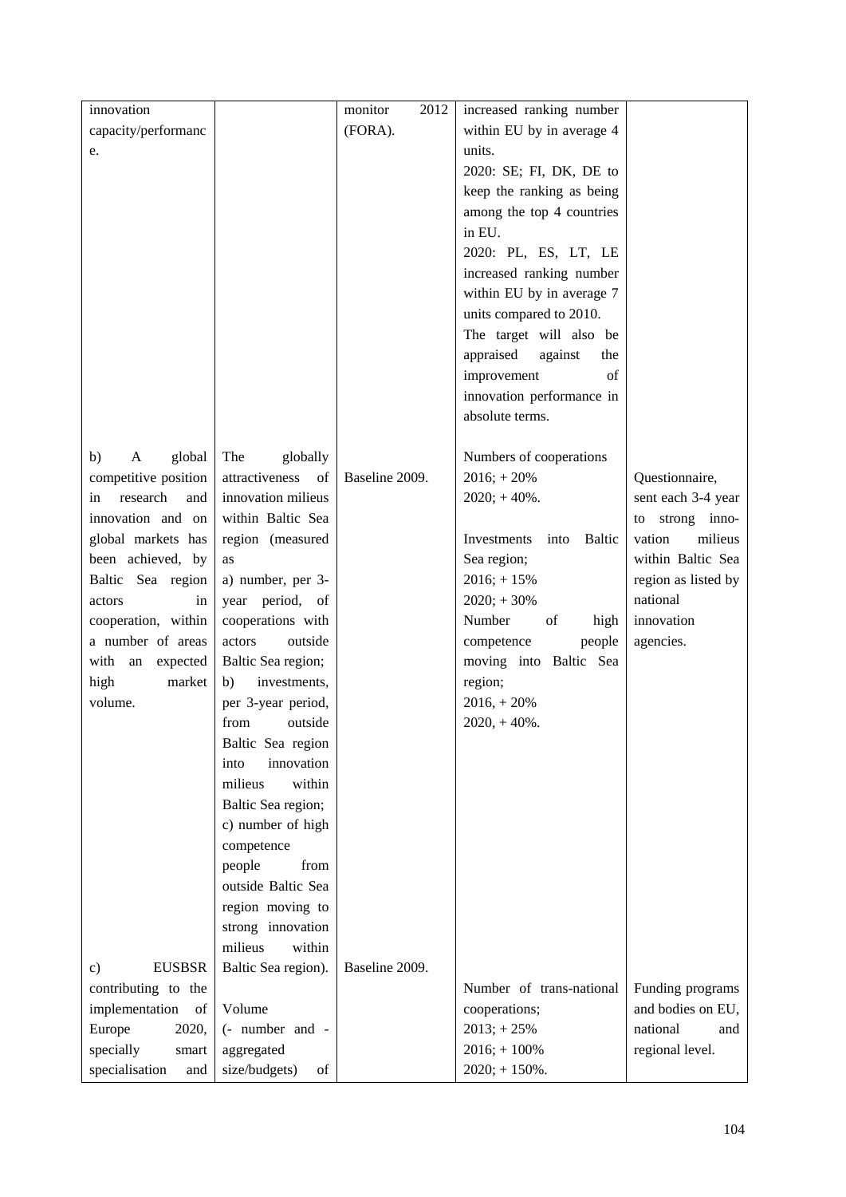| | | | | |
|---|---|---|---|---|
| innovation capacity/performance. | | monitor 2012 (FORA). | increased ranking number within EU by in average 4 units.<br>2020: SE; FI, DK, DE to keep the ranking as being among the top 4 countries in EU.<br>2020: PL, ES, LT, LE increased ranking number within EU by in average 7 units compared to 2010.<br>The target will also be appraised against the improvement of innovation performance in absolute terms. | |
| b) A global competitive position in research and innovation and on global markets has been achieved, by Baltic Sea region actors in cooperation, within a number of areas with an expected high market volume. | The globally attractiveness of innovation milieus within Baltic Sea region (measured as<br>a) number, per 3-year period, of cooperations with actors outside Baltic Sea region;<br>b) investments, per 3-year period, from outside Baltic Sea region into innovation milieus within Baltic Sea region;<br>c) number of high competence people from outside Baltic Sea region moving to strong innovation milieus within Baltic Sea region). | Baseline 2009. | Numbers of cooperations<br>2016; + 20%<br>2020; + 40%.<br><br>Investments into Baltic Sea region;<br>2016; + 15%<br>2020; + 30%<br>Number of high competence people moving into Baltic Sea region;<br>2016, + 20%<br>2020, + 40%. | Questionnaire, sent each 3-4 year to strong innovation milieus within Baltic Sea region as listed by national innovation agencies. |
| c) EUSBSR contributing to the implementation of Europe 2020, specially smart specialisation and | Volume (- number and - aggregated size/budgets) of | Baseline 2009. | Number of trans-national cooperations;<br>2013; + 25%<br>2016; + 100%<br>2020; + 150%. | Funding programs and bodies on EU, national and regional level. |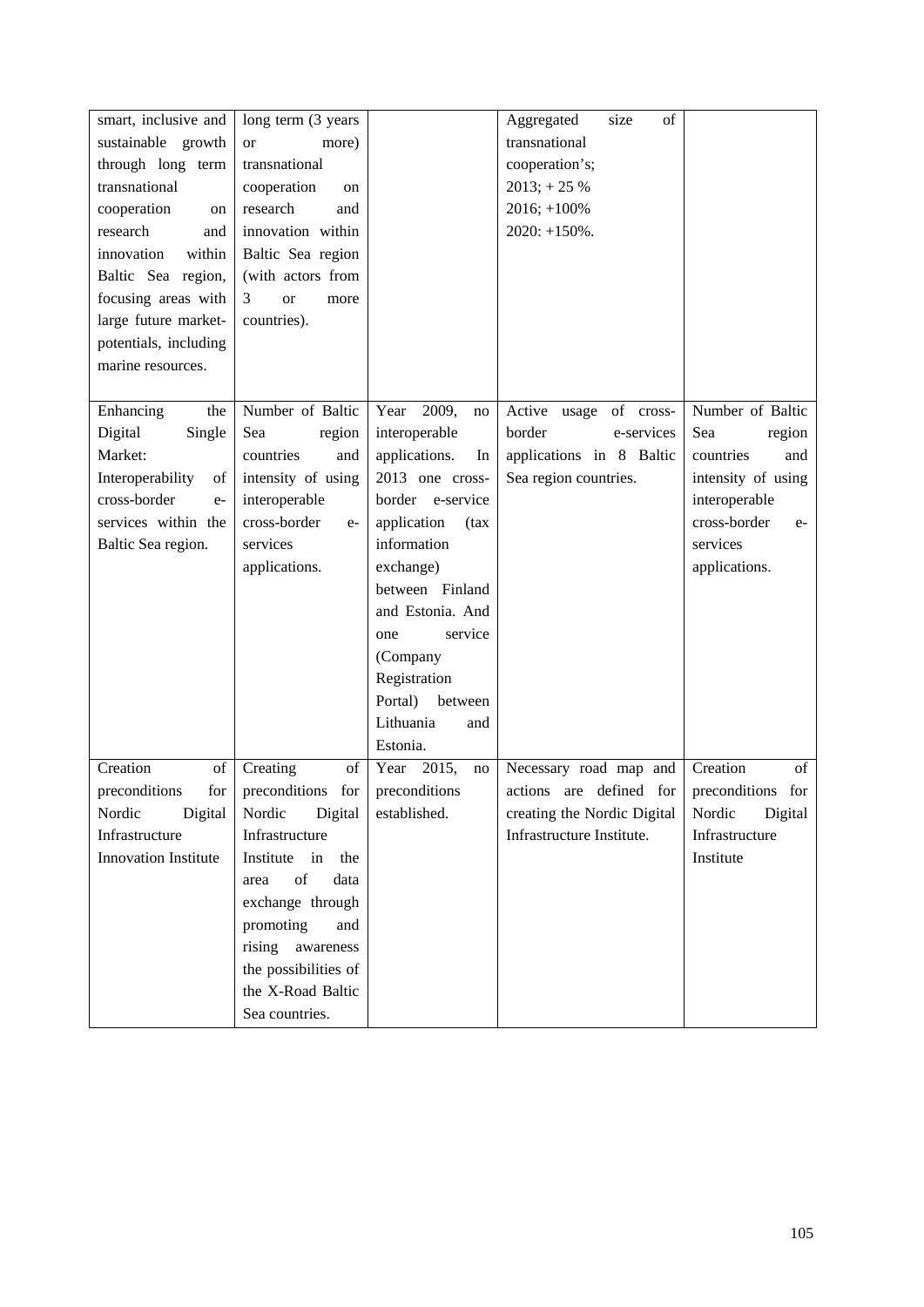| | | | | |
|---|---|---|---|---|
| smart, inclusive and sustainable growth through long term transnational cooperation on research and innovation within Baltic Sea region, focusing areas with large future market-potentials, including marine resources. | long term (3 years or more) transnational cooperation on research and innovation within Baltic Sea region (with actors from 3 or more countries). | | Aggregated size of transnational cooperation's; 2013; + 25 % 2016; +100% 2020: +150%. | |
| Enhancing the Digital Single Market: Interoperability of cross-border e-services within the Baltic Sea region. | Number of Baltic Sea region countries and intensity of using interoperable cross-border e-services applications. | Year 2009, no interoperable applications. In 2013 one cross-border e-service application (tax information exchange) between Finland and Estonia. And one service (Company Registration Portal) between Lithuania and Estonia. | Active usage of cross-border e-services applications in 8 Baltic Sea region countries. | Number of Baltic Sea region countries and intensity of using interoperable cross-border e-services applications. |
| Creation of preconditions for Nordic Digital Infrastructure Innovation Institute | Creating of preconditions for Nordic Digital Infrastructure Institute in the area of data exchange through promoting and rising awareness the possibilities of the X-Road Baltic Sea countries. | Year 2015, no preconditions established. | Necessary road map and actions are defined for creating the Nordic Digital Infrastructure Institute. | Creation of preconditions for Nordic Digital Infrastructure Institute |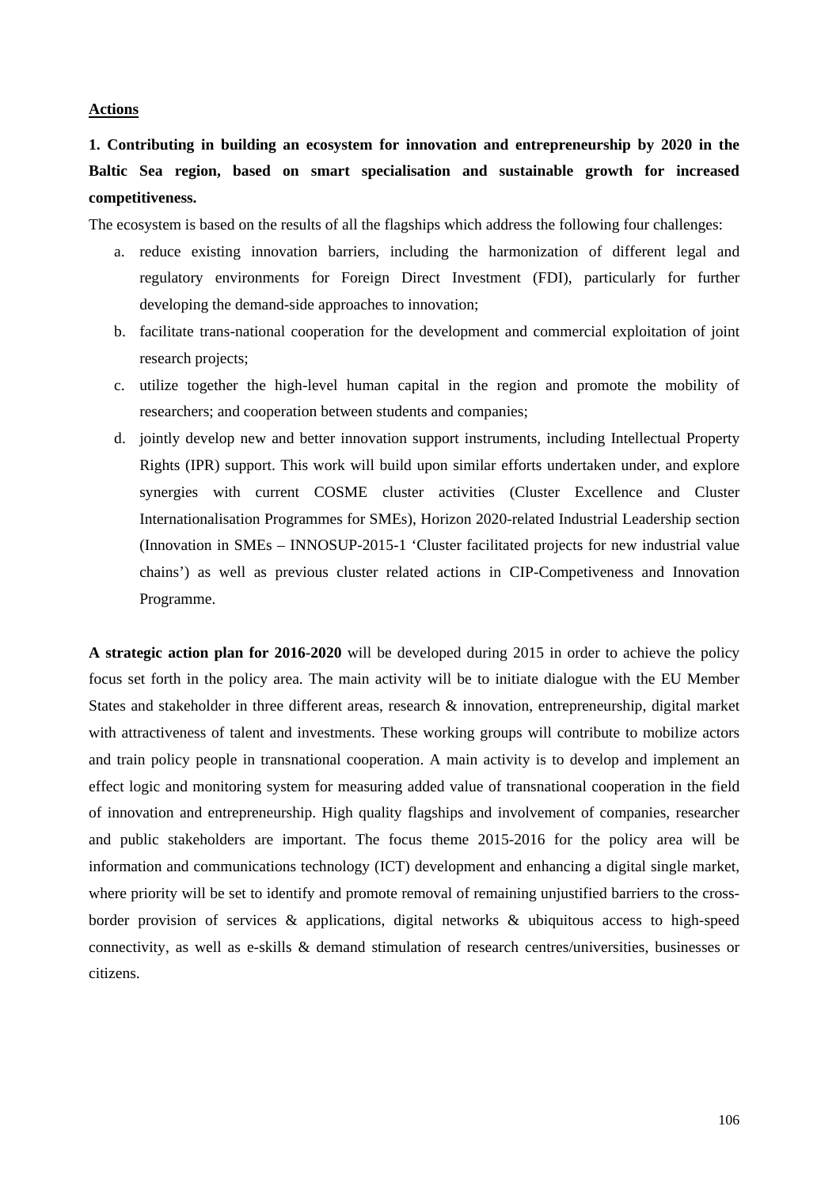**<u>Actions</u>**

**1. Contributing in building an ecosystem for innovation and entrepreneurship by 2020 in the Baltic Sea region, based on smart specialisation and sustainable growth for increased competitiveness.**

The ecosystem is based on the results of all the flagships which address the following four challenges:

a. reduce existing innovation barriers, including the harmonization of different legal and regulatory environments for Foreign Direct Investment (FDI), particularly for further developing the demand-side approaches to innovation;
b. facilitate trans-national cooperation for the development and commercial exploitation of joint research projects;
c. utilize together the high-level human capital in the region and promote the mobility of researchers; and cooperation between students and companies;
d. jointly develop new and better innovation support instruments, including Intellectual Property Rights (IPR) support. This work will build upon similar efforts undertaken under, and explore synergies with current COSME cluster activities (Cluster Excellence and Cluster Internationalisation Programmes for SMEs), Horizon 2020-related Industrial Leadership section (Innovation in SMEs – INNOSUP-2015-1 'Cluster facilitated projects for new industrial value chains') as well as previous cluster related actions in CIP-Competiveness and Innovation Programme.

**A strategic action plan for 2016-2020** will be developed during 2015 in order to achieve the policy focus set forth in the policy area. The main activity will be to initiate dialogue with the EU Member States and stakeholder in three different areas, research & innovation, entrepreneurship, digital market with attractiveness of talent and investments. These working groups will contribute to mobilize actors and train policy people in transnational cooperation. A main activity is to develop and implement an effect logic and monitoring system for measuring added value of transnational cooperation in the field of innovation and entrepreneurship. High quality flagships and involvement of companies, researcher and public stakeholders are important. The focus theme 2015-2016 for the policy area will be information and communications technology (ICT) development and enhancing a digital single market, where priority will be set to identify and promote removal of remaining unjustified barriers to the cross-border provision of services & applications, digital networks & ubiquitous access to high-speed connectivity, as well as e-skills & demand stimulation of research centres/universities, businesses or citizens.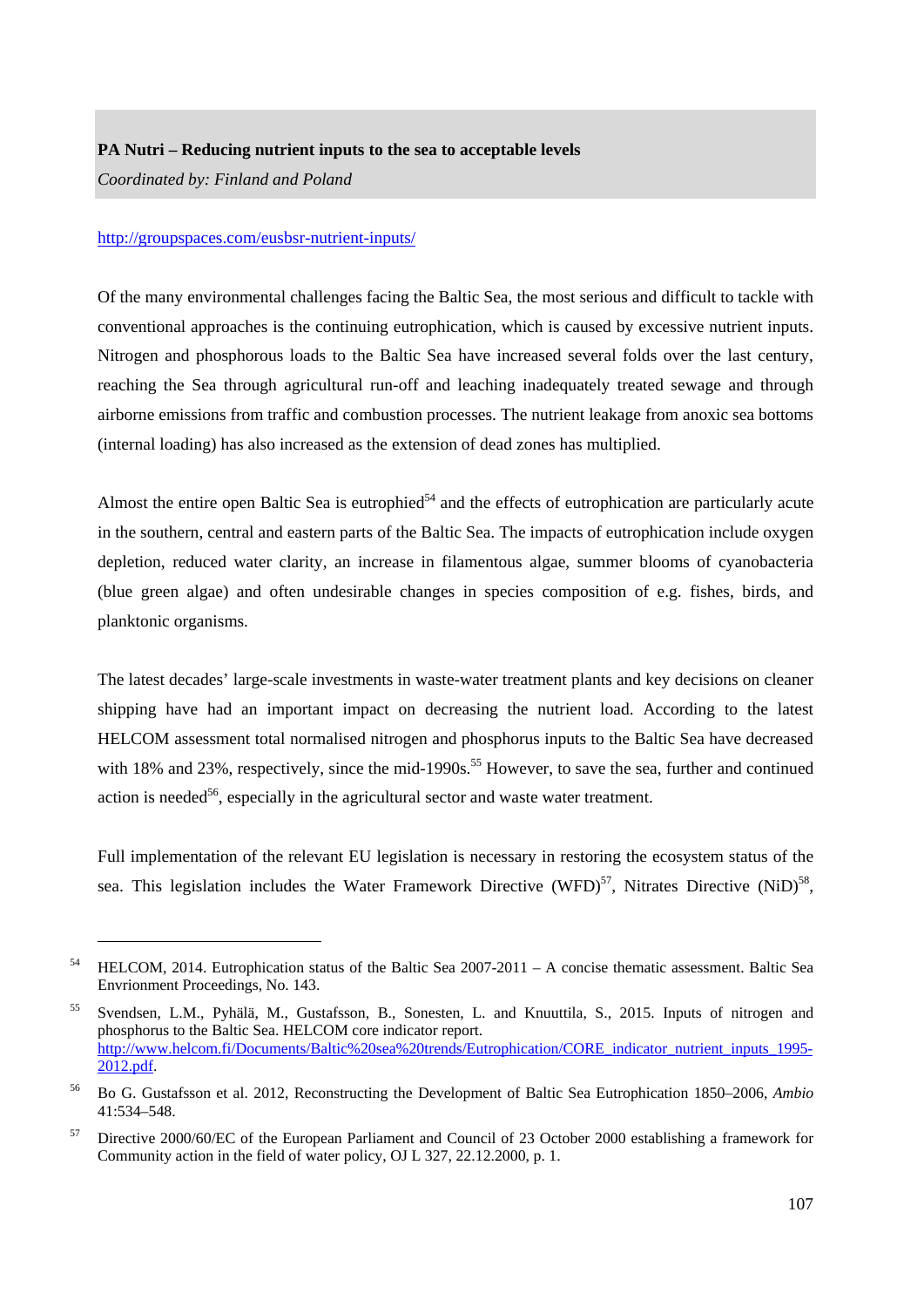**PA Nutri – Reducing nutrient inputs to the sea to acceptable levels**

*Coordinated by: Finland and Poland*

http://groupspaces.com/eusbsr-nutrient-inputs/

Of the many environmental challenges facing the Baltic Sea, the most serious and difficult to tackle with conventional approaches is the continuing eutrophication, which is caused by excessive nutrient inputs. Nitrogen and phosphorous loads to the Baltic Sea have increased several folds over the last century, reaching the Sea through agricultural run-off and leaching inadequately treated sewage and through airborne emissions from traffic and combustion processes. The nutrient leakage from anoxic sea bottoms (internal loading) has also increased as the extension of dead zones has multiplied.

Almost the entire open Baltic Sea is eutrophied[54] and the effects of eutrophication are particularly acute in the southern, central and eastern parts of the Baltic Sea. The impacts of eutrophication include oxygen depletion, reduced water clarity, an increase in filamentous algae, summer blooms of cyanobacteria (blue green algae) and often undesirable changes in species composition of e.g. fishes, birds, and planktonic organisms.

The latest decades' large-scale investments in waste-water treatment plants and key decisions on cleaner shipping have had an important impact on decreasing the nutrient load. According to the latest HELCOM assessment total normalised nitrogen and phosphorus inputs to the Baltic Sea have decreased with 18% and 23%, respectively, since the mid-1990s.[55] However, to save the sea, further and continued action is needed[56], especially in the agricultural sector and waste water treatment.

Full implementation of the relevant EU legislation is necessary in restoring the ecosystem status of the sea. This legislation includes the Water Framework Directive (WFD)[57], Nitrates Directive (NiD)[58],

---

[54] HELCOM, 2014. Eutrophication status of the Baltic Sea 2007-2011 – A concise thematic assessment. Baltic Sea Envrionment Proceedings, No. 143.

[55] Svendsen, L.M., Pyhälä, M., Gustafsson, B., Sonesten, L. and Knuuttila, S., 2015. Inputs of nitrogen and phosphorus to the Baltic Sea. HELCOM core indicator report. http://www.helcom.fi/Documents/Baltic%20sea%20trends/Eutrophication/CORE_indicator_nutrient_inputs_1995-2012.pdf.

[56] Bo G. Gustafsson et al. 2012, Reconstructing the Development of Baltic Sea Eutrophication 1850–2006, *Ambio* 41:534–548.

[57] Directive 2000/60/EC of the European Parliament and Council of 23 October 2000 establishing a framework for Community action in the field of water policy, OJ L 327, 22.12.2000, p. 1.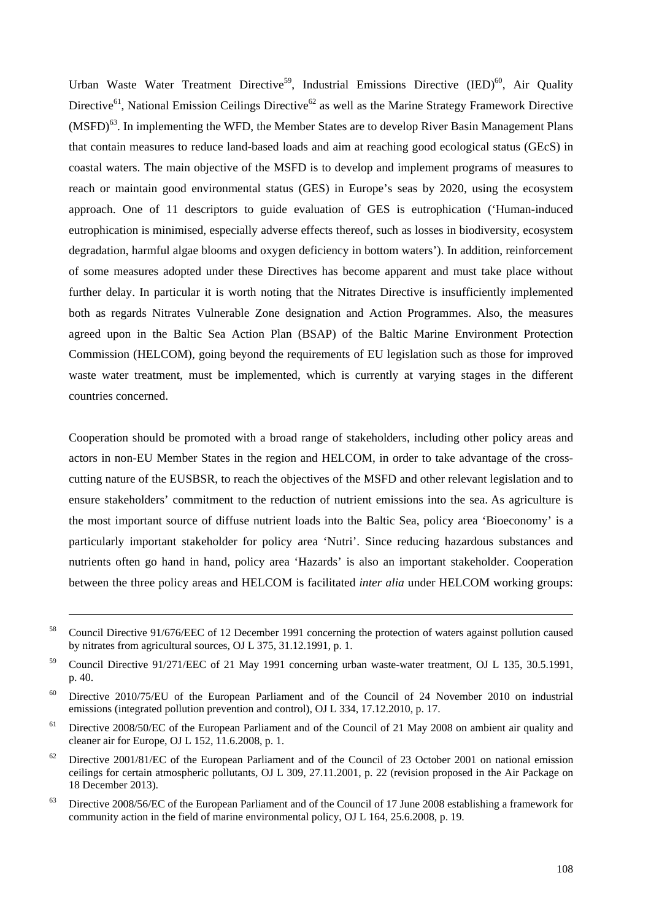Urban Waste Water Treatment Directive[59], Industrial Emissions Directive (IED)[60], Air Quality Directive[61], National Emission Ceilings Directive[62] as well as the Marine Strategy Framework Directive (MSFD)[63]. In implementing the WFD, the Member States are to develop River Basin Management Plans that contain measures to reduce land-based loads and aim at reaching good ecological status (GEcS) in coastal waters. The main objective of the MSFD is to develop and implement programs of measures to reach or maintain good environmental status (GES) in Europe's seas by 2020, using the ecosystem approach. One of 11 descriptors to guide evaluation of GES is eutrophication ('Human-induced eutrophication is minimised, especially adverse effects thereof, such as losses in biodiversity, ecosystem degradation, harmful algae blooms and oxygen deficiency in bottom waters'). In addition, reinforcement of some measures adopted under these Directives has become apparent and must take place without further delay. In particular it is worth noting that the Nitrates Directive is insufficiently implemented both as regards Nitrates Vulnerable Zone designation and Action Programmes. Also, the measures agreed upon in the Baltic Sea Action Plan (BSAP) of the Baltic Marine Environment Protection Commission (HELCOM), going beyond the requirements of EU legislation such as those for improved waste water treatment, must be implemented, which is currently at varying stages in the different countries concerned.

Cooperation should be promoted with a broad range of stakeholders, including other policy areas and actors in non-EU Member States in the region and HELCOM, in order to take advantage of the cross-cutting nature of the EUSBSR, to reach the objectives of the MSFD and other relevant legislation and to ensure stakeholders' commitment to the reduction of nutrient emissions into the sea. As agriculture is the most important source of diffuse nutrient loads into the Baltic Sea, policy area 'Bioeconomy' is a particularly important stakeholder for policy area 'Nutri'. Since reducing hazardous substances and nutrients often go hand in hand, policy area 'Hazards' is also an important stakeholder. Cooperation between the three policy areas and HELCOM is facilitated *inter alia* under HELCOM working groups:

---

[58] Council Directive 91/676/EEC of 12 December 1991 concerning the protection of waters against pollution caused by nitrates from agricultural sources, OJ L 375, 31.12.1991, p. 1.

[59] Council Directive 91/271/EEC of 21 May 1991 concerning urban waste-water treatment, OJ L 135, 30.5.1991, p. 40.

[60] Directive 2010/75/EU of the European Parliament and of the Council of 24 November 2010 on industrial emissions (integrated pollution prevention and control), OJ L 334, 17.12.2010, p. 17.

[61] Directive 2008/50/EC of the European Parliament and of the Council of 21 May 2008 on ambient air quality and cleaner air for Europe, OJ L 152, 11.6.2008, p. 1.

[62] Directive 2001/81/EC of the European Parliament and of the Council of 23 October 2001 on national emission ceilings for certain atmospheric pollutants, OJ L 309, 27.11.2001, p. 22 (revision proposed in the Air Package on 18 December 2013).

[63] Directive 2008/56/EC of the European Parliament and of the Council of 17 June 2008 establishing a framework for community action in the field of marine environmental policy, OJ L 164, 25.6.2008, p. 19.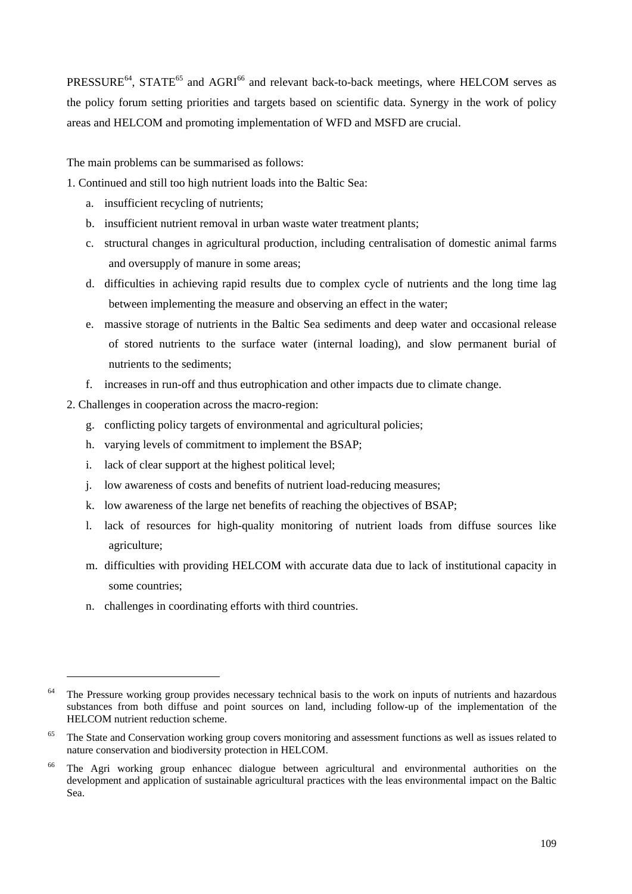PRESSURE[64], STATE[65] and AGRI[66] and relevant back-to-back meetings, where HELCOM serves as the policy forum setting priorities and targets based on scientific data. Synergy in the work of policy areas and HELCOM and promoting implementation of WFD and MSFD are crucial.

The main problems can be summarised as follows:

1. Continued and still too high nutrient loads into the Baltic Sea:
   a. insufficient recycling of nutrients;
   b. insufficient nutrient removal in urban waste water treatment plants;
   c. structural changes in agricultural production, including centralisation of domestic animal farms and oversupply of manure in some areas;
   d. difficulties in achieving rapid results due to complex cycle of nutrients and the long time lag between implementing the measure and observing an effect in the water;
   e. massive storage of nutrients in the Baltic Sea sediments and deep water and occasional release of stored nutrients to the surface water (internal loading), and slow permanent burial of nutrients to the sediments;
   f. increases in run-off and thus eutrophication and other impacts due to climate change.
2. Challenges in cooperation across the macro-region:
   g. conflicting policy targets of environmental and agricultural policies;
   h. varying levels of commitment to implement the BSAP;
   i. lack of clear support at the highest political level;
   j. low awareness of costs and benefits of nutrient load-reducing measures;
   k. low awareness of the large net benefits of reaching the objectives of BSAP;
   l. lack of resources for high-quality monitoring of nutrient loads from diffuse sources like agriculture;
   m. difficulties with providing HELCOM with accurate data due to lack of institutional capacity in some countries;
   n. challenges in coordinating efforts with third countries.

---

[64] The Pressure working group provides necessary technical basis to the work on inputs of nutrients and hazardous substances from both diffuse and point sources on land, including follow-up of the implementation of the HELCOM nutrient reduction scheme.

[65] The State and Conservation working group covers monitoring and assessment functions as well as issues related to nature conservation and biodiversity protection in HELCOM.

[66] The Agri working group enhancec dialogue between agricultural and environmental authorities on the development and application of sustainable agricultural practices with the leas environmental impact on the Baltic Sea.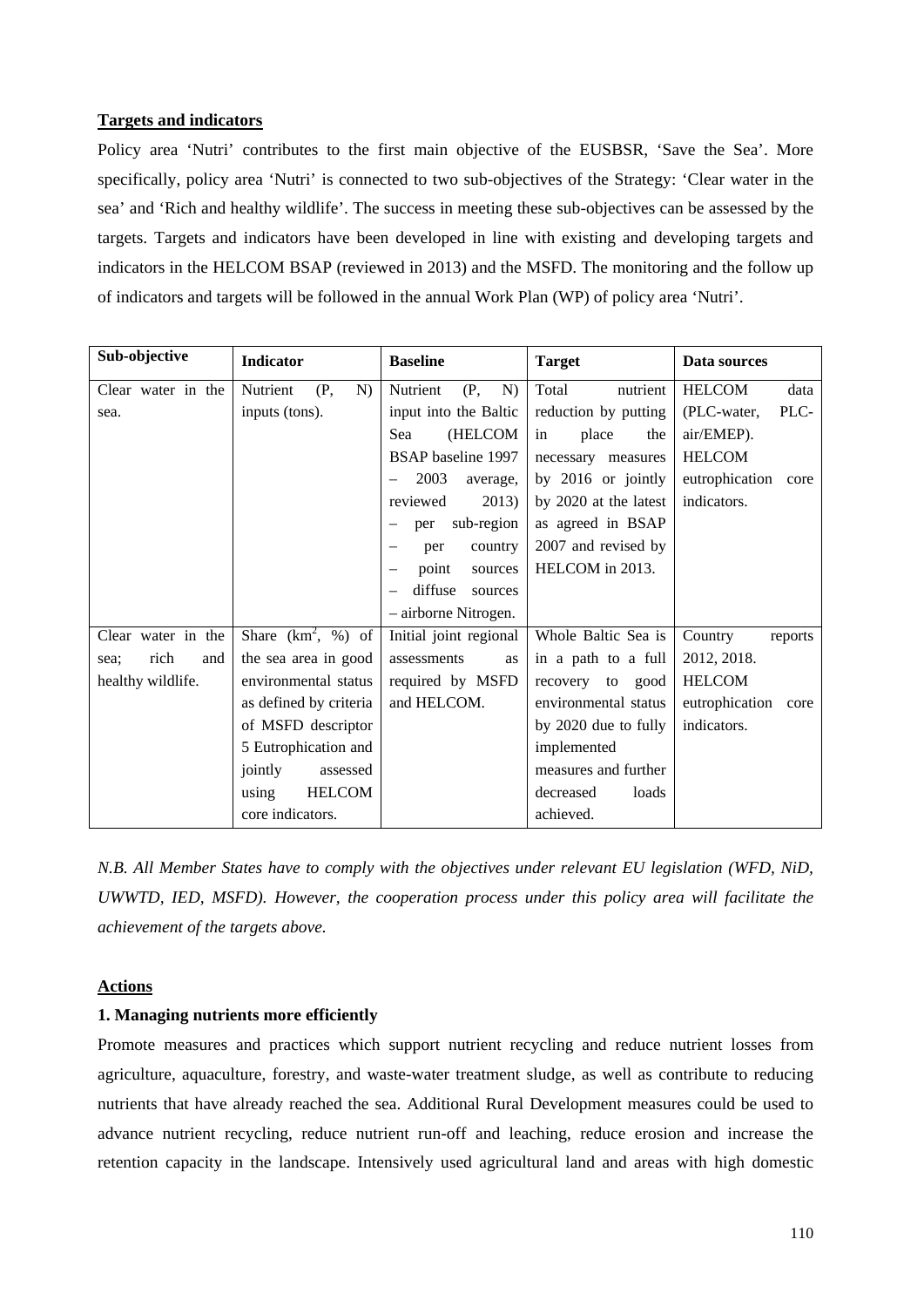**Targets and indicators**

Policy area 'Nutri' contributes to the first main objective of the EUSBSR, 'Save the Sea'. More specifically, policy area 'Nutri' is connected to two sub-objectives of the Strategy: 'Clear water in the sea' and 'Rich and healthy wildlife'. The success in meeting these sub-objectives can be assessed by the targets. Targets and indicators have been developed in line with existing and developing targets and indicators in the HELCOM BSAP (reviewed in 2013) and the MSFD. The monitoring and the follow up of indicators and targets will be followed in the annual Work Plan (WP) of policy area 'Nutri'.

| Sub-objective | Indicator | Baseline | Target | Data sources |
|---|---|---|---|---|
| Clear water in the sea. | Nutrient (P, N) inputs (tons). | Nutrient (P, N) input into the Baltic Sea (HELCOM BSAP baseline 1997 – 2003 average, reviewed 2013) – per sub-region – per country – point sources – diffuse sources – airborne Nitrogen. | Total nutrient reduction by putting in place the necessary measures by 2016 or jointly by 2020 at the latest as agreed in BSAP 2007 and revised by HELCOM in 2013. | HELCOM data (PLC-water, PLC-air/EMEP). HELCOM eutrophication core indicators. |
| Clear water in the sea; rich and healthy wildlife. | Share ($km^2$, %) of the sea area in good environmental status as defined by criteria of MSFD descriptor 5 Eutrophication and jointly assessed using HELCOM core indicators. | Initial joint regional assessments as required by MSFD and HELCOM. | Whole Baltic Sea is in a path to a full recovery to good environmental status by 2020 due to fully implemented measures and further decreased loads achieved. | Country reports 2012, 2018. HELCOM eutrophication core indicators. |

*N.B. All Member States have to comply with the objectives under relevant EU legislation (WFD, NiD, UWWTD, IED, MSFD). However, the cooperation process under this policy area will facilitate the achievement of the targets above.*

**Actions**

**1. Managing nutrients more efficiently**

Promote measures and practices which support nutrient recycling and reduce nutrient losses from agriculture, aquaculture, forestry, and waste-water treatment sludge, as well as contribute to reducing nutrients that have already reached the sea. Additional Rural Development measures could be used to advance nutrient recycling, reduce nutrient run-off and leaching, reduce erosion and increase the retention capacity in the landscape. Intensively used agricultural land and areas with high domestic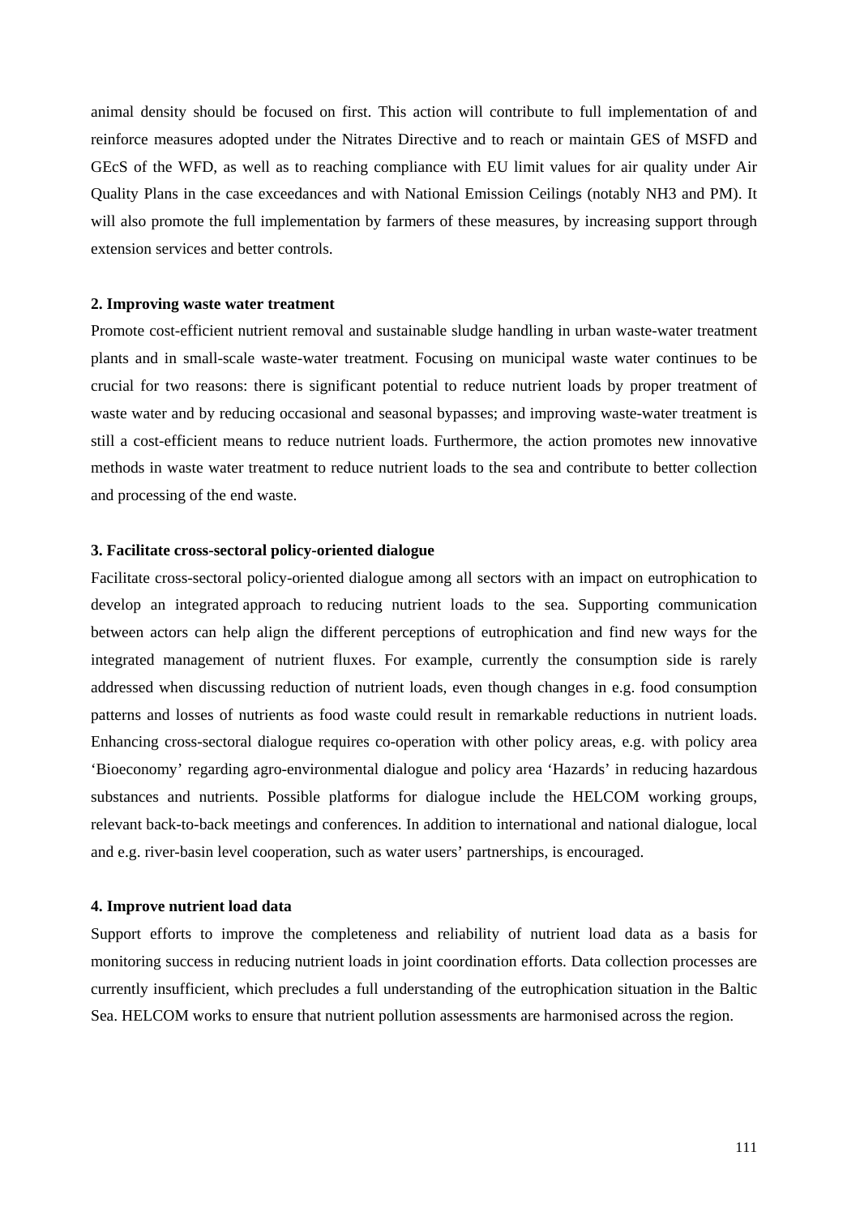animal density should be focused on first. This action will contribute to full implementation of and reinforce measures adopted under the Nitrates Directive and to reach or maintain GES of MSFD and GEcS of the WFD, as well as to reaching compliance with EU limit values for air quality under Air Quality Plans in the case exceedances and with National Emission Ceilings (notably $NH_3$ and PM). It will also promote the full implementation by farmers of these measures, by increasing support through extension services and better controls.

**2. Improving waste water treatment**

Promote cost-efficient nutrient removal and sustainable sludge handling in urban waste-water treatment plants and in small-scale waste-water treatment. Focusing on municipal waste water continues to be crucial for two reasons: there is significant potential to reduce nutrient loads by proper treatment of waste water and by reducing occasional and seasonal bypasses; and improving waste-water treatment is still a cost-efficient means to reduce nutrient loads. Furthermore, the action promotes new innovative methods in waste water treatment to reduce nutrient loads to the sea and contribute to better collection and processing of the end waste.

**3. Facilitate cross-sectoral policy-oriented dialogue**

Facilitate cross-sectoral policy-oriented dialogue among all sectors with an impact on eutrophication to develop an integrated approach to reducing nutrient loads to the sea. Supporting communication between actors can help align the different perceptions of eutrophication and find new ways for the integrated management of nutrient fluxes. For example, currently the consumption side is rarely addressed when discussing reduction of nutrient loads, even though changes in e.g. food consumption patterns and losses of nutrients as food waste could result in remarkable reductions in nutrient loads. Enhancing cross-sectoral dialogue requires co-operation with other policy areas, e.g. with policy area 'Bioeconomy' regarding agro-environmental dialogue and policy area 'Hazards' in reducing hazardous substances and nutrients. Possible platforms for dialogue include the HELCOM working groups, relevant back-to-back meetings and conferences. In addition to international and national dialogue, local and e.g. river-basin level cooperation, such as water users' partnerships, is encouraged.

**4. Improve nutrient load data**

Support efforts to improve the completeness and reliability of nutrient load data as a basis for monitoring success in reducing nutrient loads in joint coordination efforts. Data collection processes are currently insufficient, which precludes a full understanding of the eutrophication situation in the Baltic Sea. HELCOM works to ensure that nutrient pollution assessments are harmonised across the region.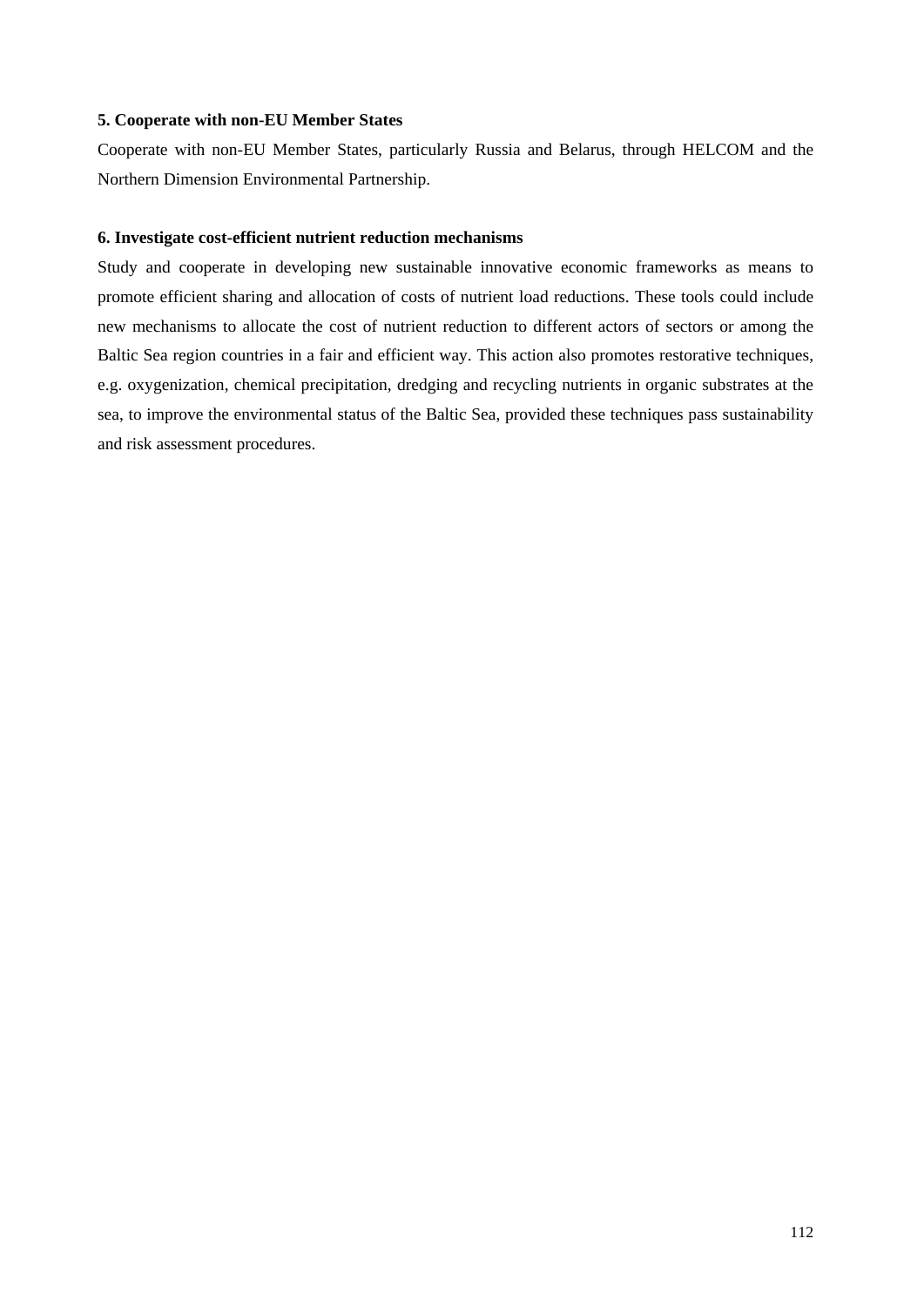**5. Cooperate with non-EU Member States**

Cooperate with non-EU Member States, particularly Russia and Belarus, through HELCOM and the Northern Dimension Environmental Partnership.

**6. Investigate cost-efficient nutrient reduction mechanisms**

Study and cooperate in developing new sustainable innovative economic frameworks as means to promote efficient sharing and allocation of costs of nutrient load reductions. These tools could include new mechanisms to allocate the cost of nutrient reduction to different actors of sectors or among the Baltic Sea region countries in a fair and efficient way. This action also promotes restorative techniques, e.g. oxygenization, chemical precipitation, dredging and recycling nutrients in organic substrates at the sea, to improve the environmental status of the Baltic Sea, provided these techniques pass sustainability and risk assessment procedures.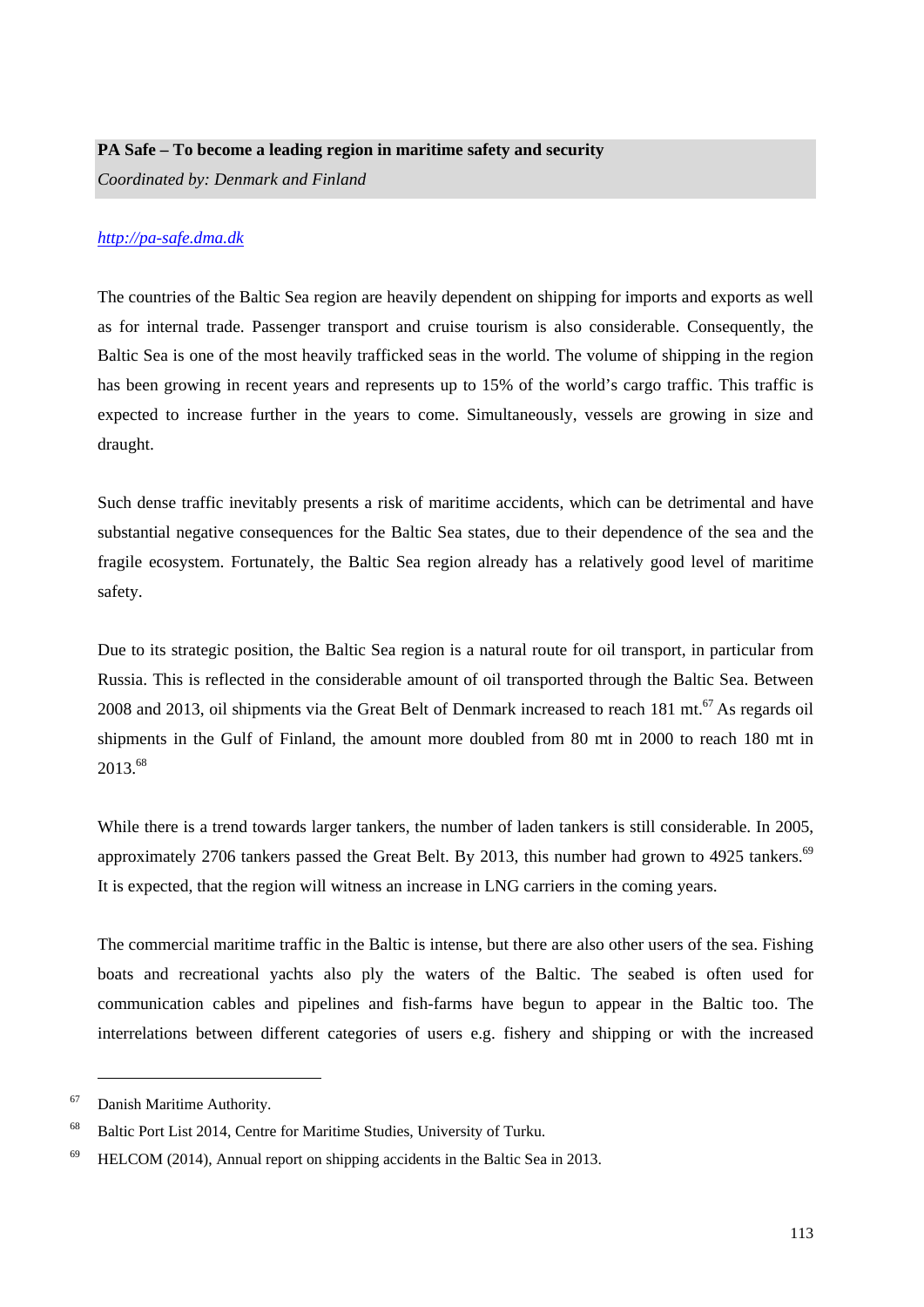**PA Safe – To become a leading region in maritime safety and security**

*Coordinated by: Denmark and Finland*

*http://pa-safe.dma.dk*

The countries of the Baltic Sea region are heavily dependent on shipping for imports and exports as well as for internal trade. Passenger transport and cruise tourism is also considerable. Consequently, the Baltic Sea is one of the most heavily trafficked seas in the world. The volume of shipping in the region has been growing in recent years and represents up to 15% of the world's cargo traffic. This traffic is expected to increase further in the years to come. Simultaneously, vessels are growing in size and draught.

Such dense traffic inevitably presents a risk of maritime accidents, which can be detrimental and have substantial negative consequences for the Baltic Sea states, due to their dependence of the sea and the fragile ecosystem. Fortunately, the Baltic Sea region already has a relatively good level of maritime safety.

Due to its strategic position, the Baltic Sea region is a natural route for oil transport, in particular from Russia. This is reflected in the considerable amount of oil transported through the Baltic Sea. Between 2008 and 2013, oil shipments via the Great Belt of Denmark increased to reach 181 mt.[67] As regards oil shipments in the Gulf of Finland, the amount more doubled from 80 mt in 2000 to reach 180 mt in 2013.[68]

While there is a trend towards larger tankers, the number of laden tankers is still considerable. In 2005, approximately 2706 tankers passed the Great Belt. By 2013, this number had grown to 4925 tankers.[69] It is expected, that the region will witness an increase in LNG carriers in the coming years.

The commercial maritime traffic in the Baltic is intense, but there are also other users of the sea. Fishing boats and recreational yachts also ply the waters of the Baltic. The seabed is often used for communication cables and pipelines and fish-farms have begun to appear in the Baltic too. The interrelations between different categories of users e.g. fishery and shipping or with the increased

---

[67] Danish Maritime Authority.

[68] Baltic Port List 2014, Centre for Maritime Studies, University of Turku.

[69] HELCOM (2014), Annual report on shipping accidents in the Baltic Sea in 2013.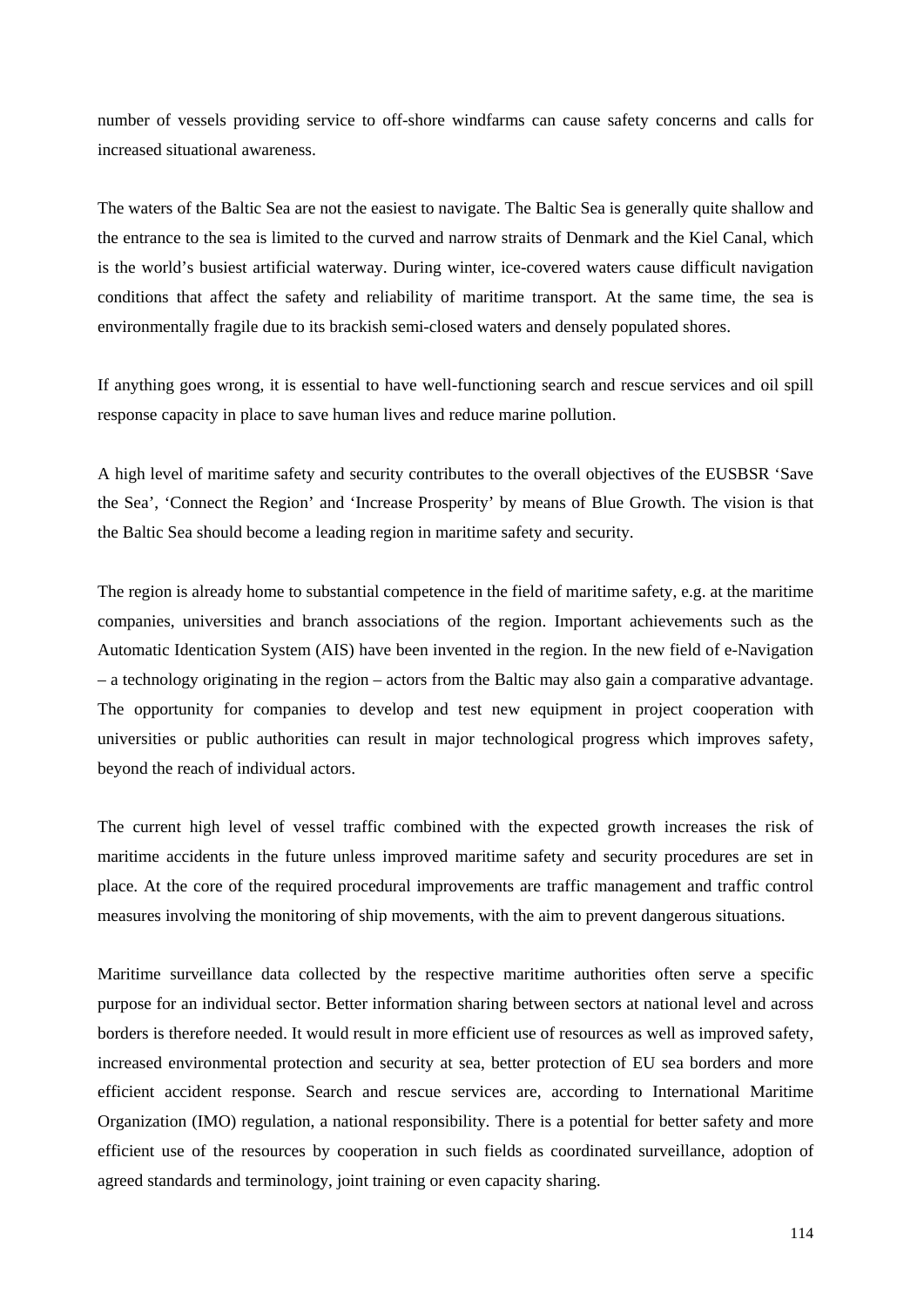number of vessels providing service to off-shore windfarms can cause safety concerns and calls for increased situational awareness.

The waters of the Baltic Sea are not the easiest to navigate. The Baltic Sea is generally quite shallow and the entrance to the sea is limited to the curved and narrow straits of Denmark and the Kiel Canal, which is the world's busiest artificial waterway. During winter, ice-covered waters cause difficult navigation conditions that affect the safety and reliability of maritime transport. At the same time, the sea is environmentally fragile due to its brackish semi-closed waters and densely populated shores.

If anything goes wrong, it is essential to have well-functioning search and rescue services and oil spill response capacity in place to save human lives and reduce marine pollution.

A high level of maritime safety and security contributes to the overall objectives of the EUSBSR 'Save the Sea', 'Connect the Region' and 'Increase Prosperity' by means of Blue Growth. The vision is that the Baltic Sea should become a leading region in maritime safety and security.

The region is already home to substantial competence in the field of maritime safety, e.g. at the maritime companies, universities and branch associations of the region. Important achievements such as the Automatic Identication System (AIS) have been invented in the region. In the new field of e-Navigation – a technology originating in the region – actors from the Baltic may also gain a comparative advantage. The opportunity for companies to develop and test new equipment in project cooperation with universities or public authorities can result in major technological progress which improves safety, beyond the reach of individual actors.

The current high level of vessel traffic combined with the expected growth increases the risk of maritime accidents in the future unless improved maritime safety and security procedures are set in place. At the core of the required procedural improvements are traffic management and traffic control measures involving the monitoring of ship movements, with the aim to prevent dangerous situations.

Maritime surveillance data collected by the respective maritime authorities often serve a specific purpose for an individual sector. Better information sharing between sectors at national level and across borders is therefore needed. It would result in more efficient use of resources as well as improved safety, increased environmental protection and security at sea, better protection of EU sea borders and more efficient accident response. Search and rescue services are, according to International Maritime Organization (IMO) regulation, a national responsibility. There is a potential for better safety and more efficient use of the resources by cooperation in such fields as coordinated surveillance, adoption of agreed standards and terminology, joint training or even capacity sharing.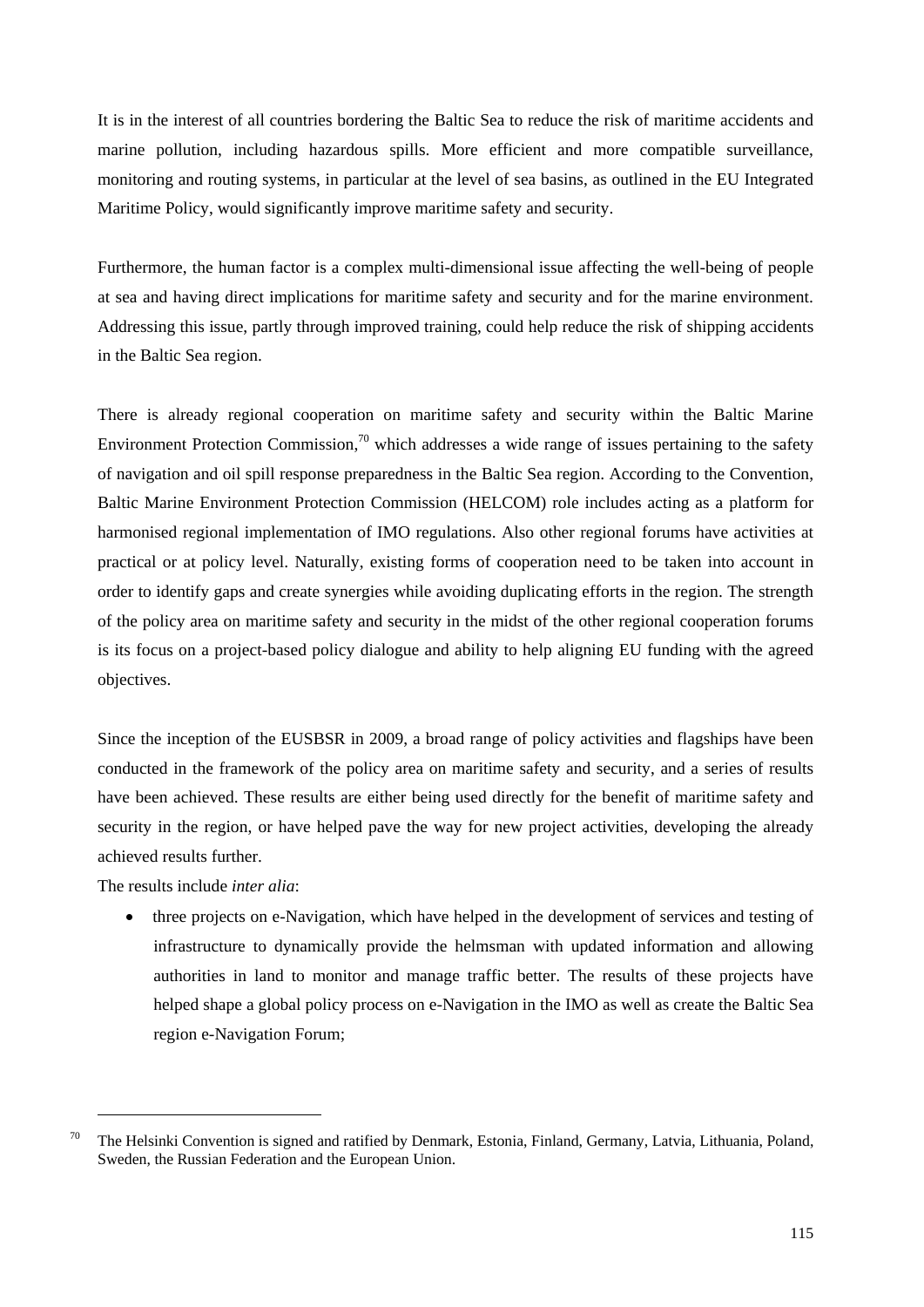It is in the interest of all countries bordering the Baltic Sea to reduce the risk of maritime accidents and marine pollution, including hazardous spills. More efficient and more compatible surveillance, monitoring and routing systems, in particular at the level of sea basins, as outlined in the EU Integrated Maritime Policy, would significantly improve maritime safety and security.

Furthermore, the human factor is a complex multi-dimensional issue affecting the well-being of people at sea and having direct implications for maritime safety and security and for the marine environment. Addressing this issue, partly through improved training, could help reduce the risk of shipping accidents in the Baltic Sea region.

There is already regional cooperation on maritime safety and security within the Baltic Marine Environment Protection Commission,[70] which addresses a wide range of issues pertaining to the safety of navigation and oil spill response preparedness in the Baltic Sea region. According to the Convention, Baltic Marine Environment Protection Commission (HELCOM) role includes acting as a platform for harmonised regional implementation of IMO regulations. Also other regional forums have activities at practical or at policy level. Naturally, existing forms of cooperation need to be taken into account in order to identify gaps and create synergies while avoiding duplicating efforts in the region. The strength of the policy area on maritime safety and security in the midst of the other regional cooperation forums is its focus on a project-based policy dialogue and ability to help aligning EU funding with the agreed objectives.

Since the inception of the EUSBSR in 2009, a broad range of policy activities and flagships have been conducted in the framework of the policy area on maritime safety and security, and a series of results have been achieved. These results are either being used directly for the benefit of maritime safety and security in the region, or have helped pave the way for new project activities, developing the already achieved results further.

The results include *inter alia*:

- three projects on e-Navigation, which have helped in the development of services and testing of infrastructure to dynamically provide the helmsman with updated information and allowing authorities in land to monitor and manage traffic better. The results of these projects have helped shape a global policy process on e-Navigation in the IMO as well as create the Baltic Sea region e-Navigation Forum;

---

[70] The Helsinki Convention is signed and ratified by Denmark, Estonia, Finland, Germany, Latvia, Lithuania, Poland, Sweden, the Russian Federation and the European Union.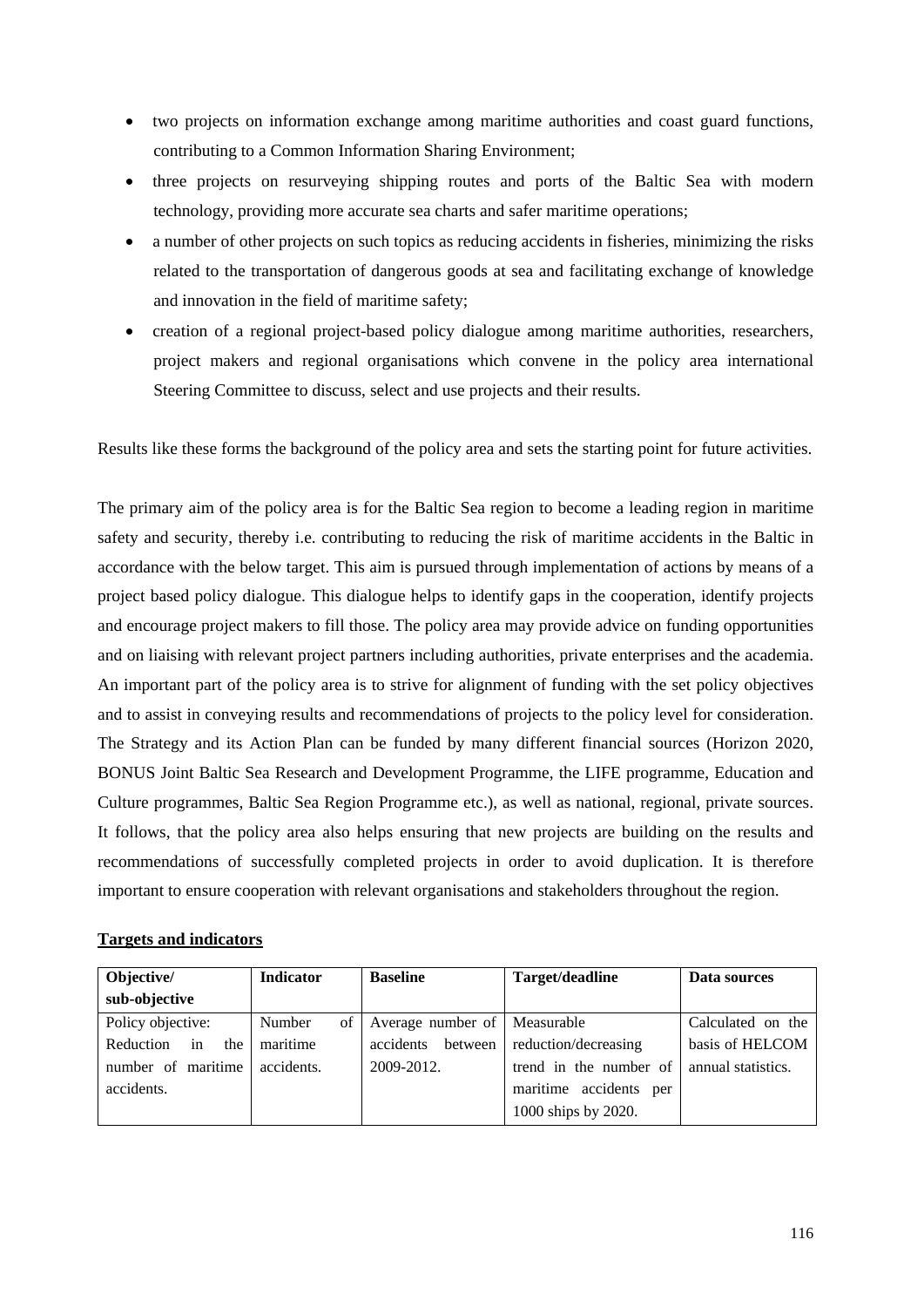- two projects on information exchange among maritime authorities and coast guard functions, contributing to a Common Information Sharing Environment;
- three projects on resurveying shipping routes and ports of the Baltic Sea with modern technology, providing more accurate sea charts and safer maritime operations;
- a number of other projects on such topics as reducing accidents in fisheries, minimizing the risks related to the transportation of dangerous goods at sea and facilitating exchange of knowledge and innovation in the field of maritime safety;
- creation of a regional project-based policy dialogue among maritime authorities, researchers, project makers and regional organisations which convene in the policy area international Steering Committee to discuss, select and use projects and their results.

Results like these forms the background of the policy area and sets the starting point for future activities.

The primary aim of the policy area is for the Baltic Sea region to become a leading region in maritime safety and security, thereby i.e. contributing to reducing the risk of maritime accidents in the Baltic in accordance with the below target. This aim is pursued through implementation of actions by means of a project based policy dialogue. This dialogue helps to identify gaps in the cooperation, identify projects and encourage project makers to fill those. The policy area may provide advice on funding opportunities and on liaising with relevant project partners including authorities, private enterprises and the academia. An important part of the policy area is to strive for alignment of funding with the set policy objectives and to assist in conveying results and recommendations of projects to the policy level for consideration. The Strategy and its Action Plan can be funded by many different financial sources (Horizon 2020, BONUS Joint Baltic Sea Research and Development Programme, the LIFE programme, Education and Culture programmes, Baltic Sea Region Programme etc.), as well as national, regional, private sources. It follows, that the policy area also helps ensuring that new projects are building on the results and recommendations of successfully completed projects in order to avoid duplication. It is therefore important to ensure cooperation with relevant organisations and stakeholders throughout the region.

**Targets and indicators**

| Objective/ sub-objective | Indicator | Baseline | Target/deadline | Data sources |
|---|---|---|---|---|
| Policy objective: Reduction in the number of maritime accidents. | Number of maritime accidents. | Average number of accidents between 2009-2012. | Measurable reduction/decreasing trend in the number of maritime accidents per 1000 ships by 2020. | Calculated on the basis of HELCOM annual statistics. |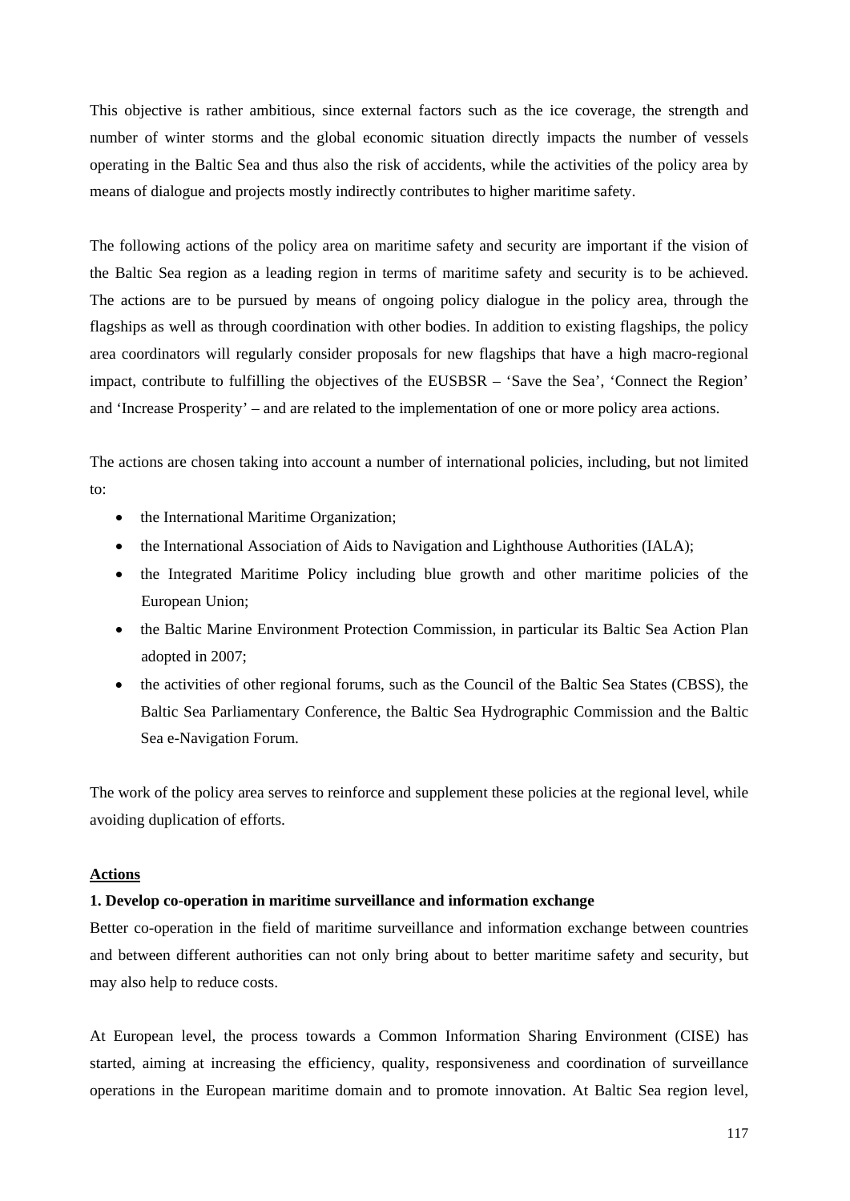This objective is rather ambitious, since external factors such as the ice coverage, the strength and number of winter storms and the global economic situation directly impacts the number of vessels operating in the Baltic Sea and thus also the risk of accidents, while the activities of the policy area by means of dialogue and projects mostly indirectly contributes to higher maritime safety.

The following actions of the policy area on maritime safety and security are important if the vision of the Baltic Sea region as a leading region in terms of maritime safety and security is to be achieved. The actions are to be pursued by means of ongoing policy dialogue in the policy area, through the flagships as well as through coordination with other bodies. In addition to existing flagships, the policy area coordinators will regularly consider proposals for new flagships that have a high macro-regional impact, contribute to fulfilling the objectives of the EUSBSR – 'Save the Sea', 'Connect the Region' and 'Increase Prosperity' – and are related to the implementation of one or more policy area actions.

The actions are chosen taking into account a number of international policies, including, but not limited to:

- the International Maritime Organization;
- the International Association of Aids to Navigation and Lighthouse Authorities (IALA);
- the Integrated Maritime Policy including blue growth and other maritime policies of the European Union;
- the Baltic Marine Environment Protection Commission, in particular its Baltic Sea Action Plan adopted in 2007;
- the activities of other regional forums, such as the Council of the Baltic Sea States (CBSS), the Baltic Sea Parliamentary Conference, the Baltic Sea Hydrographic Commission and the Baltic Sea e-Navigation Forum.

The work of the policy area serves to reinforce and supplement these policies at the regional level, while avoiding duplication of efforts.

**<u>Actions</u>**

**1. Develop co-operation in maritime surveillance and information exchange**

Better co-operation in the field of maritime surveillance and information exchange between countries and between different authorities can not only bring about to better maritime safety and security, but may also help to reduce costs.

At European level, the process towards a Common Information Sharing Environment (CISE) has started, aiming at increasing the efficiency, quality, responsiveness and coordination of surveillance operations in the European maritime domain and to promote innovation. At Baltic Sea region level,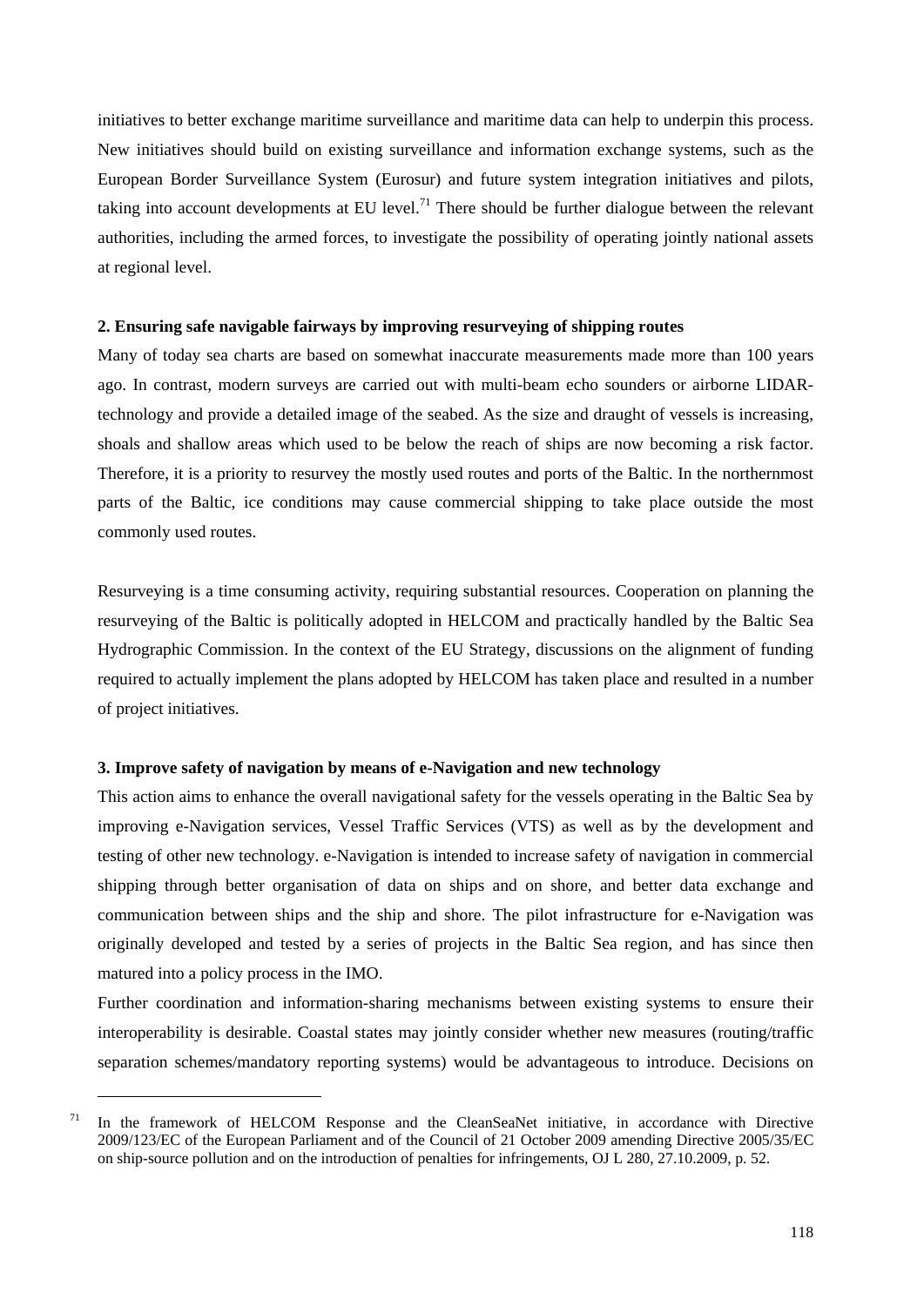initiatives to better exchange maritime surveillance and maritime data can help to underpin this process. New initiatives should build on existing surveillance and information exchange systems, such as the European Border Surveillance System (Eurosur) and future system integration initiatives and pilots, taking into account developments at EU level.[71] There should be further dialogue between the relevant authorities, including the armed forces, to investigate the possibility of operating jointly national assets at regional level.

**2. Ensuring safe navigable fairways by improving resurveying of shipping routes**

Many of today sea charts are based on somewhat inaccurate measurements made more than 100 years ago. In contrast, modern surveys are carried out with multi-beam echo sounders or airborne LIDAR-technology and provide a detailed image of the seabed. As the size and draught of vessels is increasing, shoals and shallow areas which used to be below the reach of ships are now becoming a risk factor. Therefore, it is a priority to resurvey the mostly used routes and ports of the Baltic. In the northernmost parts of the Baltic, ice conditions may cause commercial shipping to take place outside the most commonly used routes.

Resurveying is a time consuming activity, requiring substantial resources. Cooperation on planning the resurveying of the Baltic is politically adopted in HELCOM and practically handled by the Baltic Sea Hydrographic Commission. In the context of the EU Strategy, discussions on the alignment of funding required to actually implement the plans adopted by HELCOM has taken place and resulted in a number of project initiatives.

**3. Improve safety of navigation by means of e-Navigation and new technology**

This action aims to enhance the overall navigational safety for the vessels operating in the Baltic Sea by improving e-Navigation services, Vessel Traffic Services (VTS) as well as by the development and testing of other new technology. e-Navigation is intended to increase safety of navigation in commercial shipping through better organisation of data on ships and on shore, and better data exchange and communication between ships and the ship and shore. The pilot infrastructure for e-Navigation was originally developed and tested by a series of projects in the Baltic Sea region, and has since then matured into a policy process in the IMO.

Further coordination and information-sharing mechanisms between existing systems to ensure their interoperability is desirable. Coastal states may jointly consider whether new measures (routing/traffic separation schemes/mandatory reporting systems) would be advantageous to introduce. Decisions on

[71] In the framework of HELCOM Response and the CleanSeaNet initiative, in accordance with Directive 2009/123/EC of the European Parliament and of the Council of 21 October 2009 amending Directive 2005/35/EC on ship-source pollution and on the introduction of penalties for infringements, OJ L 280, 27.10.2009, p. 52.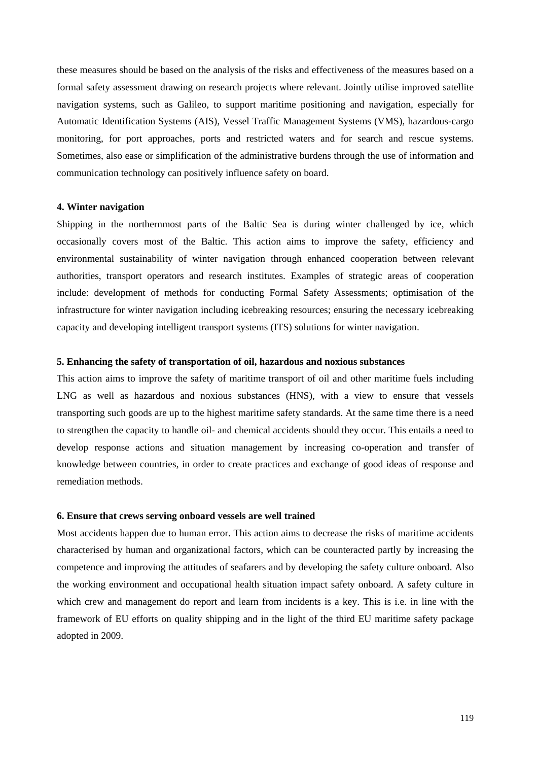these measures should be based on the analysis of the risks and effectiveness of the measures based on a formal safety assessment drawing on research projects where relevant. Jointly utilise improved satellite navigation systems, such as Galileo, to support maritime positioning and navigation, especially for Automatic Identification Systems (AIS), Vessel Traffic Management Systems (VMS), hazardous-cargo monitoring, for port approaches, ports and restricted waters and for search and rescue systems. Sometimes, also ease or simplification of the administrative burdens through the use of information and communication technology can positively influence safety on board.

**4. Winter navigation**

Shipping in the northernmost parts of the Baltic Sea is during winter challenged by ice, which occasionally covers most of the Baltic. This action aims to improve the safety, efficiency and environmental sustainability of winter navigation through enhanced cooperation between relevant authorities, transport operators and research institutes. Examples of strategic areas of cooperation include: development of methods for conducting Formal Safety Assessments; optimisation of the infrastructure for winter navigation including icebreaking resources; ensuring the necessary icebreaking capacity and developing intelligent transport systems (ITS) solutions for winter navigation.

**5. Enhancing the safety of transportation of oil, hazardous and noxious substances**

This action aims to improve the safety of maritime transport of oil and other maritime fuels including LNG as well as hazardous and noxious substances (HNS), with a view to ensure that vessels transporting such goods are up to the highest maritime safety standards. At the same time there is a need to strengthen the capacity to handle oil- and chemical accidents should they occur. This entails a need to develop response actions and situation management by increasing co-operation and transfer of knowledge between countries, in order to create practices and exchange of good ideas of response and remediation methods.

**6. Ensure that crews serving onboard vessels are well trained**

Most accidents happen due to human error. This action aims to decrease the risks of maritime accidents characterised by human and organizational factors, which can be counteracted partly by increasing the competence and improving the attitudes of seafarers and by developing the safety culture onboard. Also the working environment and occupational health situation impact safety onboard. A safety culture in which crew and management do report and learn from incidents is a key. This is i.e. in line with the framework of EU efforts on quality shipping and in the light of the third EU maritime safety package adopted in 2009.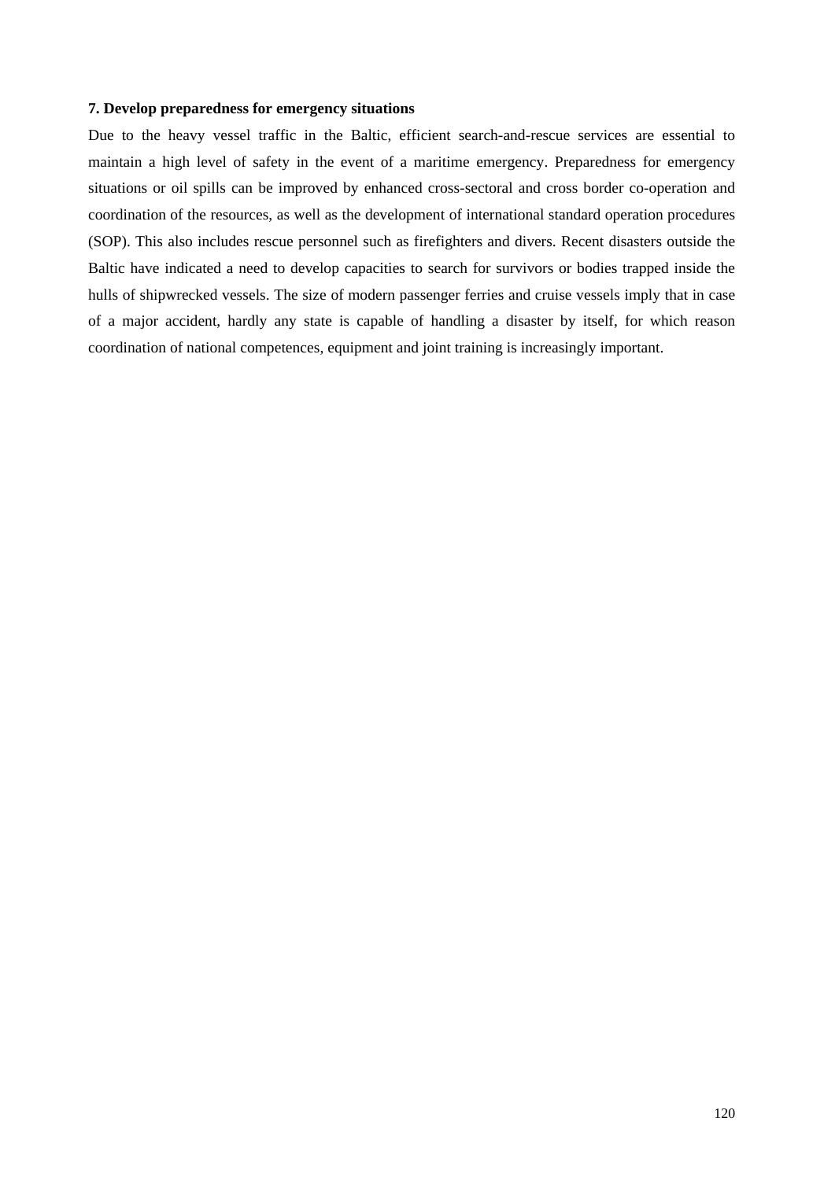**7. Develop preparedness for emergency situations**

Due to the heavy vessel traffic in the Baltic, efficient search-and-rescue services are essential to maintain a high level of safety in the event of a maritime emergency. Preparedness for emergency situations or oil spills can be improved by enhanced cross-sectoral and cross border co-operation and coordination of the resources, as well as the development of international standard operation procedures (SOP). This also includes rescue personnel such as firefighters and divers. Recent disasters outside the Baltic have indicated a need to develop capacities to search for survivors or bodies trapped inside the hulls of shipwrecked vessels. The size of modern passenger ferries and cruise vessels imply that in case of a major accident, hardly any state is capable of handling a disaster by itself, for which reason coordination of national competences, equipment and joint training is increasingly important.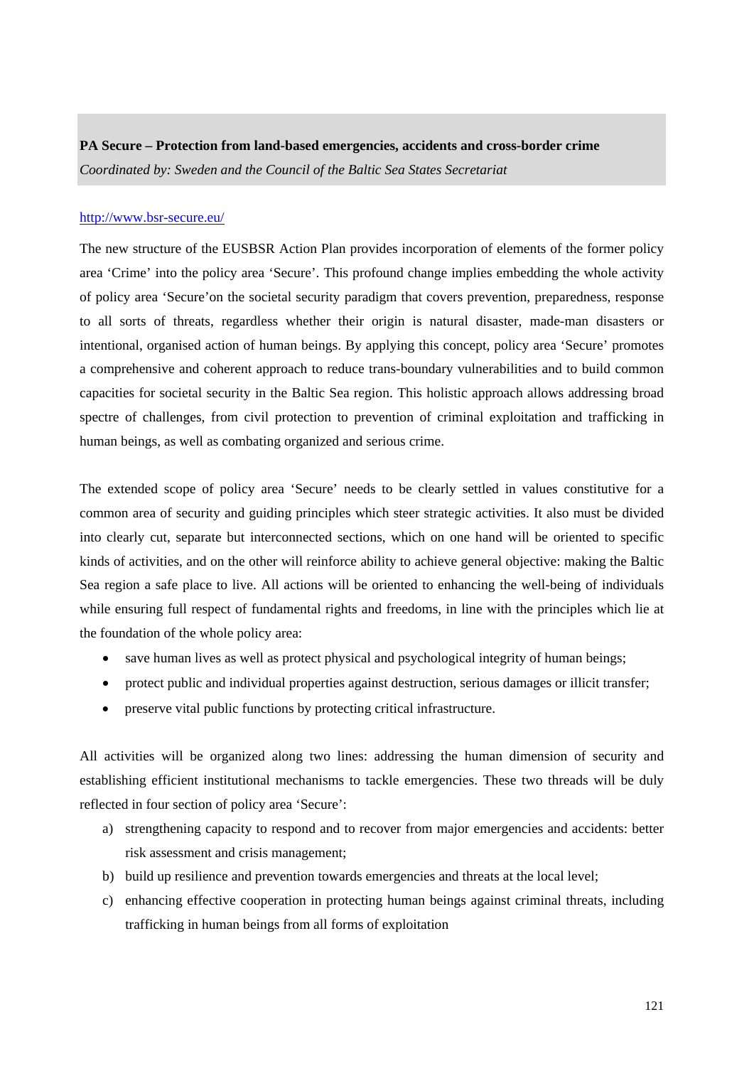**PA Secure – Protection from land-based emergencies, accidents and cross-border crime**
*Coordinated by: Sweden and the Council of the Baltic Sea States Secretariat*

http://www.bsr-secure.eu/

The new structure of the EUSBSR Action Plan provides incorporation of elements of the former policy area 'Crime' into the policy area 'Secure'. This profound change implies embedding the whole activity of policy area 'Secure'on the societal security paradigm that covers prevention, preparedness, response to all sorts of threats, regardless whether their origin is natural disaster, made-man disasters or intentional, organised action of human beings. By applying this concept, policy area 'Secure' promotes a comprehensive and coherent approach to reduce trans-boundary vulnerabilities and to build common capacities for societal security in the Baltic Sea region. This holistic approach allows addressing broad spectre of challenges, from civil protection to prevention of criminal exploitation and trafficking in human beings, as well as combating organized and serious crime.

The extended scope of policy area 'Secure' needs to be clearly settled in values constitutive for a common area of security and guiding principles which steer strategic activities. It also must be divided into clearly cut, separate but interconnected sections, which on one hand will be oriented to specific kinds of activities, and on the other will reinforce ability to achieve general objective: making the Baltic Sea region a safe place to live. All actions will be oriented to enhancing the well-being of individuals while ensuring full respect of fundamental rights and freedoms, in line with the principles which lie at the foundation of the whole policy area:

- save human lives as well as protect physical and psychological integrity of human beings;
- protect public and individual properties against destruction, serious damages or illicit transfer;
- preserve vital public functions by protecting critical infrastructure.

All activities will be organized along two lines: addressing the human dimension of security and establishing efficient institutional mechanisms to tackle emergencies. These two threads will be duly reflected in four section of policy area 'Secure':

a) strengthening capacity to respond and to recover from major emergencies and accidents: better risk assessment and crisis management;
b) build up resilience and prevention towards emergencies and threats at the local level;
c) enhancing effective cooperation in protecting human beings against criminal threats, including trafficking in human beings from all forms of exploitation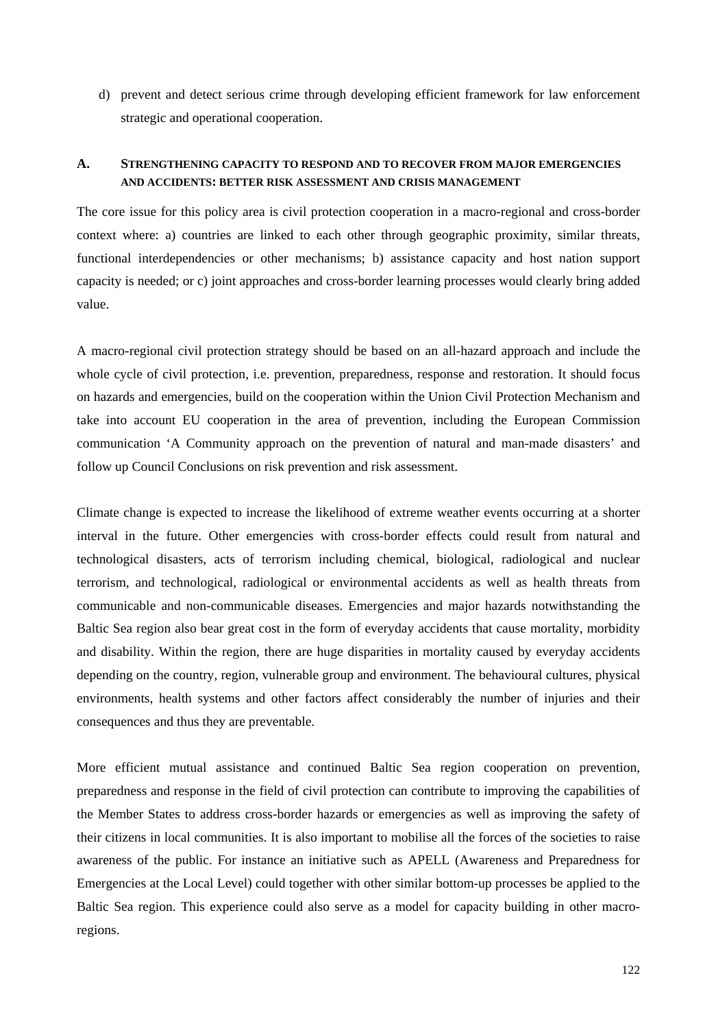d) prevent and detect serious crime through developing efficient framework for law enforcement strategic and operational cooperation.

## A. Strengthening capacity to respond and to recover from major emergencies and accidents: better risk assessment and crisis management

The core issue for this policy area is civil protection cooperation in a macro-regional and cross-border context where: a) countries are linked to each other through geographic proximity, similar threats, functional interdependencies or other mechanisms; b) assistance capacity and host nation support capacity is needed; or c) joint approaches and cross-border learning processes would clearly bring added value.

A macro-regional civil protection strategy should be based on an all-hazard approach and include the whole cycle of civil protection, i.e. prevention, preparedness, response and restoration. It should focus on hazards and emergencies, build on the cooperation within the Union Civil Protection Mechanism and take into account EU cooperation in the area of prevention, including the European Commission communication 'A Community approach on the prevention of natural and man-made disasters' and follow up Council Conclusions on risk prevention and risk assessment.

Climate change is expected to increase the likelihood of extreme weather events occurring at a shorter interval in the future. Other emergencies with cross-border effects could result from natural and technological disasters, acts of terrorism including chemical, biological, radiological and nuclear terrorism, and technological, radiological or environmental accidents as well as health threats from communicable and non-communicable diseases. Emergencies and major hazards notwithstanding the Baltic Sea region also bear great cost in the form of everyday accidents that cause mortality, morbidity and disability. Within the region, there are huge disparities in mortality caused by everyday accidents depending on the country, region, vulnerable group and environment. The behavioural cultures, physical environments, health systems and other factors affect considerably the number of injuries and their consequences and thus they are preventable.

More efficient mutual assistance and continued Baltic Sea region cooperation on prevention, preparedness and response in the field of civil protection can contribute to improving the capabilities of the Member States to address cross-border hazards or emergencies as well as improving the safety of their citizens in local communities. It is also important to mobilise all the forces of the societies to raise awareness of the public. For instance an initiative such as APELL (Awareness and Preparedness for Emergencies at the Local Level) could together with other similar bottom-up processes be applied to the Baltic Sea region. This experience could also serve as a model for capacity building in other macro-regions.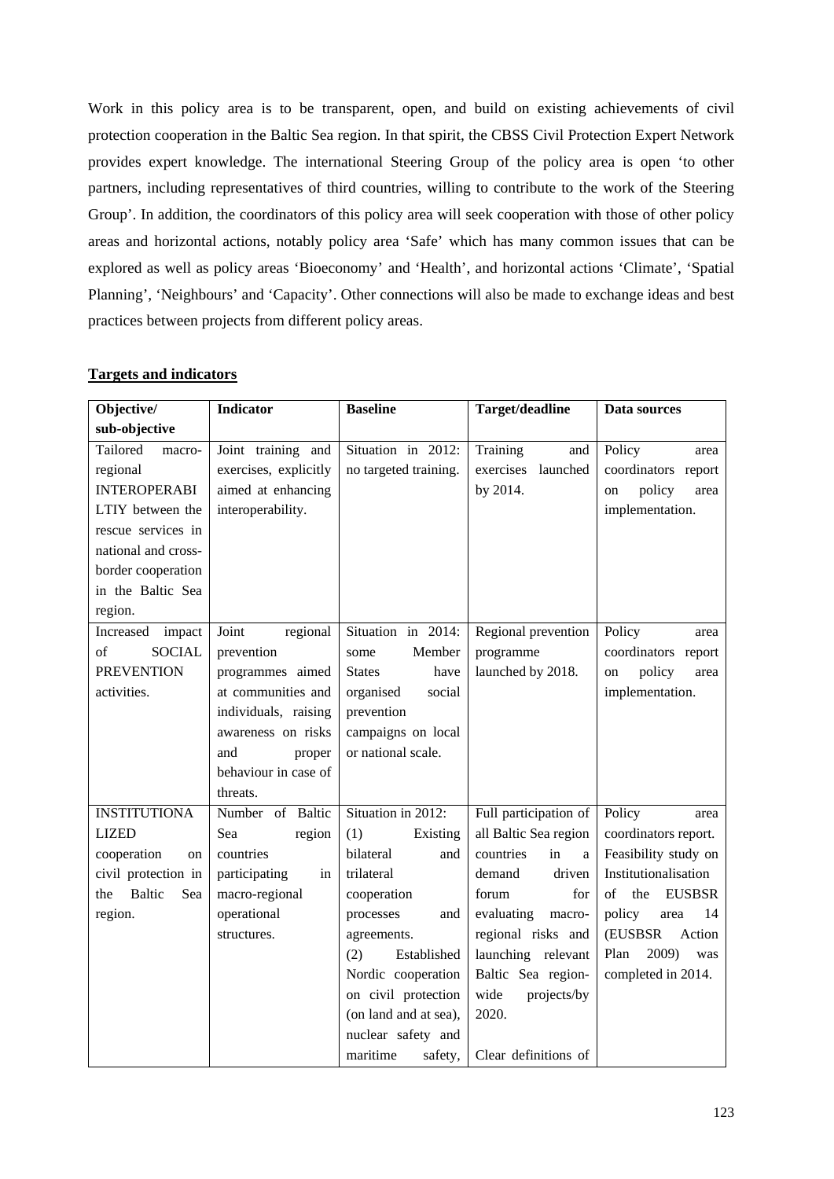Work in this policy area is to be transparent, open, and build on existing achievements of civil protection cooperation in the Baltic Sea region. In that spirit, the CBSS Civil Protection Expert Network provides expert knowledge. The international Steering Group of the policy area is open 'to other partners, including representatives of third countries, willing to contribute to the work of the Steering Group'. In addition, the coordinators of this policy area will seek cooperation with those of other policy areas and horizontal actions, notably policy area 'Safe' which has many common issues that can be explored as well as policy areas 'Bioeconomy' and 'Health', and horizontal actions 'Climate', 'Spatial Planning', 'Neighbours' and 'Capacity'. Other connections will also be made to exchange ideas and best practices between projects from different policy areas.

## Targets and indicators

| Objective/ sub-objective | Indicator | Baseline | Target/deadline | Data sources |
|---|---|---|---|---|
| Tailored macro-regional INTEROPERABILTY between the rescue services in national and cross-border cooperation in the Baltic Sea region. | Joint training and exercises, explicitly aimed at enhancing interoperability. | Situation in 2012: no targeted training. | Training and exercises launched by 2014. | Policy area coordinators report on policy area implementation. |
| Increased impact of SOCIAL PREVENTION activities. | Joint regional prevention programmes aimed at communities and individuals, raising awareness on risks and proper behaviour in case of threats. | Situation in 2014: some Member States have organised social prevention campaigns on local or national scale. | Regional prevention programme launched by 2018. | Policy area coordinators report on policy area implementation. |
| INSTITUTIONALIZED cooperation on civil protection in the Baltic Sea region. | Number of Baltic Sea region countries participating in macro-regional operational structures. | Situation in 2012: (1) Existing bilateral and trilateral cooperation processes and agreements. (2) Established Nordic cooperation on civil protection (on land and at sea), nuclear safety and maritime safety, | Full participation of all Baltic Sea region countries in a demand driven forum for evaluating macro-regional risks and launching relevant Baltic Sea region-wide projects/by 2020. Clear definitions of | Policy area coordinators report. Feasibility study on Institutionalisation of the EUSBSR policy area 14 (EUSBSR Action Plan 2009) was completed in 2014. |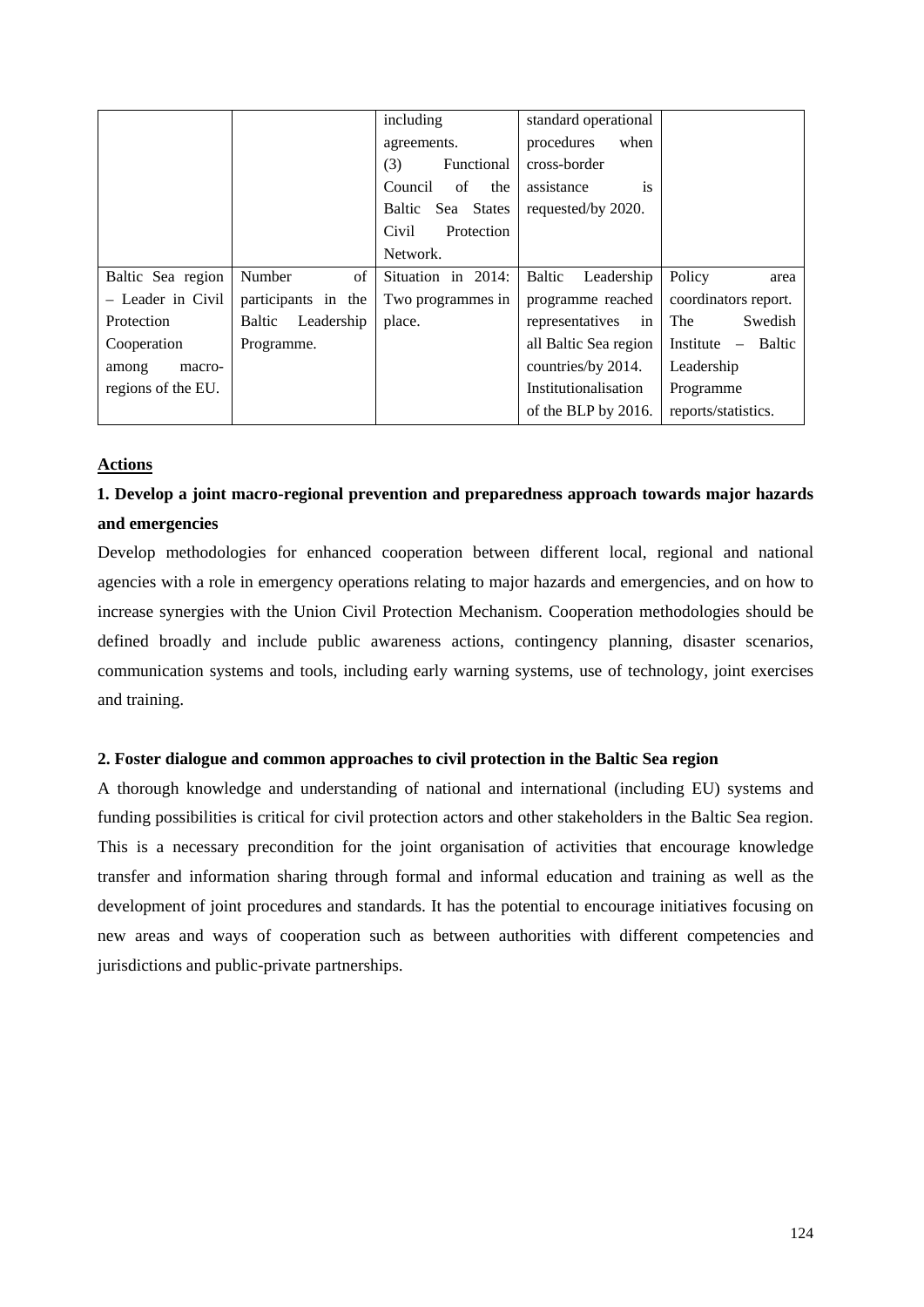|  |  | including agreements. (3) Functional Council of the Baltic Sea States Civil Protection Network. | standard operational procedures when cross-border assistance is requested/by 2020. |  |
| --- | --- | --- | --- | --- |
| Baltic Sea region – Leader in Civil Protection Cooperation among macro-regions of the EU. | Number of participants in the Baltic Leadership Programme. | Situation in 2014: Two programmes in place. | Baltic Leadership programme reached representatives in all Baltic Sea region countries/by 2014. Institutionalisation of the BLP by 2016. | Policy area coordinators report. The Swedish Institute – Baltic Leadership Programme reports/statistics. |

**Actions**

**1. Develop a joint macro-regional prevention and preparedness approach towards major hazards and emergencies**

Develop methodologies for enhanced cooperation between different local, regional and national agencies with a role in emergency operations relating to major hazards and emergencies, and on how to increase synergies with the Union Civil Protection Mechanism. Cooperation methodologies should be defined broadly and include public awareness actions, contingency planning, disaster scenarios, communication systems and tools, including early warning systems, use of technology, joint exercises and training.

**2. Foster dialogue and common approaches to civil protection in the Baltic Sea region**

A thorough knowledge and understanding of national and international (including EU) systems and funding possibilities is critical for civil protection actors and other stakeholders in the Baltic Sea region. This is a necessary precondition for the joint organisation of activities that encourage knowledge transfer and information sharing through formal and informal education and training as well as the development of joint procedures and standards. It has the potential to encourage initiatives focusing on new areas and ways of cooperation such as between authorities with different competencies and jurisdictions and public-private partnerships.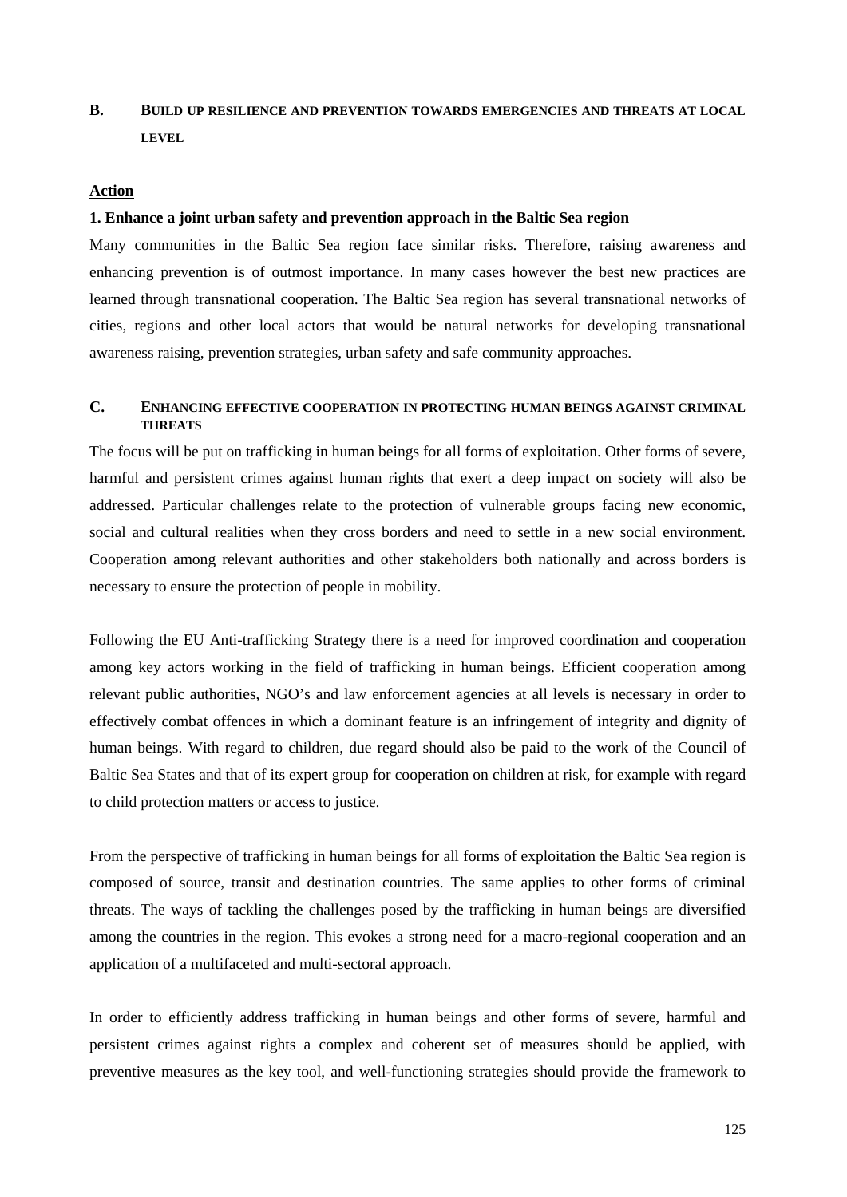## B. BUILD UP RESILIENCE AND PREVENTION TOWARDS EMERGENCIES AND THREATS AT LOCAL LEVEL

**Action**

**1. Enhance a joint urban safety and prevention approach in the Baltic Sea region**

Many communities in the Baltic Sea region face similar risks. Therefore, raising awareness and enhancing prevention is of outmost importance. In many cases however the best new practices are learned through transnational cooperation. The Baltic Sea region has several transnational networks of cities, regions and other local actors that would be natural networks for developing transnational awareness raising, prevention strategies, urban safety and safe community approaches.

## C. ENHANCING EFFECTIVE COOPERATION IN PROTECTING HUMAN BEINGS AGAINST CRIMINAL THREATS

The focus will be put on trafficking in human beings for all forms of exploitation. Other forms of severe, harmful and persistent crimes against human rights that exert a deep impact on society will also be addressed. Particular challenges relate to the protection of vulnerable groups facing new economic, social and cultural realities when they cross borders and need to settle in a new social environment. Cooperation among relevant authorities and other stakeholders both nationally and across borders is necessary to ensure the protection of people in mobility.

Following the EU Anti-trafficking Strategy there is a need for improved coordination and cooperation among key actors working in the field of trafficking in human beings. Efficient cooperation among relevant public authorities, NGO's and law enforcement agencies at all levels is necessary in order to effectively combat offences in which a dominant feature is an infringement of integrity and dignity of human beings. With regard to children, due regard should also be paid to the work of the Council of Baltic Sea States and that of its expert group for cooperation on children at risk, for example with regard to child protection matters or access to justice.

From the perspective of trafficking in human beings for all forms of exploitation the Baltic Sea region is composed of source, transit and destination countries. The same applies to other forms of criminal threats. The ways of tackling the challenges posed by the trafficking in human beings are diversified among the countries in the region. This evokes a strong need for a macro-regional cooperation and an application of a multifaceted and multi-sectoral approach.

In order to efficiently address trafficking in human beings and other forms of severe, harmful and persistent crimes against rights a complex and coherent set of measures should be applied, with preventive measures as the key tool, and well-functioning strategies should provide the framework to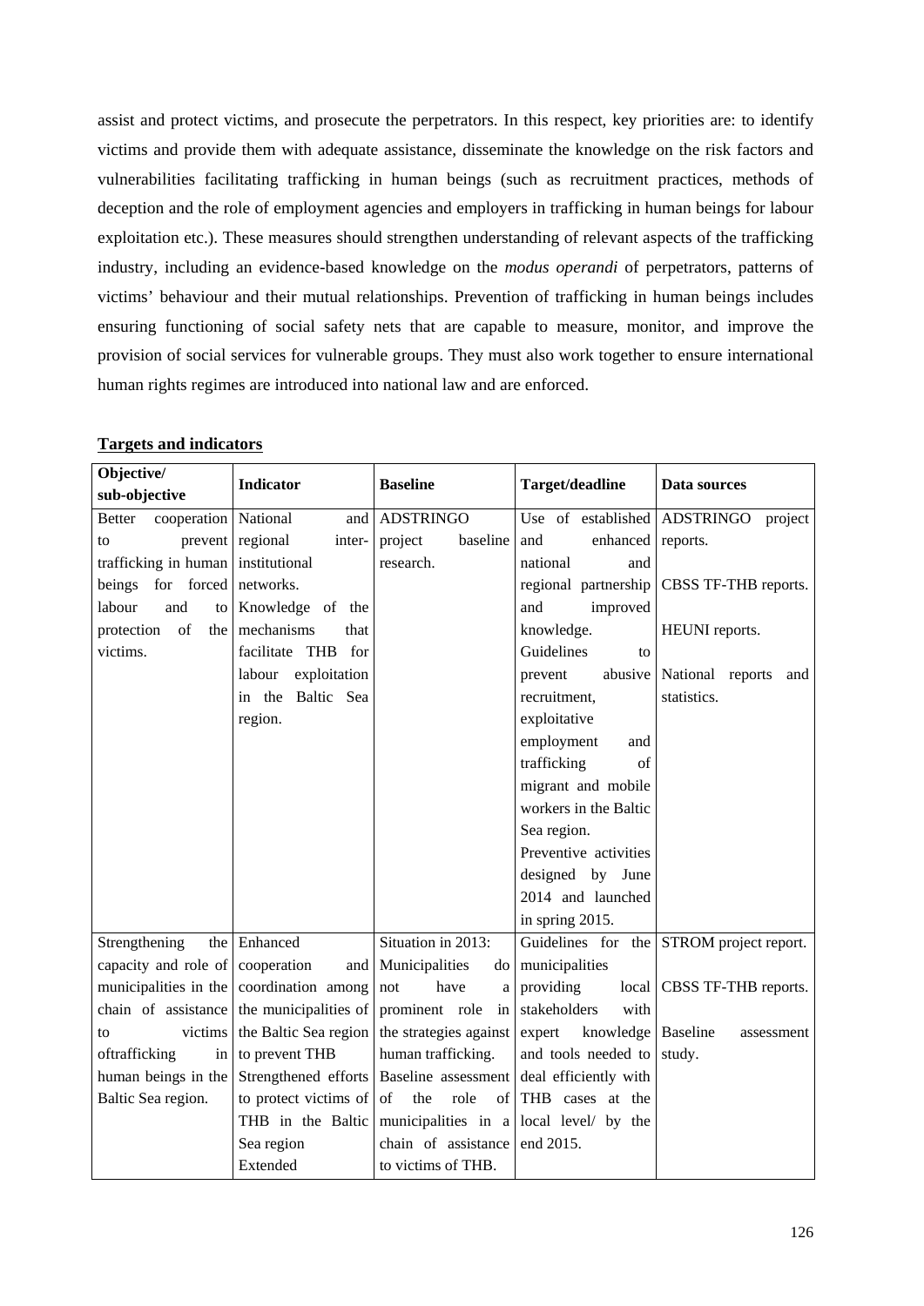assist and protect victims, and prosecute the perpetrators. In this respect, key priorities are: to identify victims and provide them with adequate assistance, disseminate the knowledge on the risk factors and vulnerabilities facilitating trafficking in human beings (such as recruitment practices, methods of deception and the role of employment agencies and employers in trafficking in human beings for labour exploitation etc.). These measures should strengthen understanding of relevant aspects of the trafficking industry, including an evidence-based knowledge on the *modus operandi* of perpetrators, patterns of victims' behaviour and their mutual relationships. Prevention of trafficking in human beings includes ensuring functioning of social safety nets that are capable to measure, monitor, and improve the provision of social services for vulnerable groups. They must also work together to ensure international human rights regimes are introduced into national law and are enforced.

**Targets and indicators**

| Objective/ sub-objective | Indicator | Baseline | Target/deadline | Data sources |
|---|---|---|---|---|
| Better cooperation to prevent trafficking in human beings for forced labour and to protection of the victims. | National and regional inter-institutional networks.<br>Knowledge of the mechanisms that facilitate THB for labour exploitation in the Baltic Sea region. | ADSTRINGO project baseline research. | Use of established and enhanced national and regional partnership and improved knowledge.<br>Guidelines to prevent abusive recruitment, exploitative employment and trafficking of migrant and mobile workers in the Baltic Sea region.<br>Preventive activities designed by June 2014 and launched in spring 2015. | ADSTRINGO project reports.<br><br>CBSS TF-THB reports.<br><br>HEUNI reports.<br><br>National reports and statistics. |
| Strengthening the capacity and role of municipalities in the chain of assistance to victims oftrafficking in human beings in the Baltic Sea region. | Enhanced cooperation and coordination among the municipalities of the Baltic Sea region to prevent THB<br>Strengthened efforts to protect victims of THB in the Baltic Sea region<br>Extended | Situation in 2013: Municipalities do not have a prominent role in the strategies against human trafficking.<br>Baseline assessment of the role of municipalities in a chain of assistance to victims of THB. | Guidelines for the municipalities providing local stakeholders with expert knowledge and tools needed to deal efficiently with THB cases at the local level/ by the end 2015. | STROM project report.<br><br>CBSS TF-THB reports.<br><br>Baseline assessment study. |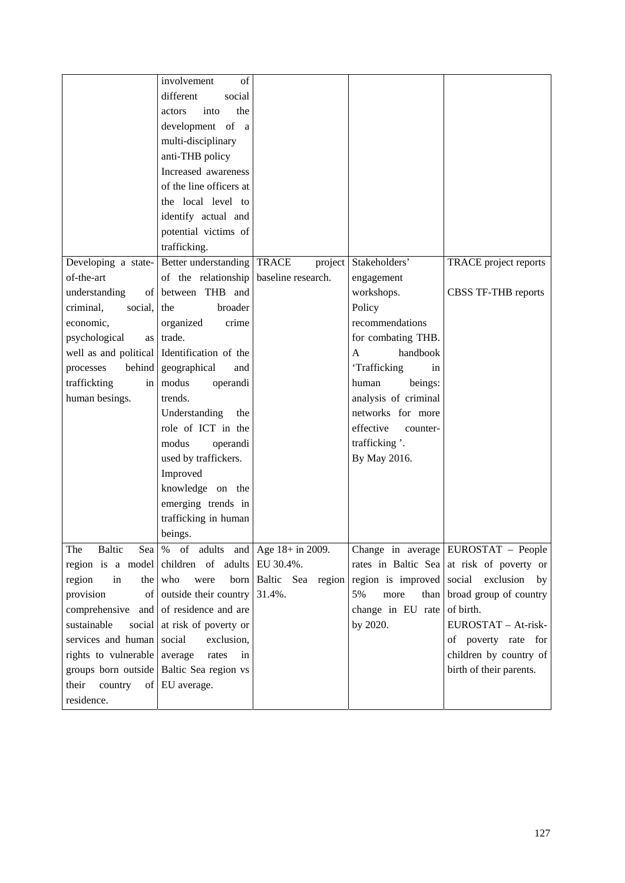|  |  |  |  |  |
|---|---|---|---|---|
|  | involvement of different social actors into the development of a multi-disciplinary anti-THB policy<br>Increased awareness of the line officers at the local level to identify actual and potential victims of trafficking. |  |  |  |
| Developing a state-of-the-art understanding of criminal, social, economic, psychological as well as and political processes behind traffickting in human besings. | Better understanding of the relationship between THB and the broader organized crime trade.<br>Identification of the geographical and modus operandi trends.<br>Understanding the role of ICT in the modus operandi used by traffickers.<br>Improved knowledge on the emerging trends in trafficking in human beings. | TRACE project baseline research. | Stakeholders' engagement workshops.<br>Policy recommendations for combating THB.<br>A handbook 'Trafficking in human beings: analysis of criminal networks for more effective counter-trafficking '.<br>By May 2016. | TRACE project reports<br><br>CBSS TF-THB reports |
| The Baltic Sea region is a model region in the provision of comprehensive and sustainable social services and human rights to vulnerable groups born outside their country of residence. | % of adults and children of adults who were born outside their country of residence and are at risk of poverty or social exclusion, average rates in Baltic Sea region vs EU average. | Age 18+ in 2009.<br>EU 30.4%.<br>Baltic Sea region 31.4%. | Change in average rates in Baltic Sea region is improved 5% more than change in EU rate by 2020. | EUROSTAT – People at risk of poverty or social exclusion by broad group of country of birth.<br>EUROSTAT – At-risk-of poverty rate for children by country of birth of their parents. |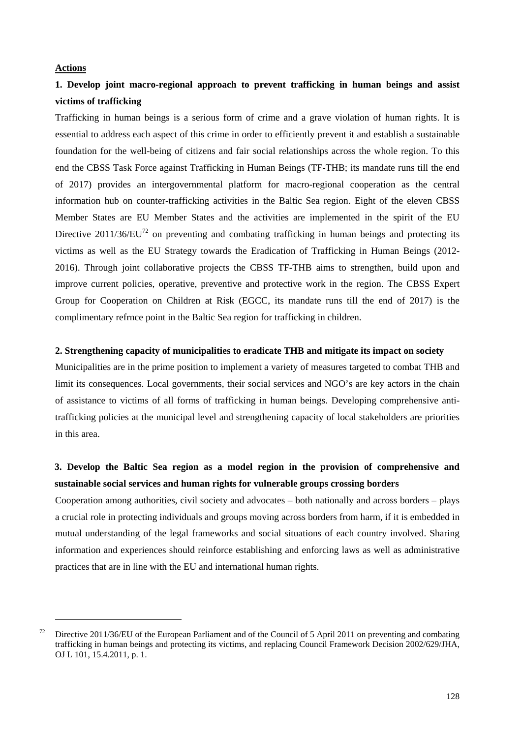**Actions**

**1. Develop joint macro-regional approach to prevent trafficking in human beings and assist victims of trafficking**

Trafficking in human beings is a serious form of crime and a grave violation of human rights. It is essential to address each aspect of this crime in order to efficiently prevent it and establish a sustainable foundation for the well-being of citizens and fair social relationships across the whole region. To this end the CBSS Task Force against Trafficking in Human Beings (TF-THB; its mandate runs till the end of 2017) provides an intergovernmental platform for macro-regional cooperation as the central information hub on counter-trafficking activities in the Baltic Sea region. Eight of the eleven CBSS Member States are EU Member States and the activities are implemented in the spirit of the EU Directive 2011/36/EU[72] on preventing and combating trafficking in human beings and protecting its victims as well as the EU Strategy towards the Eradication of Trafficking in Human Beings (2012-2016). Through joint collaborative projects the CBSS TF-THB aims to strengthen, build upon and improve current policies, operative, preventive and protective work in the region. The CBSS Expert Group for Cooperation on Children at Risk (EGCC, its mandate runs till the end of 2017) is the complimentary refrnce point in the Baltic Sea region for trafficking in children.

**2. Strengthening capacity of municipalities to eradicate THB and mitigate its impact on society**

Municipalities are in the prime position to implement a variety of measures targeted to combat THB and limit its consequences. Local governments, their social services and NGO's are key actors in the chain of assistance to victims of all forms of trafficking in human beings. Developing comprehensive anti-trafficking policies at the municipal level and strengthening capacity of local stakeholders are priorities in this area.

**3. Develop the Baltic Sea region as a model region in the provision of comprehensive and sustainable social services and human rights for vulnerable groups crossing borders**

Cooperation among authorities, civil society and advocates – both nationally and across borders – plays a crucial role in protecting individuals and groups moving across borders from harm, if it is embedded in mutual understanding of the legal frameworks and social situations of each country involved. Sharing information and experiences should reinforce establishing and enforcing laws as well as administrative practices that are in line with the EU and international human rights.

---

[72] Directive 2011/36/EU of the European Parliament and of the Council of 5 April 2011 on preventing and combating trafficking in human beings and protecting its victims, and replacing Council Framework Decision 2002/629/JHA, OJ L 101, 15.4.2011, p. 1.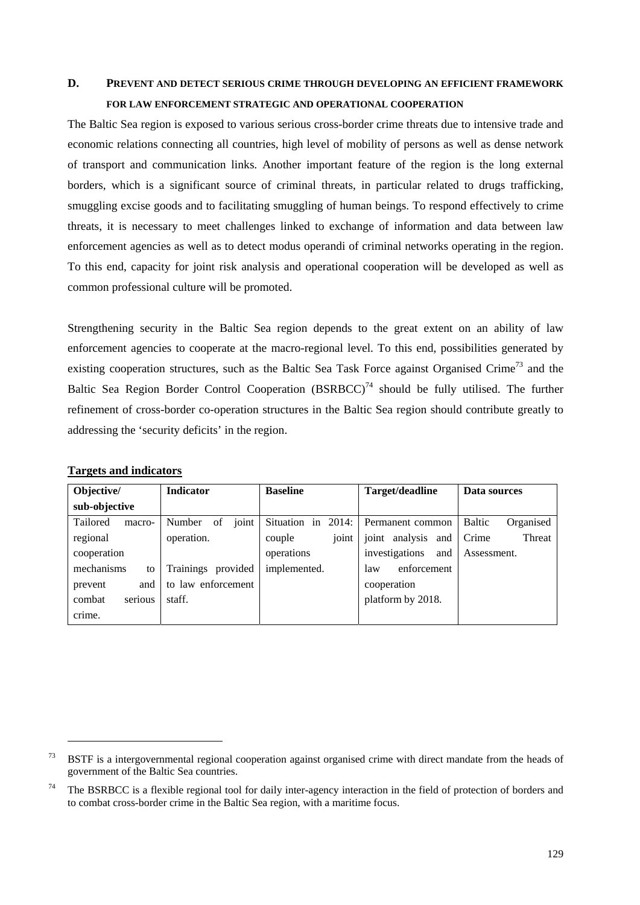## D. PREVENT AND DETECT SERIOUS CRIME THROUGH DEVELOPING AN EFFICIENT FRAMEWORK FOR LAW ENFORCEMENT STRATEGIC AND OPERATIONAL COOPERATION

The Baltic Sea region is exposed to various serious cross-border crime threats due to intensive trade and economic relations connecting all countries, high level of mobility of persons as well as dense network of transport and communication links. Another important feature of the region is the long external borders, which is a significant source of criminal threats, in particular related to drugs trafficking, smuggling excise goods and to facilitating smuggling of human beings. To respond effectively to crime threats, it is necessary to meet challenges linked to exchange of information and data between law enforcement agencies as well as to detect modus operandi of criminal networks operating in the region. To this end, capacity for joint risk analysis and operational cooperation will be developed as well as common professional culture will be promoted.

Strengthening security in the Baltic Sea region depends to the great extent on an ability of law enforcement agencies to cooperate at the macro-regional level. To this end, possibilities generated by existing cooperation structures, such as the Baltic Sea Task Force against Organised Crime[73] and the Baltic Sea Region Border Control Cooperation (BSRBCC)[74] should be fully utilised. The further refinement of cross-border co-operation structures in the Baltic Sea region should contribute greatly to addressing the 'security deficits' in the region.

**Targets and indicators**

| Objective/ sub-objective | Indicator | Baseline | Target/deadline | Data sources |
|---|---|---|---|---|
| Tailored macro-regional cooperation mechanisms to prevent and combat serious crime. | Number of joint operation.<br><br>Trainings provided to law enforcement staff. | Situation in 2014: couple joint operations implemented. | Permanent common joint analysis and investigations and law enforcement cooperation platform by 2018. | Baltic Organised Crime Threat Assessment. |

[73] BSTF is a intergovernmental regional cooperation against organised crime with direct mandate from the heads of government of the Baltic Sea countries.

[74] The BSRBCC is a flexible regional tool for daily inter-agency interaction in the field of protection of borders and to combat cross-border crime in the Baltic Sea region, with a maritime focus.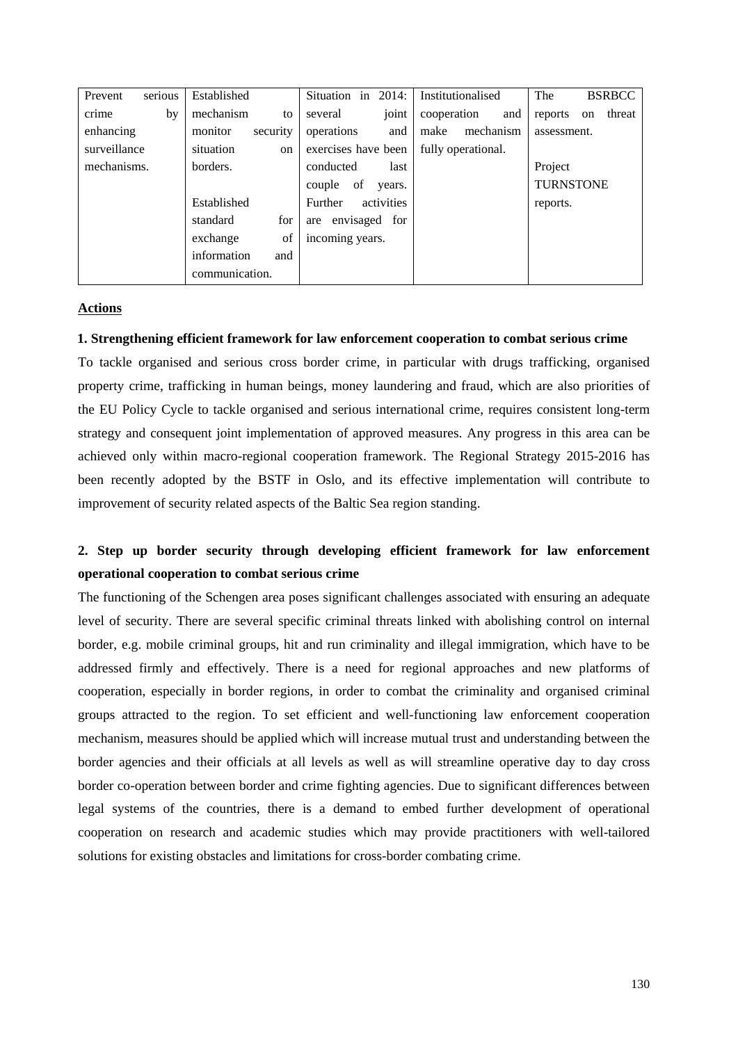| Prevent serious crime by enhancing surveillance mechanisms. | Established mechanism to monitor security situation on borders.<br><br>Established standard for exchange of information and communication. | Situation in 2014: several joint operations and exercises have been conducted last couple of years. Further activities are envisaged for incoming years. | Institutionalised cooperation and make mechanism fully operational. | The BSRBCC reports on threat assessment.<br><br>Project TURNSTONE reports. |
|---|---|---|---|---|

**Actions**

**1. Strengthening efficient framework for law enforcement cooperation to combat serious crime**

To tackle organised and serious cross border crime, in particular with drugs trafficking, organised property crime, trafficking in human beings, money laundering and fraud, which are also priorities of the EU Policy Cycle to tackle organised and serious international crime, requires consistent long-term strategy and consequent joint implementation of approved measures. Any progress in this area can be achieved only within macro-regional cooperation framework. The Regional Strategy 2015-2016 has been recently adopted by the BSTF in Oslo, and its effective implementation will contribute to improvement of security related aspects of the Baltic Sea region standing.

**2. Step up border security through developing efficient framework for law enforcement operational cooperation to combat serious crime**

The functioning of the Schengen area poses significant challenges associated with ensuring an adequate level of security. There are several specific criminal threats linked with abolishing control on internal border, e.g. mobile criminal groups, hit and run criminality and illegal immigration, which have to be addressed firmly and effectively. There is a need for regional approaches and new platforms of cooperation, especially in border regions, in order to combat the criminality and organised criminal groups attracted to the region. To set efficient and well-functioning law enforcement cooperation mechanism, measures should be applied which will increase mutual trust and understanding between the border agencies and their officials at all levels as well as will streamline operative day to day cross border co-operation between border and crime fighting agencies. Due to significant differences between legal systems of the countries, there is a demand to embed further development of operational cooperation on research and academic studies which may provide practitioners with well-tailored solutions for existing obstacles and limitations for cross-border combating crime.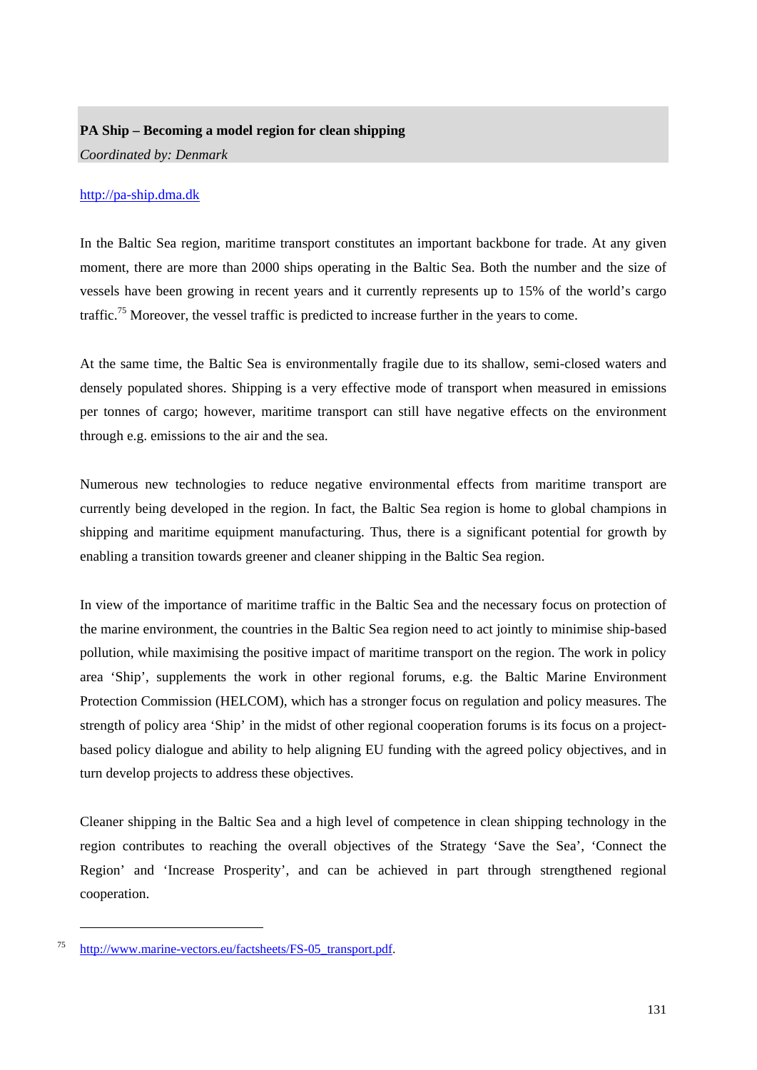**PA Ship – Becoming a model region for clean shipping**

*Coordinated by: Denmark*

http://pa-ship.dma.dk

In the Baltic Sea region, maritime transport constitutes an important backbone for trade. At any given moment, there are more than 2000 ships operating in the Baltic Sea. Both the number and the size of vessels have been growing in recent years and it currently represents up to 15% of the world's cargo traffic.[75] Moreover, the vessel traffic is predicted to increase further in the years to come.

At the same time, the Baltic Sea is environmentally fragile due to its shallow, semi-closed waters and densely populated shores. Shipping is a very effective mode of transport when measured in emissions per tonnes of cargo; however, maritime transport can still have negative effects on the environment through e.g. emissions to the air and the sea.

Numerous new technologies to reduce negative environmental effects from maritime transport are currently being developed in the region. In fact, the Baltic Sea region is home to global champions in shipping and maritime equipment manufacturing. Thus, there is a significant potential for growth by enabling a transition towards greener and cleaner shipping in the Baltic Sea region.

In view of the importance of maritime traffic in the Baltic Sea and the necessary focus on protection of the marine environment, the countries in the Baltic Sea region need to act jointly to minimise ship-based pollution, while maximising the positive impact of maritime transport on the region. The work in policy area 'Ship', supplements the work in other regional forums, e.g. the Baltic Marine Environment Protection Commission (HELCOM), which has a stronger focus on regulation and policy measures. The strength of policy area 'Ship' in the midst of other regional cooperation forums is its focus on a project-based policy dialogue and ability to help aligning EU funding with the agreed policy objectives, and in turn develop projects to address these objectives.

Cleaner shipping in the Baltic Sea and a high level of competence in clean shipping technology in the region contributes to reaching the overall objectives of the Strategy 'Save the Sea', 'Connect the Region' and 'Increase Prosperity', and can be achieved in part through strengthened regional cooperation.

---

[75] http://www.marine-vectors.eu/factsheets/FS-05_transport.pdf.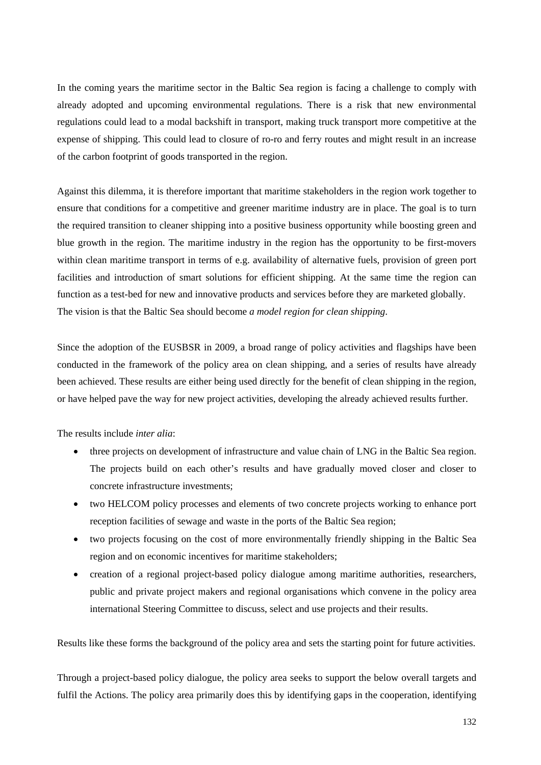In the coming years the maritime sector in the Baltic Sea region is facing a challenge to comply with already adopted and upcoming environmental regulations. There is a risk that new environmental regulations could lead to a modal backshift in transport, making truck transport more competitive at the expense of shipping. This could lead to closure of ro-ro and ferry routes and might result in an increase of the carbon footprint of goods transported in the region.

Against this dilemma, it is therefore important that maritime stakeholders in the region work together to ensure that conditions for a competitive and greener maritime industry are in place. The goal is to turn the required transition to cleaner shipping into a positive business opportunity while boosting green and blue growth in the region. The maritime industry in the region has the opportunity to be first-movers within clean maritime transport in terms of e.g. availability of alternative fuels, provision of green port facilities and introduction of smart solutions for efficient shipping. At the same time the region can function as a test-bed for new and innovative products and services before they are marketed globally. The vision is that the Baltic Sea should become *a model region for clean shipping*.

Since the adoption of the EUSBSR in 2009, a broad range of policy activities and flagships have been conducted in the framework of the policy area on clean shipping, and a series of results have already been achieved. These results are either being used directly for the benefit of clean shipping in the region, or have helped pave the way for new project activities, developing the already achieved results further.

The results include *inter alia*:

- three projects on development of infrastructure and value chain of LNG in the Baltic Sea region. The projects build on each other's results and have gradually moved closer and closer to concrete infrastructure investments;
- two HELCOM policy processes and elements of two concrete projects working to enhance port reception facilities of sewage and waste in the ports of the Baltic Sea region;
- two projects focusing on the cost of more environmentally friendly shipping in the Baltic Sea region and on economic incentives for maritime stakeholders;
- creation of a regional project-based policy dialogue among maritime authorities, researchers, public and private project makers and regional organisations which convene in the policy area international Steering Committee to discuss, select and use projects and their results.

Results like these forms the background of the policy area and sets the starting point for future activities.

Through a project-based policy dialogue, the policy area seeks to support the below overall targets and fulfil the Actions. The policy area primarily does this by identifying gaps in the cooperation, identifying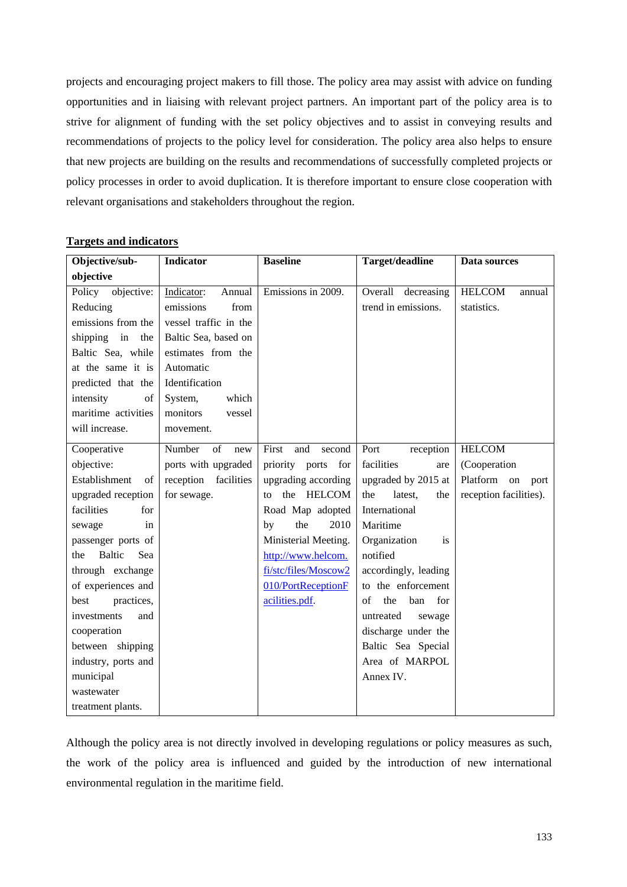projects and encouraging project makers to fill those. The policy area may assist with advice on funding opportunities and in liaising with relevant project partners. An important part of the policy area is to strive for alignment of funding with the set policy objectives and to assist in conveying results and recommendations of projects to the policy level for consideration. The policy area also helps to ensure that new projects are building on the results and recommendations of successfully completed projects or policy processes in order to avoid duplication. It is therefore important to ensure close cooperation with relevant organisations and stakeholders throughout the region.

**Targets and indicators**

| Objective/sub-objective | Indicator | Baseline | Target/deadline | Data sources |
|---|---|---|---|---|
| Policy objective: Reducing emissions from the shipping in the Baltic Sea, while at the same it is predicted that the intensity of maritime activities will increase. | Indicator: Annual emissions from vessel traffic in the Baltic Sea, based on estimates from the Automatic Identification System, which monitors vessel movement. | Emissions in 2009. | Overall decreasing trend in emissions. | HELCOM annual statistics. |
| Cooperative objective: Establishment of upgraded reception facilities for sewage in passenger ports of the Baltic Sea through exchange of experiences and best practices, investments and cooperation between shipping industry, ports and municipal wastewater treatment plants. | Number of new ports with upgraded reception facilities for sewage. | First and second priority ports for upgrading according to the HELCOM Road Map adopted by the 2010 Ministerial Meeting. http://www.helcom.fi/stc/files/Moscow2010/PortReceptionFacilities.pdf. | Port reception facilities are upgraded by 2015 at the latest, the International Maritime Organization is notified accordingly, leading to the enforcement of the ban for untreated sewage discharge under the Baltic Sea Special Area of MARPOL Annex IV. | HELCOM (Cooperation Platform on port reception facilities). |

Although the policy area is not directly involved in developing regulations or policy measures as such, the work of the policy area is influenced and guided by the introduction of new international environmental regulation in the maritime field.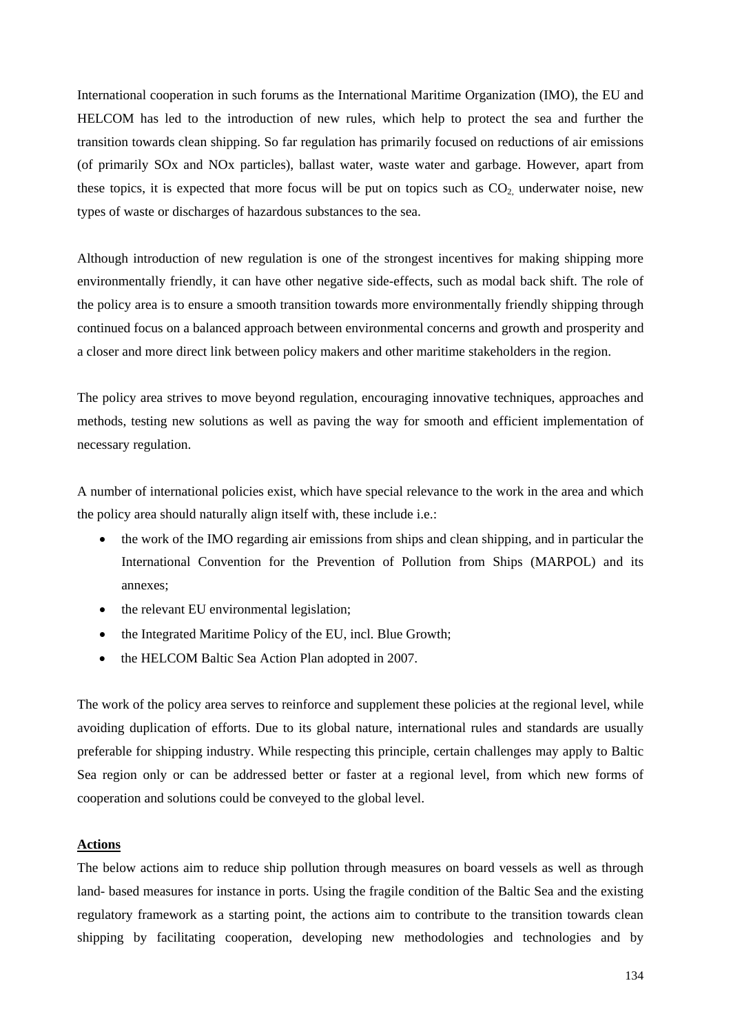International cooperation in such forums as the International Maritime Organization (IMO), the EU and HELCOM has led to the introduction of new rules, which help to protect the sea and further the transition towards clean shipping. So far regulation has primarily focused on reductions of air emissions (of primarily SOx and NOx particles), ballast water, waste water and garbage. However, apart from these topics, it is expected that more focus will be put on topics such as $CO_2$, underwater noise, new types of waste or discharges of hazardous substances to the sea.

Although introduction of new regulation is one of the strongest incentives for making shipping more environmentally friendly, it can have other negative side-effects, such as modal back shift. The role of the policy area is to ensure a smooth transition towards more environmentally friendly shipping through continued focus on a balanced approach between environmental concerns and growth and prosperity and a closer and more direct link between policy makers and other maritime stakeholders in the region.

The policy area strives to move beyond regulation, encouraging innovative techniques, approaches and methods, testing new solutions as well as paving the way for smooth and efficient implementation of necessary regulation.

A number of international policies exist, which have special relevance to the work in the area and which the policy area should naturally align itself with, these include i.e.:

- the work of the IMO regarding air emissions from ships and clean shipping, and in particular the International Convention for the Prevention of Pollution from Ships (MARPOL) and its annexes;
- the relevant EU environmental legislation;
- the Integrated Maritime Policy of the EU, incl. Blue Growth;
- the HELCOM Baltic Sea Action Plan adopted in 2007.

The work of the policy area serves to reinforce and supplement these policies at the regional level, while avoiding duplication of efforts. Due to its global nature, international rules and standards are usually preferable for shipping industry. While respecting this principle, certain challenges may apply to Baltic Sea region only or can be addressed better or faster at a regional level, from which new forms of cooperation and solutions could be conveyed to the global level.

**Actions**

The below actions aim to reduce ship pollution through measures on board vessels as well as through land- based measures for instance in ports. Using the fragile condition of the Baltic Sea and the existing regulatory framework as a starting point, the actions aim to contribute to the transition towards clean shipping by facilitating cooperation, developing new methodologies and technologies and by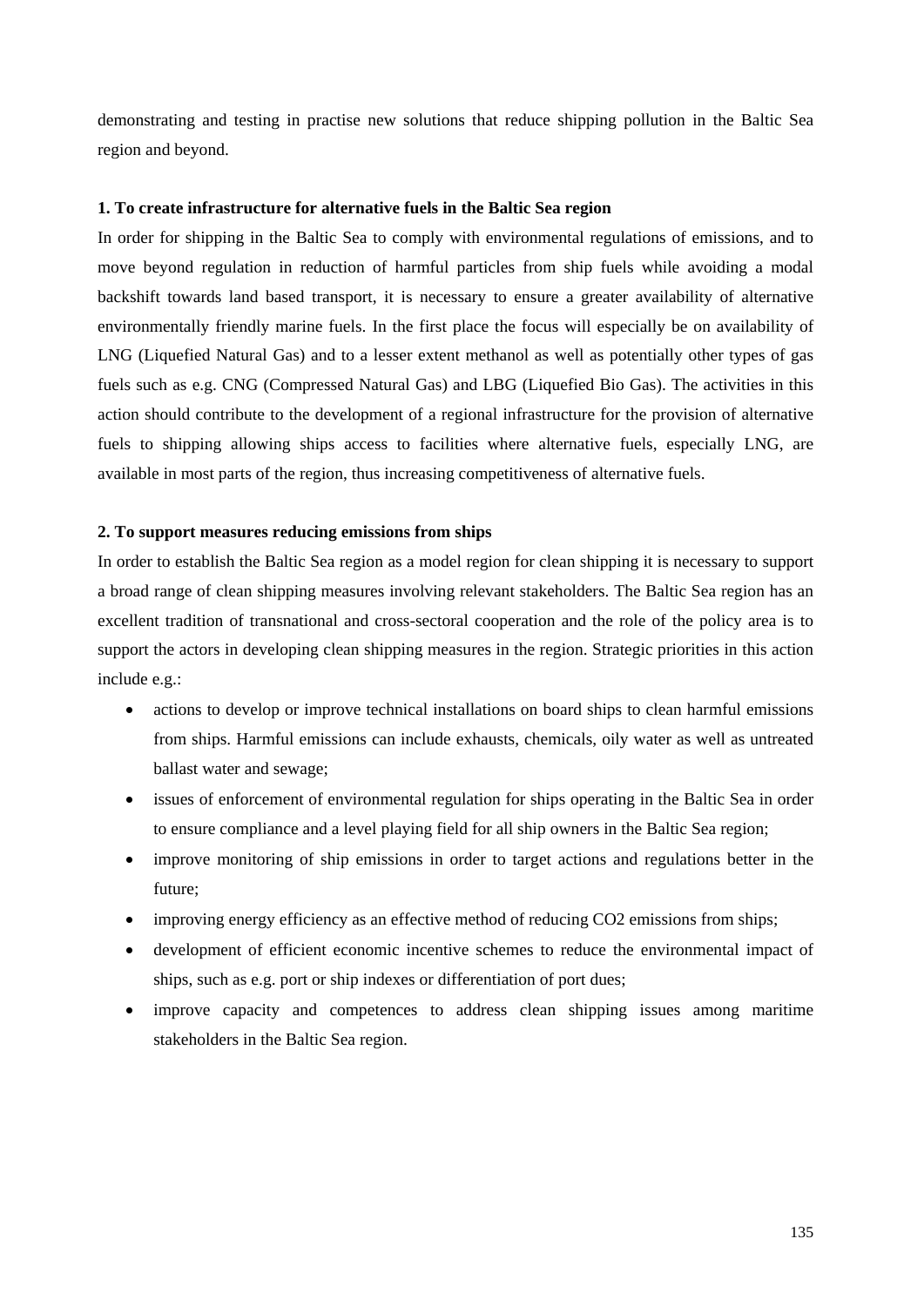demonstrating and testing in practise new solutions that reduce shipping pollution in the Baltic Sea region and beyond.

**1. To create infrastructure for alternative fuels in the Baltic Sea region**

In order for shipping in the Baltic Sea to comply with environmental regulations of emissions, and to move beyond regulation in reduction of harmful particles from ship fuels while avoiding a modal backshift towards land based transport, it is necessary to ensure a greater availability of alternative environmentally friendly marine fuels. In the first place the focus will especially be on availability of LNG (Liquefied Natural Gas) and to a lesser extent methanol as well as potentially other types of gas fuels such as e.g. CNG (Compressed Natural Gas) and LBG (Liquefied Bio Gas). The activities in this action should contribute to the development of a regional infrastructure for the provision of alternative fuels to shipping allowing ships access to facilities where alternative fuels, especially LNG, are available in most parts of the region, thus increasing competitiveness of alternative fuels.

**2. To support measures reducing emissions from ships**

In order to establish the Baltic Sea region as a model region for clean shipping it is necessary to support a broad range of clean shipping measures involving relevant stakeholders. The Baltic Sea region has an excellent tradition of transnational and cross-sectoral cooperation and the role of the policy area is to support the actors in developing clean shipping measures in the region. Strategic priorities in this action include e.g.:

- actions to develop or improve technical installations on board ships to clean harmful emissions from ships. Harmful emissions can include exhausts, chemicals, oily water as well as untreated ballast water and sewage;
- issues of enforcement of environmental regulation for ships operating in the Baltic Sea in order to ensure compliance and a level playing field for all ship owners in the Baltic Sea region;
- improve monitoring of ship emissions in order to target actions and regulations better in the future;
- improving energy efficiency as an effective method of reducing $CO_2$ emissions from ships;
- development of efficient economic incentive schemes to reduce the environmental impact of ships, such as e.g. port or ship indexes or differentiation of port dues;
- improve capacity and competences to address clean shipping issues among maritime stakeholders in the Baltic Sea region.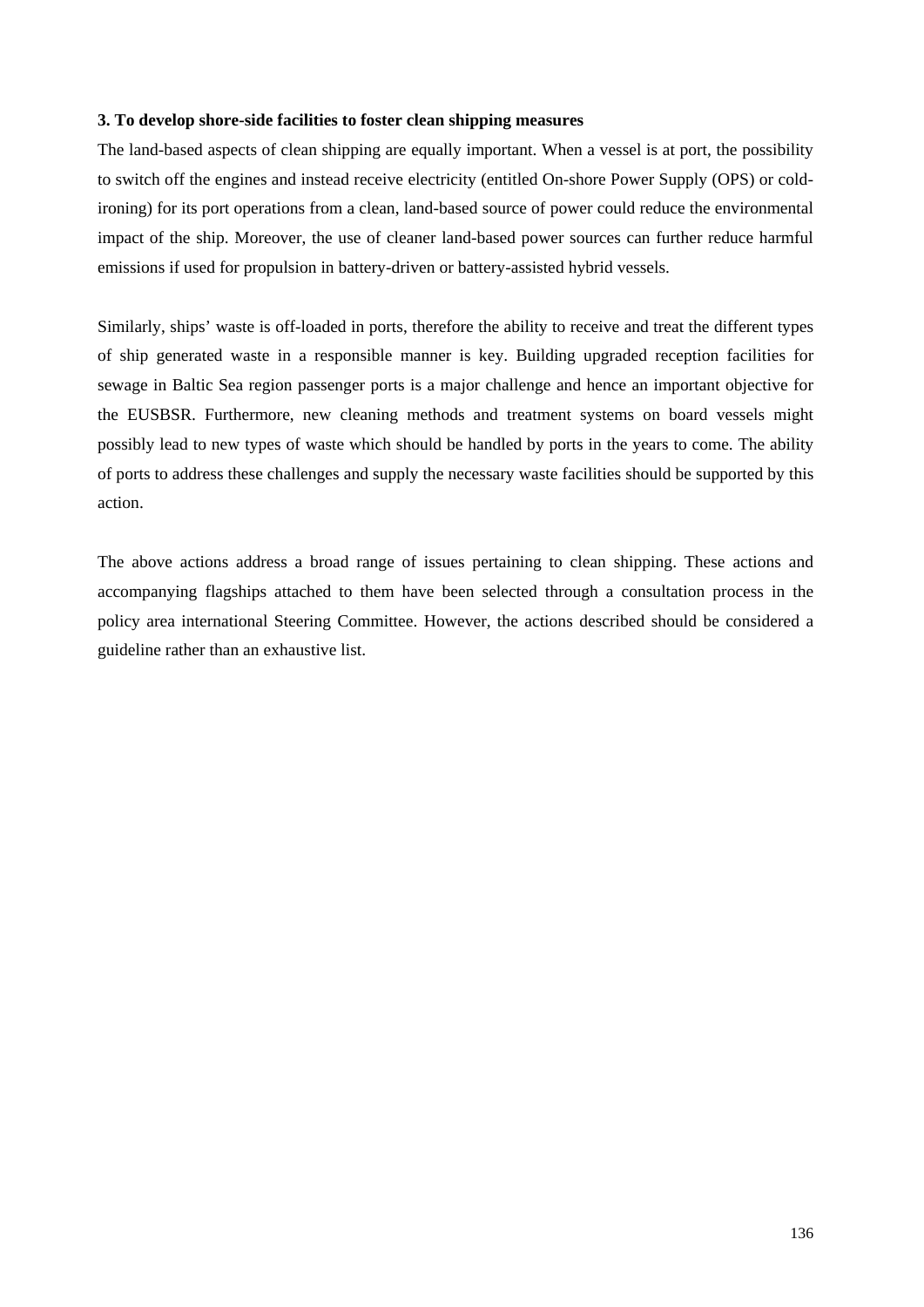**3. To develop shore-side facilities to foster clean shipping measures**

The land-based aspects of clean shipping are equally important. When a vessel is at port, the possibility to switch off the engines and instead receive electricity (entitled On-shore Power Supply (OPS) or cold-ironing) for its port operations from a clean, land-based source of power could reduce the environmental impact of the ship. Moreover, the use of cleaner land-based power sources can further reduce harmful emissions if used for propulsion in battery-driven or battery-assisted hybrid vessels.

Similarly, ships' waste is off-loaded in ports, therefore the ability to receive and treat the different types of ship generated waste in a responsible manner is key. Building upgraded reception facilities for sewage in Baltic Sea region passenger ports is a major challenge and hence an important objective for the EUSBSR. Furthermore, new cleaning methods and treatment systems on board vessels might possibly lead to new types of waste which should be handled by ports in the years to come. The ability of ports to address these challenges and supply the necessary waste facilities should be supported by this action.

The above actions address a broad range of issues pertaining to clean shipping. These actions and accompanying flagships attached to them have been selected through a consultation process in the policy area international Steering Committee. However, the actions described should be considered a guideline rather than an exhaustive list.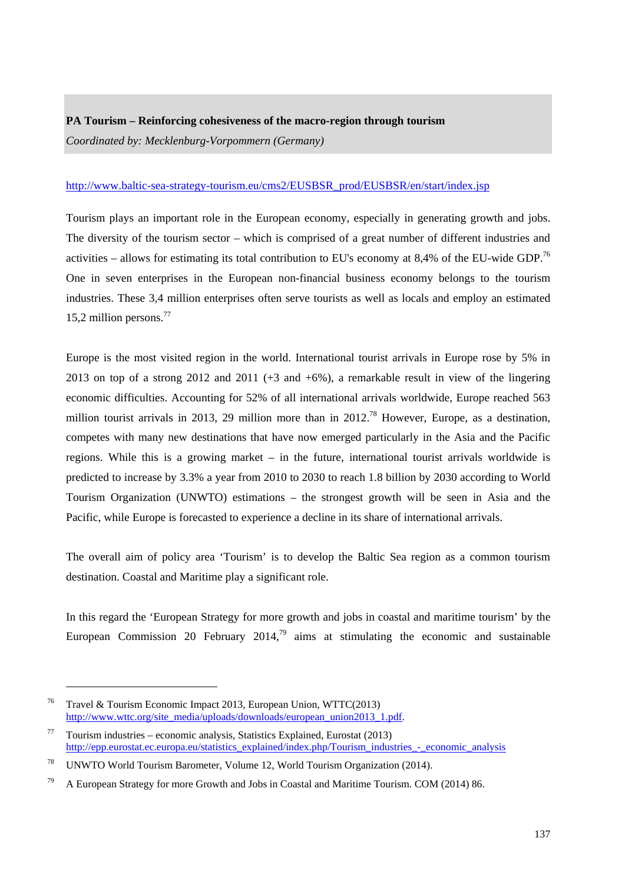**PA Tourism – Reinforcing cohesiveness of the macro-region through tourism**

*Coordinated by: Mecklenburg-Vorpommern (Germany)*

http://www.baltic-sea-strategy-tourism.eu/cms2/EUSBSR_prod/EUSBSR/en/start/index.jsp

Tourism plays an important role in the European economy, especially in generating growth and jobs. The diversity of the tourism sector – which is comprised of a great number of different industries and activities – allows for estimating its total contribution to EU's economy at 8,4% of the EU-wide GDP.[76] One in seven enterprises in the European non-financial business economy belongs to the tourism industries. These 3,4 million enterprises often serve tourists as well as locals and employ an estimated 15,2 million persons.[77]

Europe is the most visited region in the world. International tourist arrivals in Europe rose by 5% in 2013 on top of a strong 2012 and 2011 (+3 and +6%), a remarkable result in view of the lingering economic difficulties. Accounting for 52% of all international arrivals worldwide, Europe reached 563 million tourist arrivals in 2013, 29 million more than in 2012.[78] However, Europe, as a destination, competes with many new destinations that have now emerged particularly in the Asia and the Pacific regions. While this is a growing market – in the future, international tourist arrivals worldwide is predicted to increase by 3.3% a year from 2010 to 2030 to reach 1.8 billion by 2030 according to World Tourism Organization (UNWTO) estimations – the strongest growth will be seen in Asia and the Pacific, while Europe is forecasted to experience a decline in its share of international arrivals.

The overall aim of policy area 'Tourism' is to develop the Baltic Sea region as a common tourism destination. Coastal and Maritime play a significant role.

In this regard the 'European Strategy for more growth and jobs in coastal and maritime tourism' by the European Commission 20 February 2014,[79] aims at stimulating the economic and sustainable

---

[76] Travel & Tourism Economic Impact 2013, European Union, WTTC(2013) http://www.wttc.org/site_media/uploads/downloads/european_union2013_1.pdf.

[77] Tourism industries – economic analysis, Statistics Explained, Eurostat (2013) http://epp.eurostat.ec.europa.eu/statistics_explained/index.php/Tourism_industries_-_economic_analysis

[78] UNWTO World Tourism Barometer, Volume 12, World Tourism Organization (2014).

[79] A European Strategy for more Growth and Jobs in Coastal and Maritime Tourism. COM (2014) 86.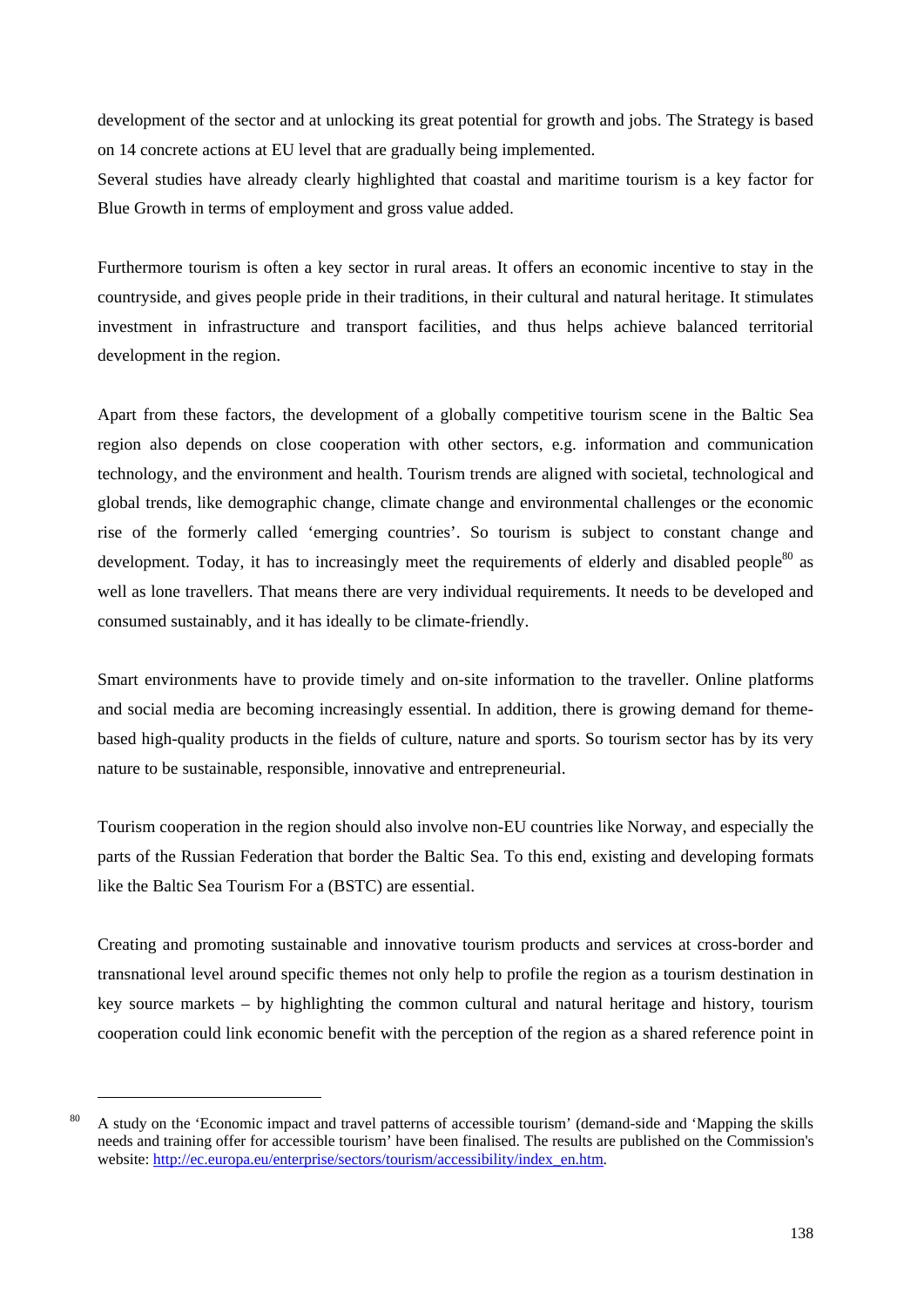development of the sector and at unlocking its great potential for growth and jobs. The Strategy is based on 14 concrete actions at EU level that are gradually being implemented.

Several studies have already clearly highlighted that coastal and maritime tourism is a key factor for Blue Growth in terms of employment and gross value added.

Furthermore tourism is often a key sector in rural areas. It offers an economic incentive to stay in the countryside, and gives people pride in their traditions, in their cultural and natural heritage. It stimulates investment in infrastructure and transport facilities, and thus helps achieve balanced territorial development in the region.

Apart from these factors, the development of a globally competitive tourism scene in the Baltic Sea region also depends on close cooperation with other sectors, e.g. information and communication technology, and the environment and health. Tourism trends are aligned with societal, technological and global trends, like demographic change, climate change and environmental challenges or the economic rise of the formerly called 'emerging countries'. So tourism is subject to constant change and development. Today, it has to increasingly meet the requirements of elderly and disabled people[80] as well as lone travellers. That means there are very individual requirements. It needs to be developed and consumed sustainably, and it has ideally to be climate-friendly.

Smart environments have to provide timely and on-site information to the traveller. Online platforms and social media are becoming increasingly essential. In addition, there is growing demand for theme-based high-quality products in the fields of culture, nature and sports. So tourism sector has by its very nature to be sustainable, responsible, innovative and entrepreneurial.

Tourism cooperation in the region should also involve non-EU countries like Norway, and especially the parts of the Russian Federation that border the Baltic Sea. To this end, existing and developing formats like the Baltic Sea Tourism For a (BSTC) are essential.

Creating and promoting sustainable and innovative tourism products and services at cross-border and transnational level around specific themes not only help to profile the region as a tourism destination in key source markets – by highlighting the common cultural and natural heritage and history, tourism cooperation could link economic benefit with the perception of the region as a shared reference point in

---

[80] A study on the 'Economic impact and travel patterns of accessible tourism' (demand-side and 'Mapping the skills needs and training offer for accessible tourism' have been finalised. The results are published on the Commission's website: http://ec.europa.eu/enterprise/sectors/tourism/accessibility/index_en.htm.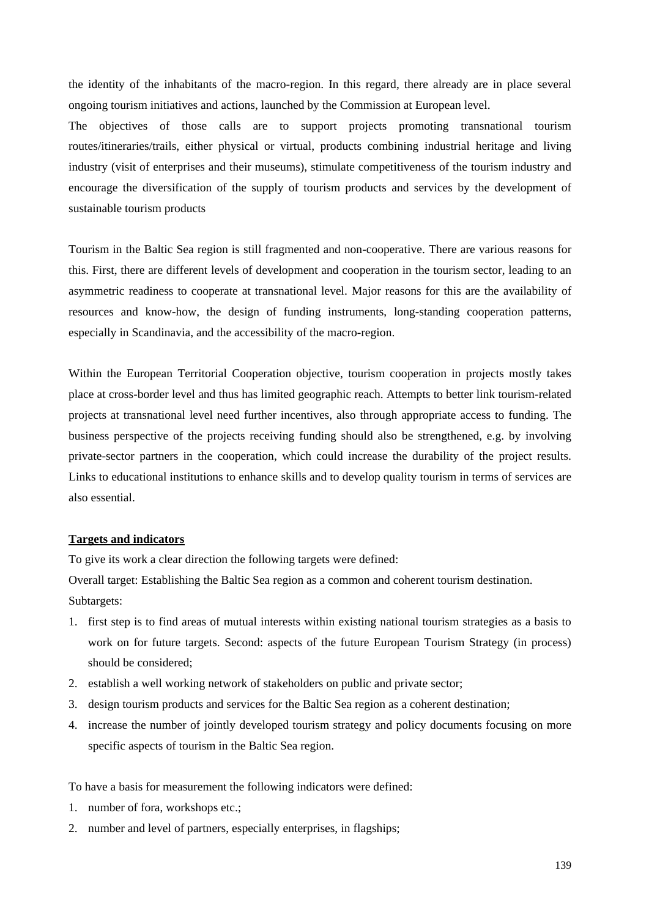the identity of the inhabitants of the macro-region. In this regard, there already are in place several ongoing tourism initiatives and actions, launched by the Commission at European level.

The objectives of those calls are to support projects promoting transnational tourism routes/itineraries/trails, either physical or virtual, products combining industrial heritage and living industry (visit of enterprises and their museums), stimulate competitiveness of the tourism industry and encourage the diversification of the supply of tourism products and services by the development of sustainable tourism products

Tourism in the Baltic Sea region is still fragmented and non-cooperative. There are various reasons for this. First, there are different levels of development and cooperation in the tourism sector, leading to an asymmetric readiness to cooperate at transnational level. Major reasons for this are the availability of resources and know-how, the design of funding instruments, long-standing cooperation patterns, especially in Scandinavia, and the accessibility of the macro-region.

Within the European Territorial Cooperation objective, tourism cooperation in projects mostly takes place at cross-border level and thus has limited geographic reach. Attempts to better link tourism-related projects at transnational level need further incentives, also through appropriate access to funding. The business perspective of the projects receiving funding should also be strengthened, e.g. by involving private-sector partners in the cooperation, which could increase the durability of the project results. Links to educational institutions to enhance skills and to develop quality tourism in terms of services are also essential.

**Targets and indicators**

To give its work a clear direction the following targets were defined:

Overall target: Establishing the Baltic Sea region as a common and coherent tourism destination.

Subtargets:

1. first step is to find areas of mutual interests within existing national tourism strategies as a basis to work on for future targets. Second: aspects of the future European Tourism Strategy (in process) should be considered;
2. establish a well working network of stakeholders on public and private sector;
3. design tourism products and services for the Baltic Sea region as a coherent destination;
4. increase the number of jointly developed tourism strategy and policy documents focusing on more specific aspects of tourism in the Baltic Sea region.

To have a basis for measurement the following indicators were defined:

1. number of fora, workshops etc.;
2. number and level of partners, especially enterprises, in flagships;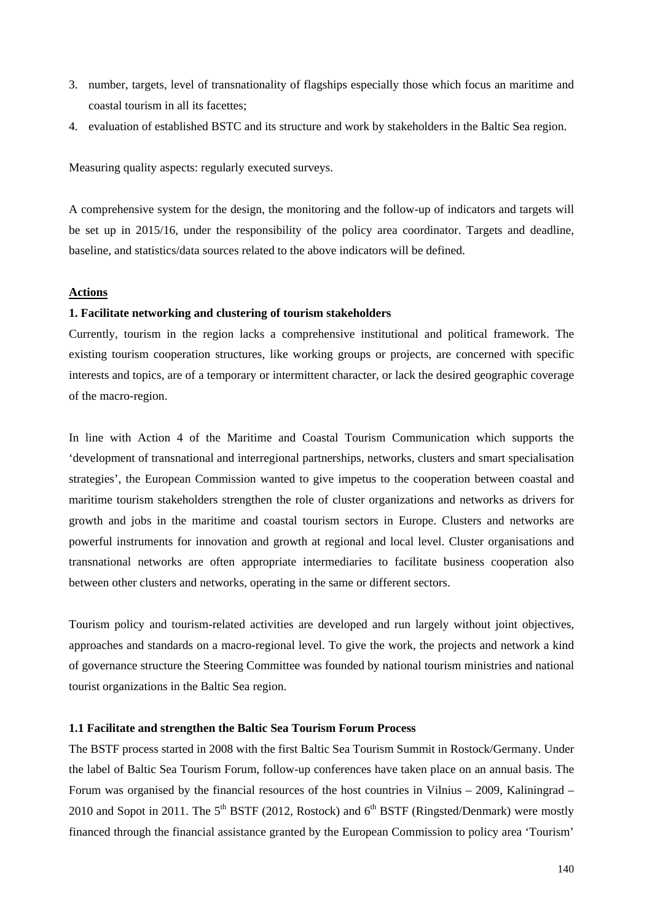3. number, targets, level of transnationality of flagships especially those which focus an maritime and coastal tourism in all its facettes;
4. evaluation of established BSTC and its structure and work by stakeholders in the Baltic Sea region.

Measuring quality aspects: regularly executed surveys.

A comprehensive system for the design, the monitoring and the follow-up of indicators and targets will be set up in 2015/16, under the responsibility of the policy area coordinator. Targets and deadline, baseline, and statistics/data sources related to the above indicators will be defined.

**Actions**

**1. Facilitate networking and clustering of tourism stakeholders**

Currently, tourism in the region lacks a comprehensive institutional and political framework. The existing tourism cooperation structures, like working groups or projects, are concerned with specific interests and topics, are of a temporary or intermittent character, or lack the desired geographic coverage of the macro-region.

In line with Action 4 of the Maritime and Coastal Tourism Communication which supports the 'development of transnational and interregional partnerships, networks, clusters and smart specialisation strategies', the European Commission wanted to give impetus to the cooperation between coastal and maritime tourism stakeholders strengthen the role of cluster organizations and networks as drivers for growth and jobs in the maritime and coastal tourism sectors in Europe. Clusters and networks are powerful instruments for innovation and growth at regional and local level. Cluster organisations and transnational networks are often appropriate intermediaries to facilitate business cooperation also between other clusters and networks, operating in the same or different sectors.

Tourism policy and tourism-related activities are developed and run largely without joint objectives, approaches and standards on a macro-regional level. To give the work, the projects and network a kind of governance structure the Steering Committee was founded by national tourism ministries and national tourist organizations in the Baltic Sea region.

**1.1 Facilitate and strengthen the Baltic Sea Tourism Forum Process**

The BSTF process started in 2008 with the first Baltic Sea Tourism Summit in Rostock/Germany. Under the label of Baltic Sea Tourism Forum, follow-up conferences have taken place on an annual basis. The Forum was organised by the financial resources of the host countries in Vilnius – 2009, Kaliningrad – 2010 and Sopot in 2011. The 5th BSTF (2012, Rostock) and 6th BSTF (Ringsted/Denmark) were mostly financed through the financial assistance granted by the European Commission to policy area 'Tourism'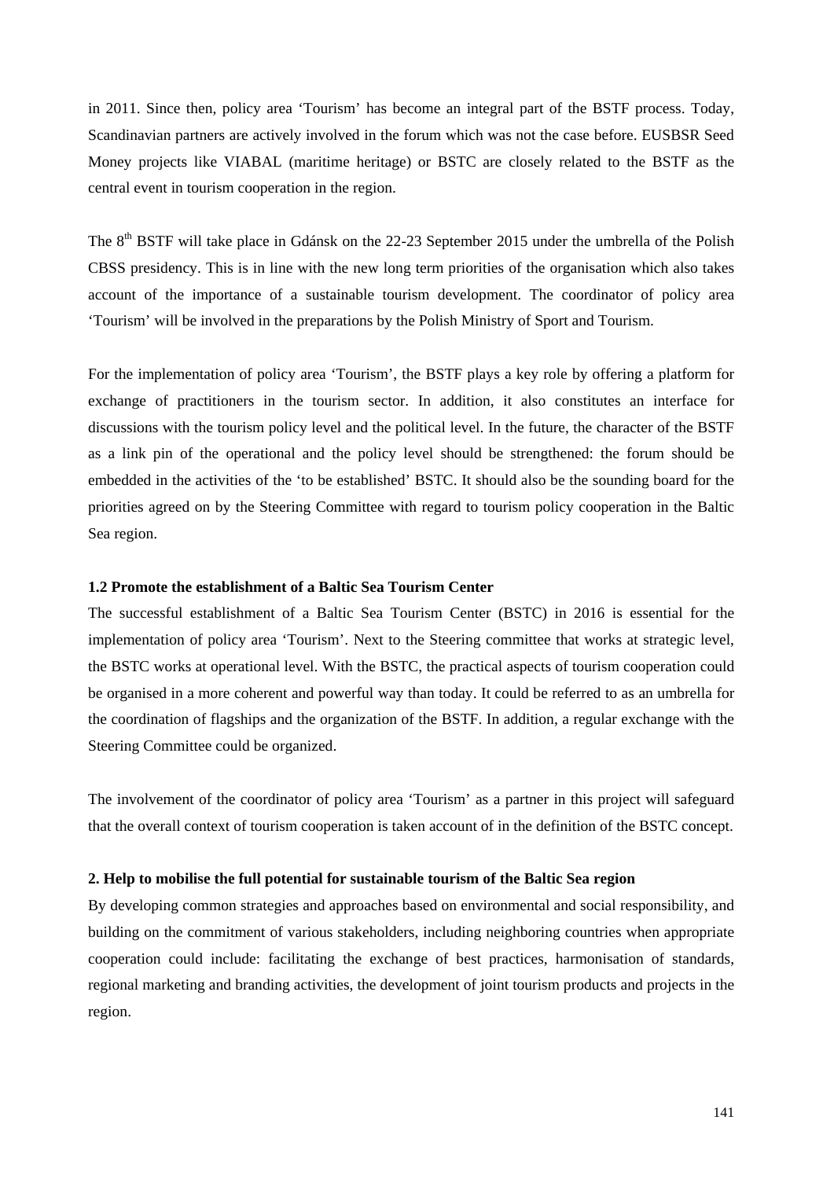in 2011. Since then, policy area 'Tourism' has become an integral part of the BSTF process. Today, Scandinavian partners are actively involved in the forum which was not the case before. EUSBSR Seed Money projects like VIABAL (maritime heritage) or BSTC are closely related to the BSTF as the central event in tourism cooperation in the region.

The 8th BSTF will take place in Gdánsk on the 22-23 September 2015 under the umbrella of the Polish CBSS presidency. This is in line with the new long term priorities of the organisation which also takes account of the importance of a sustainable tourism development. The coordinator of policy area 'Tourism' will be involved in the preparations by the Polish Ministry of Sport and Tourism.

For the implementation of policy area 'Tourism', the BSTF plays a key role by offering a platform for exchange of practitioners in the tourism sector. In addition, it also constitutes an interface for discussions with the tourism policy level and the political level. In the future, the character of the BSTF as a link pin of the operational and the policy level should be strengthened: the forum should be embedded in the activities of the 'to be established' BSTC. It should also be the sounding board for the priorities agreed on by the Steering Committee with regard to tourism policy cooperation in the Baltic Sea region.

**1.2 Promote the establishment of a Baltic Sea Tourism Center**

The successful establishment of a Baltic Sea Tourism Center (BSTC) in 2016 is essential for the implementation of policy area 'Tourism'. Next to the Steering committee that works at strategic level, the BSTC works at operational level. With the BSTC, the practical aspects of tourism cooperation could be organised in a more coherent and powerful way than today. It could be referred to as an umbrella for the coordination of flagships and the organization of the BSTF. In addition, a regular exchange with the Steering Committee could be organized.

The involvement of the coordinator of policy area 'Tourism' as a partner in this project will safeguard that the overall context of tourism cooperation is taken account of in the definition of the BSTC concept.

**2. Help to mobilise the full potential for sustainable tourism of the Baltic Sea region**

By developing common strategies and approaches based on environmental and social responsibility, and building on the commitment of various stakeholders, including neighboring countries when appropriate cooperation could include: facilitating the exchange of best practices, harmonisation of standards, regional marketing and branding activities, the development of joint tourism products and projects in the region.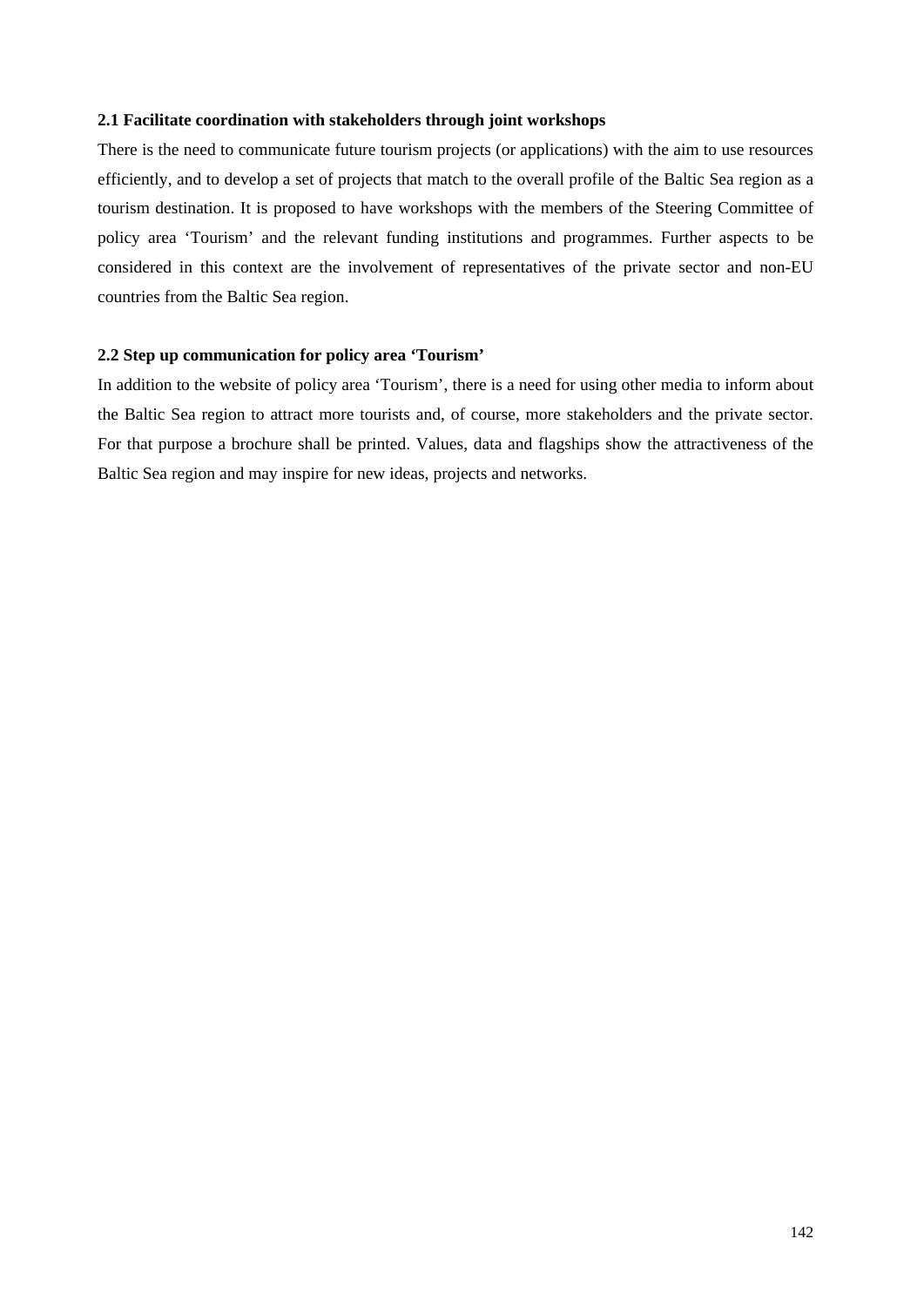### 2.1 Facilitate coordination with stakeholders through joint workshops

There is the need to communicate future tourism projects (or applications) with the aim to use resources efficiently, and to develop a set of projects that match to the overall profile of the Baltic Sea region as a tourism destination. It is proposed to have workshops with the members of the Steering Committee of policy area 'Tourism' and the relevant funding institutions and programmes. Further aspects to be considered in this context are the involvement of representatives of the private sector and non-EU countries from the Baltic Sea region.

### 2.2 Step up communication for policy area 'Tourism'

In addition to the website of policy area 'Tourism', there is a need for using other media to inform about the Baltic Sea region to attract more tourists and, of course, more stakeholders and the private sector. For that purpose a brochure shall be printed. Values, data and flagships show the attractiveness of the Baltic Sea region and may inspire for new ideas, projects and networks.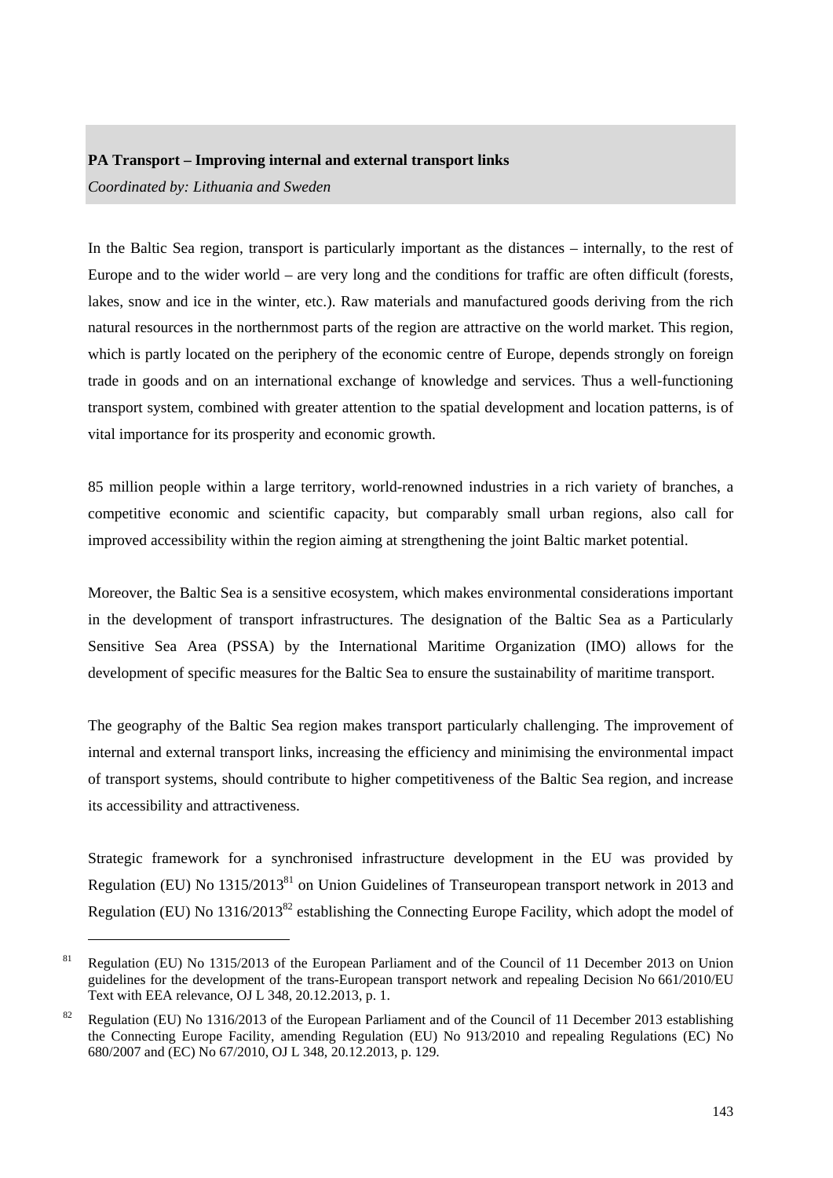**PA Transport – Improving internal and external transport links**

*Coordinated by: Lithuania and Sweden*

In the Baltic Sea region, transport is particularly important as the distances – internally, to the rest of Europe and to the wider world – are very long and the conditions for traffic are often difficult (forests, lakes, snow and ice in the winter, etc.). Raw materials and manufactured goods deriving from the rich natural resources in the northernmost parts of the region are attractive on the world market. This region, which is partly located on the periphery of the economic centre of Europe, depends strongly on foreign trade in goods and on an international exchange of knowledge and services. Thus a well-functioning transport system, combined with greater attention to the spatial development and location patterns, is of vital importance for its prosperity and economic growth.

85 million people within a large territory, world-renowned industries in a rich variety of branches, a competitive economic and scientific capacity, but comparably small urban regions, also call for improved accessibility within the region aiming at strengthening the joint Baltic market potential.

Moreover, the Baltic Sea is a sensitive ecosystem, which makes environmental considerations important in the development of transport infrastructures. The designation of the Baltic Sea as a Particularly Sensitive Sea Area (PSSA) by the International Maritime Organization (IMO) allows for the development of specific measures for the Baltic Sea to ensure the sustainability of maritime transport.

The geography of the Baltic Sea region makes transport particularly challenging. The improvement of internal and external transport links, increasing the efficiency and minimising the environmental impact of transport systems, should contribute to higher competitiveness of the Baltic Sea region, and increase its accessibility and attractiveness.

Strategic framework for a synchronised infrastructure development in the EU was provided by Regulation (EU) No 1315/2013[81] on Union Guidelines of Transeuropean transport network in 2013 and Regulation (EU) No 1316/2013[82] establishing the Connecting Europe Facility, which adopt the model of

---

[81] Regulation (EU) No 1315/2013 of the European Parliament and of the Council of 11 December 2013 on Union guidelines for the development of the trans-European transport network and repealing Decision No 661/2010/EU Text with EEA relevance, OJ L 348, 20.12.2013, p. 1.

[82] Regulation (EU) No 1316/2013 of the European Parliament and of the Council of 11 December 2013 establishing the Connecting Europe Facility, amending Regulation (EU) No 913/2010 and repealing Regulations (EC) No 680/2007 and (EC) No 67/2010, OJ L 348, 20.12.2013, p. 129.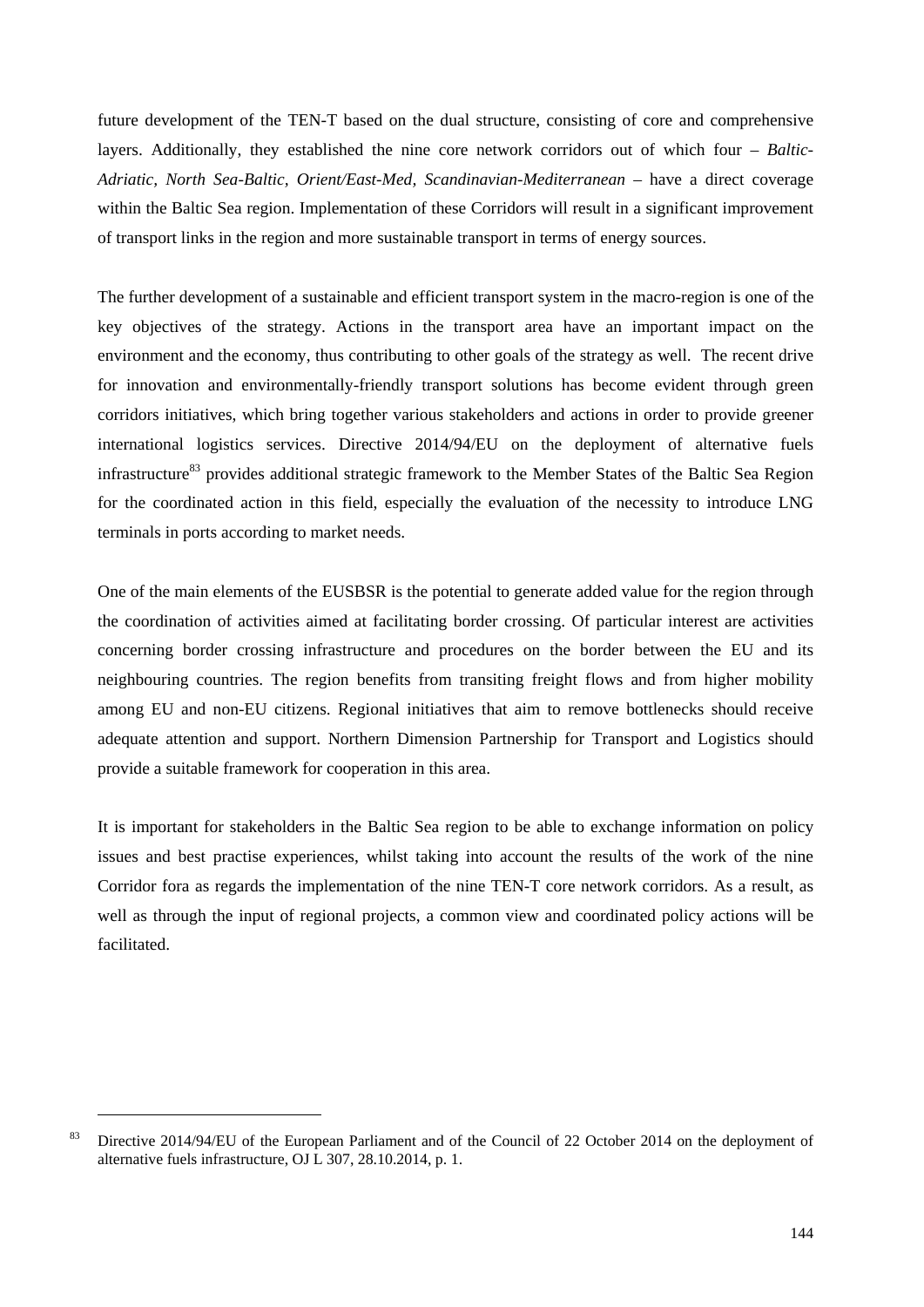future development of the TEN-T based on the dual structure, consisting of core and comprehensive layers. Additionally, they established the nine core network corridors out of which four – *Baltic-Adriatic, North Sea-Baltic, Orient/East-Med, Scandinavian-Mediterranean* – have a direct coverage within the Baltic Sea region. Implementation of these Corridors will result in a significant improvement of transport links in the region and more sustainable transport in terms of energy sources.

The further development of a sustainable and efficient transport system in the macro-region is one of the key objectives of the strategy. Actions in the transport area have an important impact on the environment and the economy, thus contributing to other goals of the strategy as well. The recent drive for innovation and environmentally-friendly transport solutions has become evident through green corridors initiatives, which bring together various stakeholders and actions in order to provide greener international logistics services. Directive 2014/94/EU on the deployment of alternative fuels infrastructure[83] provides additional strategic framework to the Member States of the Baltic Sea Region for the coordinated action in this field, especially the evaluation of the necessity to introduce LNG terminals in ports according to market needs.

One of the main elements of the EUSBSR is the potential to generate added value for the region through the coordination of activities aimed at facilitating border crossing. Of particular interest are activities concerning border crossing infrastructure and procedures on the border between the EU and its neighbouring countries. The region benefits from transiting freight flows and from higher mobility among EU and non-EU citizens. Regional initiatives that aim to remove bottlenecks should receive adequate attention and support. Northern Dimension Partnership for Transport and Logistics should provide a suitable framework for cooperation in this area.

It is important for stakeholders in the Baltic Sea region to be able to exchange information on policy issues and best practise experiences, whilst taking into account the results of the work of the nine Corridor fora as regards the implementation of the nine TEN-T core network corridors. As a result, as well as through the input of regional projects, a common view and coordinated policy actions will be facilitated.

---

[83] Directive 2014/94/EU of the European Parliament and of the Council of 22 October 2014 on the deployment of alternative fuels infrastructure, OJ L 307, 28.10.2014, p. 1.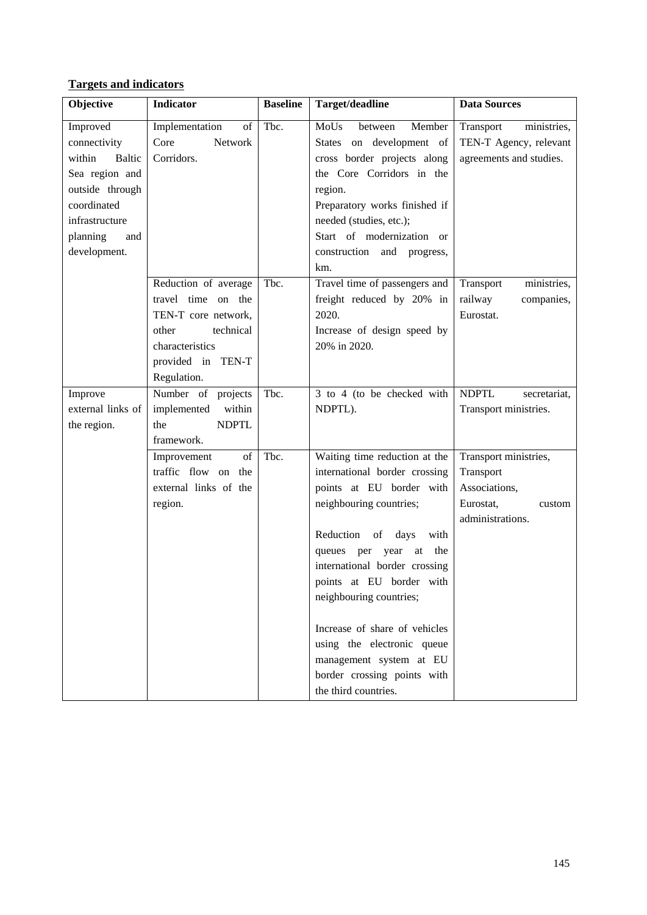**Targets and indicators**

| Objective | Indicator | Baseline | Target/deadline | Data Sources |
|---|---|---|---|---|
| Improved connectivity within Baltic Sea region and outside through coordinated infrastructure planning and development. | Implementation of Core Network Corridors. | Tbc. | MoUs between Member States on development of cross border projects along the Core Corridors in the region.<br>Preparatory works finished if needed (studies, etc.);<br>Start of modernization or construction and progress, km. | Transport ministries, TEN-T Agency, relevant agreements and studies. |
| | Reduction of average travel time on the TEN-T core network, other technical characteristics provided in TEN-T Regulation. | Tbc. | Travel time of passengers and freight reduced by 20% in 2020.<br>Increase of design speed by 20% in 2020. | Transport ministries, railway companies, Eurostat. |
| Improve external links of the region. | Number of projects implemented within the NDPTL framework. | Tbc. | 3 to 4 (to be checked with NDPTL). | NDPTL secretariat, Transport ministries. |
| | Improvement of traffic flow on the external links of the region. | Tbc. | Waiting time reduction at the international border crossing points at EU border with neighbouring countries;<br><br>Reduction of days with queues per year at the international border crossing points at EU border with neighbouring countries;<br><br>Increase of share of vehicles using the electronic queue management system at EU border crossing points with the third countries. | Transport ministries, Transport Associations, Eurostat, custom administrations. |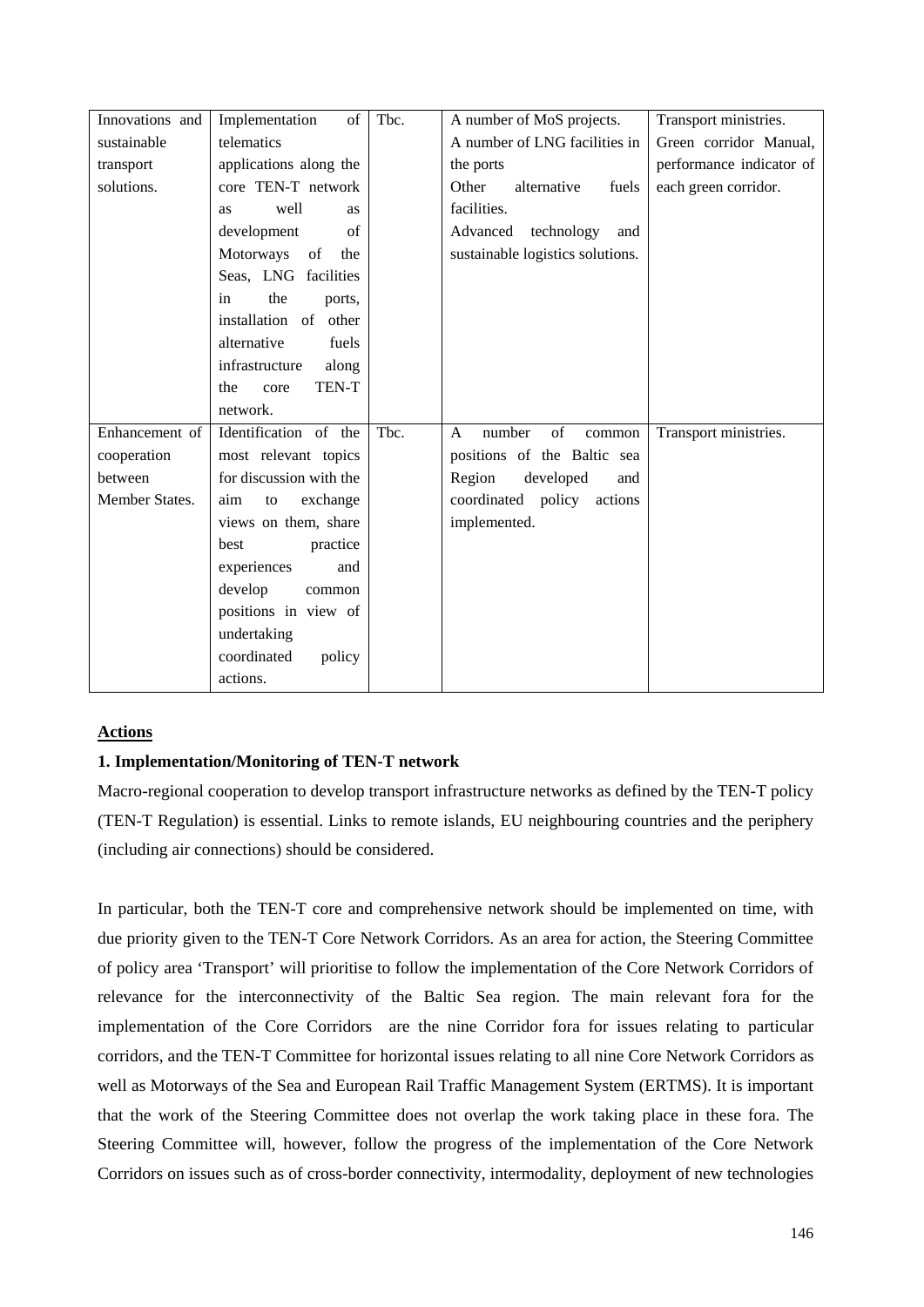| | | | | |
|---|---|---|---|---|
| Innovations and sustainable transport solutions. | Implementation of telematics applications along the core TEN-T network as well as development of Motorways of the Seas, LNG facilities in the ports, installation of other alternative fuels infrastructure along the core TEN-T network. | Tbc. | A number of MoS projects. A number of LNG facilities in the ports Other alternative fuels facilities. Advanced technology and sustainable logistics solutions. | Transport ministries. Green corridor Manual, performance indicator of each green corridor. |
| Enhancement of cooperation between Member States. | Identification of the most relevant topics for discussion with the aim to exchange views on them, share best practice experiences and develop common positions in view of undertaking coordinated policy actions. | Tbc. | A number of common positions of the Baltic sea Region developed and coordinated policy actions implemented. | Transport ministries. |

**Actions**

**1. Implementation/Monitoring of TEN-T network**

Macro-regional cooperation to develop transport infrastructure networks as defined by the TEN-T policy (TEN-T Regulation) is essential. Links to remote islands, EU neighbouring countries and the periphery (including air connections) should be considered.

In particular, both the TEN-T core and comprehensive network should be implemented on time, with due priority given to the TEN-T Core Network Corridors. As an area for action, the Steering Committee of policy area 'Transport' will prioritise to follow the implementation of the Core Network Corridors of relevance for the interconnectivity of the Baltic Sea region. The main relevant fora for the implementation of the Core Corridors are the nine Corridor fora for issues relating to particular corridors, and the TEN-T Committee for horizontal issues relating to all nine Core Network Corridors as well as Motorways of the Sea and European Rail Traffic Management System (ERTMS). It is important that the work of the Steering Committee does not overlap the work taking place in these fora. The Steering Committee will, however, follow the progress of the implementation of the Core Network Corridors on issues such as of cross-border connectivity, intermodality, deployment of new technologies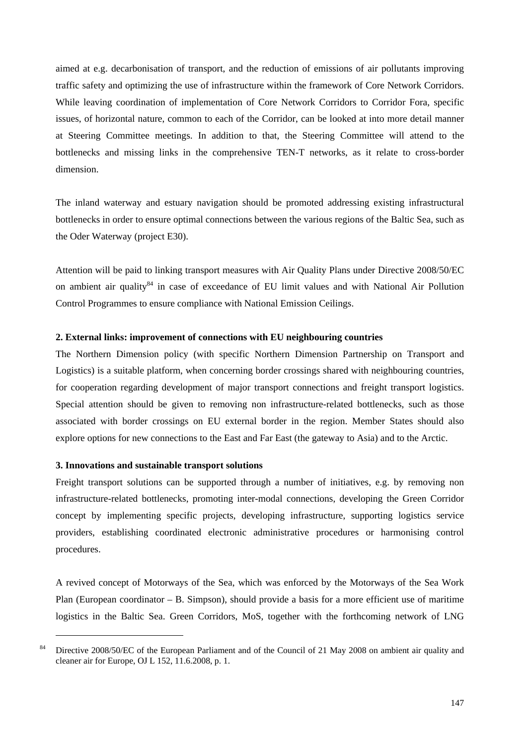aimed at e.g. decarbonisation of transport, and the reduction of emissions of air pollutants improving traffic safety and optimizing the use of infrastructure within the framework of Core Network Corridors. While leaving coordination of implementation of Core Network Corridors to Corridor Fora, specific issues, of horizontal nature, common to each of the Corridor, can be looked at into more detail manner at Steering Committee meetings. In addition to that, the Steering Committee will attend to the bottlenecks and missing links in the comprehensive TEN-T networks, as it relate to cross-border dimension.

The inland waterway and estuary navigation should be promoted addressing existing infrastructural bottlenecks in order to ensure optimal connections between the various regions of the Baltic Sea, such as the Oder Waterway (project E30).

Attention will be paid to linking transport measures with Air Quality Plans under Directive 2008/50/EC on ambient air quality[84] in case of exceedance of EU limit values and with National Air Pollution Control Programmes to ensure compliance with National Emission Ceilings.

**2. External links: improvement of connections with EU neighbouring countries**

The Northern Dimension policy (with specific Northern Dimension Partnership on Transport and Logistics) is a suitable platform, when concerning border crossings shared with neighbouring countries, for cooperation regarding development of major transport connections and freight transport logistics. Special attention should be given to removing non infrastructure-related bottlenecks, such as those associated with border crossings on EU external border in the region. Member States should also explore options for new connections to the East and Far East (the gateway to Asia) and to the Arctic.

**3. Innovations and sustainable transport solutions**

Freight transport solutions can be supported through a number of initiatives, e.g. by removing non infrastructure-related bottlenecks, promoting inter-modal connections, developing the Green Corridor concept by implementing specific projects, developing infrastructure, supporting logistics service providers, establishing coordinated electronic administrative procedures or harmonising control procedures.

A revived concept of Motorways of the Sea, which was enforced by the Motorways of the Sea Work Plan (European coordinator – B. Simpson), should provide a basis for a more efficient use of maritime logistics in the Baltic Sea. Green Corridors, MoS, together with the forthcoming network of LNG

---

[84] Directive 2008/50/EC of the European Parliament and of the Council of 21 May 2008 on ambient air quality and cleaner air for Europe, OJ L 152, 11.6.2008, p. 1.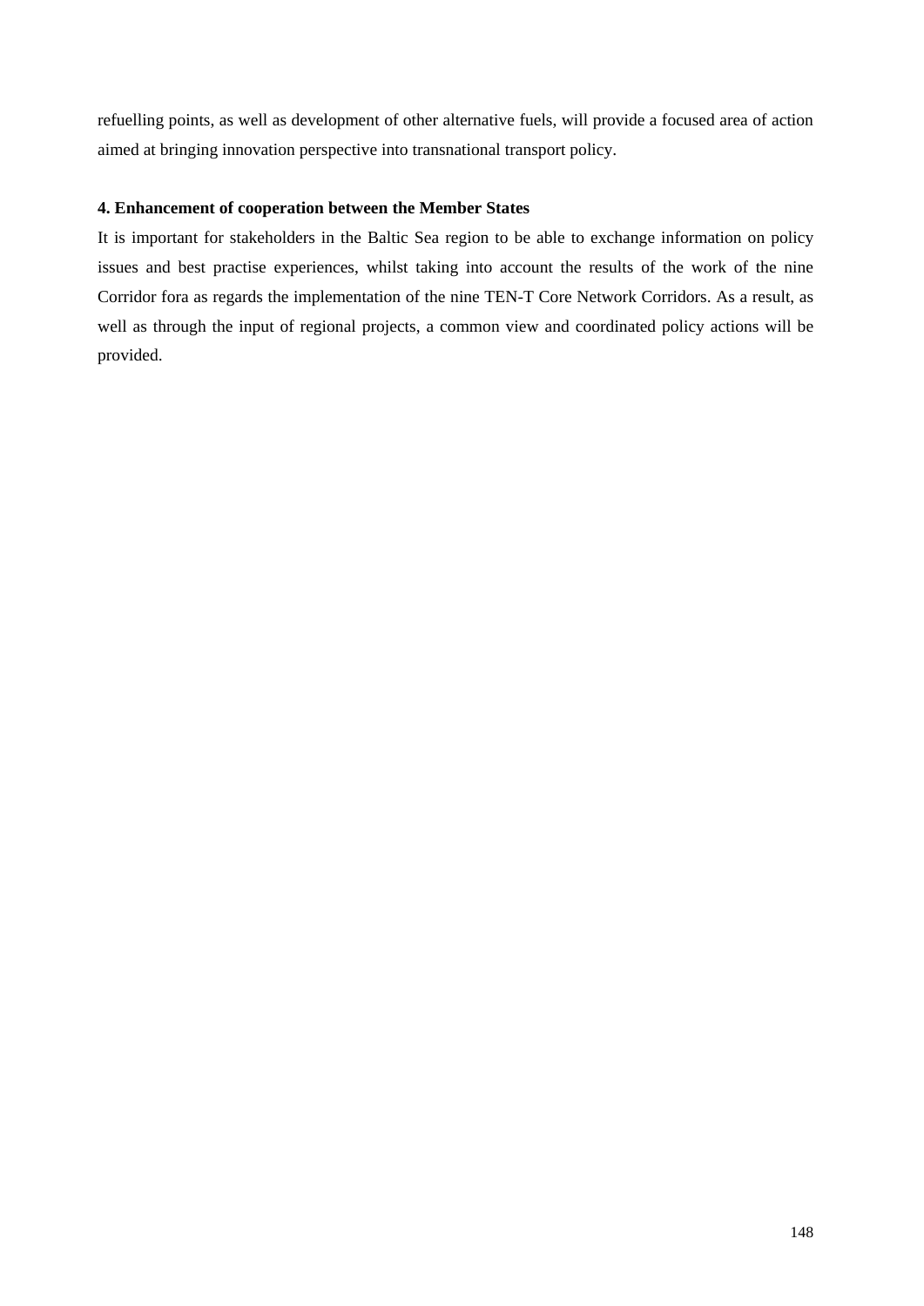refuelling points, as well as development of other alternative fuels, will provide a focused area of action aimed at bringing innovation perspective into transnational transport policy.

**4. Enhancement of cooperation between the Member States**

It is important for stakeholders in the Baltic Sea region to be able to exchange information on policy issues and best practise experiences, whilst taking into account the results of the work of the nine Corridor fora as regards the implementation of the nine TEN-T Core Network Corridors. As a result, as well as through the input of regional projects, a common view and coordinated policy actions will be provided.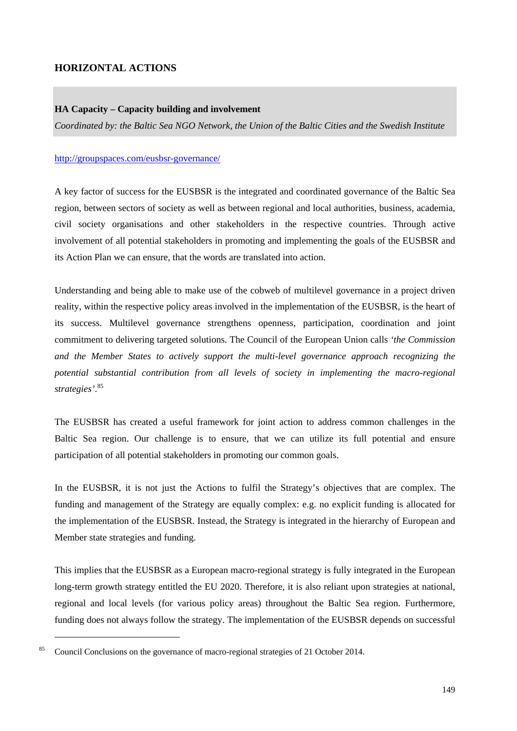## HORIZONTAL ACTIONS

### HA Capacity – Capacity building and involvement

*Coordinated by: the Baltic Sea NGO Network, the Union of the Baltic Cities and the Swedish Institute*

http://groupspaces.com/eusbsr-governance/

A key factor of success for the EUSBSR is the integrated and coordinated governance of the Baltic Sea region, between sectors of society as well as between regional and local authorities, business, academia, civil society organisations and other stakeholders in the respective countries. Through active involvement of all potential stakeholders in promoting and implementing the goals of the EUSBSR and its Action Plan we can ensure, that the words are translated into action.

Understanding and being able to make use of the cobweb of multilevel governance in a project driven reality, within the respective policy areas involved in the implementation of the EUSBSR, is the heart of its success. Multilevel governance strengthens openness, participation, coordination and joint commitment to delivering targeted solutions. The Council of the European Union calls *'the Commission and the Member States to actively support the multi-level governance approach recognizing the potential substantial contribution from all levels of society in implementing the macro-regional strategies'*.[85]

The EUSBSR has created a useful framework for joint action to address common challenges in the Baltic Sea region. Our challenge is to ensure, that we can utilize its full potential and ensure participation of all potential stakeholders in promoting our common goals.

In the EUSBSR, it is not just the Actions to fulfil the Strategy's objectives that are complex. The funding and management of the Strategy are equally complex: e.g. no explicit funding is allocated for the implementation of the EUSBSR. Instead, the Strategy is integrated in the hierarchy of European and Member state strategies and funding.

This implies that the EUSBSR as a European macro-regional strategy is fully integrated in the European long-term growth strategy entitled the EU 2020. Therefore, it is also reliant upon strategies at national, regional and local levels (for various policy areas) throughout the Baltic Sea region. Furthermore, funding does not always follow the strategy. The implementation of the EUSBSR depends on successful

---

[85] Council Conclusions on the governance of macro-regional strategies of 21 October 2014.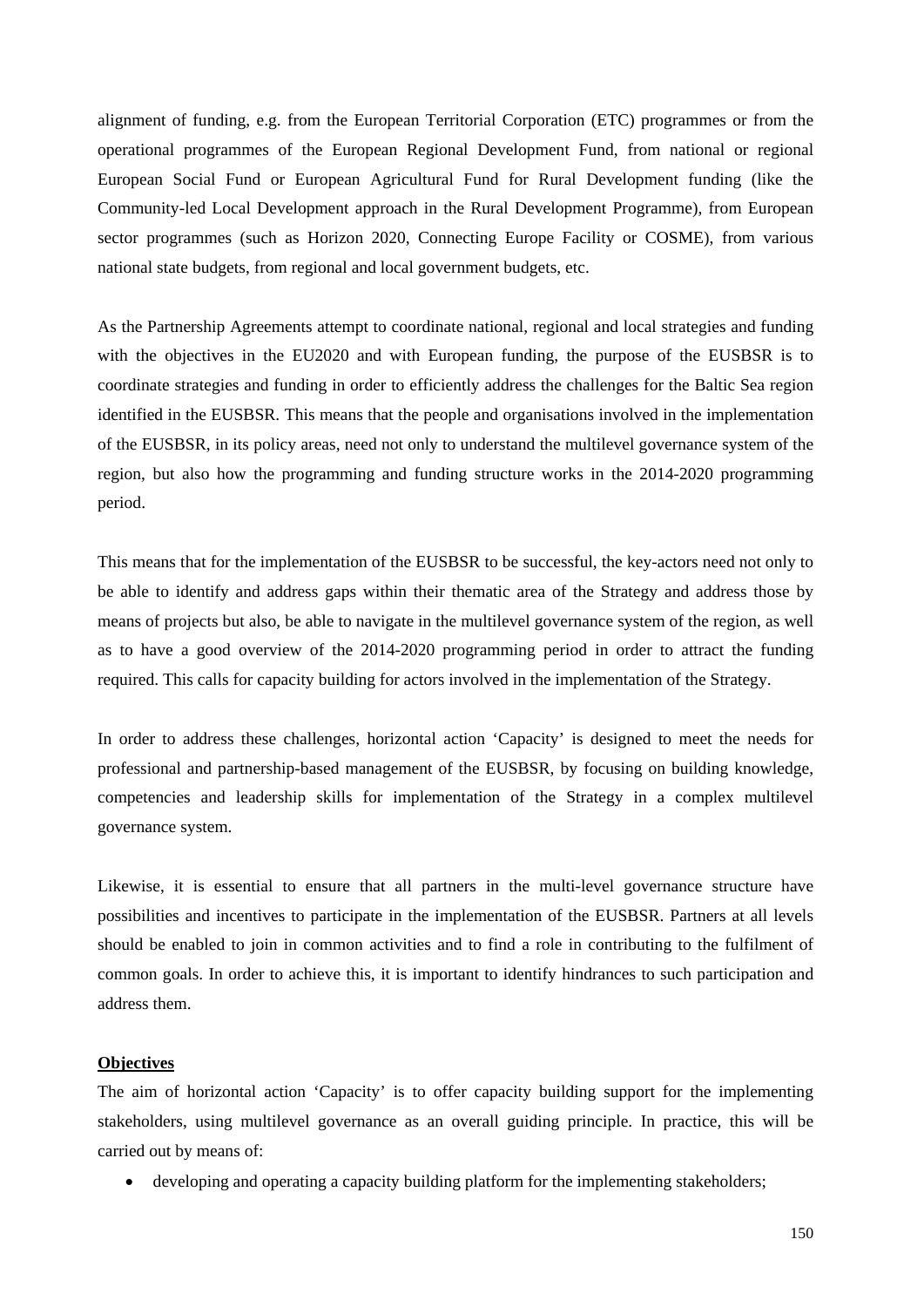alignment of funding, e.g. from the European Territorial Corporation (ETC) programmes or from the operational programmes of the European Regional Development Fund, from national or regional European Social Fund or European Agricultural Fund for Rural Development funding (like the Community-led Local Development approach in the Rural Development Programme), from European sector programmes (such as Horizon 2020, Connecting Europe Facility or COSME), from various national state budgets, from regional and local government budgets, etc.

As the Partnership Agreements attempt to coordinate national, regional and local strategies and funding with the objectives in the EU2020 and with European funding, the purpose of the EUSBSR is to coordinate strategies and funding in order to efficiently address the challenges for the Baltic Sea region identified in the EUSBSR. This means that the people and organisations involved in the implementation of the EUSBSR, in its policy areas, need not only to understand the multilevel governance system of the region, but also how the programming and funding structure works in the 2014-2020 programming period.

This means that for the implementation of the EUSBSR to be successful, the key-actors need not only to be able to identify and address gaps within their thematic area of the Strategy and address those by means of projects but also, be able to navigate in the multilevel governance system of the region, as well as to have a good overview of the 2014-2020 programming period in order to attract the funding required. This calls for capacity building for actors involved in the implementation of the Strategy.

In order to address these challenges, horizontal action 'Capacity' is designed to meet the needs for professional and partnership-based management of the EUSBSR, by focusing on building knowledge, competencies and leadership skills for implementation of the Strategy in a complex multilevel governance system.

Likewise, it is essential to ensure that all partners in the multi-level governance structure have possibilities and incentives to participate in the implementation of the EUSBSR. Partners at all levels should be enabled to join in common activities and to find a role in contributing to the fulfilment of common goals. In order to achieve this, it is important to identify hindrances to such participation and address them.

**Objectives**

The aim of horizontal action 'Capacity' is to offer capacity building support for the implementing stakeholders, using multilevel governance as an overall guiding principle. In practice, this will be carried out by means of:

- developing and operating a capacity building platform for the implementing stakeholders;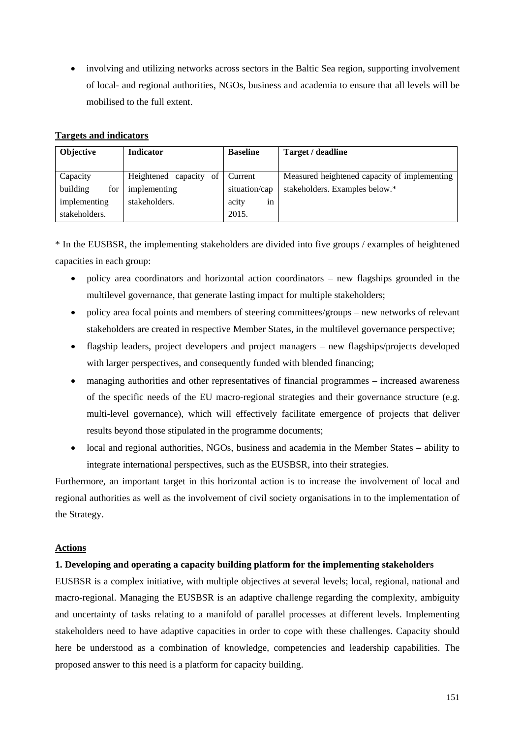- involving and utilizing networks across sectors in the Baltic Sea region, supporting involvement of local- and regional authorities, NGOs, business and academia to ensure that all levels will be mobilised to the full extent.

**Targets and indicators**

| Objective | Indicator | Baseline | Target / deadline |
|---|---|---|---|
| Capacity building for implementing stakeholders. | Heightened capacity of implementing stakeholders. | Current situation/capacity in 2015. | Measured heightened capacity of implementing stakeholders. Examples below.* |

* In the EUSBSR, the implementing stakeholders are divided into five groups / examples of heightened capacities in each group:

- policy area coordinators and horizontal action coordinators – new flagships grounded in the multilevel governance, that generate lasting impact for multiple stakeholders;
- policy area focal points and members of steering committees/groups – new networks of relevant stakeholders are created in respective Member States, in the multilevel governance perspective;
- flagship leaders, project developers and project managers – new flagships/projects developed with larger perspectives, and consequently funded with blended financing;
- managing authorities and other representatives of financial programmes – increased awareness of the specific needs of the EU macro-regional strategies and their governance structure (e.g. multi-level governance), which will effectively facilitate emergence of projects that deliver results beyond those stipulated in the programme documents;
- local and regional authorities, NGOs, business and academia in the Member States – ability to integrate international perspectives, such as the EUSBSR, into their strategies.

Furthermore, an important target in this horizontal action is to increase the involvement of local and regional authorities as well as the involvement of civil society organisations in to the implementation of the Strategy.

**Actions**

**1. Developing and operating a capacity building platform for the implementing stakeholders**

EUSBSR is a complex initiative, with multiple objectives at several levels; local, regional, national and macro-regional. Managing the EUSBSR is an adaptive challenge regarding the complexity, ambiguity and uncertainty of tasks relating to a manifold of parallel processes at different levels. Implementing stakeholders need to have adaptive capacities in order to cope with these challenges. Capacity should here be understood as a combination of knowledge, competencies and leadership capabilities. The proposed answer to this need is a platform for capacity building.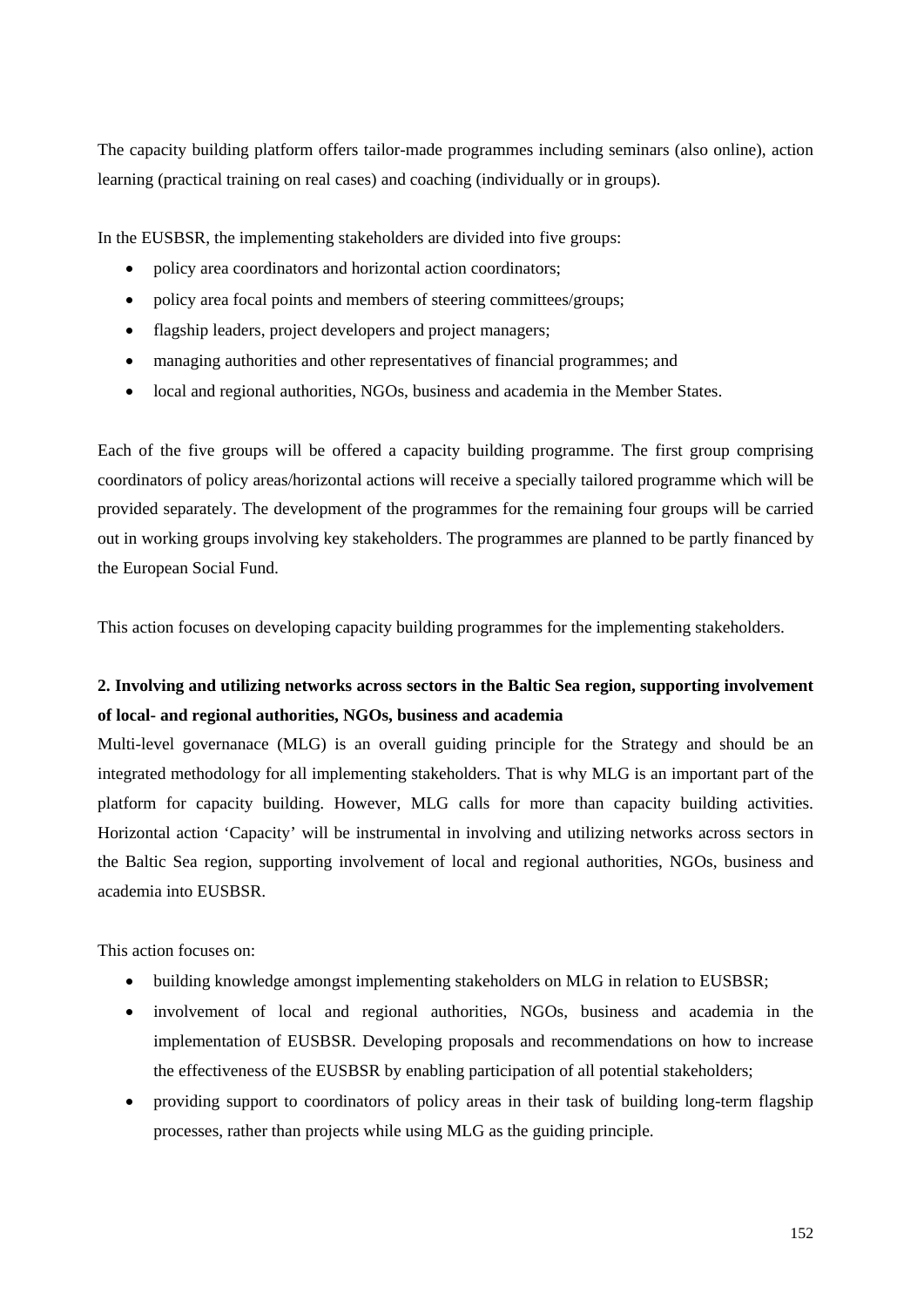The capacity building platform offers tailor-made programmes including seminars (also online), action learning (practical training on real cases) and coaching (individually or in groups).

In the EUSBSR, the implementing stakeholders are divided into five groups:

- policy area coordinators and horizontal action coordinators;
- policy area focal points and members of steering committees/groups;
- flagship leaders, project developers and project managers;
- managing authorities and other representatives of financial programmes; and
- local and regional authorities, NGOs, business and academia in the Member States.

Each of the five groups will be offered a capacity building programme. The first group comprising coordinators of policy areas/horizontal actions will receive a specially tailored programme which will be provided separately. The development of the programmes for the remaining four groups will be carried out in working groups involving key stakeholders. The programmes are planned to be partly financed by the European Social Fund.

This action focuses on developing capacity building programmes for the implementing stakeholders.

**2. Involving and utilizing networks across sectors in the Baltic Sea region, supporting involvement of local- and regional authorities, NGOs, business and academia**

Multi-level governanace (MLG) is an overall guiding principle for the Strategy and should be an integrated methodology for all implementing stakeholders. That is why MLG is an important part of the platform for capacity building. However, MLG calls for more than capacity building activities. Horizontal action 'Capacity' will be instrumental in involving and utilizing networks across sectors in the Baltic Sea region, supporting involvement of local and regional authorities, NGOs, business and academia into EUSBSR.

This action focuses on:

- building knowledge amongst implementing stakeholders on MLG in relation to EUSBSR;
- involvement of local and regional authorities, NGOs, business and academia in the implementation of EUSBSR. Developing proposals and recommendations on how to increase the effectiveness of the EUSBSR by enabling participation of all potential stakeholders;
- providing support to coordinators of policy areas in their task of building long-term flagship processes, rather than projects while using MLG as the guiding principle.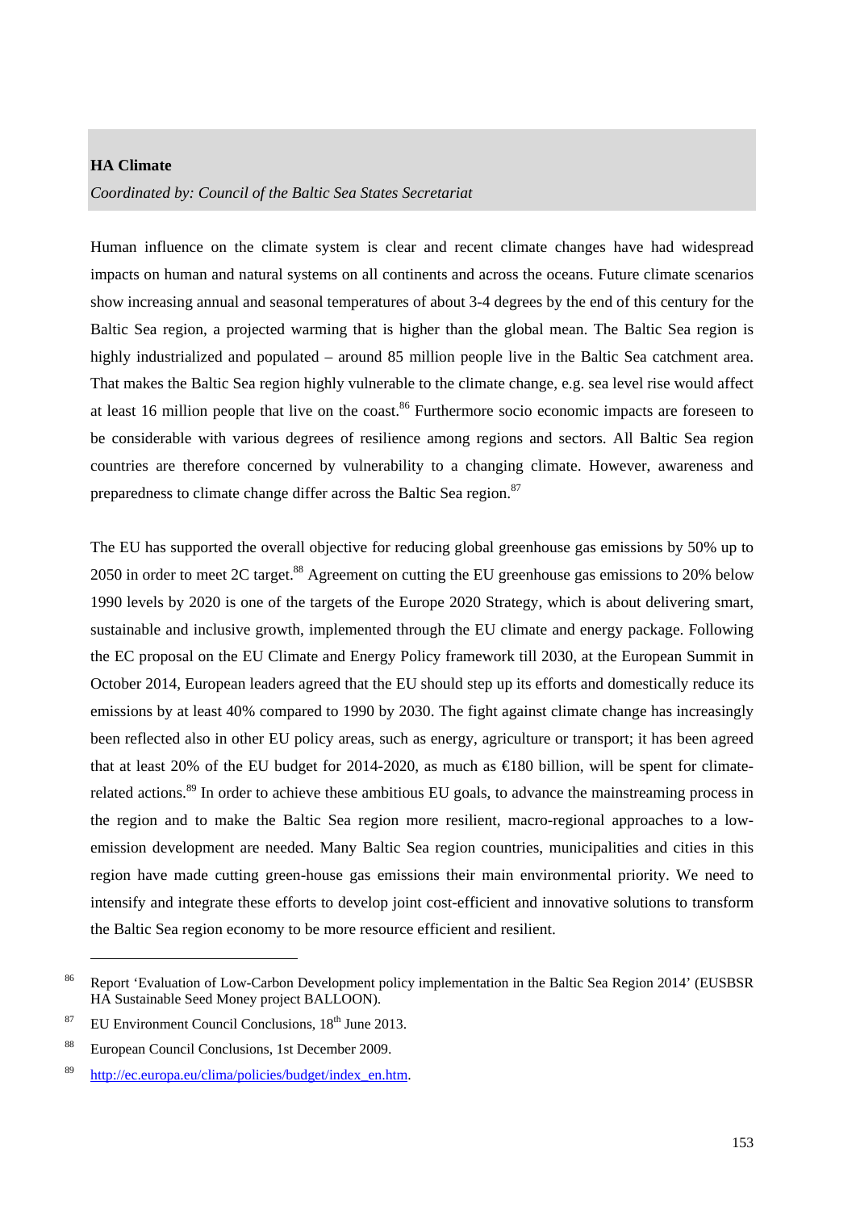**HA Climate**

*Coordinated by: Council of the Baltic Sea States Secretariat*

Human influence on the climate system is clear and recent climate changes have had widespread impacts on human and natural systems on all continents and across the oceans. Future climate scenarios show increasing annual and seasonal temperatures of about 3-4 degrees by the end of this century for the Baltic Sea region, a projected warming that is higher than the global mean. The Baltic Sea region is highly industrialized and populated – around 85 million people live in the Baltic Sea catchment area. That makes the Baltic Sea region highly vulnerable to the climate change, e.g. sea level rise would affect at least 16 million people that live on the coast.[86] Furthermore socio economic impacts are foreseen to be considerable with various degrees of resilience among regions and sectors. All Baltic Sea region countries are therefore concerned by vulnerability to a changing climate. However, awareness and preparedness to climate change differ across the Baltic Sea region.[87]

The EU has supported the overall objective for reducing global greenhouse gas emissions by 50% up to 2050 in order to meet 2C target.[88] Agreement on cutting the EU greenhouse gas emissions to 20% below 1990 levels by 2020 is one of the targets of the Europe 2020 Strategy, which is about delivering smart, sustainable and inclusive growth, implemented through the EU climate and energy package. Following the EC proposal on the EU Climate and Energy Policy framework till 2030, at the European Summit in October 2014, European leaders agreed that the EU should step up its efforts and domestically reduce its emissions by at least 40% compared to 1990 by 2030. The fight against climate change has increasingly been reflected also in other EU policy areas, such as energy, agriculture or transport; it has been agreed that at least 20% of the EU budget for 2014-2020, as much as €180 billion, will be spent for climate-related actions.[89] In order to achieve these ambitious EU goals, to advance the mainstreaming process in the region and to make the Baltic Sea region more resilient, macro-regional approaches to a low-emission development are needed. Many Baltic Sea region countries, municipalities and cities in this region have made cutting green-house gas emissions their main environmental priority. We need to intensify and integrate these efforts to develop joint cost-efficient and innovative solutions to transform the Baltic Sea region economy to be more resource efficient and resilient.

---

[86] Report 'Evaluation of Low-Carbon Development policy implementation in the Baltic Sea Region 2014' (EUSBSR HA Sustainable Seed Money project BALLOON).

[87] EU Environment Council Conclusions, 18th June 2013.

[88] European Council Conclusions, 1st December 2009.

[89] http://ec.europa.eu/clima/policies/budget/index_en.htm.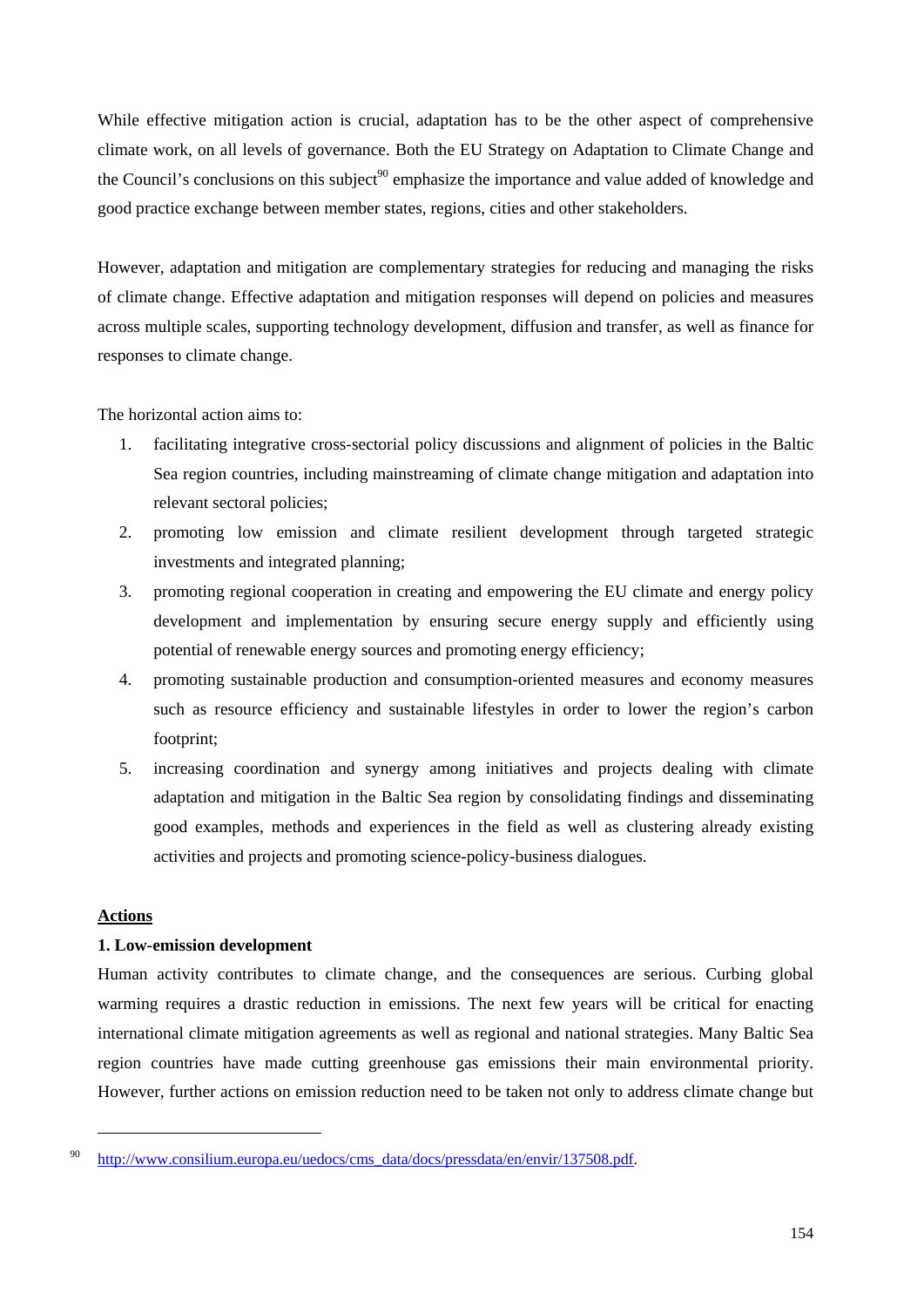While effective mitigation action is crucial, adaptation has to be the other aspect of comprehensive climate work, on all levels of governance. Both the EU Strategy on Adaptation to Climate Change and the Council's conclusions on this subject[90] emphasize the importance and value added of knowledge and good practice exchange between member states, regions, cities and other stakeholders.

However, adaptation and mitigation are complementary strategies for reducing and managing the risks of climate change. Effective adaptation and mitigation responses will depend on policies and measures across multiple scales, supporting technology development, diffusion and transfer, as well as finance for responses to climate change.

The horizontal action aims to:

1. facilitating integrative cross-sectorial policy discussions and alignment of policies in the Baltic Sea region countries, including mainstreaming of climate change mitigation and adaptation into relevant sectoral policies;
2. promoting low emission and climate resilient development through targeted strategic investments and integrated planning;
3. promoting regional cooperation in creating and empowering the EU climate and energy policy development and implementation by ensuring secure energy supply and efficiently using potential of renewable energy sources and promoting energy efficiency;
4. promoting sustainable production and consumption-oriented measures and economy measures such as resource efficiency and sustainable lifestyles in order to lower the region's carbon footprint;
5. increasing coordination and synergy among initiatives and projects dealing with climate adaptation and mitigation in the Baltic Sea region by consolidating findings and disseminating good examples, methods and experiences in the field as well as clustering already existing activities and projects and promoting science-policy-business dialogues.

**Actions**

**1. Low-emission development**

Human activity contributes to climate change, and the consequences are serious. Curbing global warming requires a drastic reduction in emissions. The next few years will be critical for enacting international climate mitigation agreements as well as regional and national strategies. Many Baltic Sea region countries have made cutting greenhouse gas emissions their main environmental priority. However, further actions on emission reduction need to be taken not only to address climate change but

[90] http://www.consilium.europa.eu/uedocs/cms_data/docs/pressdata/en/envir/137508.pdf.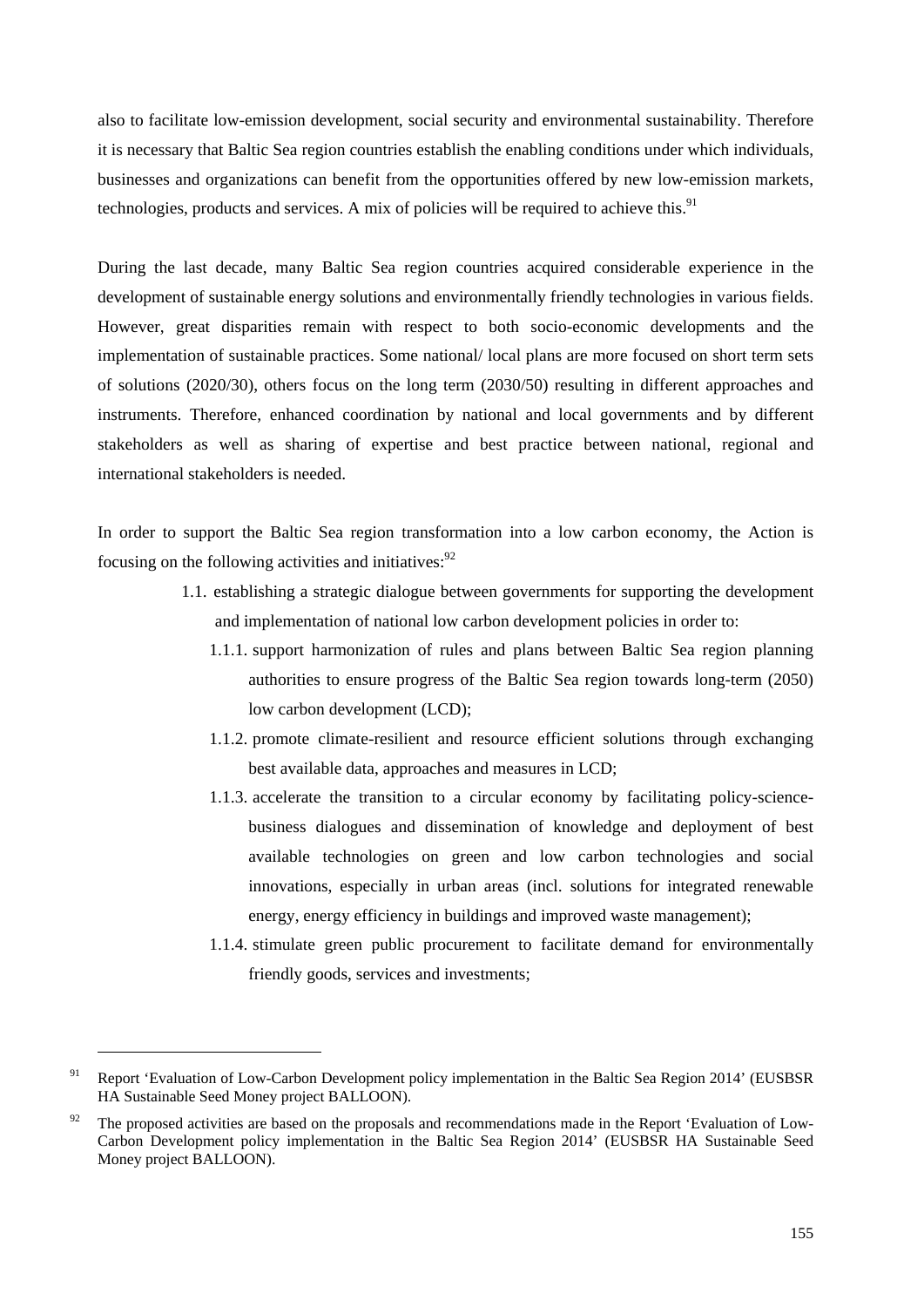also to facilitate low-emission development, social security and environmental sustainability. Therefore it is necessary that Baltic Sea region countries establish the enabling conditions under which individuals, businesses and organizations can benefit from the opportunities offered by new low-emission markets, technologies, products and services. A mix of policies will be required to achieve this.[91]

During the last decade, many Baltic Sea region countries acquired considerable experience in the development of sustainable energy solutions and environmentally friendly technologies in various fields. However, great disparities remain with respect to both socio-economic developments and the implementation of sustainable practices. Some national/ local plans are more focused on short term sets of solutions (2020/30), others focus on the long term (2030/50) resulting in different approaches and instruments. Therefore, enhanced coordination by national and local governments and by different stakeholders as well as sharing of expertise and best practice between national, regional and international stakeholders is needed.

In order to support the Baltic Sea region transformation into a low carbon economy, the Action is focusing on the following activities and initiatives:[92]

- 1.1. establishing a strategic dialogue between governments for supporting the development and implementation of national low carbon development policies in order to:
  - 1.1.1. support harmonization of rules and plans between Baltic Sea region planning authorities to ensure progress of the Baltic Sea region towards long-term (2050) low carbon development (LCD);
  - 1.1.2. promote climate-resilient and resource efficient solutions through exchanging best available data, approaches and measures in LCD;
  - 1.1.3. accelerate the transition to a circular economy by facilitating policy-science-business dialogues and dissemination of knowledge and deployment of best available technologies on green and low carbon technologies and social innovations, especially in urban areas (incl. solutions for integrated renewable energy, energy efficiency in buildings and improved waste management);
  - 1.1.4. stimulate green public procurement to facilitate demand for environmentally friendly goods, services and investments;

---

[91] Report 'Evaluation of Low-Carbon Development policy implementation in the Baltic Sea Region 2014' (EUSBSR HA Sustainable Seed Money project BALLOON).

[92] The proposed activities are based on the proposals and recommendations made in the Report 'Evaluation of Low-Carbon Development policy implementation in the Baltic Sea Region 2014' (EUSBSR HA Sustainable Seed Money project BALLOON).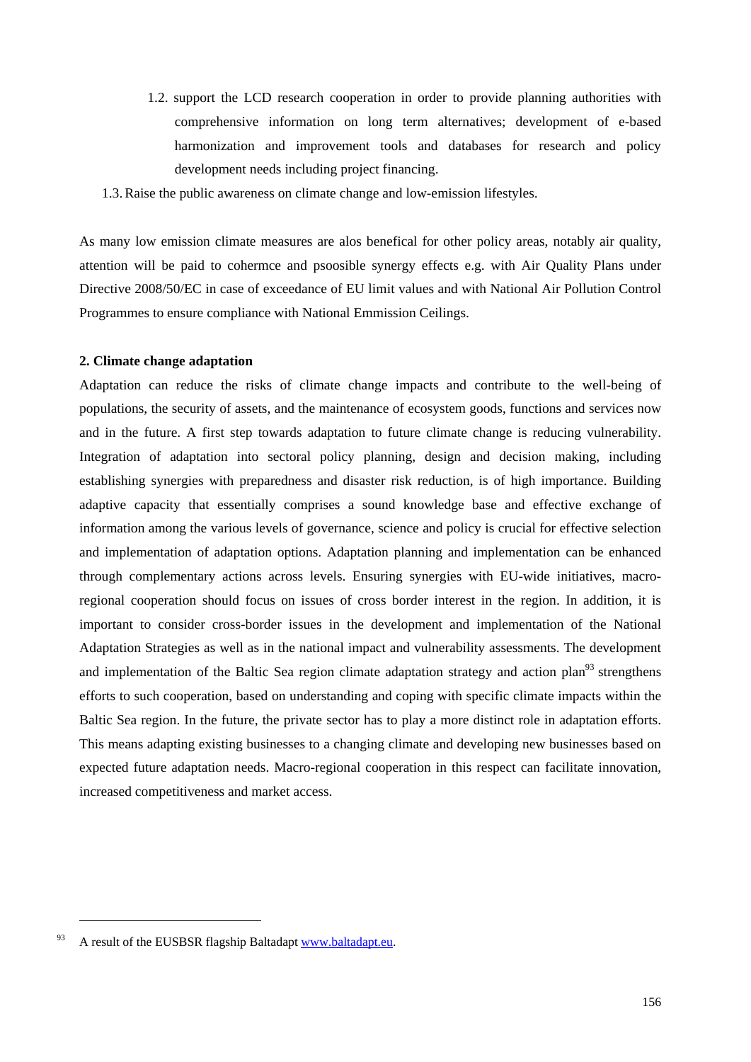1.2. support the LCD research cooperation in order to provide planning authorities with comprehensive information on long term alternatives; development of e-based harmonization and improvement tools and databases for research and policy development needs including project financing.

1.3. Raise the public awareness on climate change and low-emission lifestyles.

As many low emission climate measures are alos benefical for other policy areas, notably air quality, attention will be paid to cohermce and psoosible synergy effects e.g. with Air Quality Plans under Directive 2008/50/EC in case of exceedance of EU limit values and with National Air Pollution Control Programmes to ensure compliance with National Emmission Ceilings.

**2. Climate change adaptation**

Adaptation can reduce the risks of climate change impacts and contribute to the well-being of populations, the security of assets, and the maintenance of ecosystem goods, functions and services now and in the future. A first step towards adaptation to future climate change is reducing vulnerability. Integration of adaptation into sectoral policy planning, design and decision making, including establishing synergies with preparedness and disaster risk reduction, is of high importance. Building adaptive capacity that essentially comprises a sound knowledge base and effective exchange of information among the various levels of governance, science and policy is crucial for effective selection and implementation of adaptation options. Adaptation planning and implementation can be enhanced through complementary actions across levels. Ensuring synergies with EU-wide initiatives, macro-regional cooperation should focus on issues of cross border interest in the region. In addition, it is important to consider cross-border issues in the development and implementation of the National Adaptation Strategies as well as in the national impact and vulnerability assessments. The development and implementation of the Baltic Sea region climate adaptation strategy and action plan[93] strengthens efforts to such cooperation, based on understanding and coping with specific climate impacts within the Baltic Sea region. In the future, the private sector has to play a more distinct role in adaptation efforts. This means adapting existing businesses to a changing climate and developing new businesses based on expected future adaptation needs. Macro-regional cooperation in this respect can facilitate innovation, increased competitiveness and market access.

[93] A result of the EUSBSR flagship Baltadapt www.baltadapt.eu.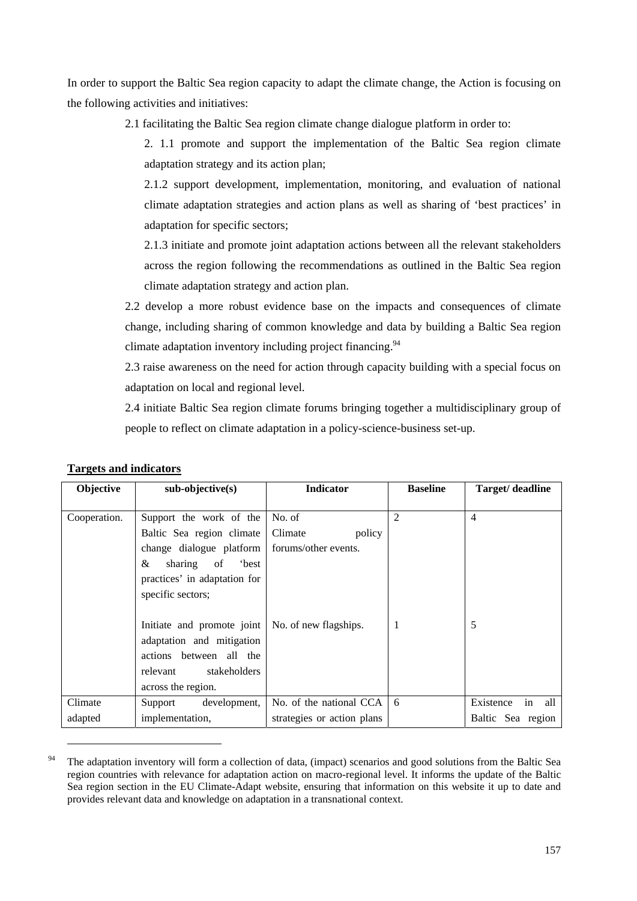In order to support the Baltic Sea region capacity to adapt the climate change, the Action is focusing on the following activities and initiatives:

2.1 facilitating the Baltic Sea region climate change dialogue platform in order to:

2. 1.1 promote and support the implementation of the Baltic Sea region climate adaptation strategy and its action plan;

2.1.2 support development, implementation, monitoring, and evaluation of national climate adaptation strategies and action plans as well as sharing of 'best practices' in adaptation for specific sectors;

2.1.3 initiate and promote joint adaptation actions between all the relevant stakeholders across the region following the recommendations as outlined in the Baltic Sea region climate adaptation strategy and action plan.

2.2 develop a more robust evidence base on the impacts and consequences of climate change, including sharing of common knowledge and data by building a Baltic Sea region climate adaptation inventory including project financing.[94]

2.3 raise awareness on the need for action through capacity building with a special focus on adaptation on local and regional level.

2.4 initiate Baltic Sea region climate forums bringing together a multidisciplinary group of people to reflect on climate adaptation in a policy-science-business set-up.

**Targets and indicators**

| Objective | sub-objective(s) | Indicator | Baseline | Target/ deadline |
|---|---|---|---|---|
| Cooperation. | Support the work of the Baltic Sea region climate change dialogue platform & sharing of 'best practices' in adaptation for specific sectors; | No. of Climate policy forums/other events. | 2 | 4 |
| | Initiate and promote joint adaptation and mitigation actions between all the relevant stakeholders across the region. | No. of new flagships. | 1 | 5 |
| Climate adapted | Support development, implementation, | No. of the national CCA strategies or action plans | 6 | Existence in all Baltic Sea region |

[94] The adaptation inventory will form a collection of data, (impact) scenarios and good solutions from the Baltic Sea region countries with relevance for adaptation action on macro-regional level. It informs the update of the Baltic Sea region section in the EU Climate-Adapt website, ensuring that information on this website it up to date and provides relevant data and knowledge on adaptation in a transnational context.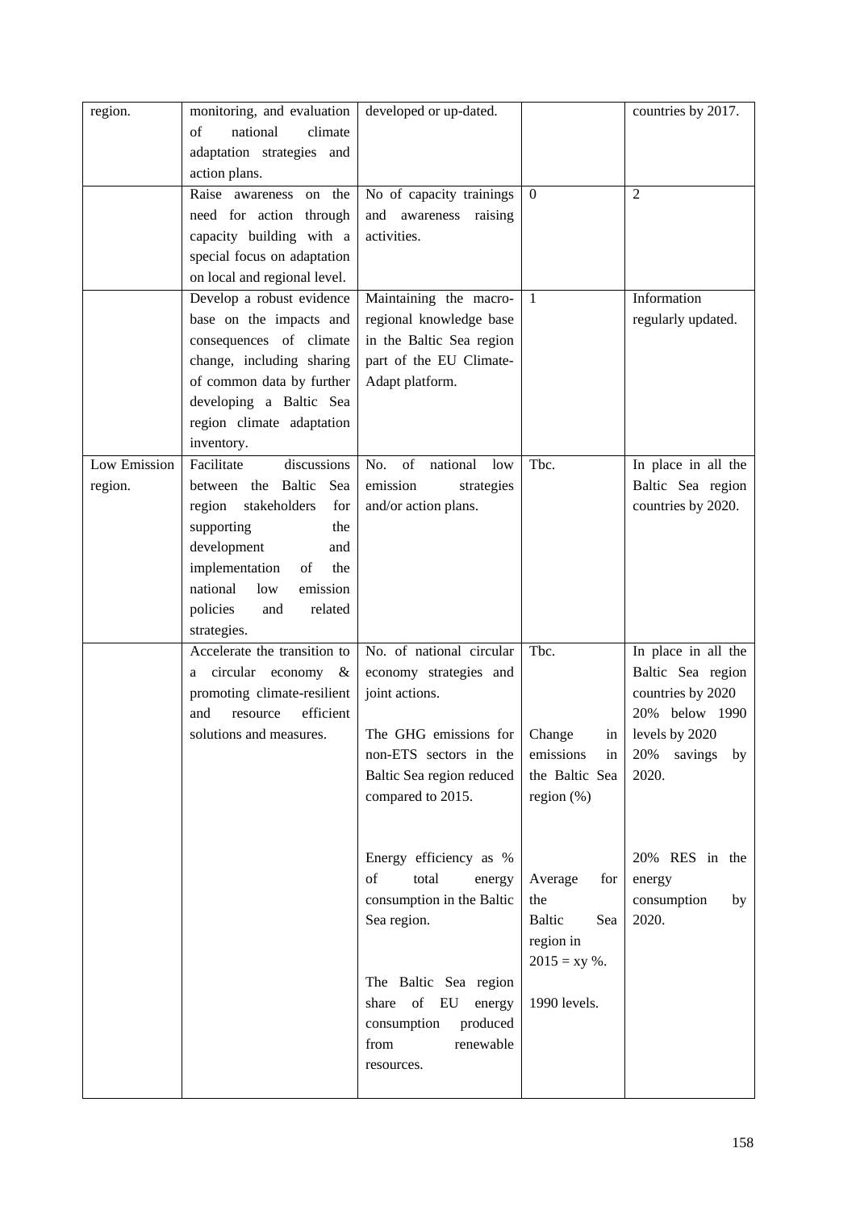| region. | monitoring, and evaluation of national climate adaptation strategies and action plans. | developed or up-dated. | | countries by 2017. |
|---|---|---|---|---|
| | Raise awareness on the need for action through capacity building with a special focus on adaptation on local and regional level. | No of capacity trainings and awareness raising activities. | 0 | 2 |
| | Develop a robust evidence base on the impacts and consequences of climate change, including sharing of common data by further developing a Baltic Sea region climate adaptation inventory. | Maintaining the macro-regional knowledge base in the Baltic Sea region part of the EU Climate-Adapt platform. | 1 | Information regularly updated. |
| Low Emission region. | Facilitate discussions between the Baltic Sea region stakeholders for supporting the development and implementation of the national low emission policies and related strategies. | No. of national low emission strategies and/or action plans. | Tbc. | In place in all the Baltic Sea region countries by 2020. |
| | Accelerate the transition to a circular economy & promoting climate-resilient and resource efficient solutions and measures. | No. of national circular economy strategies and joint actions.<br><br>The GHG emissions for non-ETS sectors in the Baltic Sea region reduced compared to 2015.<br><br>Energy efficiency as % of total energy consumption in the Baltic Sea region.<br><br>The Baltic Sea region share of EU energy consumption produced from renewable resources. | Tbc.<br><br>Change in emissions in the Baltic Sea region (%)<br><br>Average for the Baltic Sea region in 2015 = xy %.<br><br>1990 levels. | In place in all the Baltic Sea region countries by 2020 20% below 1990 levels by 2020 20% savings by 2020.<br><br>20% RES in the energy consumption by 2020. |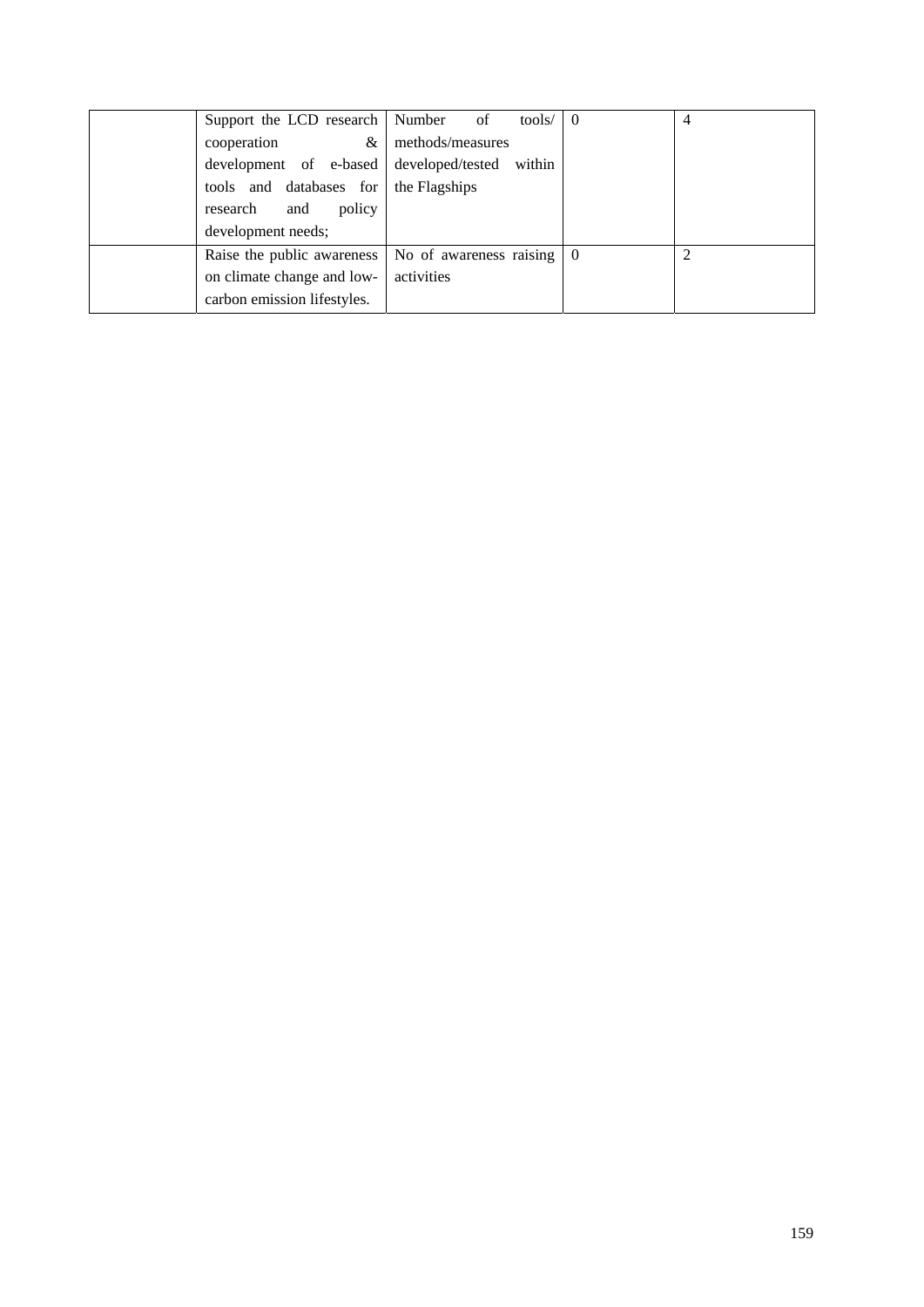| | | | | |
|---|---|---|---|---|
| | Support the LCD research cooperation & development of e-based tools and databases for research and policy development needs; | Number of tools/ methods/measures developed/tested within the Flagships | 0 | 4 |
| | Raise the public awareness on climate change and low-carbon emission lifestyles. | No of awareness raising activities | 0 | 2 |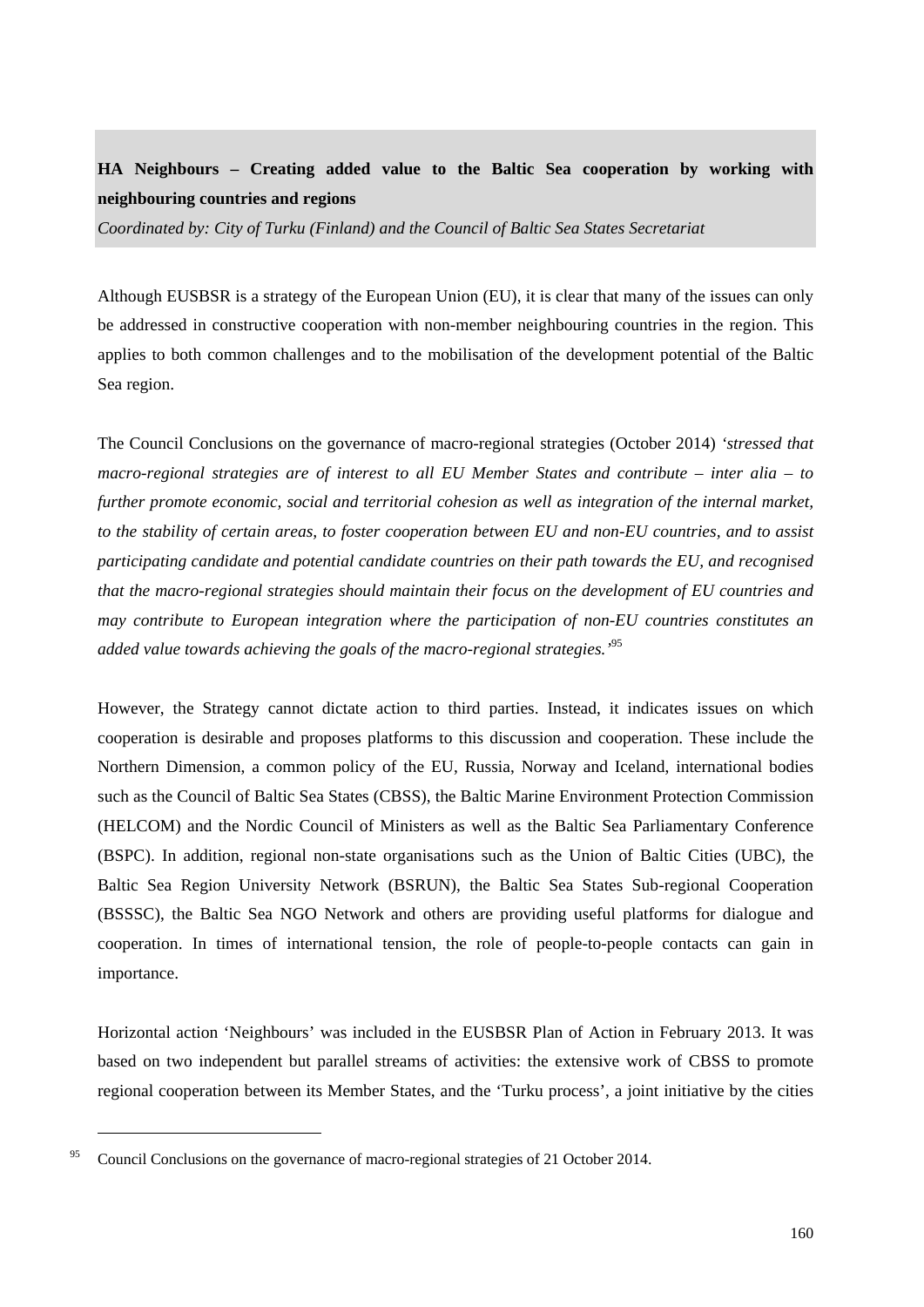**HA Neighbours – Creating added value to the Baltic Sea cooperation by working with neighbouring countries and regions**

*Coordinated by: City of Turku (Finland) and the Council of Baltic Sea States Secretariat*

Although EUSBSR is a strategy of the European Union (EU), it is clear that many of the issues can only be addressed in constructive cooperation with non-member neighbouring countries in the region. This applies to both common challenges and to the mobilisation of the development potential of the Baltic Sea region.

The Council Conclusions on the governance of macro-regional strategies (October 2014) *'stressed that macro-regional strategies are of interest to all EU Member States and contribute – inter alia – to further promote economic, social and territorial cohesion as well as integration of the internal market, to the stability of certain areas, to foster cooperation between EU and non-EU countries, and to assist participating candidate and potential candidate countries on their path towards the EU, and recognised that the macro-regional strategies should maintain their focus on the development of EU countries and may contribute to European integration where the participation of non-EU countries constitutes an added value towards achieving the goals of the macro-regional strategies.'*[95]

However, the Strategy cannot dictate action to third parties. Instead, it indicates issues on which cooperation is desirable and proposes platforms to this discussion and cooperation. These include the Northern Dimension, a common policy of the EU, Russia, Norway and Iceland, international bodies such as the Council of Baltic Sea States (CBSS), the Baltic Marine Environment Protection Commission (HELCOM) and the Nordic Council of Ministers as well as the Baltic Sea Parliamentary Conference (BSPC). In addition, regional non-state organisations such as the Union of Baltic Cities (UBC), the Baltic Sea Region University Network (BSRUN), the Baltic Sea States Sub-regional Cooperation (BSSSC), the Baltic Sea NGO Network and others are providing useful platforms for dialogue and cooperation. In times of international tension, the role of people-to-people contacts can gain in importance.

Horizontal action 'Neighbours' was included in the EUSBSR Plan of Action in February 2013. It was based on two independent but parallel streams of activities: the extensive work of CBSS to promote regional cooperation between its Member States, and the 'Turku process', a joint initiative by the cities

[95] Council Conclusions on the governance of macro-regional strategies of 21 October 2014.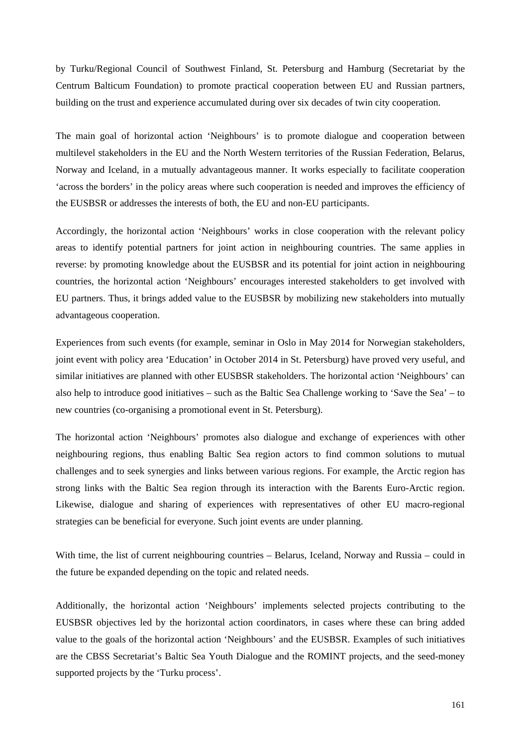by Turku/Regional Council of Southwest Finland, St. Petersburg and Hamburg (Secretariat by the Centrum Balticum Foundation) to promote practical cooperation between EU and Russian partners, building on the trust and experience accumulated during over six decades of twin city cooperation.

The main goal of horizontal action 'Neighbours' is to promote dialogue and cooperation between multilevel stakeholders in the EU and the North Western territories of the Russian Federation, Belarus, Norway and Iceland, in a mutually advantageous manner. It works especially to facilitate cooperation 'across the borders' in the policy areas where such cooperation is needed and improves the efficiency of the EUSBSR or addresses the interests of both, the EU and non-EU participants.

Accordingly, the horizontal action 'Neighbours' works in close cooperation with the relevant policy areas to identify potential partners for joint action in neighbouring countries. The same applies in reverse: by promoting knowledge about the EUSBSR and its potential for joint action in neighbouring countries, the horizontal action 'Neighbours' encourages interested stakeholders to get involved with EU partners. Thus, it brings added value to the EUSBSR by mobilizing new stakeholders into mutually advantageous cooperation.

Experiences from such events (for example, seminar in Oslo in May 2014 for Norwegian stakeholders, joint event with policy area 'Education' in October 2014 in St. Petersburg) have proved very useful, and similar initiatives are planned with other EUSBSR stakeholders. The horizontal action 'Neighbours' can also help to introduce good initiatives – such as the Baltic Sea Challenge working to 'Save the Sea' – to new countries (co-organising a promotional event in St. Petersburg).

The horizontal action 'Neighbours' promotes also dialogue and exchange of experiences with other neighbouring regions, thus enabling Baltic Sea region actors to find common solutions to mutual challenges and to seek synergies and links between various regions. For example, the Arctic region has strong links with the Baltic Sea region through its interaction with the Barents Euro-Arctic region. Likewise, dialogue and sharing of experiences with representatives of other EU macro-regional strategies can be beneficial for everyone. Such joint events are under planning.

With time, the list of current neighbouring countries – Belarus, Iceland, Norway and Russia – could in the future be expanded depending on the topic and related needs.

Additionally, the horizontal action 'Neighbours' implements selected projects contributing to the EUSBSR objectives led by the horizontal action coordinators, in cases where these can bring added value to the goals of the horizontal action 'Neighbours' and the EUSBSR. Examples of such initiatives are the CBSS Secretariat's Baltic Sea Youth Dialogue and the ROMINT projects, and the seed-money supported projects by the 'Turku process'.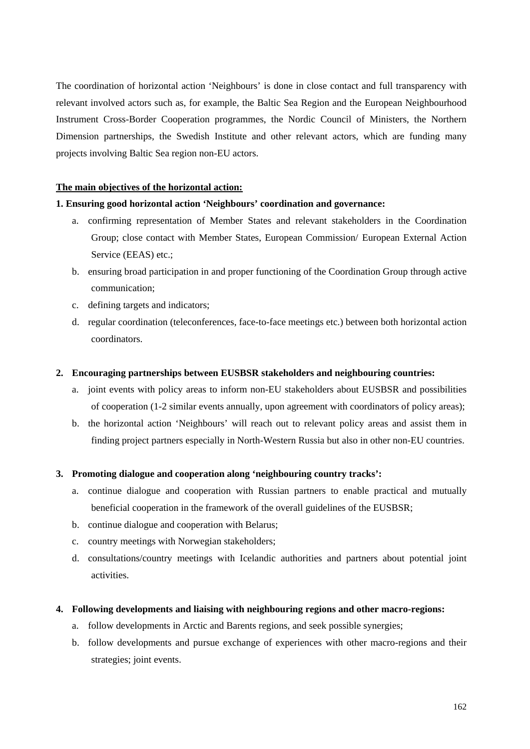The coordination of horizontal action 'Neighbours' is done in close contact and full transparency with relevant involved actors such as, for example, the Baltic Sea Region and the European Neighbourhood Instrument Cross-Border Cooperation programmes, the Nordic Council of Ministers, the Northern Dimension partnerships, the Swedish Institute and other relevant actors, which are funding many projects involving Baltic Sea region non-EU actors.

**The main objectives of the horizontal action:**

**1. Ensuring good horizontal action 'Neighbours' coordination and governance:**

a. confirming representation of Member States and relevant stakeholders in the Coordination Group; close contact with Member States, European Commission/ European External Action Service (EEAS) etc.;

b. ensuring broad participation in and proper functioning of the Coordination Group through active communication;

c. defining targets and indicators;

d. regular coordination (teleconferences, face-to-face meetings etc.) between both horizontal action coordinators.

**2. Encouraging partnerships between EUSBSR stakeholders and neighbouring countries:**

a. joint events with policy areas to inform non-EU stakeholders about EUSBSR and possibilities of cooperation (1-2 similar events annually, upon agreement with coordinators of policy areas);

b. the horizontal action 'Neighbours' will reach out to relevant policy areas and assist them in finding project partners especially in North-Western Russia but also in other non-EU countries.

**3. Promoting dialogue and cooperation along 'neighbouring country tracks':**

a. continue dialogue and cooperation with Russian partners to enable practical and mutually beneficial cooperation in the framework of the overall guidelines of the EUSBSR;

b. continue dialogue and cooperation with Belarus;

c. country meetings with Norwegian stakeholders;

d. consultations/country meetings with Icelandic authorities and partners about potential joint activities.

**4. Following developments and liaising with neighbouring regions and other macro-regions:**

a. follow developments in Arctic and Barents regions, and seek possible synergies;

b. follow developments and pursue exchange of experiences with other macro-regions and their strategies; joint events.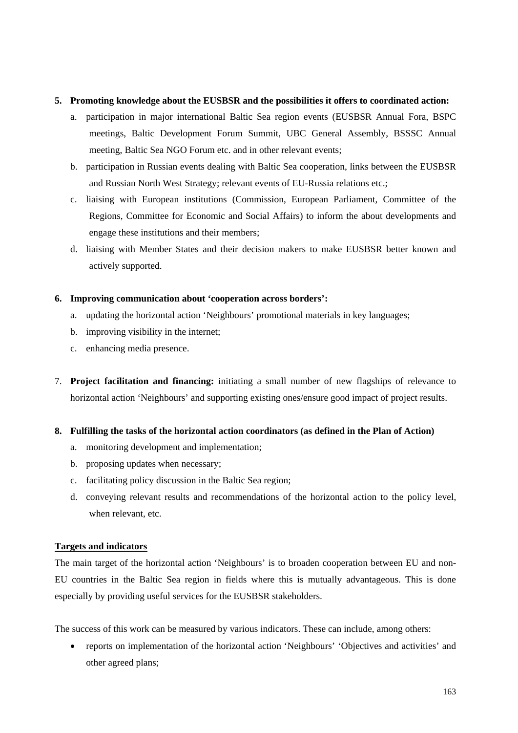5. **Promoting knowledge about the EUSBSR and the possibilities it offers to coordinated action:**
   a. participation in major international Baltic Sea region events (EUSBSR Annual Fora, BSPC meetings, Baltic Development Forum Summit, UBC General Assembly, BSSSC Annual meeting, Baltic Sea NGO Forum etc. and in other relevant events;
   b. participation in Russian events dealing with Baltic Sea cooperation, links between the EUSBSR and Russian North West Strategy; relevant events of EU-Russia relations etc.;
   c. liaising with European institutions (Commission, European Parliament, Committee of the Regions, Committee for Economic and Social Affairs) to inform the about developments and engage these institutions and their members;
   d. liaising with Member States and their decision makers to make EUSBSR better known and actively supported.

6. **Improving communication about 'cooperation across borders':**
   a. updating the horizontal action 'Neighbours' promotional materials in key languages;
   b. improving visibility in the internet;
   c. enhancing media presence.

7. **Project facilitation and financing:** initiating a small number of new flagships of relevance to horizontal action 'Neighbours' and supporting existing ones/ensure good impact of project results.

8. **Fulfilling the tasks of the horizontal action coordinators (as defined in the Plan of Action)**
   a. monitoring development and implementation;
   b. proposing updates when necessary;
   c. facilitating policy discussion in the Baltic Sea region;
   d. conveying relevant results and recommendations of the horizontal action to the policy level, when relevant, etc.

**Targets and indicators**

The main target of the horizontal action 'Neighbours' is to broaden cooperation between EU and non-EU countries in the Baltic Sea region in fields where this is mutually advantageous. This is done especially by providing useful services for the EUSBSR stakeholders.

The success of this work can be measured by various indicators. These can include, among others:

- reports on implementation of the horizontal action 'Neighbours' 'Objectives and activities' and other agreed plans;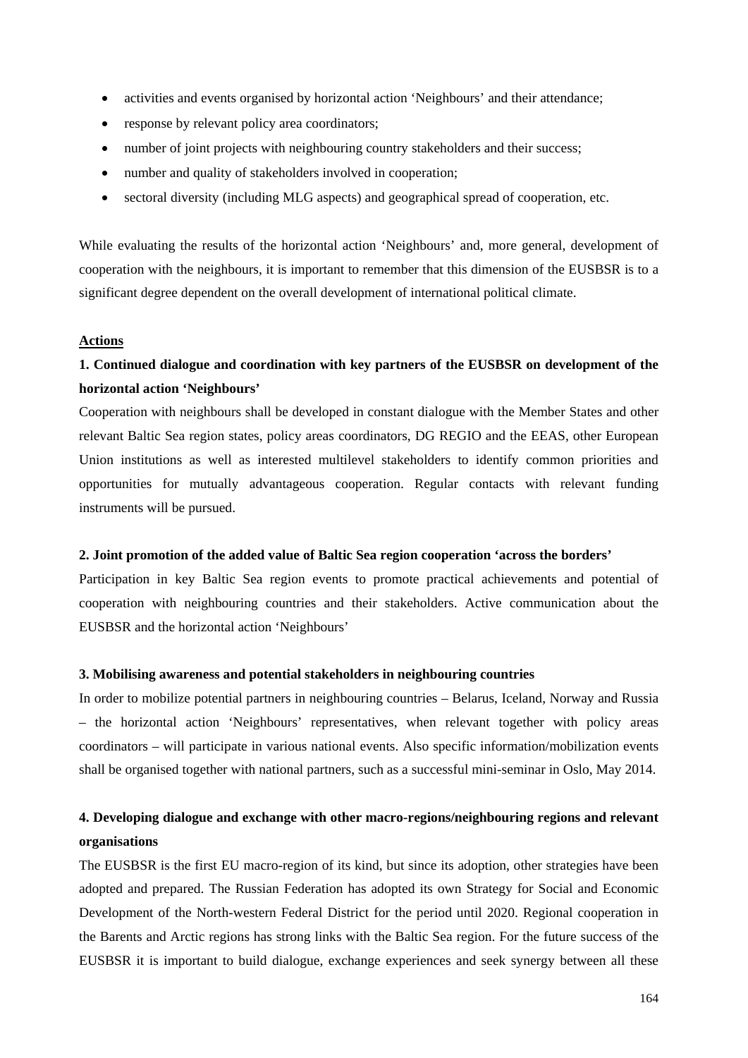- activities and events organised by horizontal action 'Neighbours' and their attendance;
- response by relevant policy area coordinators;
- number of joint projects with neighbouring country stakeholders and their success;
- number and quality of stakeholders involved in cooperation;
- sectoral diversity (including MLG aspects) and geographical spread of cooperation, etc.

While evaluating the results of the horizontal action 'Neighbours' and, more general, development of cooperation with the neighbours, it is important to remember that this dimension of the EUSBSR is to a significant degree dependent on the overall development of international political climate.

**Actions**

**1. Continued dialogue and coordination with key partners of the EUSBSR on development of the horizontal action 'Neighbours'**

Cooperation with neighbours shall be developed in constant dialogue with the Member States and other relevant Baltic Sea region states, policy areas coordinators, DG REGIO and the EEAS, other European Union institutions as well as interested multilevel stakeholders to identify common priorities and opportunities for mutually advantageous cooperation. Regular contacts with relevant funding instruments will be pursued.

**2. Joint promotion of the added value of Baltic Sea region cooperation 'across the borders'**

Participation in key Baltic Sea region events to promote practical achievements and potential of cooperation with neighbouring countries and their stakeholders. Active communication about the EUSBSR and the horizontal action 'Neighbours'

**3. Mobilising awareness and potential stakeholders in neighbouring countries**

In order to mobilize potential partners in neighbouring countries – Belarus, Iceland, Norway and Russia – the horizontal action 'Neighbours' representatives, when relevant together with policy areas coordinators – will participate in various national events. Also specific information/mobilization events shall be organised together with national partners, such as a successful mini-seminar in Oslo, May 2014.

**4. Developing dialogue and exchange with other macro-regions/neighbouring regions and relevant organisations**

The EUSBSR is the first EU macro-region of its kind, but since its adoption, other strategies have been adopted and prepared. The Russian Federation has adopted its own Strategy for Social and Economic Development of the North-western Federal District for the period until 2020. Regional cooperation in the Barents and Arctic regions has strong links with the Baltic Sea region. For the future success of the EUSBSR it is important to build dialogue, exchange experiences and seek synergy between all these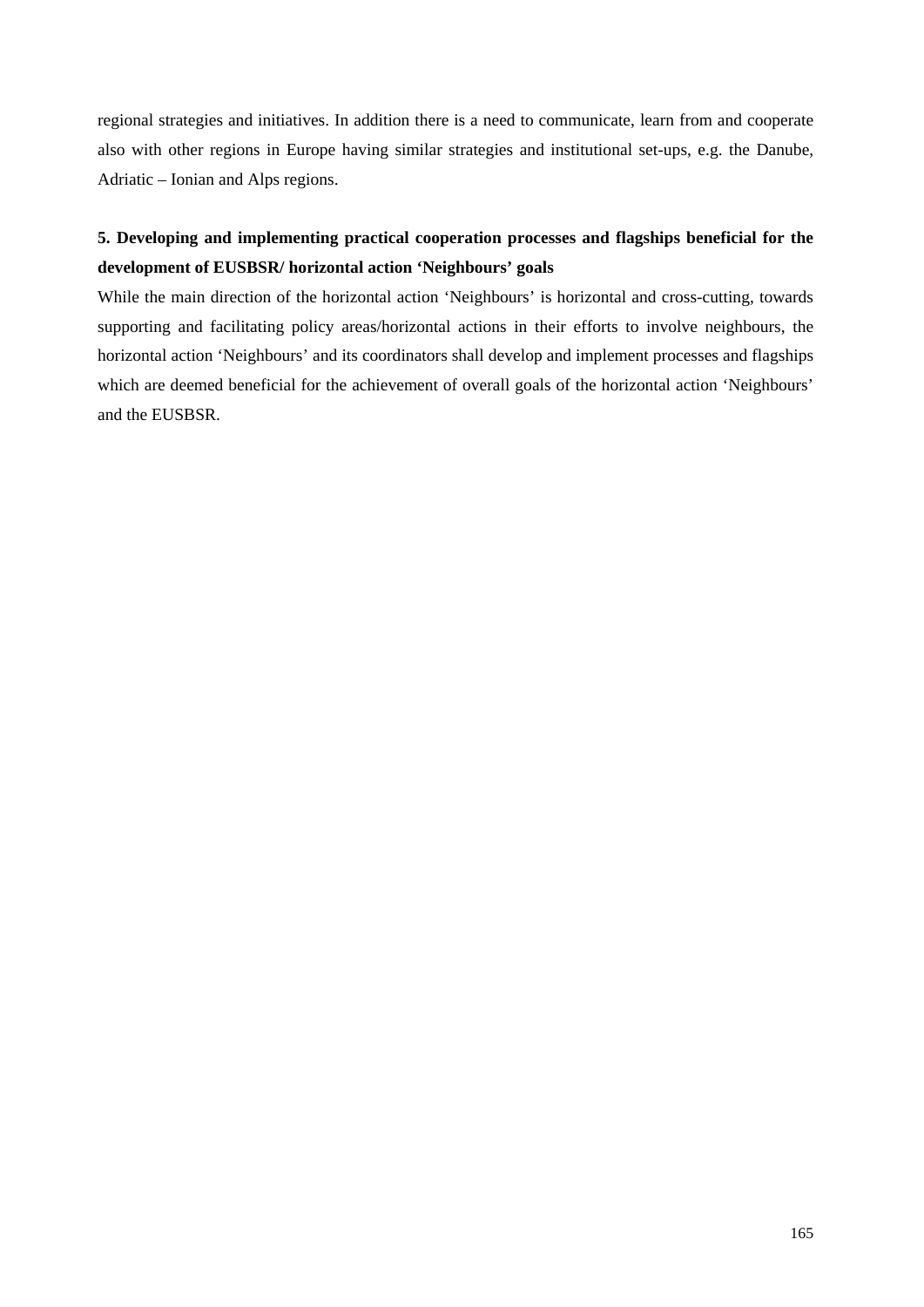regional strategies and initiatives. In addition there is a need to communicate, learn from and cooperate also with other regions in Europe having similar strategies and institutional set-ups, e.g. the Danube, Adriatic – Ionian and Alps regions.

**5. Developing and implementing practical cooperation processes and flagships beneficial for the development of EUSBSR/ horizontal action ‘Neighbours’ goals**

While the main direction of the horizontal action ‘Neighbours’ is horizontal and cross-cutting, towards supporting and facilitating policy areas/horizontal actions in their efforts to involve neighbours, the horizontal action ‘Neighbours’ and its coordinators shall develop and implement processes and flagships which are deemed beneficial for the achievement of overall goals of the horizontal action ‘Neighbours’ and the EUSBSR.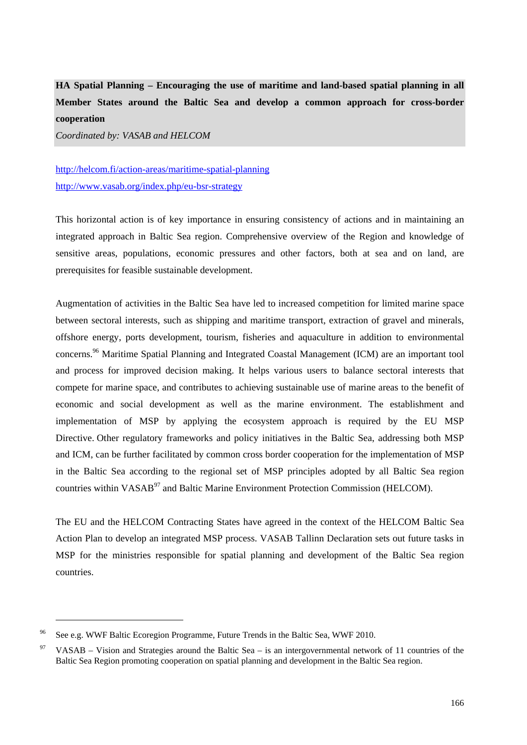**HA Spatial Planning – Encouraging the use of maritime and land-based spatial planning in all Member States around the Baltic Sea and develop a common approach for cross-border cooperation**

*Coordinated by: VASAB and HELCOM*

http://helcom.fi/action-areas/maritime-spatial-planning
http://www.vasab.org/index.php/eu-bsr-strategy

This horizontal action is of key importance in ensuring consistency of actions and in maintaining an integrated approach in Baltic Sea region. Comprehensive overview of the Region and knowledge of sensitive areas, populations, economic pressures and other factors, both at sea and on land, are prerequisites for feasible sustainable development.

Augmentation of activities in the Baltic Sea have led to increased competition for limited marine space between sectoral interests, such as shipping and maritime transport, extraction of gravel and minerals, offshore energy, ports development, tourism, fisheries and aquaculture in addition to environmental concerns.[96] Maritime Spatial Planning and Integrated Coastal Management (ICM) are an important tool and process for improved decision making. It helps various users to balance sectoral interests that compete for marine space, and contributes to achieving sustainable use of marine areas to the benefit of economic and social development as well as the marine environment. The establishment and implementation of MSP by applying the ecosystem approach is required by the EU MSP Directive. Other regulatory frameworks and policy initiatives in the Baltic Sea, addressing both MSP and ICM, can be further facilitated by common cross border cooperation for the implementation of MSP in the Baltic Sea according to the regional set of MSP principles adopted by all Baltic Sea region countries within VASAB[97] and Baltic Marine Environment Protection Commission (HELCOM).

The EU and the HELCOM Contracting States have agreed in the context of the HELCOM Baltic Sea Action Plan to develop an integrated MSP process. VASAB Tallinn Declaration sets out future tasks in MSP for the ministries responsible for spatial planning and development of the Baltic Sea region countries.

---

[96] See e.g. WWF Baltic Ecoregion Programme, Future Trends in the Baltic Sea, WWF 2010.

[97] VASAB – Vision and Strategies around the Baltic Sea – is an intergovernmental network of 11 countries of the Baltic Sea Region promoting cooperation on spatial planning and development in the Baltic Sea region.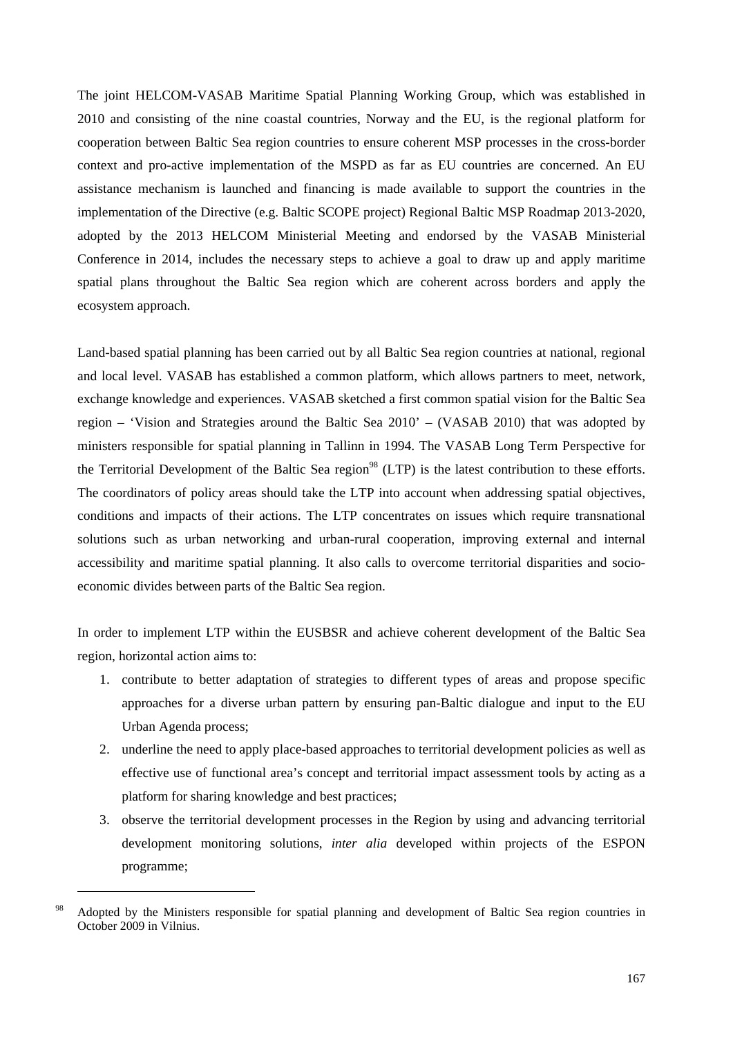The joint HELCOM-VASAB Maritime Spatial Planning Working Group, which was established in 2010 and consisting of the nine coastal countries, Norway and the EU, is the regional platform for cooperation between Baltic Sea region countries to ensure coherent MSP processes in the cross-border context and pro-active implementation of the MSPD as far as EU countries are concerned. An EU assistance mechanism is launched and financing is made available to support the countries in the implementation of the Directive (e.g. Baltic SCOPE project) Regional Baltic MSP Roadmap 2013-2020, adopted by the 2013 HELCOM Ministerial Meeting and endorsed by the VASAB Ministerial Conference in 2014, includes the necessary steps to achieve a goal to draw up and apply maritime spatial plans throughout the Baltic Sea region which are coherent across borders and apply the ecosystem approach.

Land-based spatial planning has been carried out by all Baltic Sea region countries at national, regional and local level. VASAB has established a common platform, which allows partners to meet, network, exchange knowledge and experiences. VASAB sketched a first common spatial vision for the Baltic Sea region – 'Vision and Strategies around the Baltic Sea 2010' – (VASAB 2010) that was adopted by ministers responsible for spatial planning in Tallinn in 1994. The VASAB Long Term Perspective for the Territorial Development of the Baltic Sea region[98] (LTP) is the latest contribution to these efforts. The coordinators of policy areas should take the LTP into account when addressing spatial objectives, conditions and impacts of their actions. The LTP concentrates on issues which require transnational solutions such as urban networking and urban-rural cooperation, improving external and internal accessibility and maritime spatial planning. It also calls to overcome territorial disparities and socio-economic divides between parts of the Baltic Sea region.

In order to implement LTP within the EUSBSR and achieve coherent development of the Baltic Sea region, horizontal action aims to:

1. contribute to better adaptation of strategies to different types of areas and propose specific approaches for a diverse urban pattern by ensuring pan-Baltic dialogue and input to the EU Urban Agenda process;
2. underline the need to apply place-based approaches to territorial development policies as well as effective use of functional area's concept and territorial impact assessment tools by acting as a platform for sharing knowledge and best practices;
3. observe the territorial development processes in the Region by using and advancing territorial development monitoring solutions, *inter alia* developed within projects of the ESPON programme;

---

[98] Adopted by the Ministers responsible for spatial planning and development of Baltic Sea region countries in October 2009 in Vilnius.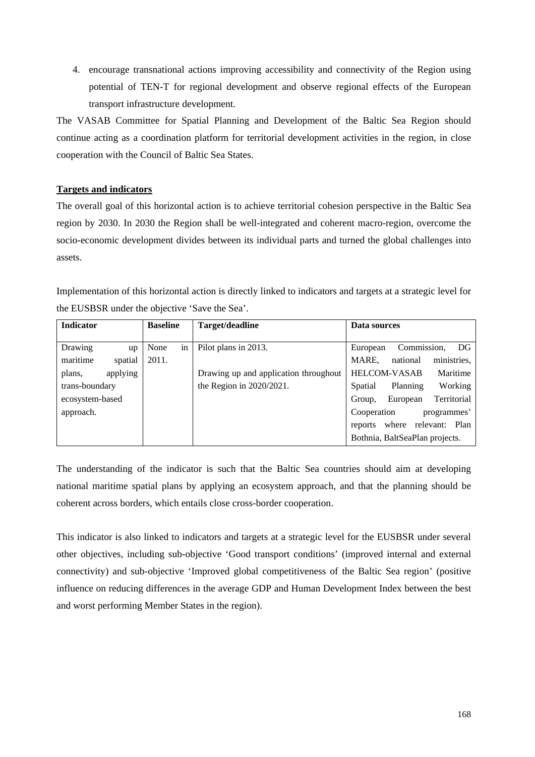4. encourage transnational actions improving accessibility and connectivity of the Region using potential of TEN-T for regional development and observe regional effects of the European transport infrastructure development.

The VASAB Committee for Spatial Planning and Development of the Baltic Sea Region should continue acting as a coordination platform for territorial development activities in the region, in close cooperation with the Council of Baltic Sea States.

**Targets and indicators**

The overall goal of this horizontal action is to achieve territorial cohesion perspective in the Baltic Sea region by 2030. In 2030 the Region shall be well-integrated and coherent macro-region, overcome the socio-economic development divides between its individual parts and turned the global challenges into assets.

Implementation of this horizontal action is directly linked to indicators and targets at a strategic level for the EUSBSR under the objective 'Save the Sea'.

| Indicator | Baseline | Target/deadline | Data sources |
|---|---|---|---|
| Drawing up maritime spatial plans, applying trans-boundary ecosystem-based approach. | None in 2011. | Pilot plans in 2013.<br><br>Drawing up and application throughout the Region in 2020/2021. | European Commission, DG MARE, national ministries, HELCOM-VASAB Maritime Spatial Planning Working Group, European Territorial Cooperation programmes' reports where relevant: Plan Bothnia, BaltSeaPlan projects. |

The understanding of the indicator is such that the Baltic Sea countries should aim at developing national maritime spatial plans by applying an ecosystem approach, and that the planning should be coherent across borders, which entails close cross-border cooperation.

This indicator is also linked to indicators and targets at a strategic level for the EUSBSR under several other objectives, including sub-objective 'Good transport conditions' (improved internal and external connectivity) and sub-objective 'Improved global competitiveness of the Baltic Sea region' (positive influence on reducing differences in the average GDP and Human Development Index between the best and worst performing Member States in the region).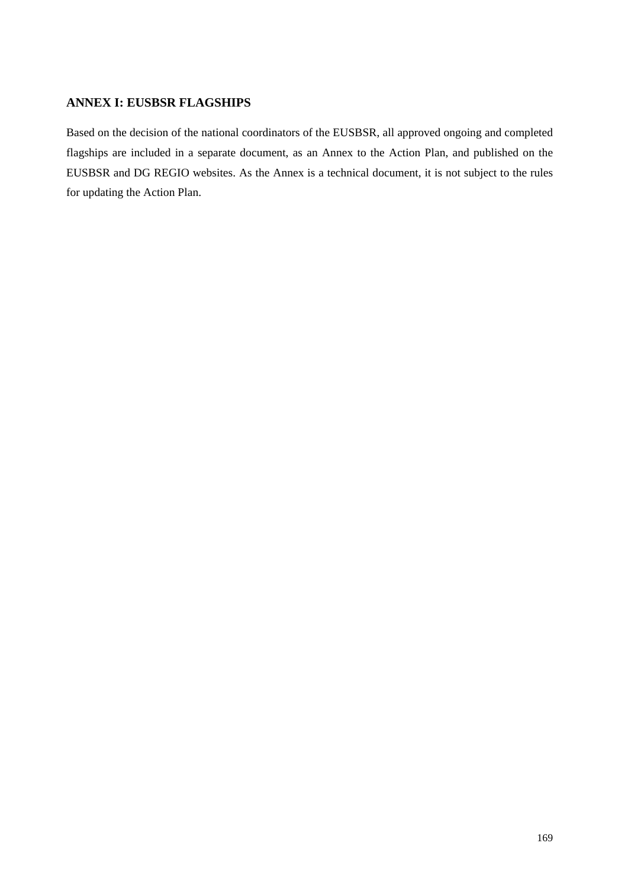## ANNEX I: EUSBSR FLAGSHIPS

Based on the decision of the national coordinators of the EUSBSR, all approved ongoing and completed flagships are included in a separate document, as an Annex to the Action Plan, and published on the EUSBSR and DG REGIO websites. As the Annex is a technical document, it is not subject to the rules for updating the Action Plan.